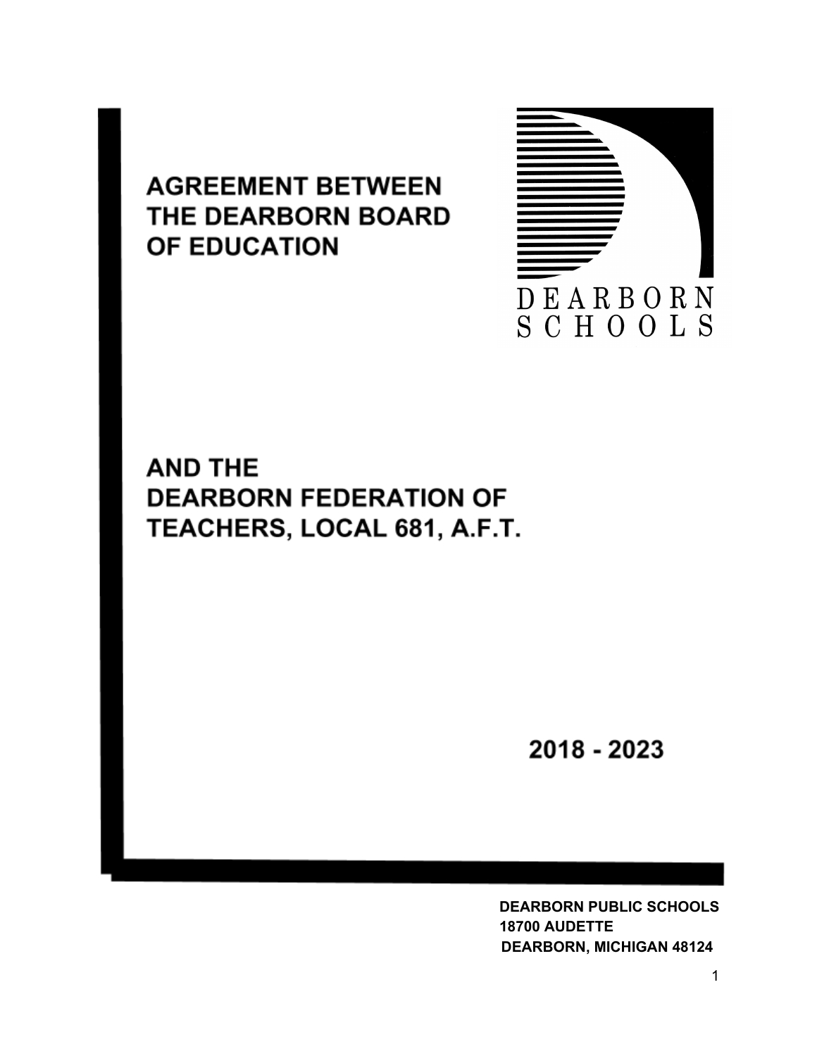# AGREEMENT BETWEEN THE DEARBORN BOARD OF EDUCATION

DEARBORN SCHOOLS

# AND THE DEARBORN FEDERATION OF TEACHERS, LOCAL 681, A.F.T.

## 2018 - 2023

**DEARBORN PUBLIC SCHOOLS**
**18700 AUDETTE**
**DEARBORN, MICHIGAN 48124**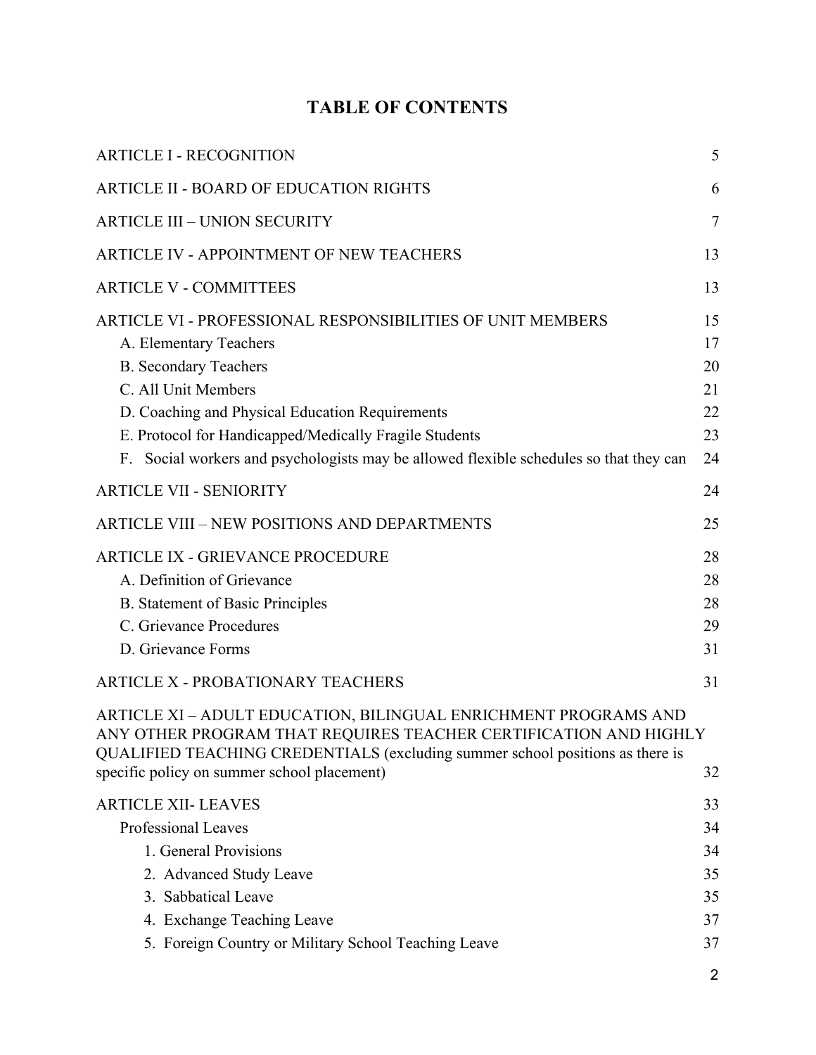# TABLE OF CONTENTS

| | |
|---|---|
| ARTICLE I - RECOGNITION | 5 |
| ARTICLE II - BOARD OF EDUCATION RIGHTS | 6 |
| ARTICLE III – UNION SECURITY | 7 |
| ARTICLE IV - APPOINTMENT OF NEW TEACHERS | 13 |
| ARTICLE V - COMMITTEES | 13 |
| ARTICLE VI - PROFESSIONAL RESPONSIBILITIES OF UNIT MEMBERS | 15 |
| A. Elementary Teachers | 17 |
| B. Secondary Teachers | 20 |
| C. All Unit Members | 21 |
| D. Coaching and Physical Education Requirements | 22 |
| E. Protocol for Handicapped/Medically Fragile Students | 23 |
| F. Social workers and psychologists may be allowed flexible schedules so that they can | 24 |
| ARTICLE VII - SENIORITY | 24 |
| ARTICLE VIII – NEW POSITIONS AND DEPARTMENTS | 25 |
| ARTICLE IX - GRIEVANCE PROCEDURE | 28 |
| A. Definition of Grievance | 28 |
| B. Statement of Basic Principles | 28 |
| C. Grievance Procedures | 29 |
| D. Grievance Forms | 31 |
| ARTICLE X - PROBATIONARY TEACHERS | 31 |
| ARTICLE XI – ADULT EDUCATION, BILINGUAL ENRICHMENT PROGRAMS AND ANY OTHER PROGRAM THAT REQUIRES TEACHER CERTIFICATION AND HIGHLY QUALIFIED TEACHING CREDENTIALS (excluding summer school positions as there is specific policy on summer school placement) | 32 |
| ARTICLE XII- LEAVES | 33 |
| Professional Leaves | 34 |
| 1. General Provisions | 34 |
| 2. Advanced Study Leave | 35 |
| 3. Sabbatical Leave | 35 |
| 4. Exchange Teaching Leave | 37 |
| 5. Foreign Country or Military School Teaching Leave | 37 |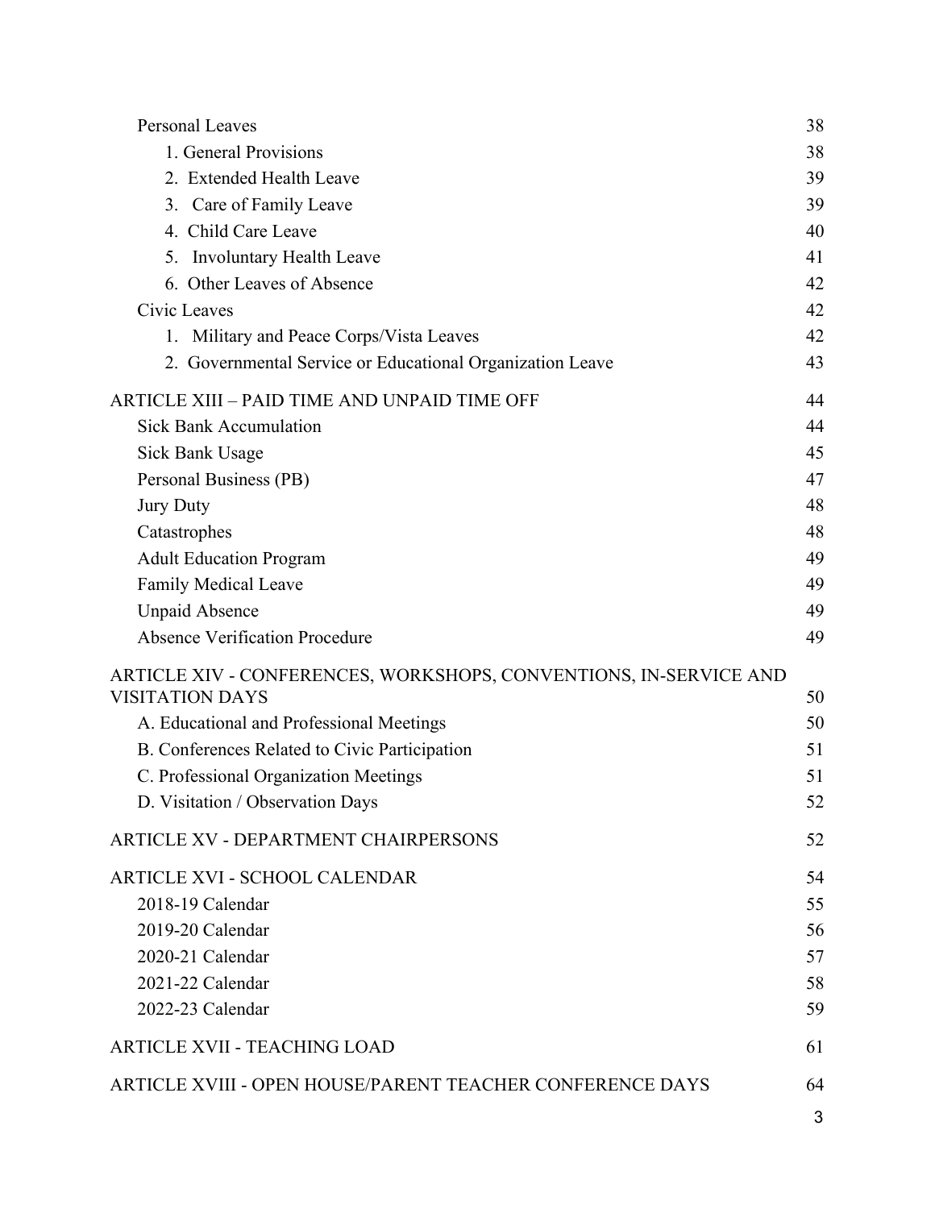| | |
|---|---|
| Personal Leaves | 38 |
| 1. General Provisions | 38 |
| 2. Extended Health Leave | 39 |
| 3. Care of Family Leave | 39 |
| 4. Child Care Leave | 40 |
| 5. Involuntary Health Leave | 41 |
| 6. Other Leaves of Absence | 42 |
| Civic Leaves | 42 |
| 1. Military and Peace Corps/Vista Leaves | 42 |
| 2. Governmental Service or Educational Organization Leave | 43 |
| ARTICLE XIII – PAID TIME AND UNPAID TIME OFF | 44 |
| Sick Bank Accumulation | 44 |
| Sick Bank Usage | 45 |
| Personal Business (PB) | 47 |
| Jury Duty | 48 |
| Catastrophes | 48 |
| Adult Education Program | 49 |
| Family Medical Leave | 49 |
| Unpaid Absence | 49 |
| Absence Verification Procedure | 49 |
| ARTICLE XIV - CONFERENCES, WORKSHOPS, CONVENTIONS, IN-SERVICE AND VISITATION DAYS | 50 |
| A. Educational and Professional Meetings | 50 |
| B. Conferences Related to Civic Participation | 51 |
| C. Professional Organization Meetings | 51 |
| D. Visitation / Observation Days | 52 |
| ARTICLE XV - DEPARTMENT CHAIRPERSONS | 52 |
| ARTICLE XVI - SCHOOL CALENDAR | 54 |
| 2018-19 Calendar | 55 |
| 2019-20 Calendar | 56 |
| 2020-21 Calendar | 57 |
| 2021-22 Calendar | 58 |
| 2022-23 Calendar | 59 |
| ARTICLE XVII - TEACHING LOAD | 61 |
| ARTICLE XVIII - OPEN HOUSE/PARENT TEACHER CONFERENCE DAYS | 64 |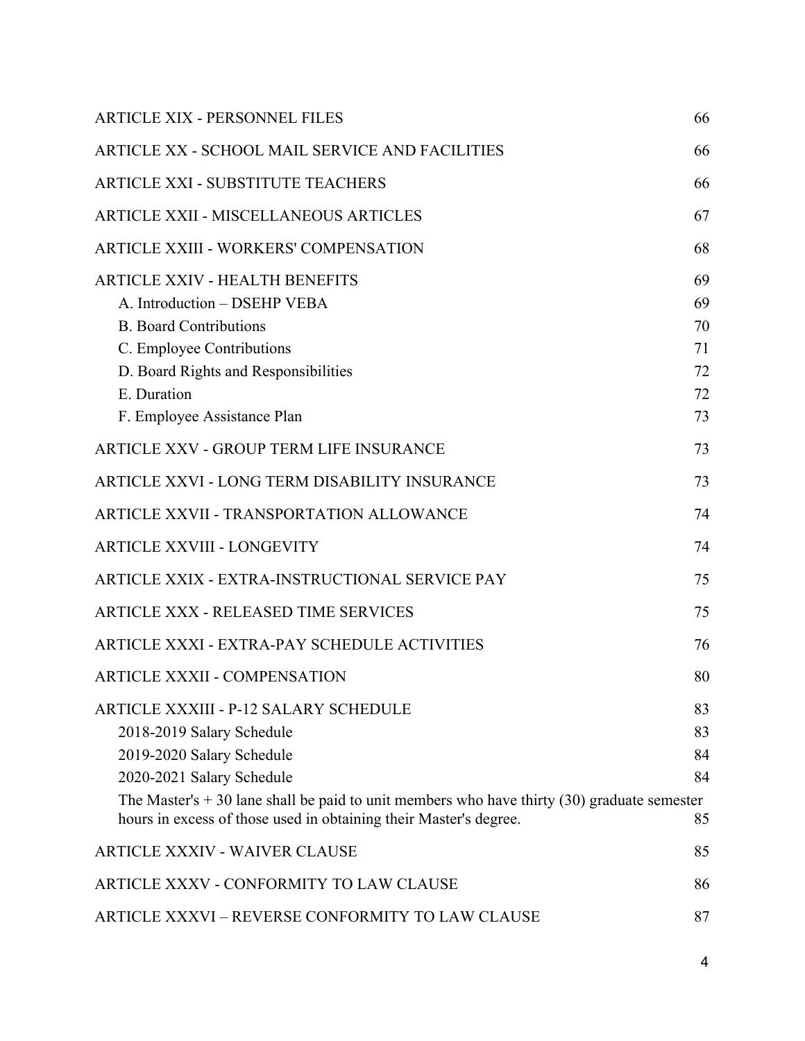| | |
|---|---|
| ARTICLE XIX - PERSONNEL FILES | 66 |
| ARTICLE XX - SCHOOL MAIL SERVICE AND FACILITIES | 66 |
| ARTICLE XXI - SUBSTITUTE TEACHERS | 66 |
| ARTICLE XXII - MISCELLANEOUS ARTICLES | 67 |
| ARTICLE XXIII - WORKERS' COMPENSATION | 68 |
| ARTICLE XXIV - HEALTH BENEFITS | 69 |
| A. Introduction – DSEHP VEBA | 69 |
| B. Board Contributions | 70 |
| C. Employee Contributions | 71 |
| D. Board Rights and Responsibilities | 72 |
| E. Duration | 72 |
| F. Employee Assistance Plan | 73 |
| ARTICLE XXV - GROUP TERM LIFE INSURANCE | 73 |
| ARTICLE XXVI - LONG TERM DISABILITY INSURANCE | 73 |
| ARTICLE XXVII - TRANSPORTATION ALLOWANCE | 74 |
| ARTICLE XXVIII - LONGEVITY | 74 |
| ARTICLE XXIX - EXTRA-INSTRUCTIONAL SERVICE PAY | 75 |
| ARTICLE XXX - RELEASED TIME SERVICES | 75 |
| ARTICLE XXXI - EXTRA-PAY SCHEDULE ACTIVITIES | 76 |
| ARTICLE XXXII - COMPENSATION | 80 |
| ARTICLE XXXIII - P-12 SALARY SCHEDULE | 83 |
| 2018-2019 Salary Schedule | 83 |
| 2019-2020 Salary Schedule | 84 |
| 2020-2021 Salary Schedule | 84 |
| The Master's + 30 lane shall be paid to unit members who have thirty (30) graduate semester hours in excess of those used in obtaining their Master's degree. | 85 |
| ARTICLE XXXIV - WAIVER CLAUSE | 85 |
| ARTICLE XXXV - CONFORMITY TO LAW CLAUSE | 86 |
| ARTICLE XXXVI – REVERSE CONFORMITY TO LAW CLAUSE | 87 |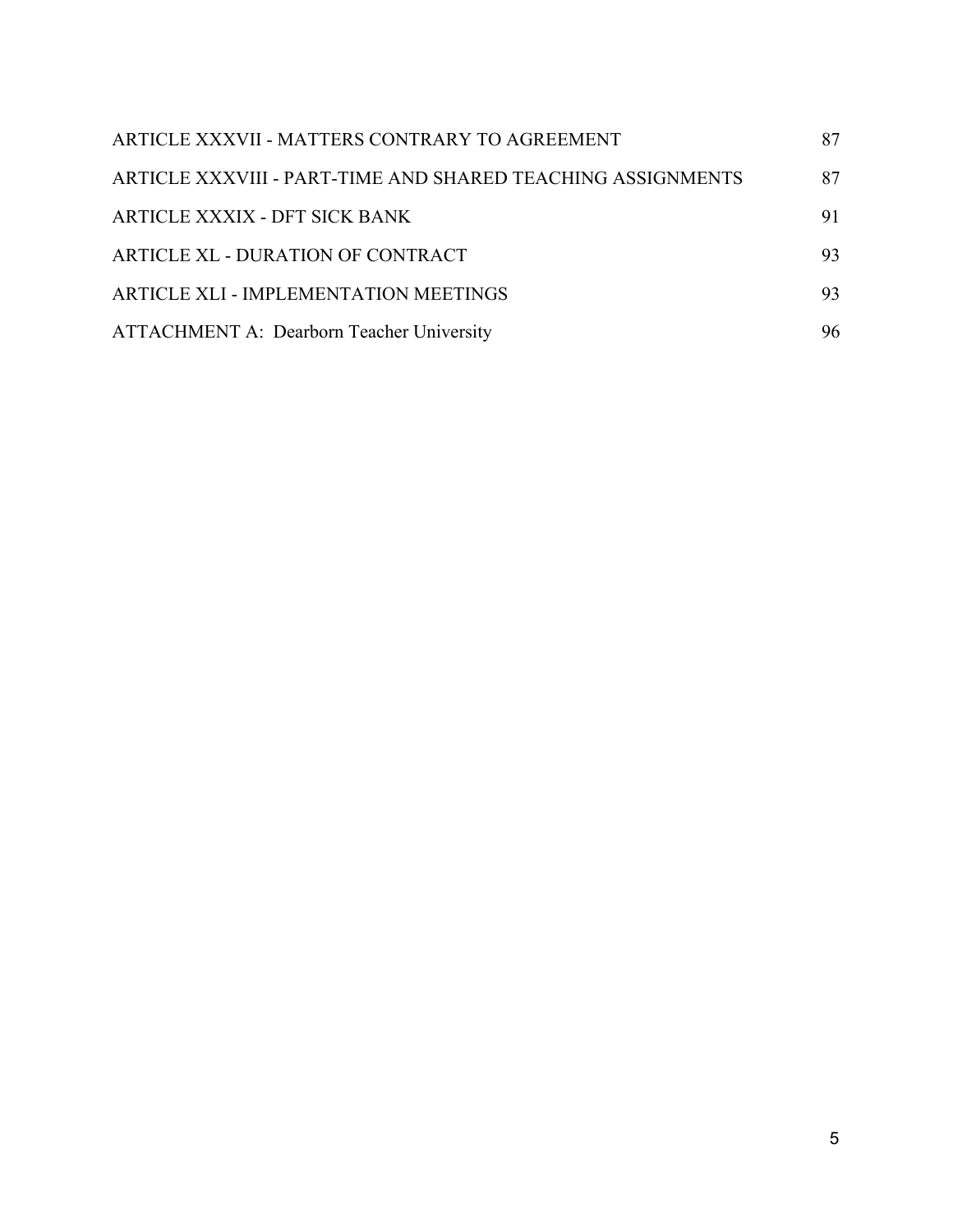| | |
|---|---|
| ARTICLE XXXVII - MATTERS CONTRARY TO AGREEMENT | 87 |
| ARTICLE XXXVIII - PART-TIME AND SHARED TEACHING ASSIGNMENTS | 87 |
| ARTICLE XXXIX - DFT SICK BANK | 91 |
| ARTICLE XL - DURATION OF CONTRACT | 93 |
| ARTICLE XLI - IMPLEMENTATION MEETINGS | 93 |
| ATTACHMENT A: Dearborn Teacher University | 96 |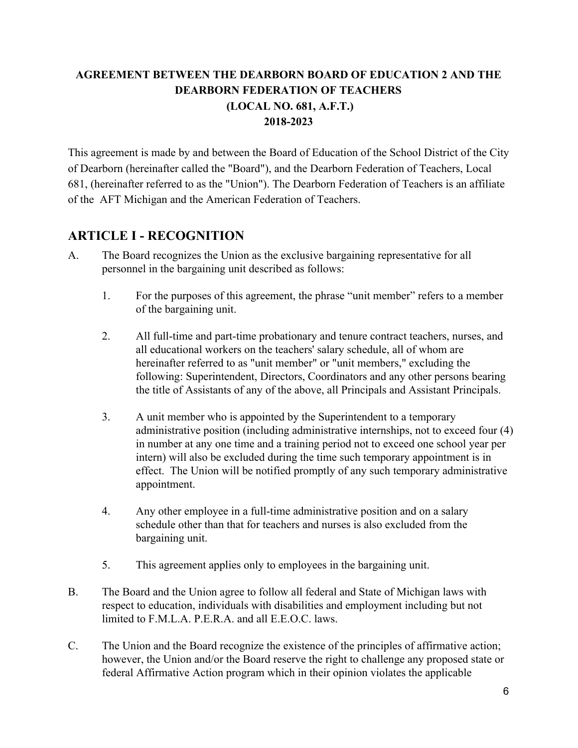**AGREEMENT BETWEEN THE DEARBORN BOARD OF EDUCATION 2 AND THE DEARBORN FEDERATION OF TEACHERS**
**(LOCAL NO. 681, A.F.T.)**
**2018-2023**

This agreement is made by and between the Board of Education of the School District of the City of Dearborn (hereinafter called the "Board"), and the Dearborn Federation of Teachers, Local 681, (hereinafter referred to as the "Union"). The Dearborn Federation of Teachers is an affiliate of the AFT Michigan and the American Federation of Teachers.

# ARTICLE I - RECOGNITION

A. The Board recognizes the Union as the exclusive bargaining representative for all personnel in the bargaining unit described as follows:

   1. For the purposes of this agreement, the phrase “unit member” refers to a member of the bargaining unit.

   2. All full-time and part-time probationary and tenure contract teachers, nurses, and all educational workers on the teachers' salary schedule, all of whom are hereinafter referred to as "unit member" or "unit members," excluding the following: Superintendent, Directors, Coordinators and any other persons bearing the title of Assistants of any of the above, all Principals and Assistant Principals.

   3. A unit member who is appointed by the Superintendent to a temporary administrative position (including administrative internships, not to exceed four (4) in number at any one time and a training period not to exceed one school year per intern) will also be excluded during the time such temporary appointment is in effect. The Union will be notified promptly of any such temporary administrative appointment.

   4. Any other employee in a full-time administrative position and on a salary schedule other than that for teachers and nurses is also excluded from the bargaining unit.

   5. This agreement applies only to employees in the bargaining unit.

B. The Board and the Union agree to follow all federal and State of Michigan laws with respect to education, individuals with disabilities and employment including but not limited to F.M.L.A. P.E.R.A. and all E.E.O.C. laws.

C. The Union and the Board recognize the existence of the principles of affirmative action; however, the Union and/or the Board reserve the right to challenge any proposed state or federal Affirmative Action program which in their opinion violates the applicable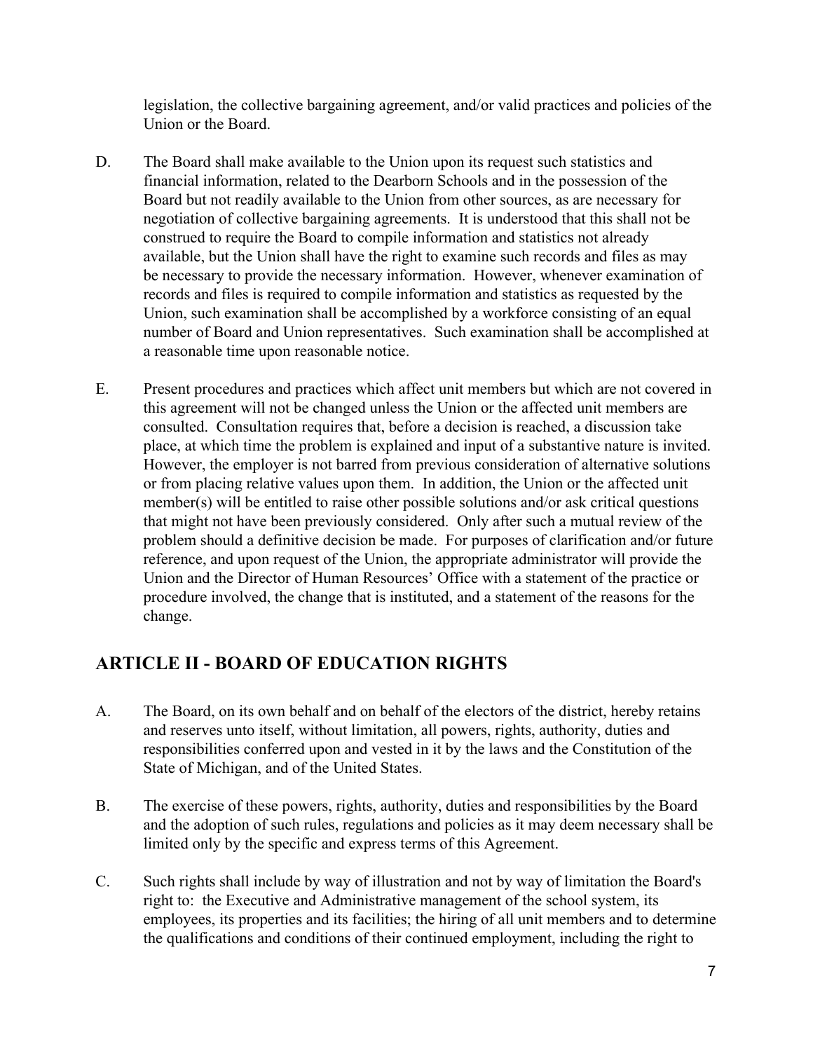legislation, the collective bargaining agreement, and/or valid practices and policies of the Union or the Board.

D. The Board shall make available to the Union upon its request such statistics and financial information, related to the Dearborn Schools and in the possession of the Board but not readily available to the Union from other sources, as are necessary for negotiation of collective bargaining agreements. It is understood that this shall not be construed to require the Board to compile information and statistics not already available, but the Union shall have the right to examine such records and files as may be necessary to provide the necessary information. However, whenever examination of records and files is required to compile information and statistics as requested by the Union, such examination shall be accomplished by a workforce consisting of an equal number of Board and Union representatives. Such examination shall be accomplished at a reasonable time upon reasonable notice.

E. Present procedures and practices which affect unit members but which are not covered in this agreement will not be changed unless the Union or the affected unit members are consulted. Consultation requires that, before a decision is reached, a discussion take place, at which time the problem is explained and input of a substantive nature is invited. However, the employer is not barred from previous consideration of alternative solutions or from placing relative values upon them. In addition, the Union or the affected unit member(s) will be entitled to raise other possible solutions and/or ask critical questions that might not have been previously considered. Only after such a mutual review of the problem should a definitive decision be made. For purposes of clarification and/or future reference, and upon request of the Union, the appropriate administrator will provide the Union and the Director of Human Resources' Office with a statement of the practice or procedure involved, the change that is instituted, and a statement of the reasons for the change.

## ARTICLE II - BOARD OF EDUCATION RIGHTS

A. The Board, on its own behalf and on behalf of the electors of the district, hereby retains and reserves unto itself, without limitation, all powers, rights, authority, duties and responsibilities conferred upon and vested in it by the laws and the Constitution of the State of Michigan, and of the United States.

B. The exercise of these powers, rights, authority, duties and responsibilities by the Board and the adoption of such rules, regulations and policies as it may deem necessary shall be limited only by the specific and express terms of this Agreement.

C. Such rights shall include by way of illustration and not by way of limitation the Board's right to: the Executive and Administrative management of the school system, its employees, its properties and its facilities; the hiring of all unit members and to determine the qualifications and conditions of their continued employment, including the right to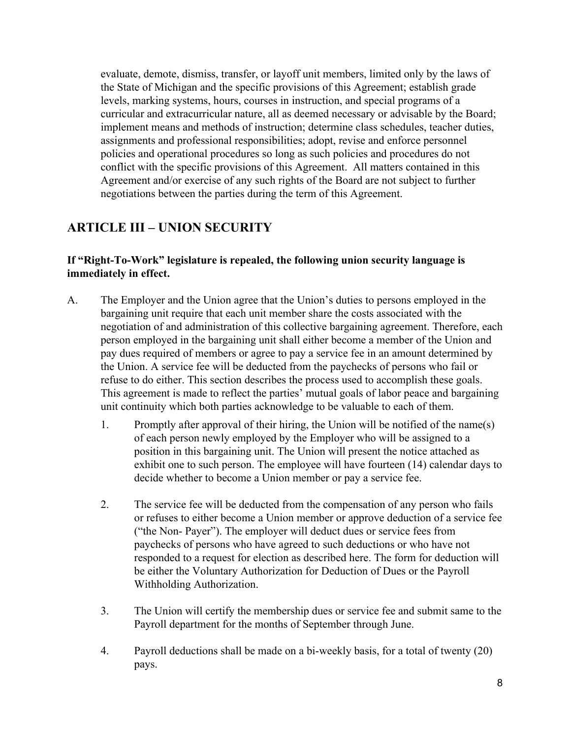evaluate, demote, dismiss, transfer, or layoff unit members, limited only by the laws of the State of Michigan and the specific provisions of this Agreement; establish grade levels, marking systems, hours, courses in instruction, and special programs of a curricular and extracurricular nature, all as deemed necessary or advisable by the Board; implement means and methods of instruction; determine class schedules, teacher duties, assignments and professional responsibilities; adopt, revise and enforce personnel policies and operational procedures so long as such policies and procedures do not conflict with the specific provisions of this Agreement. All matters contained in this Agreement and/or exercise of any such rights of the Board are not subject to further negotiations between the parties during the term of this Agreement.

## ARTICLE III – UNION SECURITY

**If "Right-To-Work" legislature is repealed, the following union security language is immediately in effect.**

A. The Employer and the Union agree that the Union's duties to persons employed in the bargaining unit require that each unit member share the costs associated with the negotiation of and administration of this collective bargaining agreement. Therefore, each person employed in the bargaining unit shall either become a member of the Union and pay dues required of members or agree to pay a service fee in an amount determined by the Union. A service fee will be deducted from the paychecks of persons who fail or refuse to do either. This section describes the process used to accomplish these goals. This agreement is made to reflect the parties' mutual goals of labor peace and bargaining unit continuity which both parties acknowledge to be valuable to each of them.

   1. Promptly after approval of their hiring, the Union will be notified of the name(s) of each person newly employed by the Employer who will be assigned to a position in this bargaining unit. The Union will present the notice attached as exhibit one to such person. The employee will have fourteen (14) calendar days to decide whether to become a Union member or pay a service fee.

   2. The service fee will be deducted from the compensation of any person who fails or refuses to either become a Union member or approve deduction of a service fee ("the Non- Payer"). The employer will deduct dues or service fees from paychecks of persons who have agreed to such deductions or who have not responded to a request for election as described here. The form for deduction will be either the Voluntary Authorization for Deduction of Dues or the Payroll Withholding Authorization.

   3. The Union will certify the membership dues or service fee and submit same to the Payroll department for the months of September through June.

   4. Payroll deductions shall be made on a bi-weekly basis, for a total of twenty (20) pays.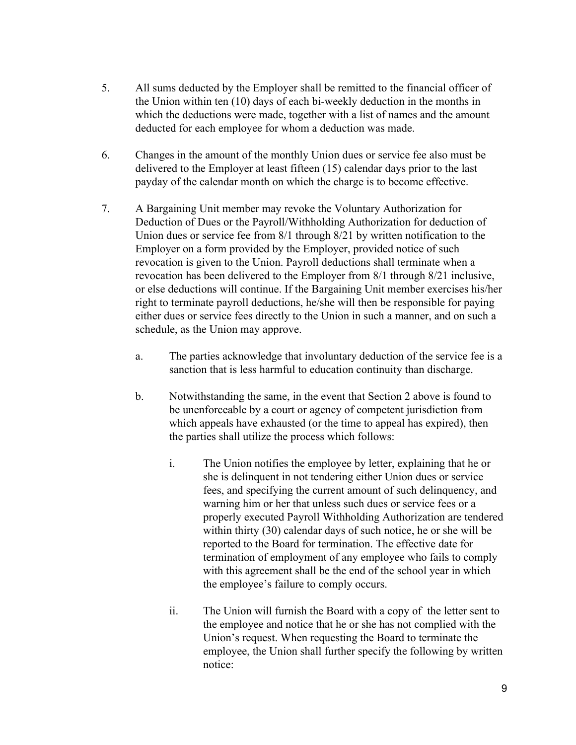5. All sums deducted by the Employer shall be remitted to the financial officer of the Union within ten (10) days of each bi-weekly deduction in the months in which the deductions were made, together with a list of names and the amount deducted for each employee for whom a deduction was made.

6. Changes in the amount of the monthly Union dues or service fee also must be delivered to the Employer at least fifteen (15) calendar days prior to the last payday of the calendar month on which the charge is to become effective.

7. A Bargaining Unit member may revoke the Voluntary Authorization for Deduction of Dues or the Payroll/Withholding Authorization for deduction of Union dues or service fee from 8/1 through 8/21 by written notification to the Employer on a form provided by the Employer, provided notice of such revocation is given to the Union. Payroll deductions shall terminate when a revocation has been delivered to the Employer from 8/1 through 8/21 inclusive, or else deductions will continue. If the Bargaining Unit member exercises his/her right to terminate payroll deductions, he/she will then be responsible for paying either dues or service fees directly to the Union in such a manner, and on such a schedule, as the Union may approve.

   a. The parties acknowledge that involuntary deduction of the service fee is a sanction that is less harmful to education continuity than discharge.

   b. Notwithstanding the same, in the event that Section 2 above is found to be unenforceable by a court or agency of competent jurisdiction from which appeals have exhausted (or the time to appeal has expired), then the parties shall utilize the process which follows:

      i. The Union notifies the employee by letter, explaining that he or she is delinquent in not tendering either Union dues or service fees, and specifying the current amount of such delinquency, and warning him or her that unless such dues or service fees or a properly executed Payroll Withholding Authorization are tendered within thirty (30) calendar days of such notice, he or she will be reported to the Board for termination. The effective date for termination of employment of any employee who fails to comply with this agreement shall be the end of the school year in which the employee's failure to comply occurs.

      ii. The Union will furnish the Board with a copy of the letter sent to the employee and notice that he or she has not complied with the Union's request. When requesting the Board to terminate the employee, the Union shall further specify the following by written notice: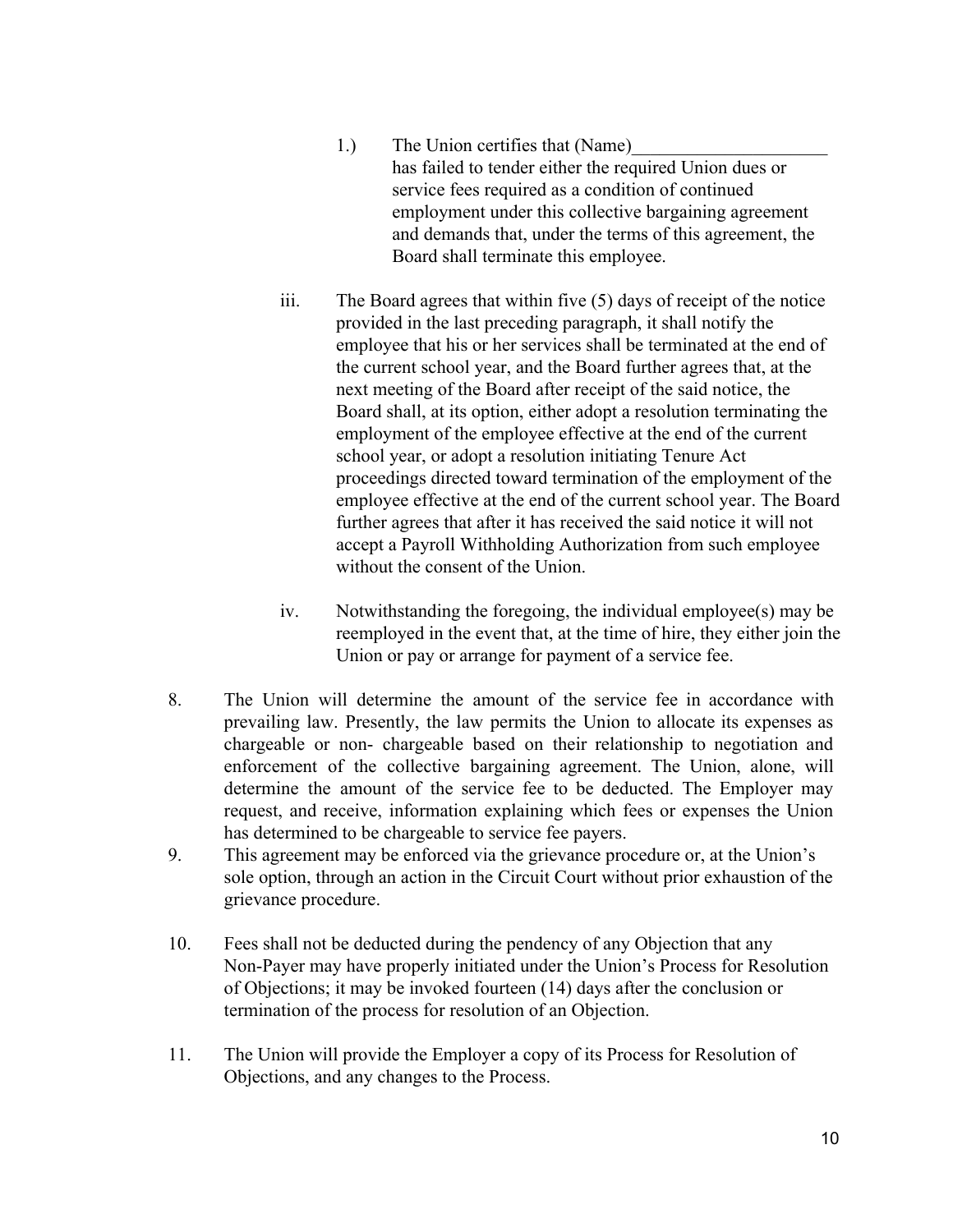1.) The Union certifies that (Name)_____________________ has failed to tender either the required Union dues or service fees required as a condition of continued employment under this collective bargaining agreement and demands that, under the terms of this agreement, the Board shall terminate this employee.

iii. The Board agrees that within five (5) days of receipt of the notice provided in the last preceding paragraph, it shall notify the employee that his or her services shall be terminated at the end of the current school year, and the Board further agrees that, at the next meeting of the Board after receipt of the said notice, the Board shall, at its option, either adopt a resolution terminating the employment of the employee effective at the end of the current school year, or adopt a resolution initiating Tenure Act proceedings directed toward termination of the employment of the employee effective at the end of the current school year. The Board further agrees that after it has received the said notice it will not accept a Payroll Withholding Authorization from such employee without the consent of the Union.

iv. Notwithstanding the foregoing, the individual employee(s) may be reemployed in the event that, at the time of hire, they either join the Union or pay or arrange for payment of a service fee.

8. The Union will determine the amount of the service fee in accordance with prevailing law. Presently, the law permits the Union to allocate its expenses as chargeable or non- chargeable based on their relationship to negotiation and enforcement of the collective bargaining agreement. The Union, alone, will determine the amount of the service fee to be deducted. The Employer may request, and receive, information explaining which fees or expenses the Union has determined to be chargeable to service fee payers.

9. This agreement may be enforced via the grievance procedure or, at the Union's sole option, through an action in the Circuit Court without prior exhaustion of the grievance procedure.

10. Fees shall not be deducted during the pendency of any Objection that any Non-Payer may have properly initiated under the Union's Process for Resolution of Objections; it may be invoked fourteen (14) days after the conclusion or termination of the process for resolution of an Objection.

11. The Union will provide the Employer a copy of its Process for Resolution of Objections, and any changes to the Process.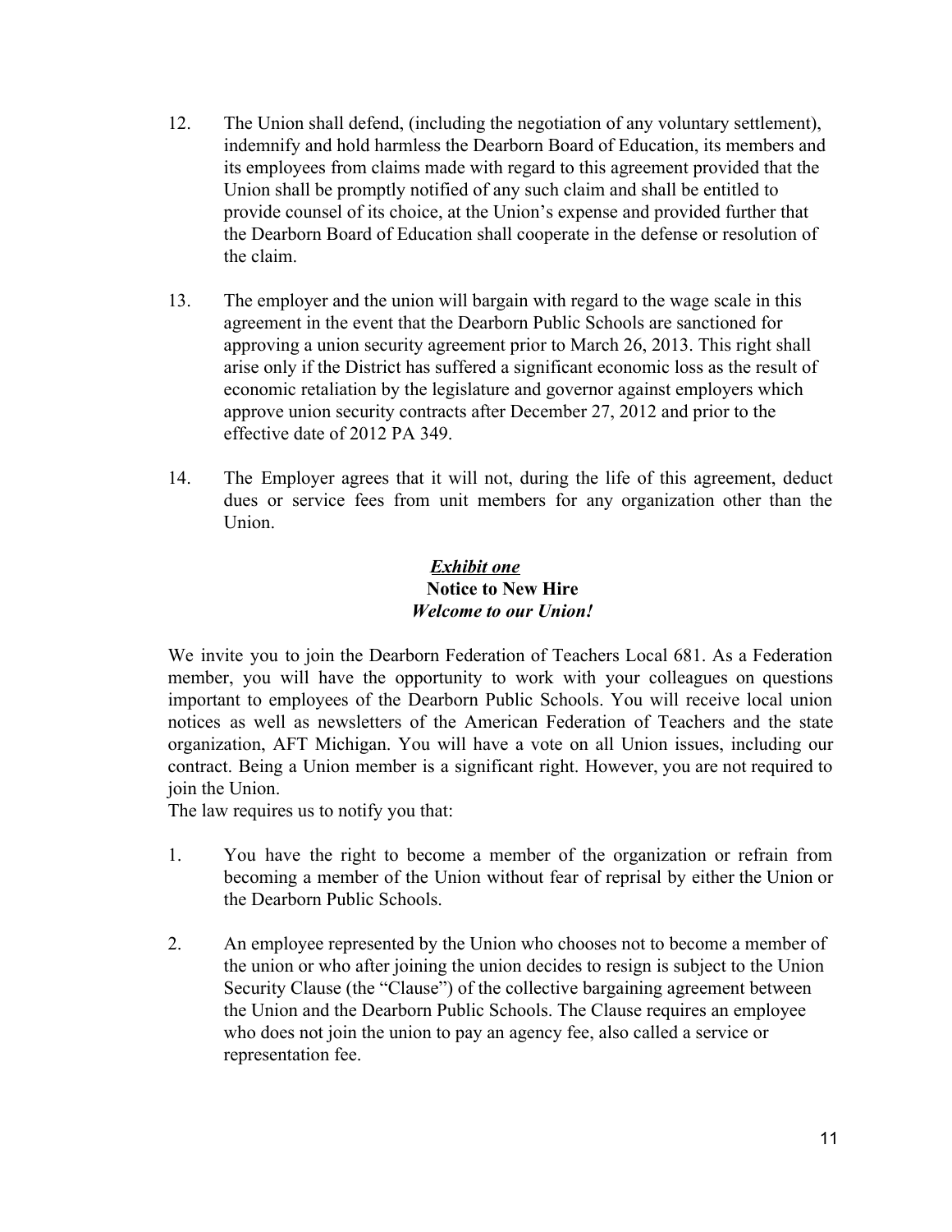12. The Union shall defend, (including the negotiation of any voluntary settlement), indemnify and hold harmless the Dearborn Board of Education, its members and its employees from claims made with regard to this agreement provided that the Union shall be promptly notified of any such claim and shall be entitled to provide counsel of its choice, at the Union's expense and provided further that the Dearborn Board of Education shall cooperate in the defense or resolution of the claim.

13. The employer and the union will bargain with regard to the wage scale in this agreement in the event that the Dearborn Public Schools are sanctioned for approving a union security agreement prior to March 26, 2013. This right shall arise only if the District has suffered a significant economic loss as the result of economic retaliation by the legislature and governor against employers which approve union security contracts after December 27, 2012 and prior to the effective date of 2012 PA 349.

14. The Employer agrees that it will not, during the life of this agreement, deduct dues or service fees from unit members for any organization other than the Union.

***Exhibit one***

**Notice to New Hire**

***Welcome to our Union!***

We invite you to join the Dearborn Federation of Teachers Local 681. As a Federation member, you will have the opportunity to work with your colleagues on questions important to employees of the Dearborn Public Schools. You will receive local union notices as well as newsletters of the American Federation of Teachers and the state organization, AFT Michigan. You will have a vote on all Union issues, including our contract. Being a Union member is a significant right. However, you are not required to join the Union.

The law requires us to notify you that:

1. You have the right to become a member of the organization or refrain from becoming a member of the Union without fear of reprisal by either the Union or the Dearborn Public Schools.

2. An employee represented by the Union who chooses not to become a member of the union or who after joining the union decides to resign is subject to the Union Security Clause (the "Clause") of the collective bargaining agreement between the Union and the Dearborn Public Schools. The Clause requires an employee who does not join the union to pay an agency fee, also called a service or representation fee.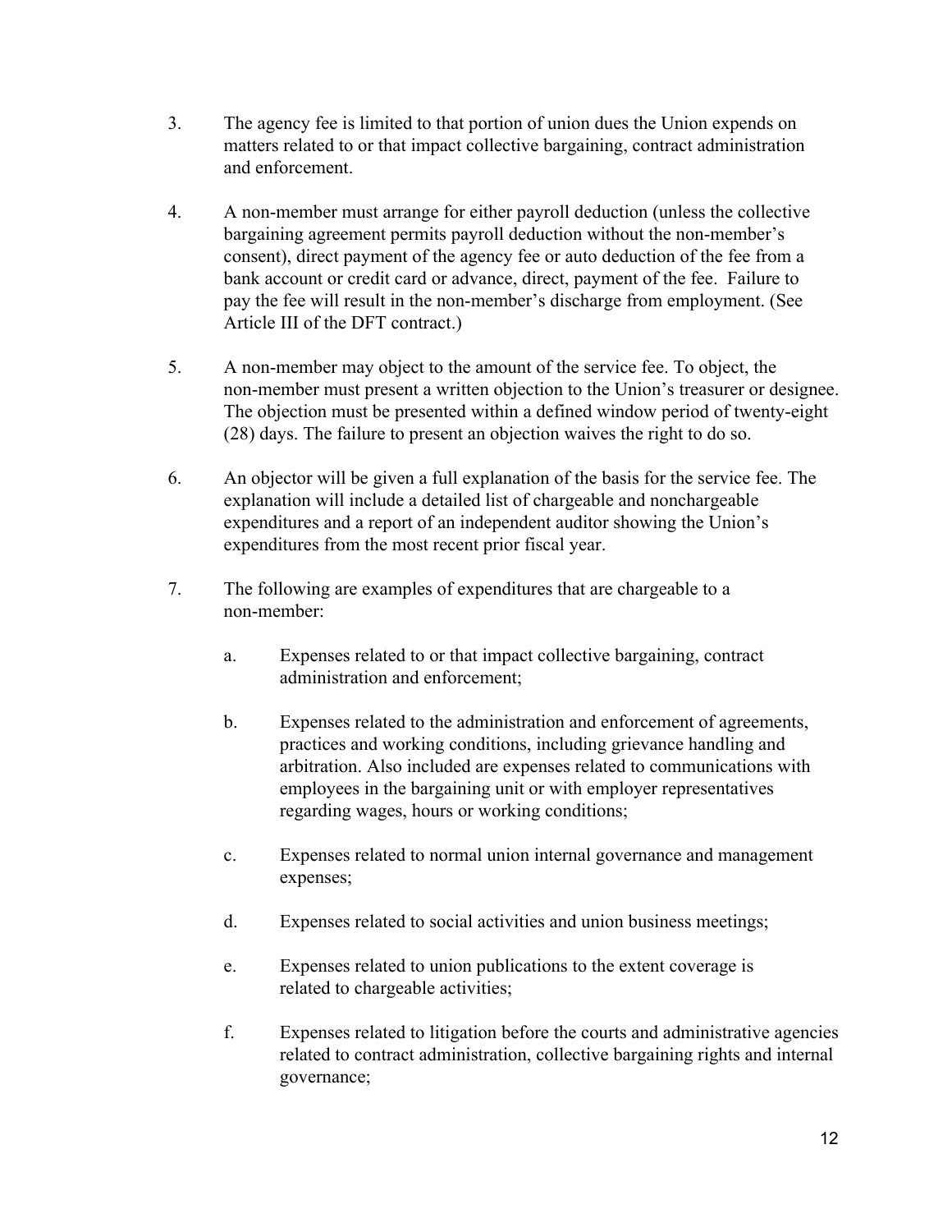3. The agency fee is limited to that portion of union dues the Union expends on matters related to or that impact collective bargaining, contract administration and enforcement.

4. A non-member must arrange for either payroll deduction (unless the collective bargaining agreement permits payroll deduction without the non-member's consent), direct payment of the agency fee or auto deduction of the fee from a bank account or credit card or advance, direct, payment of the fee. Failure to pay the fee will result in the non-member's discharge from employment. (See Article III of the DFT contract.)

5. A non-member may object to the amount of the service fee. To object, the non-member must present a written objection to the Union's treasurer or designee. The objection must be presented within a defined window period of twenty-eight (28) days. The failure to present an objection waives the right to do so.

6. An objector will be given a full explanation of the basis for the service fee. The explanation will include a detailed list of chargeable and nonchargeable expenditures and a report of an independent auditor showing the Union's expenditures from the most recent prior fiscal year.

7. The following are examples of expenditures that are chargeable to a non-member:

   a. Expenses related to or that impact collective bargaining, contract administration and enforcement;

   b. Expenses related to the administration and enforcement of agreements, practices and working conditions, including grievance handling and arbitration. Also included are expenses related to communications with employees in the bargaining unit or with employer representatives regarding wages, hours or working conditions;

   c. Expenses related to normal union internal governance and management expenses;

   d. Expenses related to social activities and union business meetings;

   e. Expenses related to union publications to the extent coverage is related to chargeable activities;

   f. Expenses related to litigation before the courts and administrative agencies related to contract administration, collective bargaining rights and internal governance;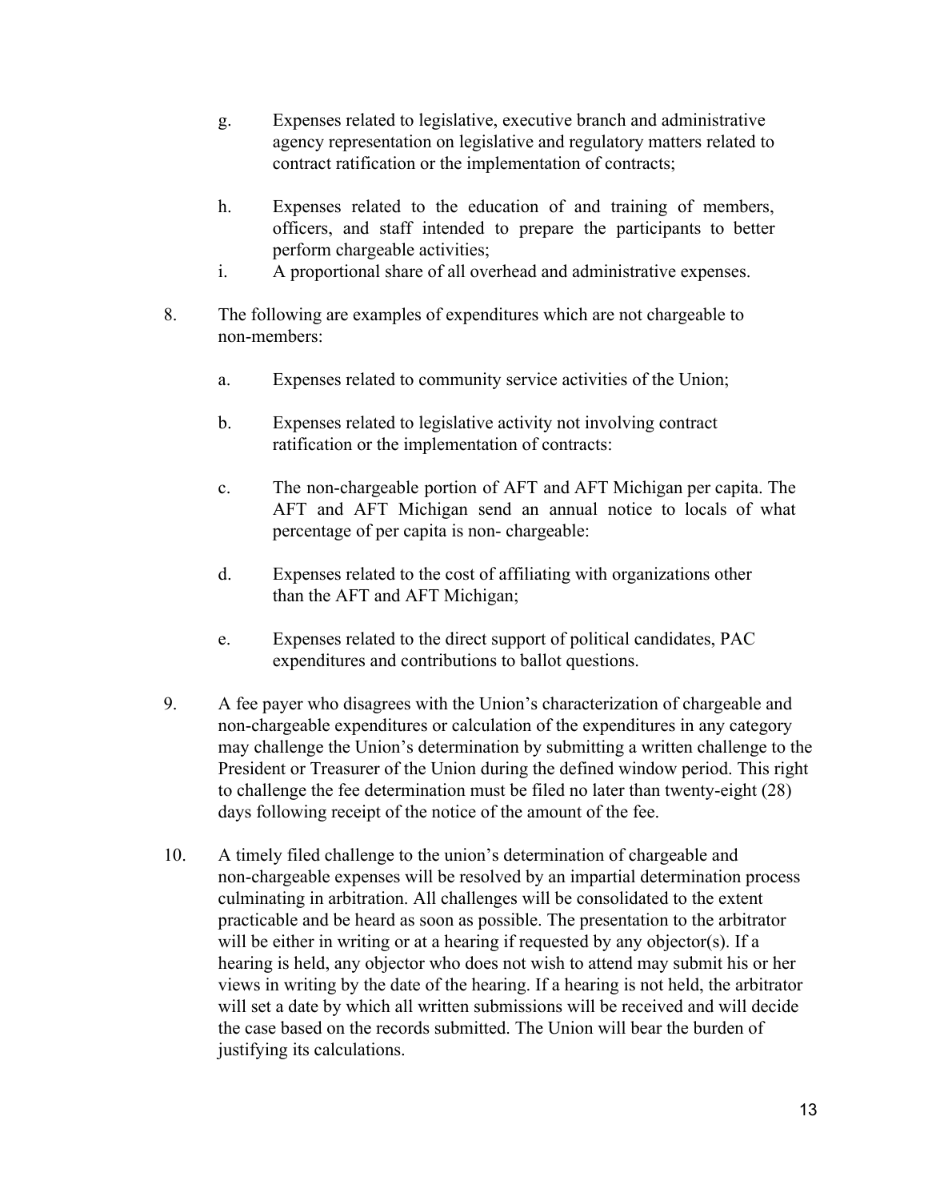g. Expenses related to legislative, executive branch and administrative agency representation on legislative and regulatory matters related to contract ratification or the implementation of contracts;

h. Expenses related to the education of and training of members, officers, and staff intended to prepare the participants to better perform chargeable activities;

i. A proportional share of all overhead and administrative expenses.

8. The following are examples of expenditures which are not chargeable to non-members:

   a. Expenses related to community service activities of the Union;

   b. Expenses related to legislative activity not involving contract ratification or the implementation of contracts:

   c. The non-chargeable portion of AFT and AFT Michigan per capita. The AFT and AFT Michigan send an annual notice to locals of what percentage of per capita is non- chargeable:

   d. Expenses related to the cost of affiliating with organizations other than the AFT and AFT Michigan;

   e. Expenses related to the direct support of political candidates, PAC expenditures and contributions to ballot questions.

9. A fee payer who disagrees with the Union's characterization of chargeable and non-chargeable expenditures or calculation of the expenditures in any category may challenge the Union's determination by submitting a written challenge to the President or Treasurer of the Union during the defined window period. This right to challenge the fee determination must be filed no later than twenty-eight (28) days following receipt of the notice of the amount of the fee.

10. A timely filed challenge to the union's determination of chargeable and non-chargeable expenses will be resolved by an impartial determination process culminating in arbitration. All challenges will be consolidated to the extent practicable and be heard as soon as possible. The presentation to the arbitrator will be either in writing or at a hearing if requested by any objector(s). If a hearing is held, any objector who does not wish to attend may submit his or her views in writing by the date of the hearing. If a hearing is not held, the arbitrator will set a date by which all written submissions will be received and will decide the case based on the records submitted. The Union will bear the burden of justifying its calculations.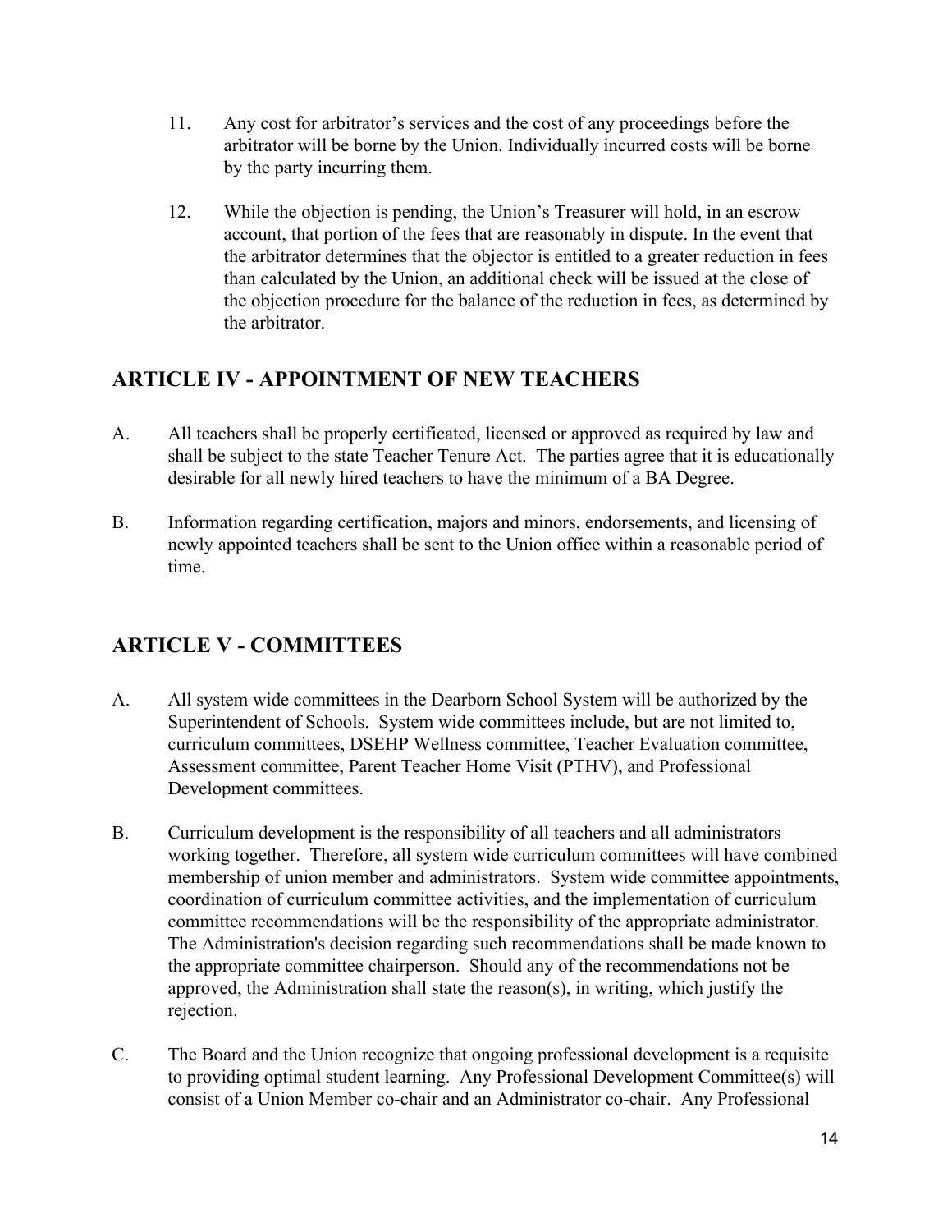11. Any cost for arbitrator's services and the cost of any proceedings before the arbitrator will be borne by the Union. Individually incurred costs will be borne by the party incurring them.

12. While the objection is pending, the Union's Treasurer will hold, in an escrow account, that portion of the fees that are reasonably in dispute. In the event that the arbitrator determines that the objector is entitled to a greater reduction in fees than calculated by the Union, an additional check will be issued at the close of the objection procedure for the balance of the reduction in fees, as determined by the arbitrator.

## ARTICLE IV - APPOINTMENT OF NEW TEACHERS

A. All teachers shall be properly certificated, licensed or approved as required by law and shall be subject to the state Teacher Tenure Act. The parties agree that it is educationally desirable for all newly hired teachers to have the minimum of a BA Degree.

B. Information regarding certification, majors and minors, endorsements, and licensing of newly appointed teachers shall be sent to the Union office within a reasonable period of time.

## ARTICLE V - COMMITTEES

A. All system wide committees in the Dearborn School System will be authorized by the Superintendent of Schools. System wide committees include, but are not limited to, curriculum committees, DSEHP Wellness committee, Teacher Evaluation committee, Assessment committee, Parent Teacher Home Visit (PTHV), and Professional Development committees.

B. Curriculum development is the responsibility of all teachers and all administrators working together. Therefore, all system wide curriculum committees will have combined membership of union member and administrators. System wide committee appointments, coordination of curriculum committee activities, and the implementation of curriculum committee recommendations will be the responsibility of the appropriate administrator. The Administration's decision regarding such recommendations shall be made known to the appropriate committee chairperson. Should any of the recommendations not be approved, the Administration shall state the reason(s), in writing, which justify the rejection.

C. The Board and the Union recognize that ongoing professional development is a requisite to providing optimal student learning. Any Professional Development Committee(s) will consist of a Union Member co-chair and an Administrator co-chair. Any Professional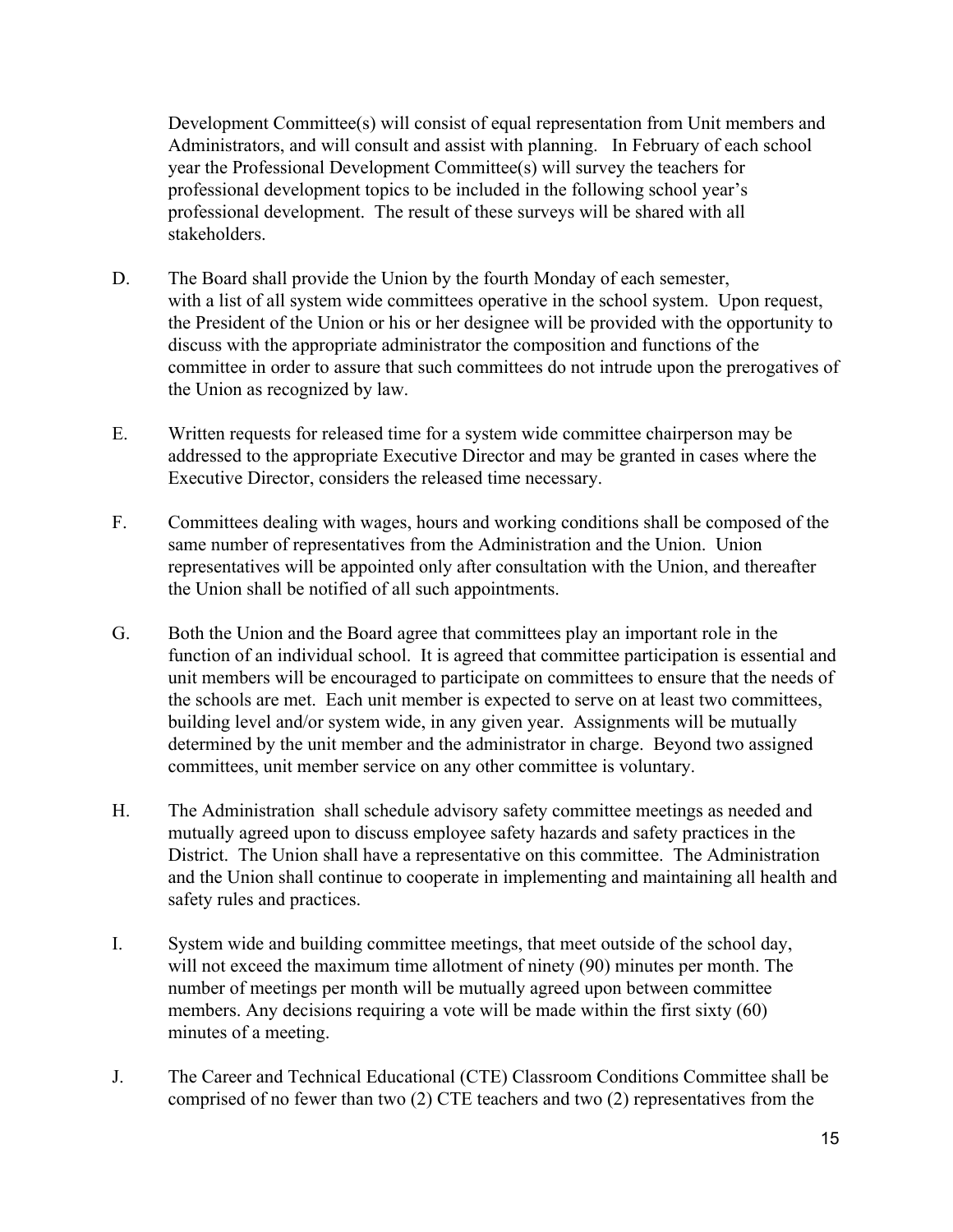Development Committee(s) will consist of equal representation from Unit members and Administrators, and will consult and assist with planning. In February of each school year the Professional Development Committee(s) will survey the teachers for professional development topics to be included in the following school year's professional development. The result of these surveys will be shared with all stakeholders.

D. The Board shall provide the Union by the fourth Monday of each semester, with a list of all system wide committees operative in the school system. Upon request, the President of the Union or his or her designee will be provided with the opportunity to discuss with the appropriate administrator the composition and functions of the committee in order to assure that such committees do not intrude upon the prerogatives of the Union as recognized by law.

E. Written requests for released time for a system wide committee chairperson may be addressed to the appropriate Executive Director and may be granted in cases where the Executive Director, considers the released time necessary.

F. Committees dealing with wages, hours and working conditions shall be composed of the same number of representatives from the Administration and the Union. Union representatives will be appointed only after consultation with the Union, and thereafter the Union shall be notified of all such appointments.

G. Both the Union and the Board agree that committees play an important role in the function of an individual school. It is agreed that committee participation is essential and unit members will be encouraged to participate on committees to ensure that the needs of the schools are met. Each unit member is expected to serve on at least two committees, building level and/or system wide, in any given year. Assignments will be mutually determined by the unit member and the administrator in charge. Beyond two assigned committees, unit member service on any other committee is voluntary.

H. The Administration shall schedule advisory safety committee meetings as needed and mutually agreed upon to discuss employee safety hazards and safety practices in the District. The Union shall have a representative on this committee. The Administration and the Union shall continue to cooperate in implementing and maintaining all health and safety rules and practices.

I. System wide and building committee meetings, that meet outside of the school day, will not exceed the maximum time allotment of ninety (90) minutes per month. The number of meetings per month will be mutually agreed upon between committee members. Any decisions requiring a vote will be made within the first sixty (60) minutes of a meeting.

J. The Career and Technical Educational (CTE) Classroom Conditions Committee shall be comprised of no fewer than two (2) CTE teachers and two (2) representatives from the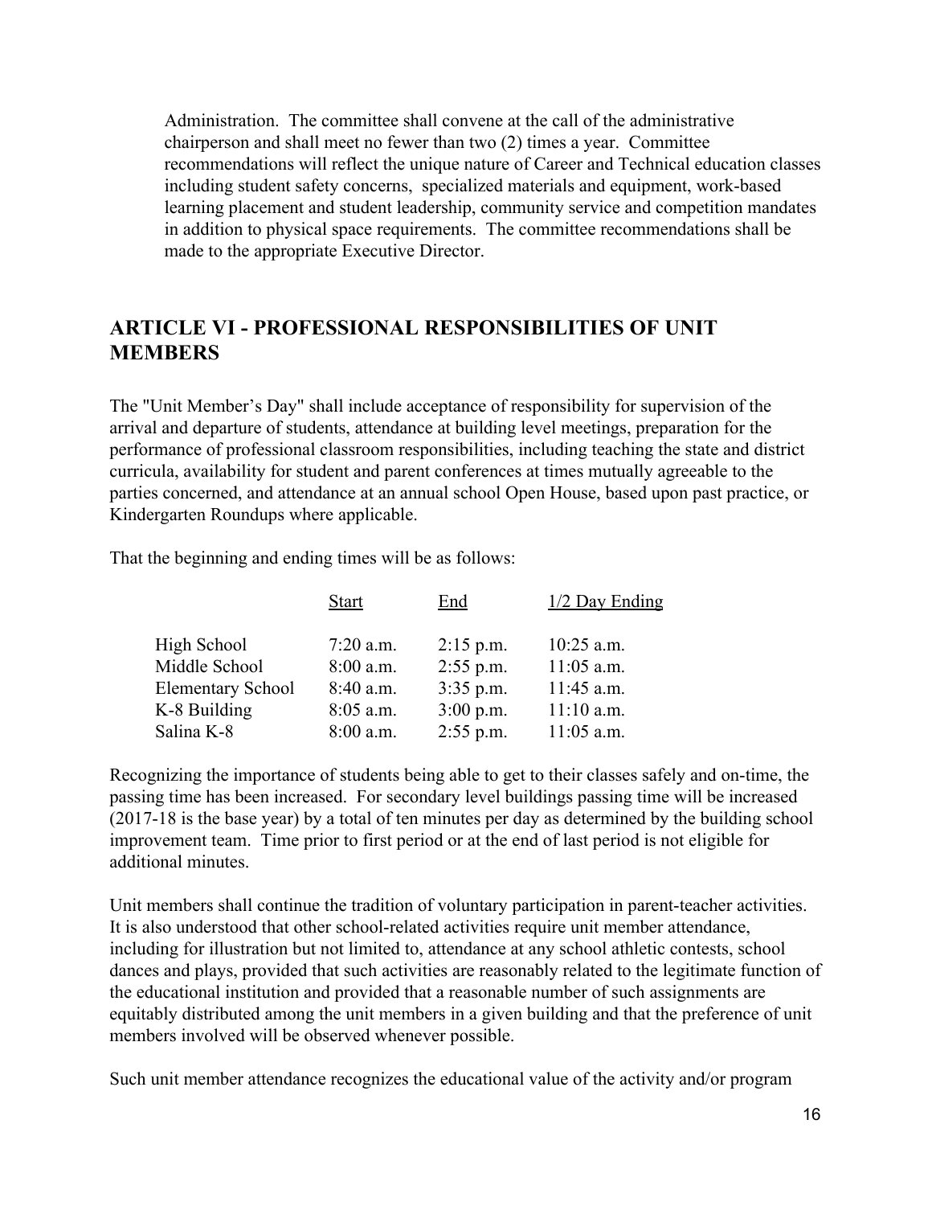Administration. The committee shall convene at the call of the administrative chairperson and shall meet no fewer than two (2) times a year. Committee recommendations will reflect the unique nature of Career and Technical education classes including student safety concerns, specialized materials and equipment, work-based learning placement and student leadership, community service and competition mandates in addition to physical space requirements. The committee recommendations shall be made to the appropriate Executive Director.

## ARTICLE VI - PROFESSIONAL RESPONSIBILITIES OF UNIT MEMBERS

The "Unit Member's Day" shall include acceptance of responsibility for supervision of the arrival and departure of students, attendance at building level meetings, preparation for the performance of professional classroom responsibilities, including teaching the state and district curricula, availability for student and parent conferences at times mutually agreeable to the parties concerned, and attendance at an annual school Open House, based upon past practice, or Kindergarten Roundups where applicable.

That the beginning and ending times will be as follows:

| | Start | End | 1/2 Day Ending |
|---|---|---|---|
| High School | 7:20 a.m. | 2:15 p.m. | 10:25 a.m. |
| Middle School | 8:00 a.m. | 2:55 p.m. | 11:05 a.m. |
| Elementary School | 8:40 a.m. | 3:35 p.m. | 11:45 a.m. |
| K-8 Building | 8:05 a.m. | 3:00 p.m. | 11:10 a.m. |
| Salina K-8 | 8:00 a.m. | 2:55 p.m. | 11:05 a.m. |

Recognizing the importance of students being able to get to their classes safely and on-time, the passing time has been increased. For secondary level buildings passing time will be increased (2017-18 is the base year) by a total of ten minutes per day as determined by the building school improvement team. Time prior to first period or at the end of last period is not eligible for additional minutes.

Unit members shall continue the tradition of voluntary participation in parent-teacher activities. It is also understood that other school-related activities require unit member attendance, including for illustration but not limited to, attendance at any school athletic contests, school dances and plays, provided that such activities are reasonably related to the legitimate function of the educational institution and provided that a reasonable number of such assignments are equitably distributed among the unit members in a given building and that the preference of unit members involved will be observed whenever possible.

Such unit member attendance recognizes the educational value of the activity and/or program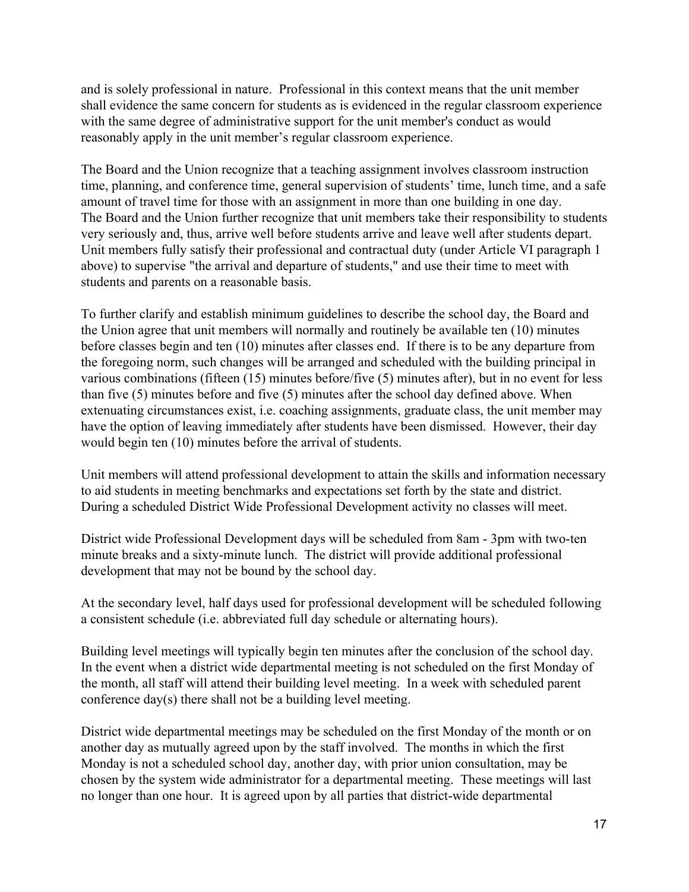and is solely professional in nature. Professional in this context means that the unit member shall evidence the same concern for students as is evidenced in the regular classroom experience with the same degree of administrative support for the unit member's conduct as would reasonably apply in the unit member's regular classroom experience.

The Board and the Union recognize that a teaching assignment involves classroom instruction time, planning, and conference time, general supervision of students' time, lunch time, and a safe amount of travel time for those with an assignment in more than one building in one day. The Board and the Union further recognize that unit members take their responsibility to students very seriously and, thus, arrive well before students arrive and leave well after students depart. Unit members fully satisfy their professional and contractual duty (under Article VI paragraph 1 above) to supervise "the arrival and departure of students," and use their time to meet with students and parents on a reasonable basis.

To further clarify and establish minimum guidelines to describe the school day, the Board and the Union agree that unit members will normally and routinely be available ten (10) minutes before classes begin and ten (10) minutes after classes end. If there is to be any departure from the foregoing norm, such changes will be arranged and scheduled with the building principal in various combinations (fifteen (15) minutes before/five (5) minutes after), but in no event for less than five (5) minutes before and five (5) minutes after the school day defined above. When extenuating circumstances exist, i.e. coaching assignments, graduate class, the unit member may have the option of leaving immediately after students have been dismissed. However, their day would begin ten (10) minutes before the arrival of students.

Unit members will attend professional development to attain the skills and information necessary to aid students in meeting benchmarks and expectations set forth by the state and district. During a scheduled District Wide Professional Development activity no classes will meet.

District wide Professional Development days will be scheduled from 8am - 3pm with two-ten minute breaks and a sixty-minute lunch. The district will provide additional professional development that may not be bound by the school day.

At the secondary level, half days used for professional development will be scheduled following a consistent schedule (i.e. abbreviated full day schedule or alternating hours).

Building level meetings will typically begin ten minutes after the conclusion of the school day. In the event when a district wide departmental meeting is not scheduled on the first Monday of the month, all staff will attend their building level meeting. In a week with scheduled parent conference day(s) there shall not be a building level meeting.

District wide departmental meetings may be scheduled on the first Monday of the month or on another day as mutually agreed upon by the staff involved. The months in which the first Monday is not a scheduled school day, another day, with prior union consultation, may be chosen by the system wide administrator for a departmental meeting. These meetings will last no longer than one hour. It is agreed upon by all parties that district-wide departmental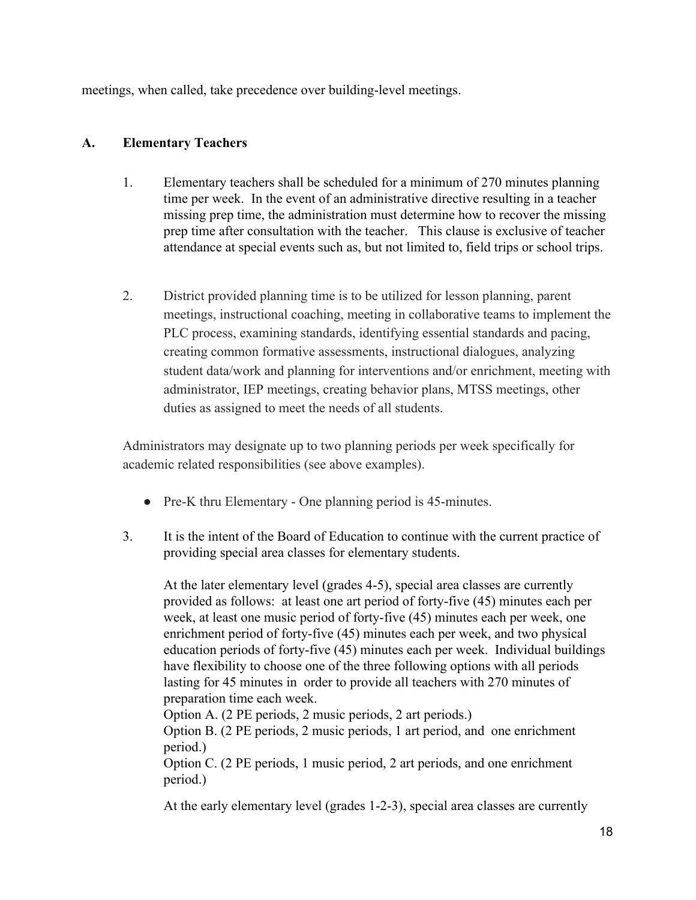meetings, when called, take precedence over building-level meetings.

## A. Elementary Teachers

1. Elementary teachers shall be scheduled for a minimum of 270 minutes planning time per week. In the event of an administrative directive resulting in a teacher missing prep time, the administration must determine how to recover the missing prep time after consultation with the teacher. This clause is exclusive of teacher attendance at special events such as, but not limited to, field trips or school trips.

2. District provided planning time is to be utilized for lesson planning, parent meetings, instructional coaching, meeting in collaborative teams to implement the PLC process, examining standards, identifying essential standards and pacing, creating common formative assessments, instructional dialogues, analyzing student data/work and planning for interventions and/or enrichment, meeting with administrator, IEP meetings, creating behavior plans, MTSS meetings, other duties as assigned to meet the needs of all students.

Administrators may designate up to two planning periods per week specifically for academic related responsibilities (see above examples).

- Pre-K thru Elementary - One planning period is 45-minutes.

3. It is the intent of the Board of Education to continue with the current practice of providing special area classes for elementary students.

   At the later elementary level (grades 4-5), special area classes are currently provided as follows: at least one art period of forty-five (45) minutes each per week, at least one music period of forty-five (45) minutes each per week, one enrichment period of forty-five (45) minutes each per week, and two physical education periods of forty-five (45) minutes each per week. Individual buildings have flexibility to choose one of the three following options with all periods lasting for 45 minutes in order to provide all teachers with 270 minutes of preparation time each week.
   Option A. (2 PE periods, 2 music periods, 2 art periods.)
   Option B. (2 PE periods, 2 music periods, 1 art period, and one enrichment period.)
   Option C. (2 PE periods, 1 music period, 2 art periods, and one enrichment period.)

   At the early elementary level (grades 1-2-3), special area classes are currently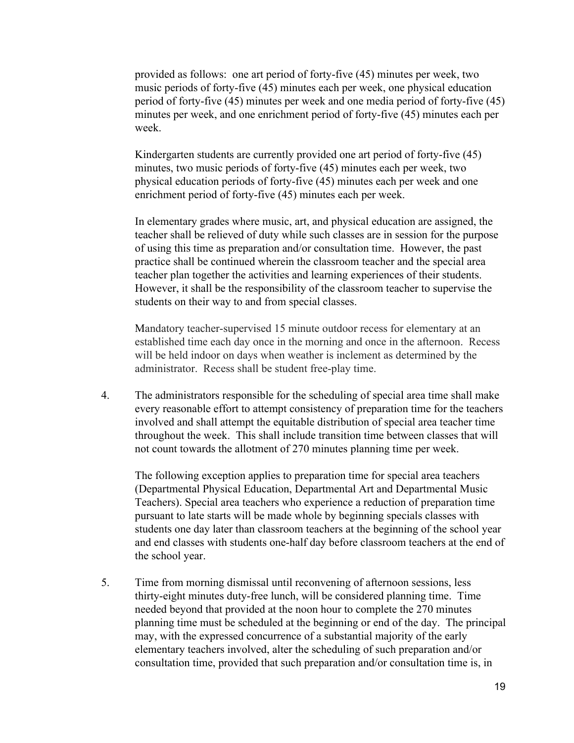provided as follows: one art period of forty-five (45) minutes per week, two music periods of forty-five (45) minutes each per week, one physical education period of forty-five (45) minutes per week and one media period of forty-five (45) minutes per week, and one enrichment period of forty-five (45) minutes each per week.

Kindergarten students are currently provided one art period of forty-five (45) minutes, two music periods of forty-five (45) minutes each per week, two physical education periods of forty-five (45) minutes each per week and one enrichment period of forty-five (45) minutes each per week.

In elementary grades where music, art, and physical education are assigned, the teacher shall be relieved of duty while such classes are in session for the purpose of using this time as preparation and/or consultation time. However, the past practice shall be continued wherein the classroom teacher and the special area teacher plan together the activities and learning experiences of their students. However, it shall be the responsibility of the classroom teacher to supervise the students on their way to and from special classes.

Mandatory teacher-supervised 15 minute outdoor recess for elementary at an established time each day once in the morning and once in the afternoon. Recess will be held indoor on days when weather is inclement as determined by the administrator. Recess shall be student free-play time.

4. The administrators responsible for the scheduling of special area time shall make every reasonable effort to attempt consistency of preparation time for the teachers involved and shall attempt the equitable distribution of special area teacher time throughout the week. This shall include transition time between classes that will not count towards the allotment of 270 minutes planning time per week.

   The following exception applies to preparation time for special area teachers (Departmental Physical Education, Departmental Art and Departmental Music Teachers). Special area teachers who experience a reduction of preparation time pursuant to late starts will be made whole by beginning specials classes with students one day later than classroom teachers at the beginning of the school year and end classes with students one-half day before classroom teachers at the end of the school year.

5. Time from morning dismissal until reconvening of afternoon sessions, less thirty-eight minutes duty-free lunch, will be considered planning time. Time needed beyond that provided at the noon hour to complete the 270 minutes planning time must be scheduled at the beginning or end of the day. The principal may, with the expressed concurrence of a substantial majority of the early elementary teachers involved, alter the scheduling of such preparation and/or consultation time, provided that such preparation and/or consultation time is, in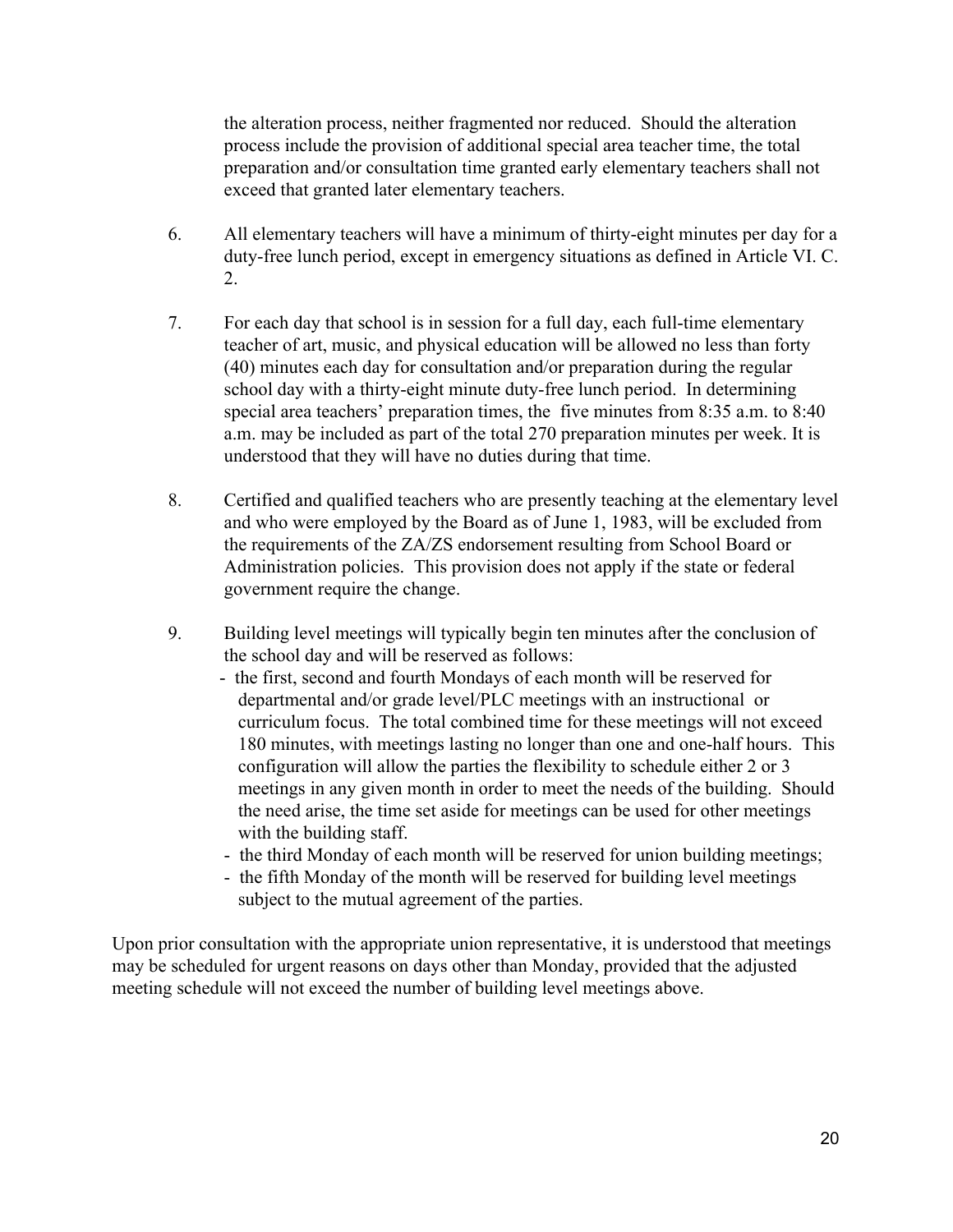the alteration process, neither fragmented nor reduced. Should the alteration process include the provision of additional special area teacher time, the total preparation and/or consultation time granted early elementary teachers shall not exceed that granted later elementary teachers.

6. All elementary teachers will have a minimum of thirty-eight minutes per day for a duty-free lunch period, except in emergency situations as defined in Article VI. C. 2.

7. For each day that school is in session for a full day, each full-time elementary teacher of art, music, and physical education will be allowed no less than forty (40) minutes each day for consultation and/or preparation during the regular school day with a thirty-eight minute duty-free lunch period. In determining special area teachers' preparation times, the five minutes from 8:35 a.m. to 8:40 a.m. may be included as part of the total 270 preparation minutes per week. It is understood that they will have no duties during that time.

8. Certified and qualified teachers who are presently teaching at the elementary level and who were employed by the Board as of June 1, 1983, will be excluded from the requirements of the ZA/ZS endorsement resulting from School Board or Administration policies. This provision does not apply if the state or federal government require the change.

9. Building level meetings will typically begin ten minutes after the conclusion of the school day and will be reserved as follows:
   - the first, second and fourth Mondays of each month will be reserved for departmental and/or grade level/PLC meetings with an instructional or curriculum focus. The total combined time for these meetings will not exceed 180 minutes, with meetings lasting no longer than one and one-half hours. This configuration will allow the parties the flexibility to schedule either 2 or 3 meetings in any given month in order to meet the needs of the building. Should the need arise, the time set aside for meetings can be used for other meetings with the building staff.
   - the third Monday of each month will be reserved for union building meetings;
   - the fifth Monday of the month will be reserved for building level meetings subject to the mutual agreement of the parties.

Upon prior consultation with the appropriate union representative, it is understood that meetings may be scheduled for urgent reasons on days other than Monday, provided that the adjusted meeting schedule will not exceed the number of building level meetings above.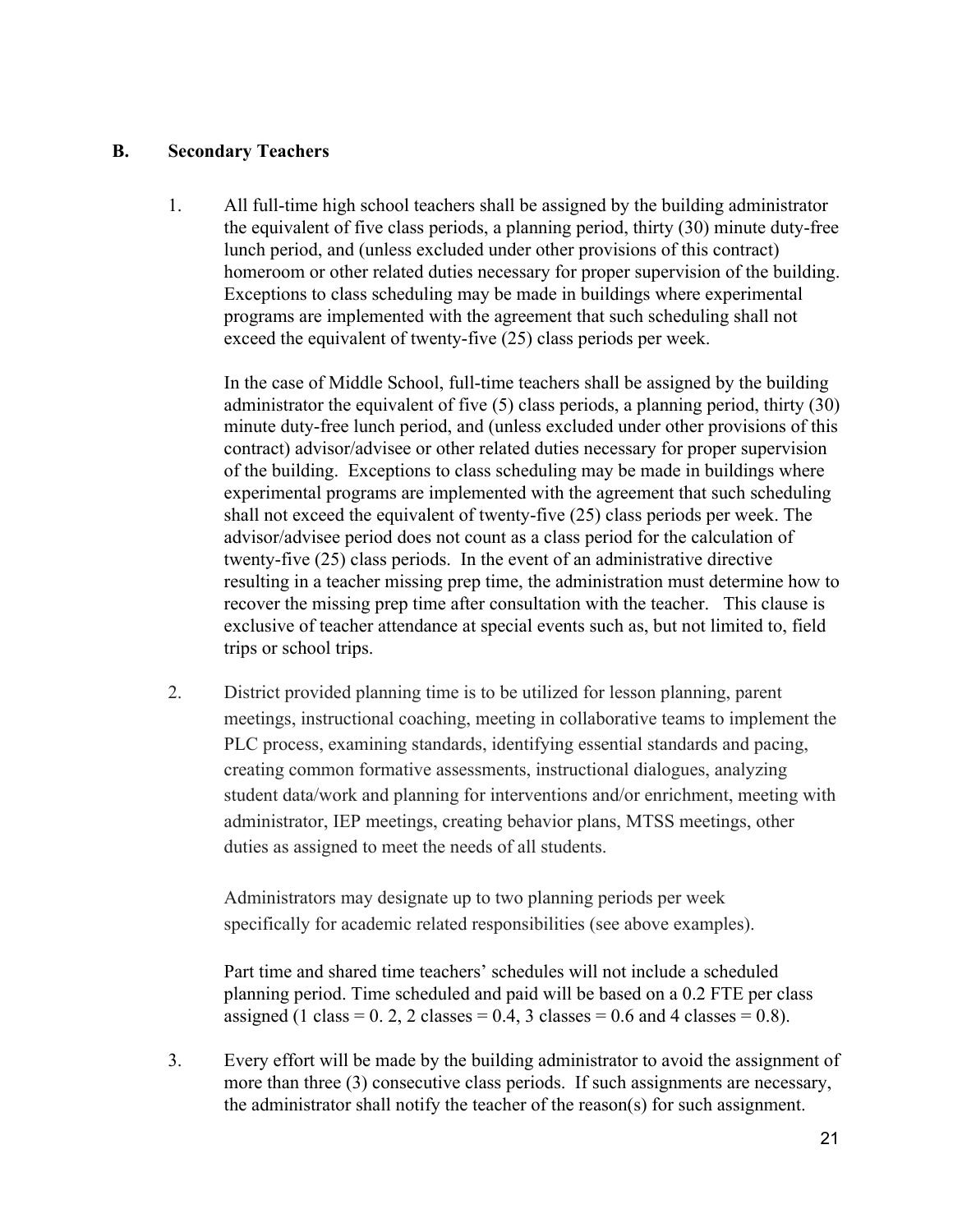## B. Secondary Teachers

1. All full-time high school teachers shall be assigned by the building administrator the equivalent of five class periods, a planning period, thirty (30) minute duty-free lunch period, and (unless excluded under other provisions of this contract) homeroom or other related duties necessary for proper supervision of the building. Exceptions to class scheduling may be made in buildings where experimental programs are implemented with the agreement that such scheduling shall not exceed the equivalent of twenty-five (25) class periods per week.

   In the case of Middle School, full-time teachers shall be assigned by the building administrator the equivalent of five (5) class periods, a planning period, thirty (30) minute duty-free lunch period, and (unless excluded under other provisions of this contract) advisor/advisee or other related duties necessary for proper supervision of the building. Exceptions to class scheduling may be made in buildings where experimental programs are implemented with the agreement that such scheduling shall not exceed the equivalent of twenty-five (25) class periods per week. The advisor/advisee period does not count as a class period for the calculation of twenty-five (25) class periods. In the event of an administrative directive resulting in a teacher missing prep time, the administration must determine how to recover the missing prep time after consultation with the teacher. This clause is exclusive of teacher attendance at special events such as, but not limited to, field trips or school trips.

2. District provided planning time is to be utilized for lesson planning, parent meetings, instructional coaching, meeting in collaborative teams to implement the PLC process, examining standards, identifying essential standards and pacing, creating common formative assessments, instructional dialogues, analyzing student data/work and planning for interventions and/or enrichment, meeting with administrator, IEP meetings, creating behavior plans, MTSS meetings, other duties as assigned to meet the needs of all students.

   Administrators may designate up to two planning periods per week specifically for academic related responsibilities (see above examples).

   Part time and shared time teachers' schedules will not include a scheduled planning period. Time scheduled and paid will be based on a 0.2 FTE per class assigned (1 class = 0. 2, 2 classes = 0.4, 3 classes = 0.6 and 4 classes = 0.8).

3. Every effort will be made by the building administrator to avoid the assignment of more than three (3) consecutive class periods. If such assignments are necessary, the administrator shall notify the teacher of the reason(s) for such assignment.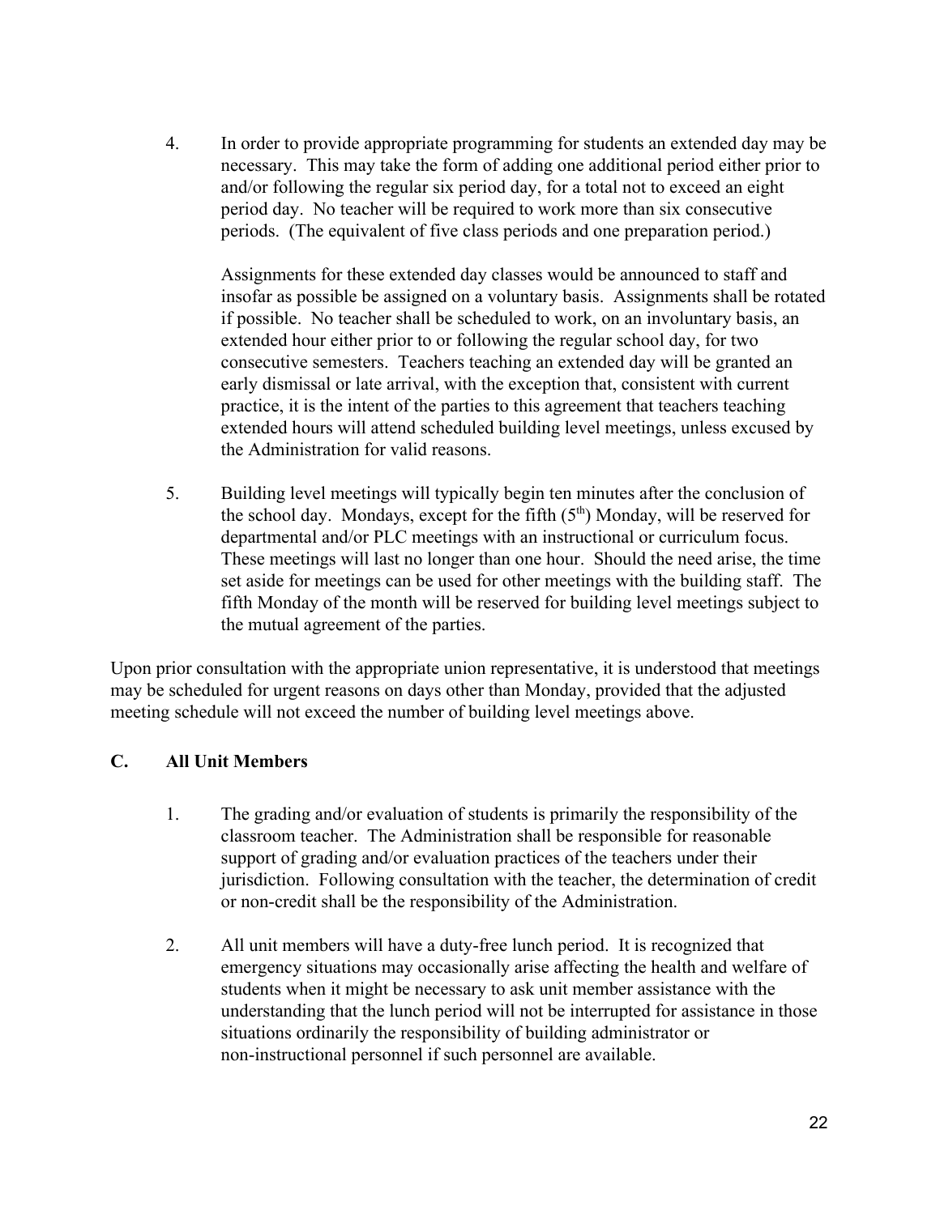4. In order to provide appropriate programming for students an extended day may be necessary. This may take the form of adding one additional period either prior to and/or following the regular six period day, for a total not to exceed an eight period day. No teacher will be required to work more than six consecutive periods. (The equivalent of five class periods and one preparation period.)

   Assignments for these extended day classes would be announced to staff and insofar as possible be assigned on a voluntary basis. Assignments shall be rotated if possible. No teacher shall be scheduled to work, on an involuntary basis, an extended hour either prior to or following the regular school day, for two consecutive semesters. Teachers teaching an extended day will be granted an early dismissal or late arrival, with the exception that, consistent with current practice, it is the intent of the parties to this agreement that teachers teaching extended hours will attend scheduled building level meetings, unless excused by the Administration for valid reasons.

5. Building level meetings will typically begin ten minutes after the conclusion of the school day. Mondays, except for the fifth (5th) Monday, will be reserved for departmental and/or PLC meetings with an instructional or curriculum focus. These meetings will last no longer than one hour. Should the need arise, the time set aside for meetings can be used for other meetings with the building staff. The fifth Monday of the month will be reserved for building level meetings subject to the mutual agreement of the parties.

Upon prior consultation with the appropriate union representative, it is understood that meetings may be scheduled for urgent reasons on days other than Monday, provided that the adjusted meeting schedule will not exceed the number of building level meetings above.

**C. All Unit Members**

1. The grading and/or evaluation of students is primarily the responsibility of the classroom teacher. The Administration shall be responsible for reasonable support of grading and/or evaluation practices of the teachers under their jurisdiction. Following consultation with the teacher, the determination of credit or non-credit shall be the responsibility of the Administration.

2. All unit members will have a duty-free lunch period. It is recognized that emergency situations may occasionally arise affecting the health and welfare of students when it might be necessary to ask unit member assistance with the understanding that the lunch period will not be interrupted for assistance in those situations ordinarily the responsibility of building administrator or non-instructional personnel if such personnel are available.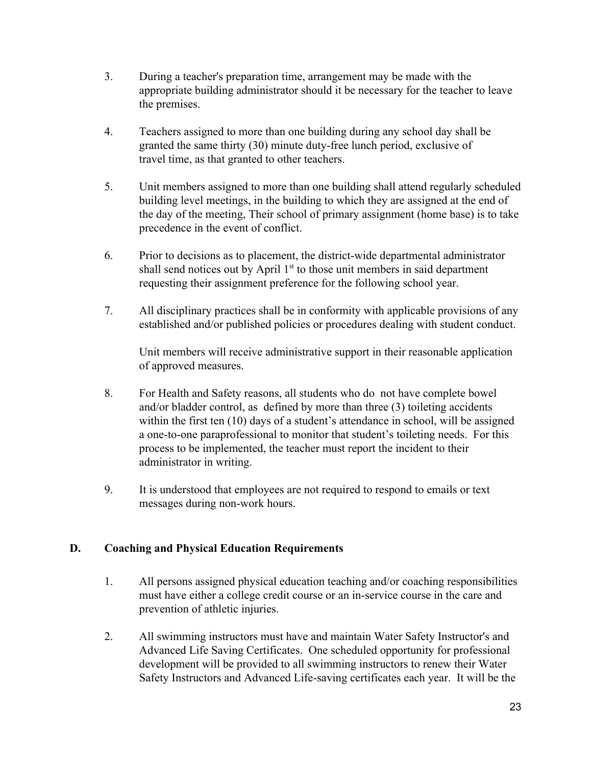3. During a teacher's preparation time, arrangement may be made with the appropriate building administrator should it be necessary for the teacher to leave the premises.

4. Teachers assigned to more than one building during any school day shall be granted the same thirty (30) minute duty-free lunch period, exclusive of travel time, as that granted to other teachers.

5. Unit members assigned to more than one building shall attend regularly scheduled building level meetings, in the building to which they are assigned at the end of the day of the meeting, Their school of primary assignment (home base) is to take precedence in the event of conflict.

6. Prior to decisions as to placement, the district-wide departmental administrator shall send notices out by April 1st to those unit members in said department requesting their assignment preference for the following school year.

7. All disciplinary practices shall be in conformity with applicable provisions of any established and/or published policies or procedures dealing with student conduct.

   Unit members will receive administrative support in their reasonable application of approved measures.

8. For Health and Safety reasons, all students who do not have complete bowel and/or bladder control, as defined by more than three (3) toileting accidents within the first ten (10) days of a student's attendance in school, will be assigned a one-to-one paraprofessional to monitor that student's toileting needs. For this process to be implemented, the teacher must report the incident to their administrator in writing.

9. It is understood that employees are not required to respond to emails or text messages during non-work hours.

## D. Coaching and Physical Education Requirements

1. All persons assigned physical education teaching and/or coaching responsibilities must have either a college credit course or an in-service course in the care and prevention of athletic injuries.

2. All swimming instructors must have and maintain Water Safety Instructor's and Advanced Life Saving Certificates. One scheduled opportunity for professional development will be provided to all swimming instructors to renew their Water Safety Instructors and Advanced Life-saving certificates each year. It will be the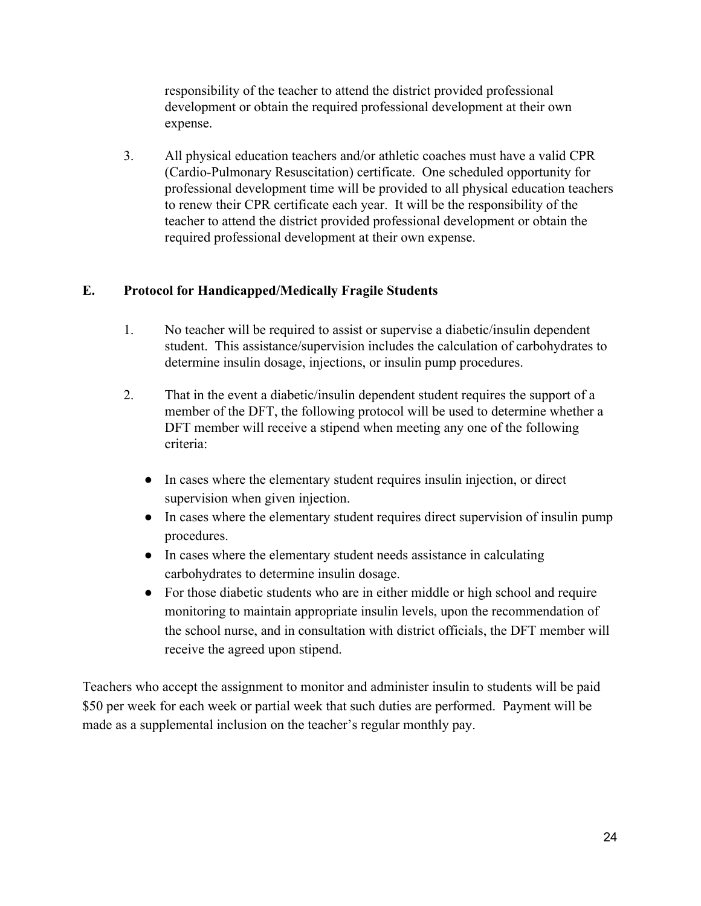responsibility of the teacher to attend the district provided professional development or obtain the required professional development at their own expense.

3. All physical education teachers and/or athletic coaches must have a valid CPR (Cardio-Pulmonary Resuscitation) certificate. One scheduled opportunity for professional development time will be provided to all physical education teachers to renew their CPR certificate each year. It will be the responsibility of the teacher to attend the district provided professional development or obtain the required professional development at their own expense.

### E. Protocol for Handicapped/Medically Fragile Students

1. No teacher will be required to assist or supervise a diabetic/insulin dependent student. This assistance/supervision includes the calculation of carbohydrates to determine insulin dosage, injections, or insulin pump procedures.

2. That in the event a diabetic/insulin dependent student requires the support of a member of the DFT, the following protocol will be used to determine whether a DFT member will receive a stipend when meeting any one of the following criteria:

   - In cases where the elementary student requires insulin injection, or direct supervision when given injection.
   - In cases where the elementary student requires direct supervision of insulin pump procedures.
   - In cases where the elementary student needs assistance in calculating carbohydrates to determine insulin dosage.
   - For those diabetic students who are in either middle or high school and require monitoring to maintain appropriate insulin levels, upon the recommendation of the school nurse, and in consultation with district officials, the DFT member will receive the agreed upon stipend.

Teachers who accept the assignment to monitor and administer insulin to students will be paid $50 per week for each week or partial week that such duties are performed. Payment will be made as a supplemental inclusion on the teacher's regular monthly pay.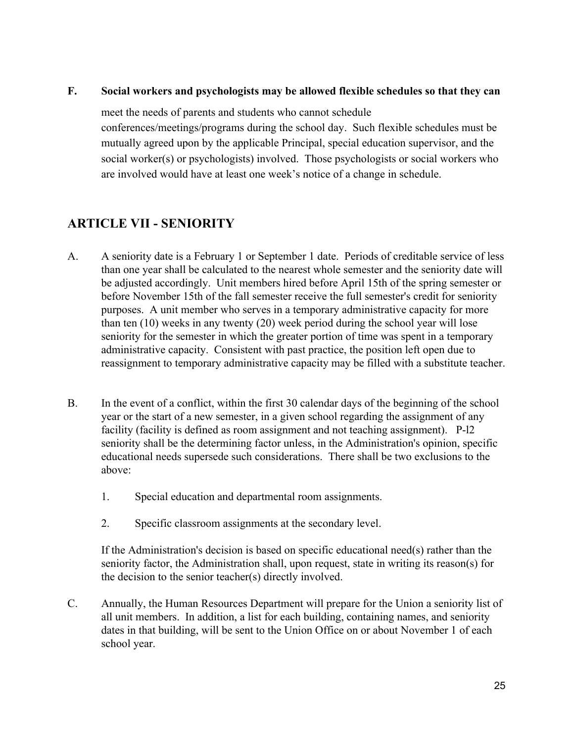**F. Social workers and psychologists may be allowed flexible schedules so that they can** meet the needs of parents and students who cannot schedule conferences/meetings/programs during the school day. Such flexible schedules must be mutually agreed upon by the applicable Principal, special education supervisor, and the social worker(s) or psychologists) involved. Those psychologists or social workers who are involved would have at least one week's notice of a change in schedule.

## ARTICLE VII - SENIORITY

A. A seniority date is a February 1 or September 1 date. Periods of creditable service of less than one year shall be calculated to the nearest whole semester and the seniority date will be adjusted accordingly. Unit members hired before April 15th of the spring semester or before November 15th of the fall semester receive the full semester's credit for seniority purposes. A unit member who serves in a temporary administrative capacity for more than ten (10) weeks in any twenty (20) week period during the school year will lose seniority for the semester in which the greater portion of time was spent in a temporary administrative capacity. Consistent with past practice, the position left open due to reassignment to temporary administrative capacity may be filled with a substitute teacher.

B. In the event of a conflict, within the first 30 calendar days of the beginning of the school year or the start of a new semester, in a given school regarding the assignment of any facility (facility is defined as room assignment and not teaching assignment). P-l2 seniority shall be the determining factor unless, in the Administration's opinion, specific educational needs supersede such considerations. There shall be two exclusions to the above:

   1. Special education and departmental room assignments.

   2. Specific classroom assignments at the secondary level.

   If the Administration's decision is based on specific educational need(s) rather than the seniority factor, the Administration shall, upon request, state in writing its reason(s) for the decision to the senior teacher(s) directly involved.

C. Annually, the Human Resources Department will prepare for the Union a seniority list of all unit members. In addition, a list for each building, containing names, and seniority dates in that building, will be sent to the Union Office on or about November 1 of each school year.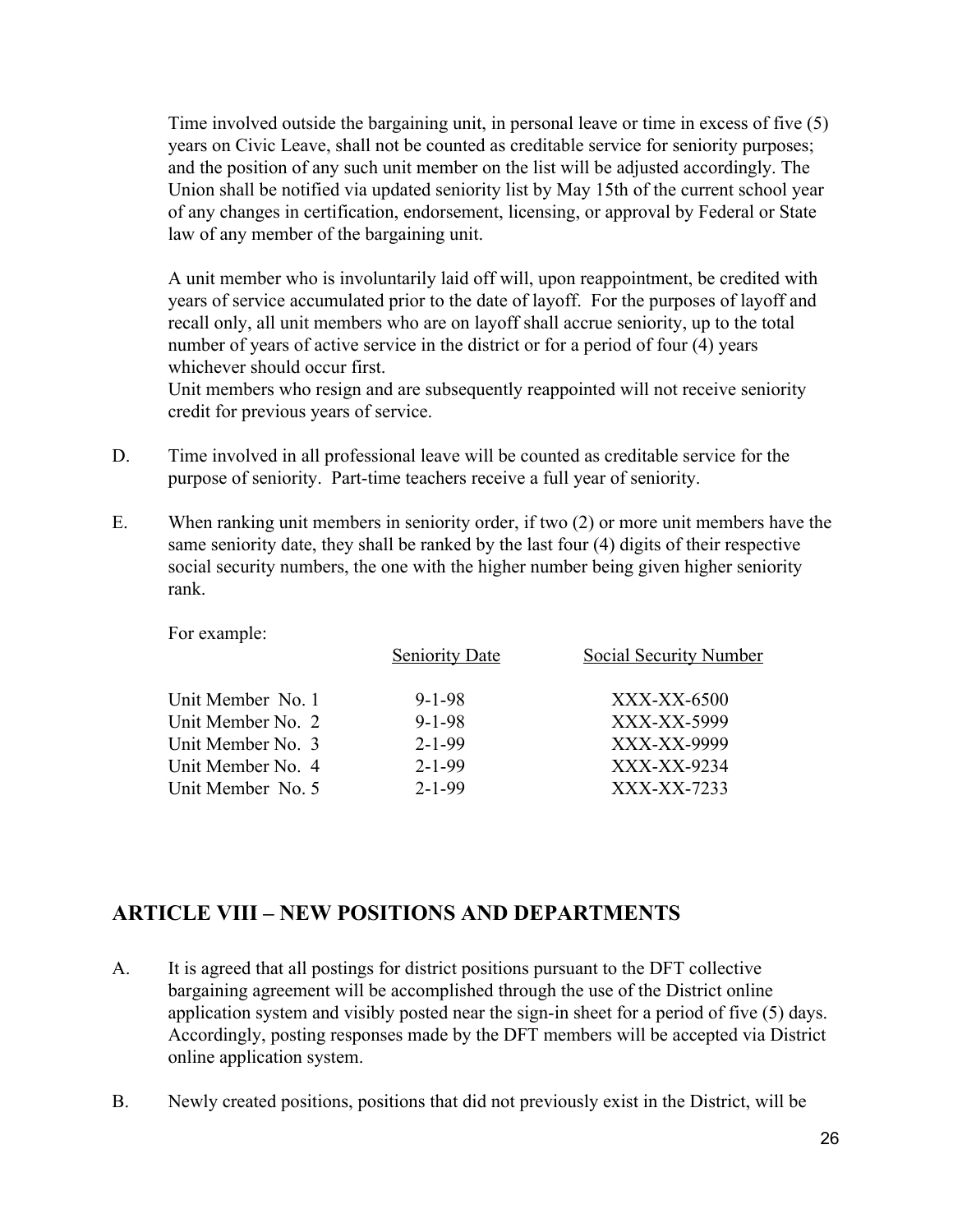Time involved outside the bargaining unit, in personal leave or time in excess of five (5) years on Civic Leave, shall not be counted as creditable service for seniority purposes; and the position of any such unit member on the list will be adjusted accordingly. The Union shall be notified via updated seniority list by May 15th of the current school year of any changes in certification, endorsement, licensing, or approval by Federal or State law of any member of the bargaining unit.

A unit member who is involuntarily laid off will, upon reappointment, be credited with years of service accumulated prior to the date of layoff. For the purposes of layoff and recall only, all unit members who are on layoff shall accrue seniority, up to the total number of years of active service in the district or for a period of four (4) years whichever should occur first.
Unit members who resign and are subsequently reappointed will not receive seniority credit for previous years of service.

D. Time involved in all professional leave will be counted as creditable service for the purpose of seniority. Part-time teachers receive a full year of seniority.

E. When ranking unit members in seniority order, if two (2) or more unit members have the same seniority date, they shall be ranked by the last four (4) digits of their respective social security numbers, the one with the higher number being given higher seniority rank.

For example:

| | Seniority Date | Social Security Number |
|---|---|---|
| Unit Member No. 1 | 9-1-98 | XXX-XX-6500 |
| Unit Member No. 2 | 9-1-98 | XXX-XX-5999 |
| Unit Member No. 3 | 2-1-99 | XXX-XX-9999 |
| Unit Member No. 4 | 2-1-99 | XXX-XX-9234 |
| Unit Member No. 5 | 2-1-99 | XXX-XX-7233 |

## ARTICLE VIII – NEW POSITIONS AND DEPARTMENTS

A. It is agreed that all postings for district positions pursuant to the DFT collective bargaining agreement will be accomplished through the use of the District online application system and visibly posted near the sign-in sheet for a period of five (5) days. Accordingly, posting responses made by the DFT members will be accepted via District online application system.

B. Newly created positions, positions that did not previously exist in the District, will be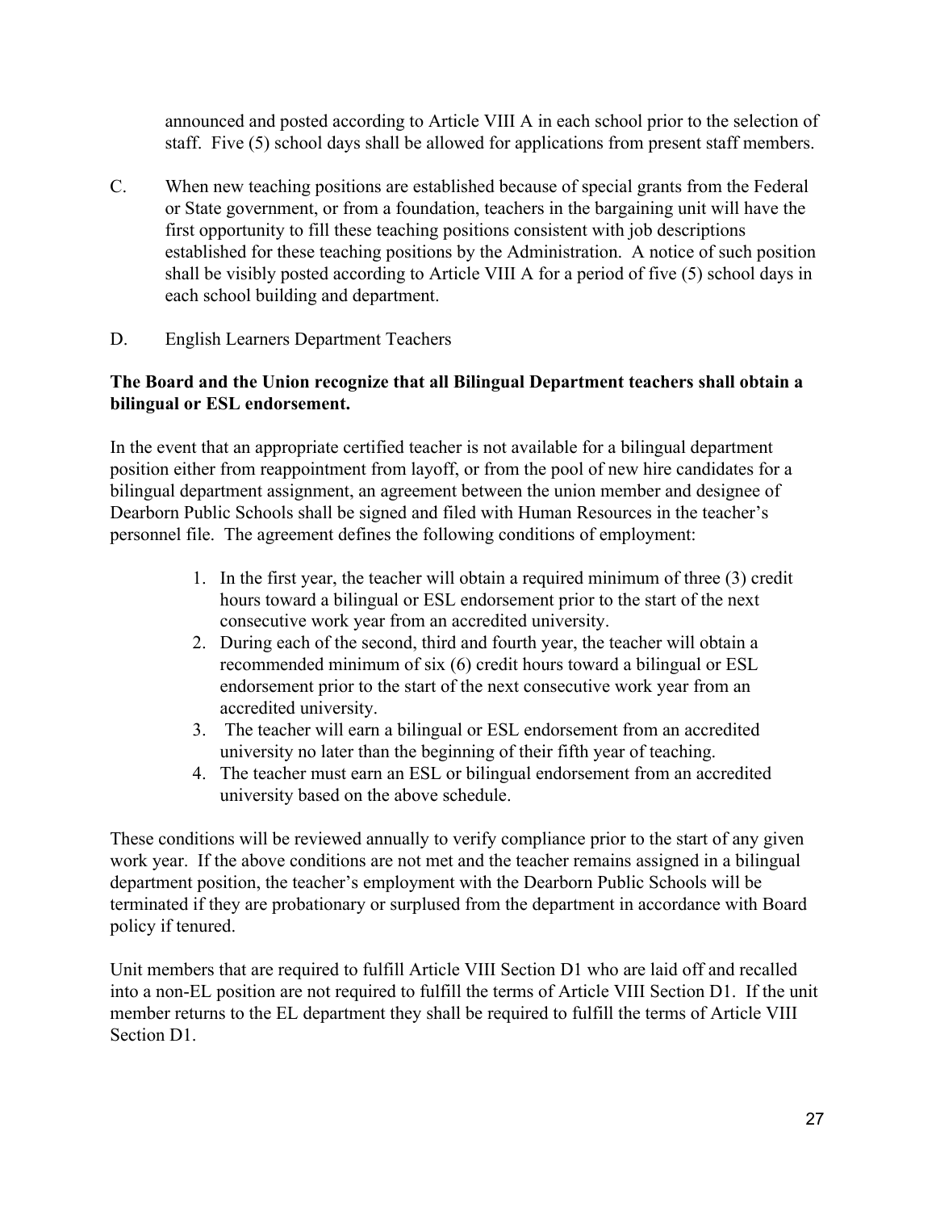announced and posted according to Article VIII A in each school prior to the selection of staff. Five (5) school days shall be allowed for applications from present staff members.

C. When new teaching positions are established because of special grants from the Federal or State government, or from a foundation, teachers in the bargaining unit will have the first opportunity to fill these teaching positions consistent with job descriptions established for these teaching positions by the Administration. A notice of such position shall be visibly posted according to Article VIII A for a period of five (5) school days in each school building and department.

D. English Learners Department Teachers

**The Board and the Union recognize that all Bilingual Department teachers shall obtain a bilingual or ESL endorsement.**

In the event that an appropriate certified teacher is not available for a bilingual department position either from reappointment from layoff, or from the pool of new hire candidates for a bilingual department assignment, an agreement between the union member and designee of Dearborn Public Schools shall be signed and filed with Human Resources in the teacher's personnel file. The agreement defines the following conditions of employment:

1. In the first year, the teacher will obtain a required minimum of three (3) credit hours toward a bilingual or ESL endorsement prior to the start of the next consecutive work year from an accredited university.
2. During each of the second, third and fourth year, the teacher will obtain a recommended minimum of six (6) credit hours toward a bilingual or ESL endorsement prior to the start of the next consecutive work year from an accredited university.
3. The teacher will earn a bilingual or ESL endorsement from an accredited university no later than the beginning of their fifth year of teaching.
4. The teacher must earn an ESL or bilingual endorsement from an accredited university based on the above schedule.

These conditions will be reviewed annually to verify compliance prior to the start of any given work year. If the above conditions are not met and the teacher remains assigned in a bilingual department position, the teacher's employment with the Dearborn Public Schools will be terminated if they are probationary or surplused from the department in accordance with Board policy if tenured.

Unit members that are required to fulfill Article VIII Section D1 who are laid off and recalled into a non-EL position are not required to fulfill the terms of Article VIII Section D1. If the unit member returns to the EL department they shall be required to fulfill the terms of Article VIII Section D1.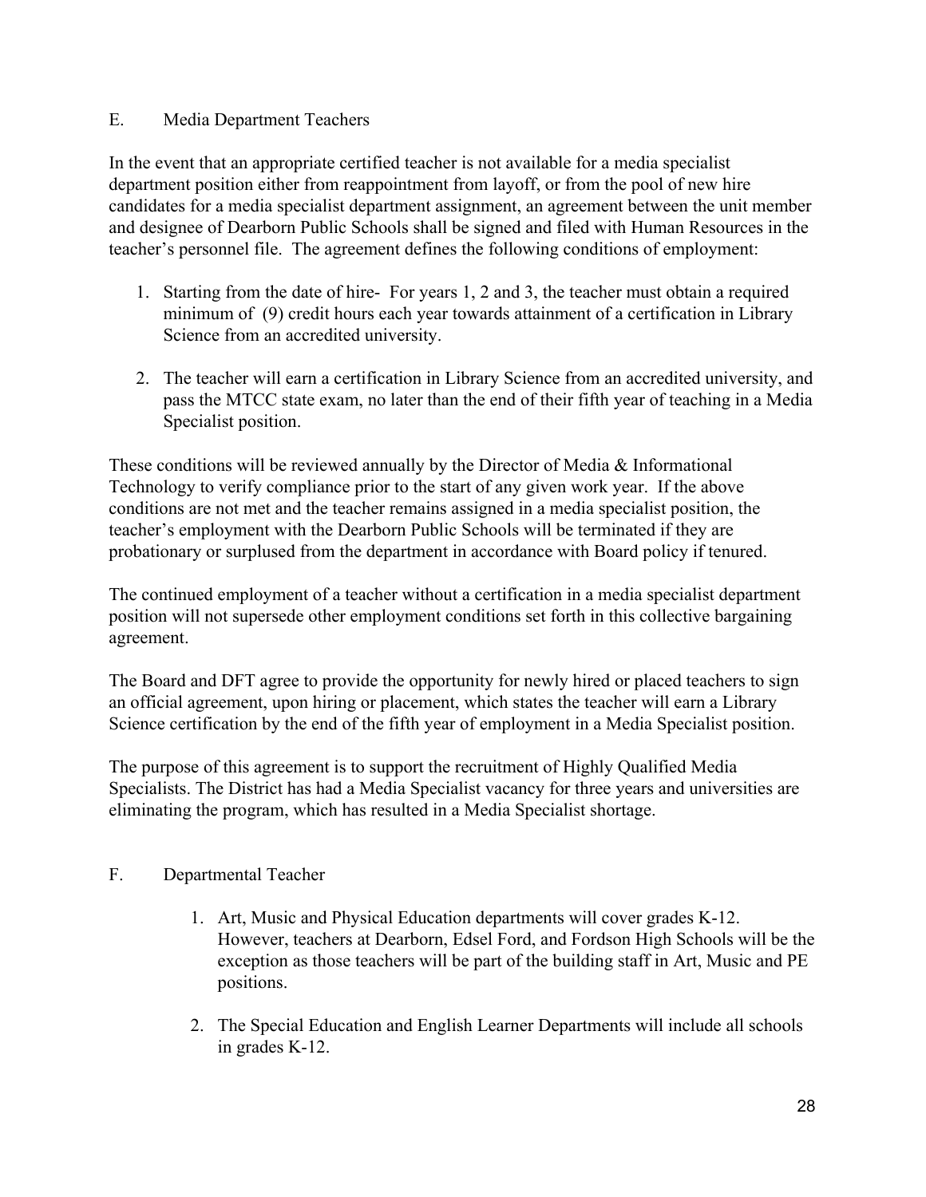## E. Media Department Teachers

In the event that an appropriate certified teacher is not available for a media specialist department position either from reappointment from layoff, or from the pool of new hire candidates for a media specialist department assignment, an agreement between the unit member and designee of Dearborn Public Schools shall be signed and filed with Human Resources in the teacher's personnel file. The agreement defines the following conditions of employment:

1. Starting from the date of hire- For years 1, 2 and 3, the teacher must obtain a required minimum of (9) credit hours each year towards attainment of a certification in Library Science from an accredited university.
2. The teacher will earn a certification in Library Science from an accredited university, and pass the MTCC state exam, no later than the end of their fifth year of teaching in a Media Specialist position.

These conditions will be reviewed annually by the Director of Media & Informational Technology to verify compliance prior to the start of any given work year. If the above conditions are not met and the teacher remains assigned in a media specialist position, the teacher's employment with the Dearborn Public Schools will be terminated if they are probationary or surplused from the department in accordance with Board policy if tenured.

The continued employment of a teacher without a certification in a media specialist department position will not supersede other employment conditions set forth in this collective bargaining agreement.

The Board and DFT agree to provide the opportunity for newly hired or placed teachers to sign an official agreement, upon hiring or placement, which states the teacher will earn a Library Science certification by the end of the fifth year of employment in a Media Specialist position.

The purpose of this agreement is to support the recruitment of Highly Qualified Media Specialists. The District has had a Media Specialist vacancy for three years and universities are eliminating the program, which has resulted in a Media Specialist shortage.

## F. Departmental Teacher

1. Art, Music and Physical Education departments will cover grades K-12. However, teachers at Dearborn, Edsel Ford, and Fordson High Schools will be the exception as those teachers will be part of the building staff in Art, Music and PE positions.
2. The Special Education and English Learner Departments will include all schools in grades K-12.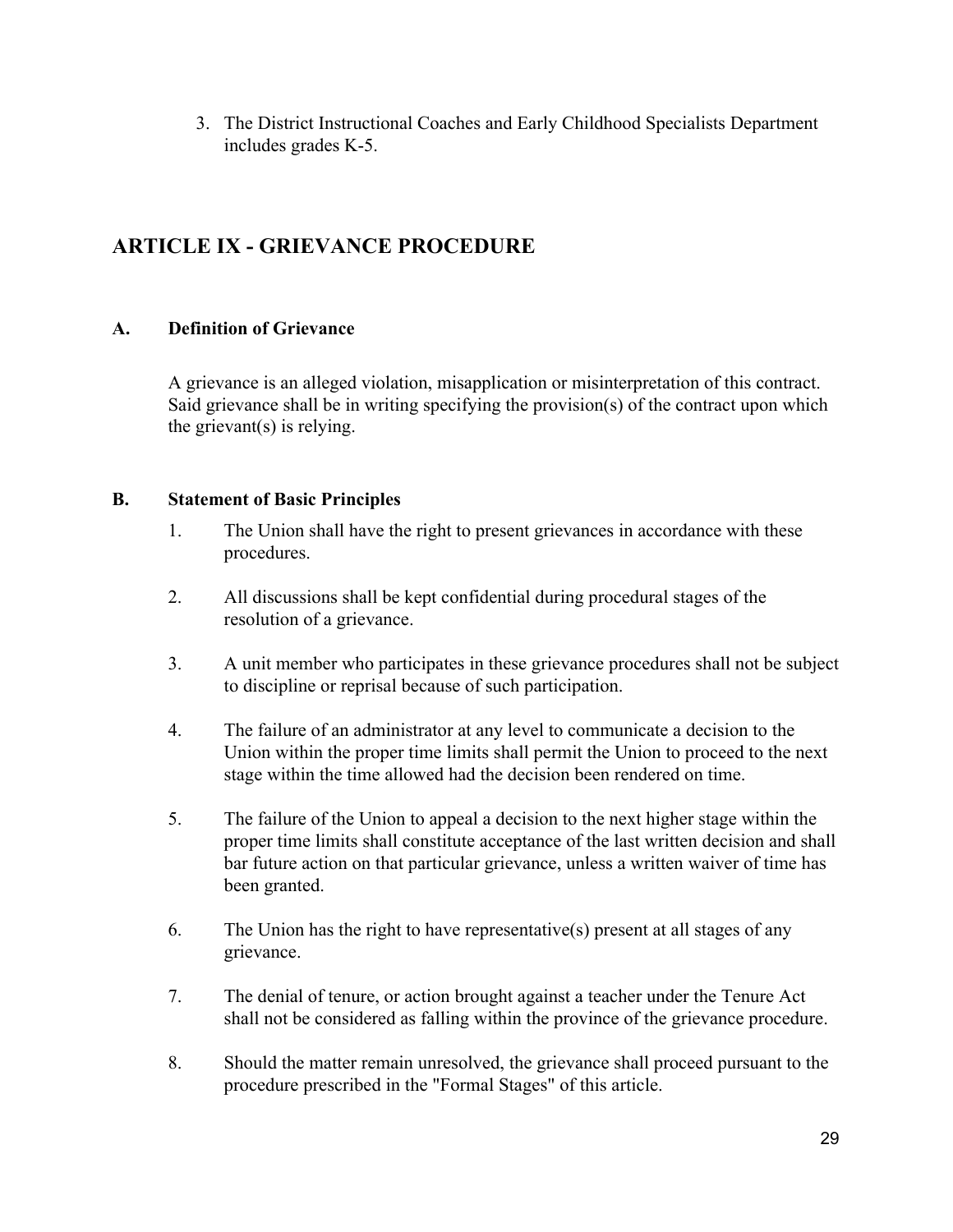3. The District Instructional Coaches and Early Childhood Specialists Department includes grades K-5.

## ARTICLE IX - GRIEVANCE PROCEDURE

### A. Definition of Grievance

A grievance is an alleged violation, misapplication or misinterpretation of this contract. Said grievance shall be in writing specifying the provision(s) of the contract upon which the grievant(s) is relying.

### B. Statement of Basic Principles

1. The Union shall have the right to present grievances in accordance with these procedures.

2. All discussions shall be kept confidential during procedural stages of the resolution of a grievance.

3. A unit member who participates in these grievance procedures shall not be subject to discipline or reprisal because of such participation.

4. The failure of an administrator at any level to communicate a decision to the Union within the proper time limits shall permit the Union to proceed to the next stage within the time allowed had the decision been rendered on time.

5. The failure of the Union to appeal a decision to the next higher stage within the proper time limits shall constitute acceptance of the last written decision and shall bar future action on that particular grievance, unless a written waiver of time has been granted.

6. The Union has the right to have representative(s) present at all stages of any grievance.

7. The denial of tenure, or action brought against a teacher under the Tenure Act shall not be considered as falling within the province of the grievance procedure.

8. Should the matter remain unresolved, the grievance shall proceed pursuant to the procedure prescribed in the "Formal Stages" of this article.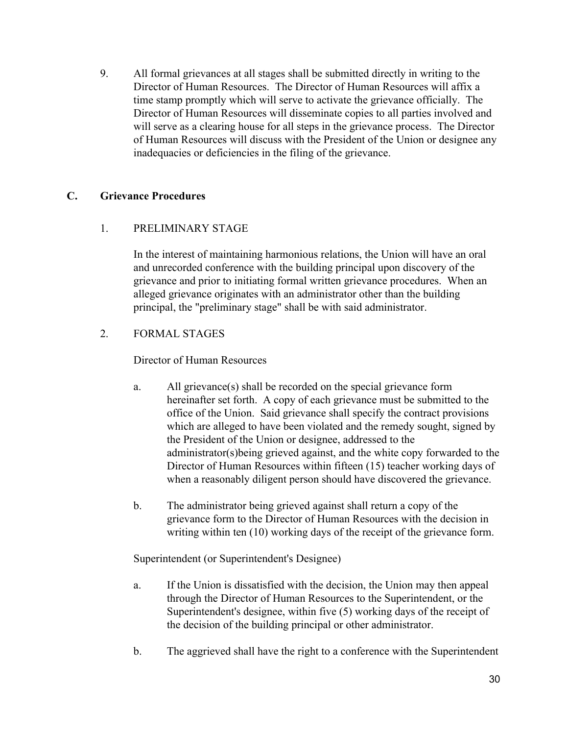9. All formal grievances at all stages shall be submitted directly in writing to the Director of Human Resources. The Director of Human Resources will affix a time stamp promptly which will serve to activate the grievance officially. The Director of Human Resources will disseminate copies to all parties involved and will serve as a clearing house for all steps in the grievance process. The Director of Human Resources will discuss with the President of the Union or designee any inadequacies or deficiencies in the filing of the grievance.

## C. Grievance Procedures

1. PRELIMINARY STAGE

   In the interest of maintaining harmonious relations, the Union will have an oral and unrecorded conference with the building principal upon discovery of the grievance and prior to initiating formal written grievance procedures. When an alleged grievance originates with an administrator other than the building principal, the "preliminary stage" shall be with said administrator.

2. FORMAL STAGES

   Director of Human Resources

   a. All grievance(s) shall be recorded on the special grievance form hereinafter set forth. A copy of each grievance must be submitted to the office of the Union. Said grievance shall specify the contract provisions which are alleged to have been violated and the remedy sought, signed by the President of the Union or designee, addressed to the administrator(s)being grieved against, and the white copy forwarded to the Director of Human Resources within fifteen (15) teacher working days of when a reasonably diligent person should have discovered the grievance.

   b. The administrator being grieved against shall return a copy of the grievance form to the Director of Human Resources with the decision in writing within ten (10) working days of the receipt of the grievance form.

   Superintendent (or Superintendent's Designee)

   a. If the Union is dissatisfied with the decision, the Union may then appeal through the Director of Human Resources to the Superintendent, or the Superintendent's designee, within five (5) working days of the receipt of the decision of the building principal or other administrator.

   b. The aggrieved shall have the right to a conference with the Superintendent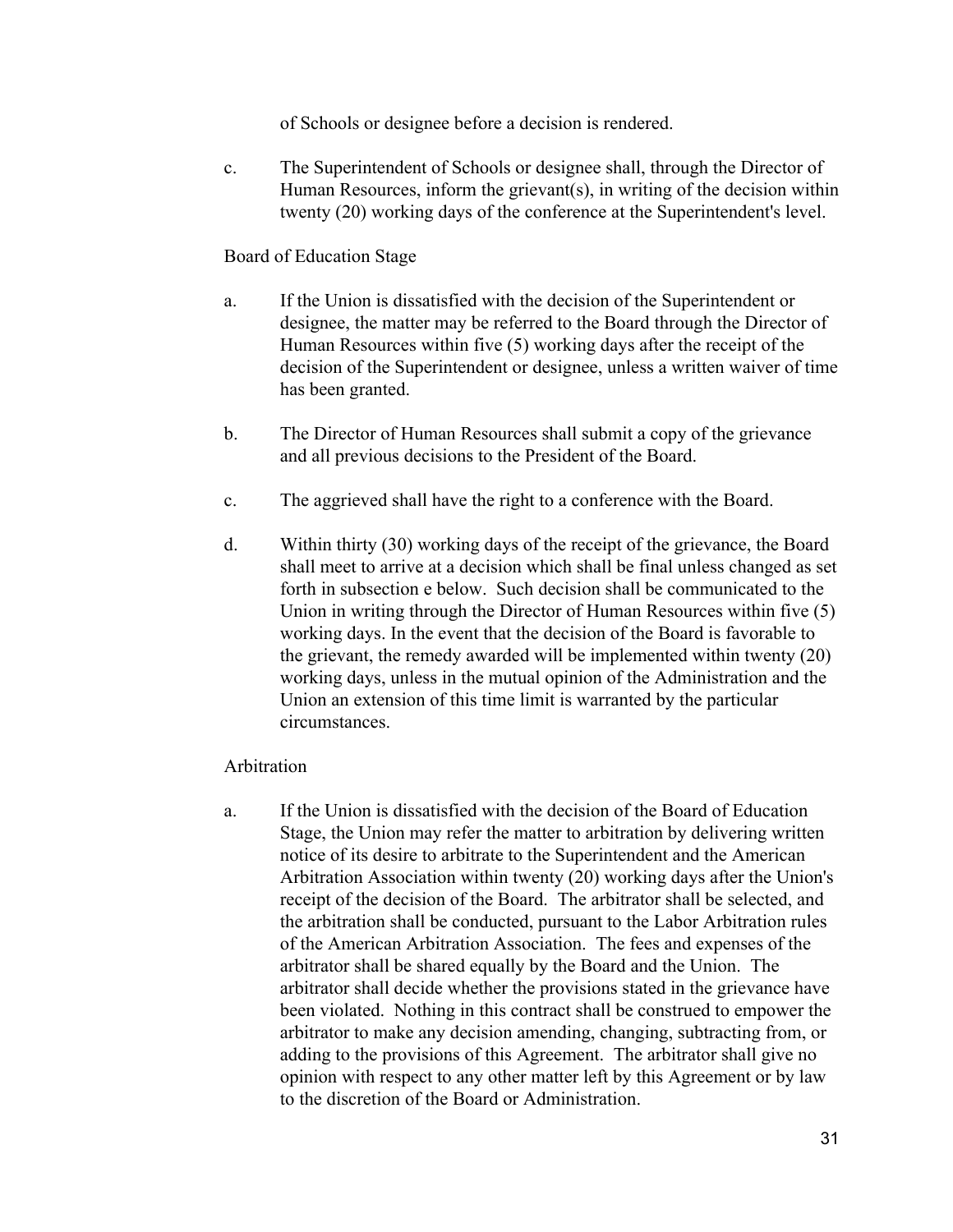of Schools or designee before a decision is rendered.

c. The Superintendent of Schools or designee shall, through the Director of Human Resources, inform the grievant(s), in writing of the decision within twenty (20) working days of the conference at the Superintendent's level.

Board of Education Stage

a. If the Union is dissatisfied with the decision of the Superintendent or designee, the matter may be referred to the Board through the Director of Human Resources within five (5) working days after the receipt of the decision of the Superintendent or designee, unless a written waiver of time has been granted.

b. The Director of Human Resources shall submit a copy of the grievance and all previous decisions to the President of the Board.

c. The aggrieved shall have the right to a conference with the Board.

d. Within thirty (30) working days of the receipt of the grievance, the Board shall meet to arrive at a decision which shall be final unless changed as set forth in subsection e below. Such decision shall be communicated to the Union in writing through the Director of Human Resources within five (5) working days. In the event that the decision of the Board is favorable to the grievant, the remedy awarded will be implemented within twenty (20) working days, unless in the mutual opinion of the Administration and the Union an extension of this time limit is warranted by the particular circumstances.

Arbitration

a. If the Union is dissatisfied with the decision of the Board of Education Stage, the Union may refer the matter to arbitration by delivering written notice of its desire to arbitrate to the Superintendent and the American Arbitration Association within twenty (20) working days after the Union's receipt of the decision of the Board. The arbitrator shall be selected, and the arbitration shall be conducted, pursuant to the Labor Arbitration rules of the American Arbitration Association. The fees and expenses of the arbitrator shall be shared equally by the Board and the Union. The arbitrator shall decide whether the provisions stated in the grievance have been violated. Nothing in this contract shall be construed to empower the arbitrator to make any decision amending, changing, subtracting from, or adding to the provisions of this Agreement. The arbitrator shall give no opinion with respect to any other matter left by this Agreement or by law to the discretion of the Board or Administration.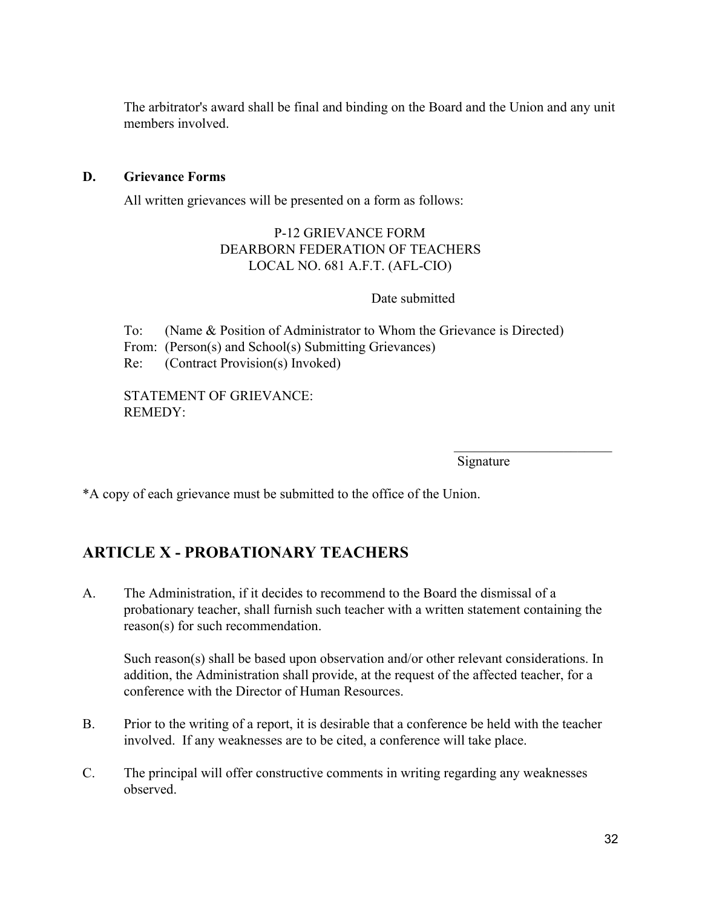The arbitrator's award shall be final and binding on the Board and the Union and any unit members involved.

**D. Grievance Forms**

All written grievances will be presented on a form as follows:

P-12 GRIEVANCE FORM
DEARBORN FEDERATION OF TEACHERS
LOCAL NO. 681 A.F.T. (AFL-CIO)

Date submitted

To: (Name & Position of Administrator to Whom the Grievance is Directed)
From: (Person(s) and School(s) Submitting Grievances)
Re: (Contract Provision(s) Invoked)

STATEMENT OF GRIEVANCE:
REMEDY:

\_\_\_\_\_\_\_\_\_\_\_\_\_\_\_\_\_\_\_\_\_\_\_\_
Signature

*A copy of each grievance must be submitted to the office of the Union.

## ARTICLE X - PROBATIONARY TEACHERS

A. The Administration, if it decides to recommend to the Board the dismissal of a probationary teacher, shall furnish such teacher with a written statement containing the reason(s) for such recommendation.

Such reason(s) shall be based upon observation and/or other relevant considerations. In addition, the Administration shall provide, at the request of the affected teacher, for a conference with the Director of Human Resources.

B. Prior to the writing of a report, it is desirable that a conference be held with the teacher involved. If any weaknesses are to be cited, a conference will take place.

C. The principal will offer constructive comments in writing regarding any weaknesses observed.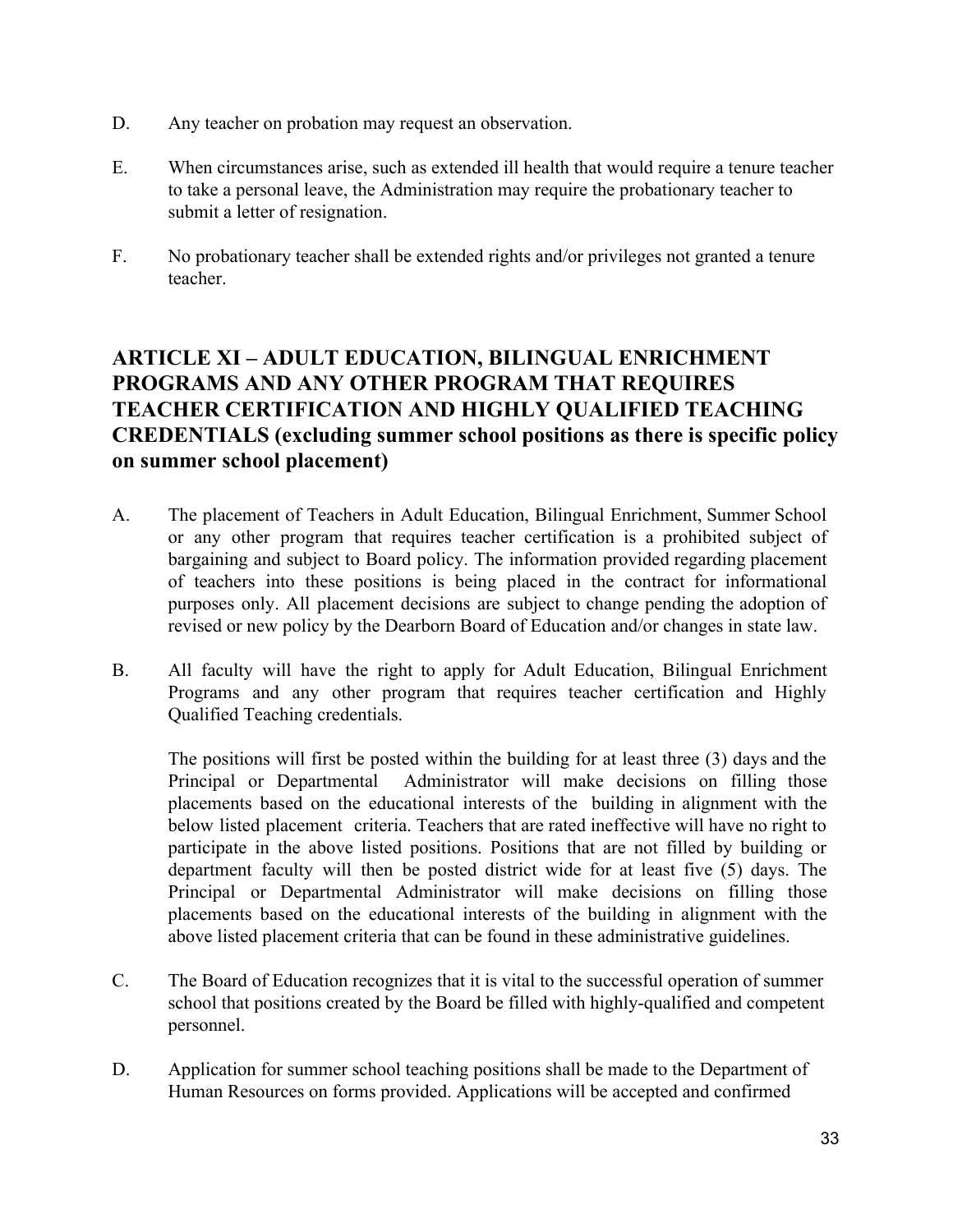D. Any teacher on probation may request an observation.

E. When circumstances arise, such as extended ill health that would require a tenure teacher to take a personal leave, the Administration may require the probationary teacher to submit a letter of resignation.

F. No probationary teacher shall be extended rights and/or privileges not granted a tenure teacher.

## ARTICLE XI – ADULT EDUCATION, BILINGUAL ENRICHMENT PROGRAMS AND ANY OTHER PROGRAM THAT REQUIRES TEACHER CERTIFICATION AND HIGHLY QUALIFIED TEACHING CREDENTIALS (excluding summer school positions as there is specific policy on summer school placement)

A. The placement of Teachers in Adult Education, Bilingual Enrichment, Summer School or any other program that requires teacher certification is a prohibited subject of bargaining and subject to Board policy. The information provided regarding placement of teachers into these positions is being placed in the contract for informational purposes only. All placement decisions are subject to change pending the adoption of revised or new policy by the Dearborn Board of Education and/or changes in state law.

B. All faculty will have the right to apply for Adult Education, Bilingual Enrichment Programs and any other program that requires teacher certification and Highly Qualified Teaching credentials.

   The positions will first be posted within the building for at least three (3) days and the Principal or Departmental Administrator will make decisions on filling those placements based on the educational interests of the building in alignment with the below listed placement criteria. Teachers that are rated ineffective will have no right to participate in the above listed positions. Positions that are not filled by building or department faculty will then be posted district wide for at least five (5) days. The Principal or Departmental Administrator will make decisions on filling those placements based on the educational interests of the building in alignment with the above listed placement criteria that can be found in these administrative guidelines.

C. The Board of Education recognizes that it is vital to the successful operation of summer school that positions created by the Board be filled with highly-qualified and competent personnel.

D. Application for summer school teaching positions shall be made to the Department of Human Resources on forms provided. Applications will be accepted and confirmed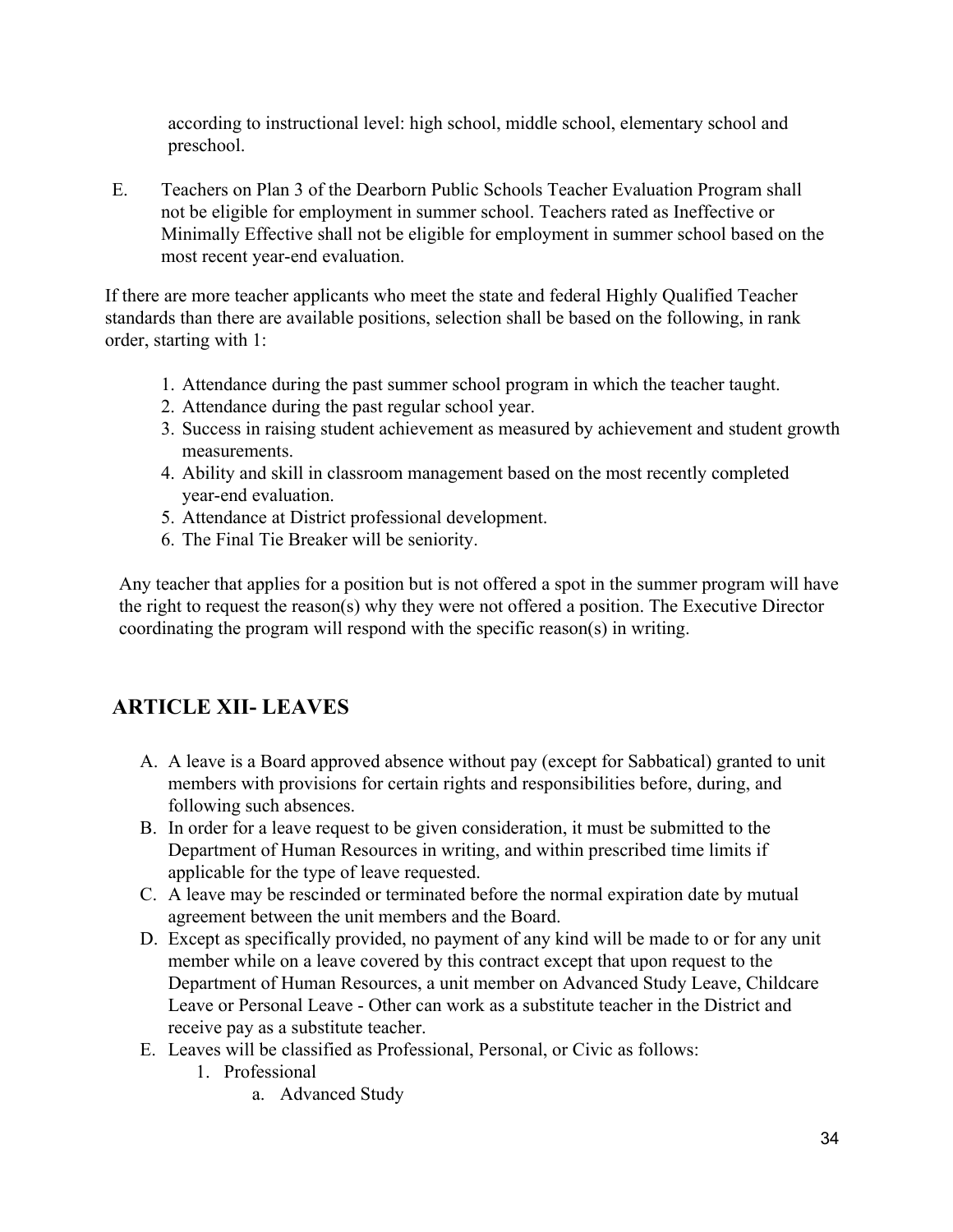according to instructional level: high school, middle school, elementary school and preschool.

E. Teachers on Plan 3 of the Dearborn Public Schools Teacher Evaluation Program shall not be eligible for employment in summer school. Teachers rated as Ineffective or Minimally Effective shall not be eligible for employment in summer school based on the most recent year-end evaluation.

If there are more teacher applicants who meet the state and federal Highly Qualified Teacher standards than there are available positions, selection shall be based on the following, in rank order, starting with 1:

1. Attendance during the past summer school program in which the teacher taught.
2. Attendance during the past regular school year.
3. Success in raising student achievement as measured by achievement and student growth measurements.
4. Ability and skill in classroom management based on the most recently completed year-end evaluation.
5. Attendance at District professional development.
6. The Final Tie Breaker will be seniority.

Any teacher that applies for a position but is not offered a spot in the summer program will have the right to request the reason(s) why they were not offered a position. The Executive Director coordinating the program will respond with the specific reason(s) in writing.

## ARTICLE XII- LEAVES

A. A leave is a Board approved absence without pay (except for Sabbatical) granted to unit members with provisions for certain rights and responsibilities before, during, and following such absences.
B. In order for a leave request to be given consideration, it must be submitted to the Department of Human Resources in writing, and within prescribed time limits if applicable for the type of leave requested.
C. A leave may be rescinded or terminated before the normal expiration date by mutual agreement between the unit members and the Board.
D. Except as specifically provided, no payment of any kind will be made to or for any unit member while on a leave covered by this contract except that upon request to the Department of Human Resources, a unit member on Advanced Study Leave, Childcare Leave or Personal Leave - Other can work as a substitute teacher in the District and receive pay as a substitute teacher.
E. Leaves will be classified as Professional, Personal, or Civic as follows:
    1. Professional
        a. Advanced Study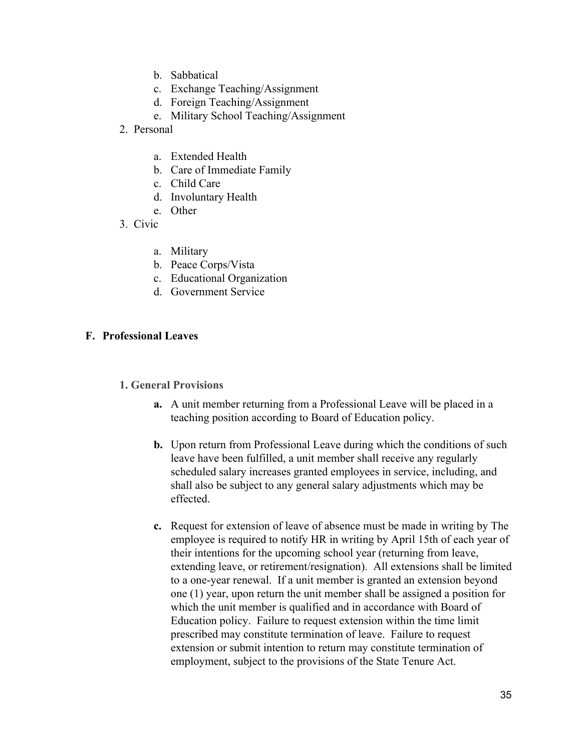b. Sabbatical
   c. Exchange Teaching/Assignment
   d. Foreign Teaching/Assignment
   e. Military School Teaching/Assignment

2. Personal
   a. Extended Health
   b. Care of Immediate Family
   c. Child Care
   d. Involuntary Health
   e. Other

3. Civic
   a. Military
   b. Peace Corps/Vista
   c. Educational Organization
   d. Government Service

## F. Professional Leaves

### 1. General Provisions

**a.** A unit member returning from a Professional Leave will be placed in a teaching position according to Board of Education policy.

**b.** Upon return from Professional Leave during which the conditions of such leave have been fulfilled, a unit member shall receive any regularly scheduled salary increases granted employees in service, including, and shall also be subject to any general salary adjustments which may be effected.

**c.** Request for extension of leave of absence must be made in writing by The employee is required to notify HR in writing by April 15th of each year of their intentions for the upcoming school year (returning from leave, extending leave, or retirement/resignation). All extensions shall be limited to a one-year renewal. If a unit member is granted an extension beyond one (1) year, upon return the unit member shall be assigned a position for which the unit member is qualified and in accordance with Board of Education policy. Failure to request extension within the time limit prescribed may constitute termination of leave. Failure to request extension or submit intention to return may constitute termination of employment, subject to the provisions of the State Tenure Act.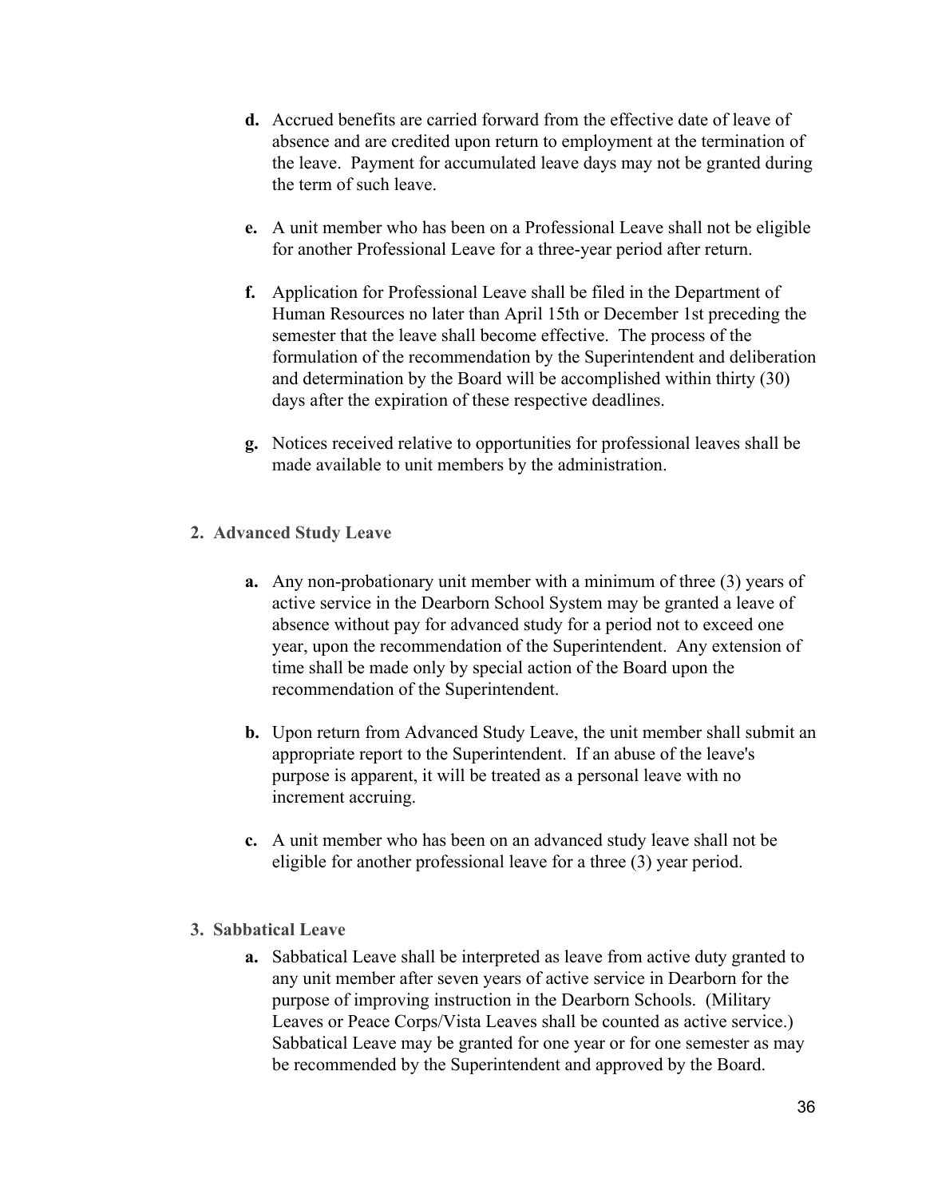- **d.** Accrued benefits are carried forward from the effective date of leave of absence and are credited upon return to employment at the termination of the leave. Payment for accumulated leave days may not be granted during the term of such leave.

- **e.** A unit member who has been on a Professional Leave shall not be eligible for another Professional Leave for a three-year period after return.

- **f.** Application for Professional Leave shall be filed in the Department of Human Resources no later than April 15th or December 1st preceding the semester that the leave shall become effective. The process of the formulation of the recommendation by the Superintendent and deliberation and determination by the Board will be accomplished within thirty (30) days after the expiration of these respective deadlines.

- **g.** Notices received relative to opportunities for professional leaves shall be made available to unit members by the administration.

**2. Advanced Study Leave**

- **a.** Any non-probationary unit member with a minimum of three (3) years of active service in the Dearborn School System may be granted a leave of absence without pay for advanced study for a period not to exceed one year, upon the recommendation of the Superintendent. Any extension of time shall be made only by special action of the Board upon the recommendation of the Superintendent.

- **b.** Upon return from Advanced Study Leave, the unit member shall submit an appropriate report to the Superintendent. If an abuse of the leave's purpose is apparent, it will be treated as a personal leave with no increment accruing.

- **c.** A unit member who has been on an advanced study leave shall not be eligible for another professional leave for a three (3) year period.

**3. Sabbatical Leave**

- **a.** Sabbatical Leave shall be interpreted as leave from active duty granted to any unit member after seven years of active service in Dearborn for the purpose of improving instruction in the Dearborn Schools. (Military Leaves or Peace Corps/Vista Leaves shall be counted as active service.) Sabbatical Leave may be granted for one year or for one semester as may be recommended by the Superintendent and approved by the Board.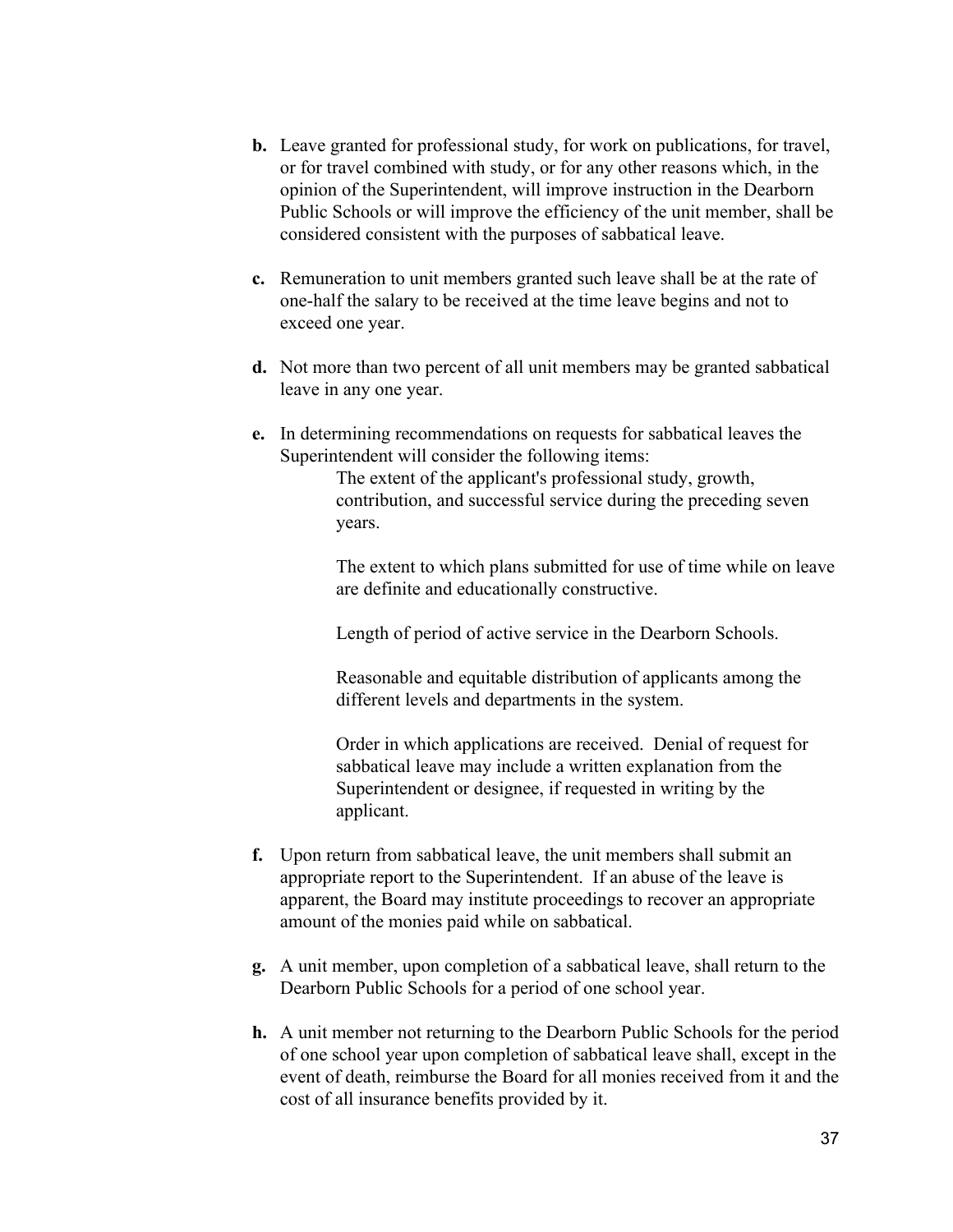**b.** Leave granted for professional study, for work on publications, for travel, or for travel combined with study, or for any other reasons which, in the opinion of the Superintendent, will improve instruction in the Dearborn Public Schools or will improve the efficiency of the unit member, shall be considered consistent with the purposes of sabbatical leave.

**c.** Remuneration to unit members granted such leave shall be at the rate of one-half the salary to be received at the time leave begins and not to exceed one year.

**d.** Not more than two percent of all unit members may be granted sabbatical leave in any one year.

**e.** In determining recommendations on requests for sabbatical leaves the Superintendent will consider the following items:

> The extent of the applicant's professional study, growth, contribution, and successful service during the preceding seven years.
>
> The extent to which plans submitted for use of time while on leave are definite and educationally constructive.
>
> Length of period of active service in the Dearborn Schools.
>
> Reasonable and equitable distribution of applicants among the different levels and departments in the system.
>
> Order in which applications are received. Denial of request for sabbatical leave may include a written explanation from the Superintendent or designee, if requested in writing by the applicant.

**f.** Upon return from sabbatical leave, the unit members shall submit an appropriate report to the Superintendent. If an abuse of the leave is apparent, the Board may institute proceedings to recover an appropriate amount of the monies paid while on sabbatical.

**g.** A unit member, upon completion of a sabbatical leave, shall return to the Dearborn Public Schools for a period of one school year.

**h.** A unit member not returning to the Dearborn Public Schools for the period of one school year upon completion of sabbatical leave shall, except in the event of death, reimburse the Board for all monies received from it and the cost of all insurance benefits provided by it.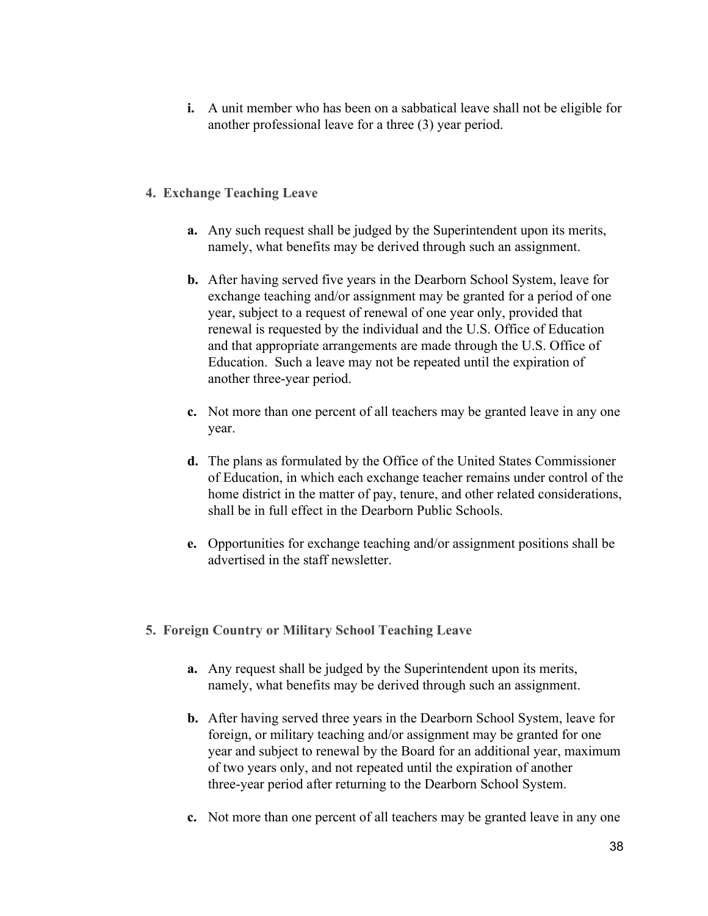**i.** A unit member who has been on a sabbatical leave shall not be eligible for another professional leave for a three (3) year period.

#### 4. Exchange Teaching Leave

**a.** Any such request shall be judged by the Superintendent upon its merits, namely, what benefits may be derived through such an assignment.

**b.** After having served five years in the Dearborn School System, leave for exchange teaching and/or assignment may be granted for a period of one year, subject to a request of renewal of one year only, provided that renewal is requested by the individual and the U.S. Office of Education and that appropriate arrangements are made through the U.S. Office of Education. Such a leave may not be repeated until the expiration of another three-year period.

**c.** Not more than one percent of all teachers may be granted leave in any one year.

**d.** The plans as formulated by the Office of the United States Commissioner of Education, in which each exchange teacher remains under control of the home district in the matter of pay, tenure, and other related considerations, shall be in full effect in the Dearborn Public Schools.

**e.** Opportunities for exchange teaching and/or assignment positions shall be advertised in the staff newsletter.

#### 5. Foreign Country or Military School Teaching Leave

**a.** Any request shall be judged by the Superintendent upon its merits, namely, what benefits may be derived through such an assignment.

**b.** After having served three years in the Dearborn School System, leave for foreign, or military teaching and/or assignment may be granted for one year and subject to renewal by the Board for an additional year, maximum of two years only, and not repeated until the expiration of another three-year period after returning to the Dearborn School System.

**c.** Not more than one percent of all teachers may be granted leave in any one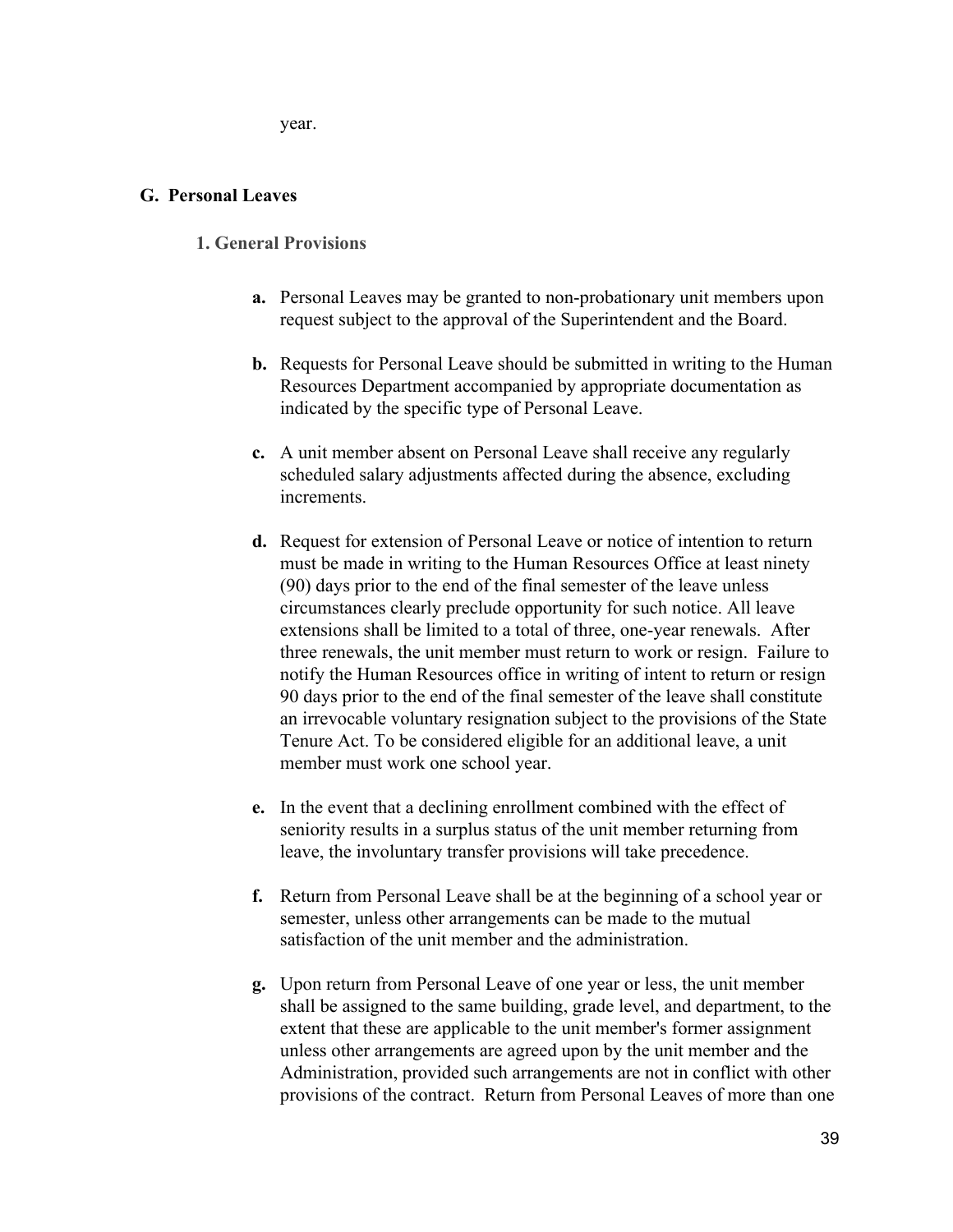year.

## G. Personal Leaves

### 1. General Provisions

- **a.** Personal Leaves may be granted to non-probationary unit members upon request subject to the approval of the Superintendent and the Board.

- **b.** Requests for Personal Leave should be submitted in writing to the Human Resources Department accompanied by appropriate documentation as indicated by the specific type of Personal Leave.

- **c.** A unit member absent on Personal Leave shall receive any regularly scheduled salary adjustments affected during the absence, excluding increments.

- **d.** Request for extension of Personal Leave or notice of intention to return must be made in writing to the Human Resources Office at least ninety (90) days prior to the end of the final semester of the leave unless circumstances clearly preclude opportunity for such notice. All leave extensions shall be limited to a total of three, one-year renewals. After three renewals, the unit member must return to work or resign. Failure to notify the Human Resources office in writing of intent to return or resign 90 days prior to the end of the final semester of the leave shall constitute an irrevocable voluntary resignation subject to the provisions of the State Tenure Act. To be considered eligible for an additional leave, a unit member must work one school year.

- **e.** In the event that a declining enrollment combined with the effect of seniority results in a surplus status of the unit member returning from leave, the involuntary transfer provisions will take precedence.

- **f.** Return from Personal Leave shall be at the beginning of a school year or semester, unless other arrangements can be made to the mutual satisfaction of the unit member and the administration.

- **g.** Upon return from Personal Leave of one year or less, the unit member shall be assigned to the same building, grade level, and department, to the extent that these are applicable to the unit member's former assignment unless other arrangements are agreed upon by the unit member and the Administration, provided such arrangements are not in conflict with other provisions of the contract. Return from Personal Leaves of more than one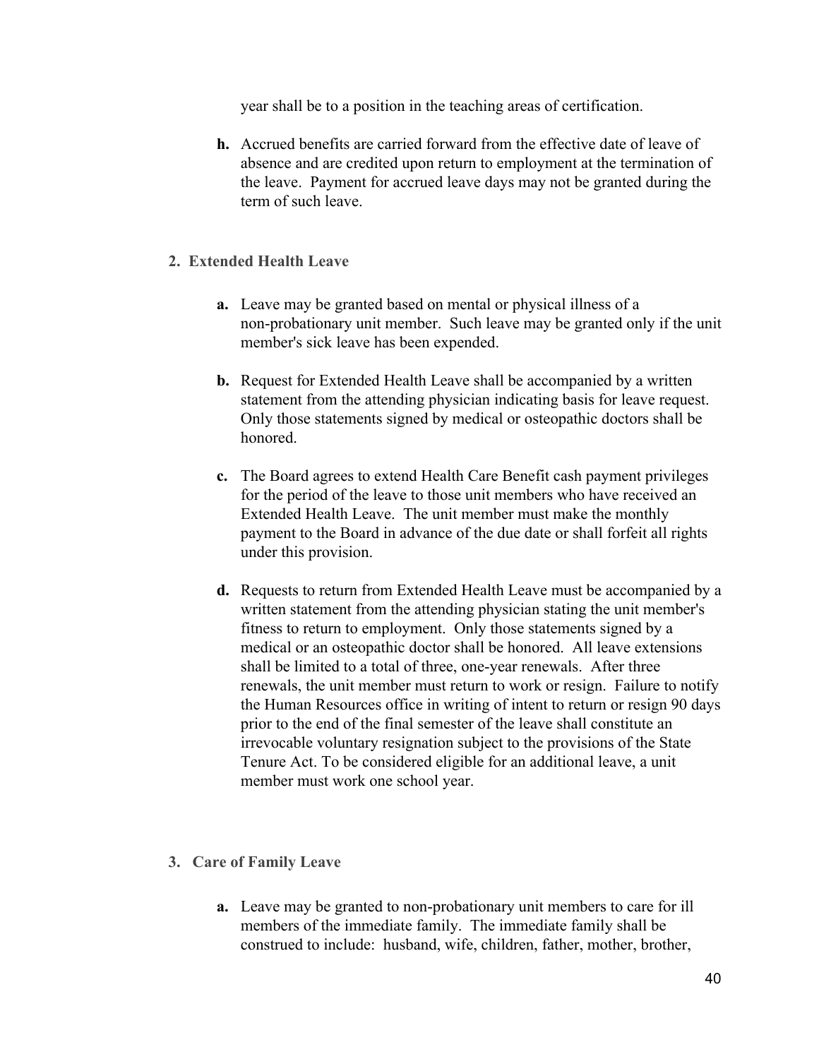year shall be to a position in the teaching areas of certification.

**h.** Accrued benefits are carried forward from the effective date of leave of absence and are credited upon return to employment at the termination of the leave. Payment for accrued leave days may not be granted during the term of such leave.

**2. Extended Health Leave**

**a.** Leave may be granted based on mental or physical illness of a non-probationary unit member. Such leave may be granted only if the unit member's sick leave has been expended.

**b.** Request for Extended Health Leave shall be accompanied by a written statement from the attending physician indicating basis for leave request. Only those statements signed by medical or osteopathic doctors shall be honored.

**c.** The Board agrees to extend Health Care Benefit cash payment privileges for the period of the leave to those unit members who have received an Extended Health Leave. The unit member must make the monthly payment to the Board in advance of the due date or shall forfeit all rights under this provision.

**d.** Requests to return from Extended Health Leave must be accompanied by a written statement from the attending physician stating the unit member's fitness to return to employment. Only those statements signed by a medical or an osteopathic doctor shall be honored. All leave extensions shall be limited to a total of three, one-year renewals. After three renewals, the unit member must return to work or resign. Failure to notify the Human Resources office in writing of intent to return or resign 90 days prior to the end of the final semester of the leave shall constitute an irrevocable voluntary resignation subject to the provisions of the State Tenure Act. To be considered eligible for an additional leave, a unit member must work one school year.

**3. Care of Family Leave**

**a.** Leave may be granted to non-probationary unit members to care for ill members of the immediate family. The immediate family shall be construed to include: husband, wife, children, father, mother, brother,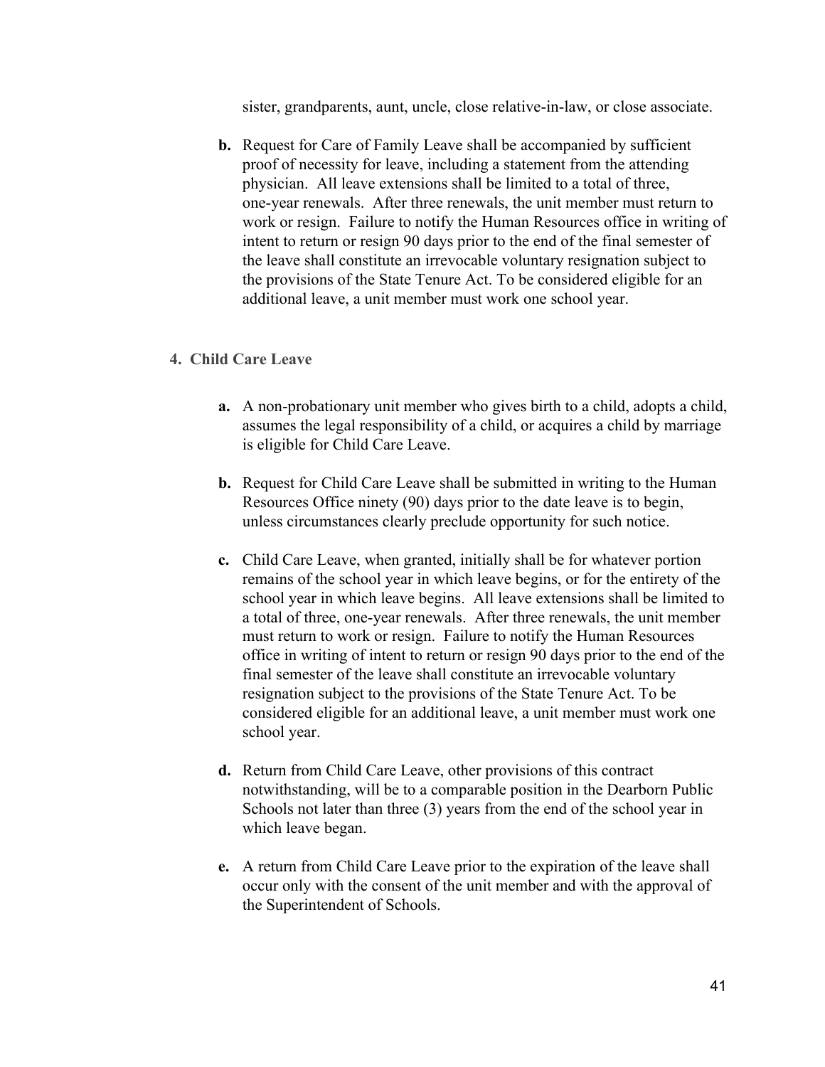sister, grandparents, aunt, uncle, close relative-in-law, or close associate.

**b.** Request for Care of Family Leave shall be accompanied by sufficient proof of necessity for leave, including a statement from the attending physician. All leave extensions shall be limited to a total of three, one-year renewals. After three renewals, the unit member must return to work or resign. Failure to notify the Human Resources office in writing of intent to return or resign 90 days prior to the end of the final semester of the leave shall constitute an irrevocable voluntary resignation subject to the provisions of the State Tenure Act. To be considered eligible for an additional leave, a unit member must work one school year.

### 4. Child Care Leave

**a.** A non-probationary unit member who gives birth to a child, adopts a child, assumes the legal responsibility of a child, or acquires a child by marriage is eligible for Child Care Leave.

**b.** Request for Child Care Leave shall be submitted in writing to the Human Resources Office ninety (90) days prior to the date leave is to begin, unless circumstances clearly preclude opportunity for such notice.

**c.** Child Care Leave, when granted, initially shall be for whatever portion remains of the school year in which leave begins, or for the entirety of the school year in which leave begins. All leave extensions shall be limited to a total of three, one-year renewals. After three renewals, the unit member must return to work or resign. Failure to notify the Human Resources office in writing of intent to return or resign 90 days prior to the end of the final semester of the leave shall constitute an irrevocable voluntary resignation subject to the provisions of the State Tenure Act. To be considered eligible for an additional leave, a unit member must work one school year.

**d.** Return from Child Care Leave, other provisions of this contract notwithstanding, will be to a comparable position in the Dearborn Public Schools not later than three (3) years from the end of the school year in which leave began.

**e.** A return from Child Care Leave prior to the expiration of the leave shall occur only with the consent of the unit member and with the approval of the Superintendent of Schools.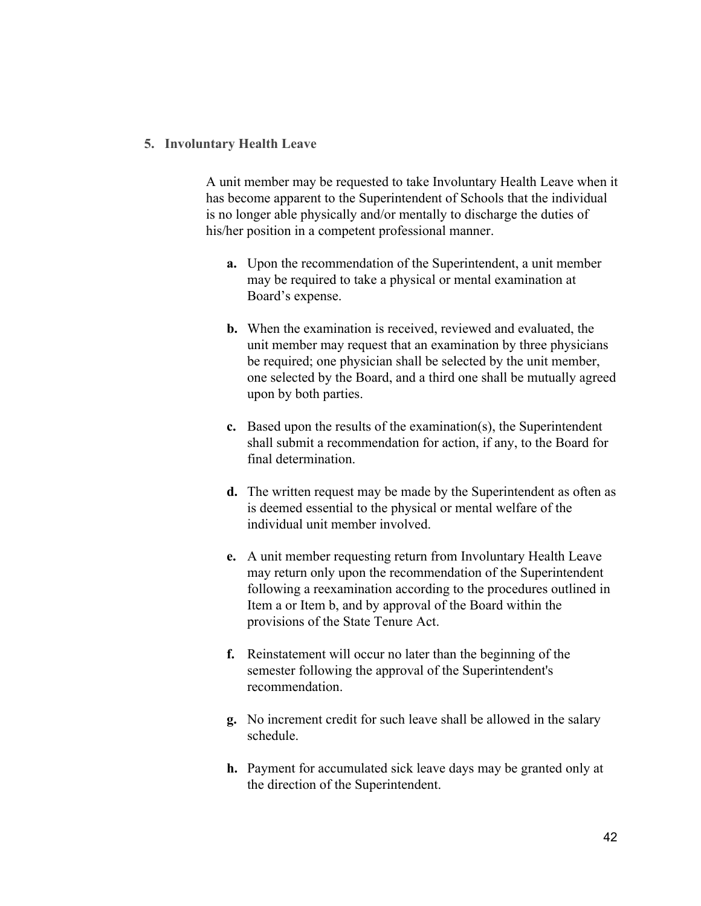### 5. Involuntary Health Leave

A unit member may be requested to take Involuntary Health Leave when it has become apparent to the Superintendent of Schools that the individual is no longer able physically and/or mentally to discharge the duties of his/her position in a competent professional manner.

- **a.** Upon the recommendation of the Superintendent, a unit member may be required to take a physical or mental examination at Board's expense.

- **b.** When the examination is received, reviewed and evaluated, the unit member may request that an examination by three physicians be required; one physician shall be selected by the unit member, one selected by the Board, and a third one shall be mutually agreed upon by both parties.

- **c.** Based upon the results of the examination(s), the Superintendent shall submit a recommendation for action, if any, to the Board for final determination.

- **d.** The written request may be made by the Superintendent as often as is deemed essential to the physical or mental welfare of the individual unit member involved.

- **e.** A unit member requesting return from Involuntary Health Leave may return only upon the recommendation of the Superintendent following a reexamination according to the procedures outlined in Item a or Item b, and by approval of the Board within the provisions of the State Tenure Act.

- **f.** Reinstatement will occur no later than the beginning of the semester following the approval of the Superintendent's recommendation.

- **g.** No increment credit for such leave shall be allowed in the salary schedule.

- **h.** Payment for accumulated sick leave days may be granted only at the direction of the Superintendent.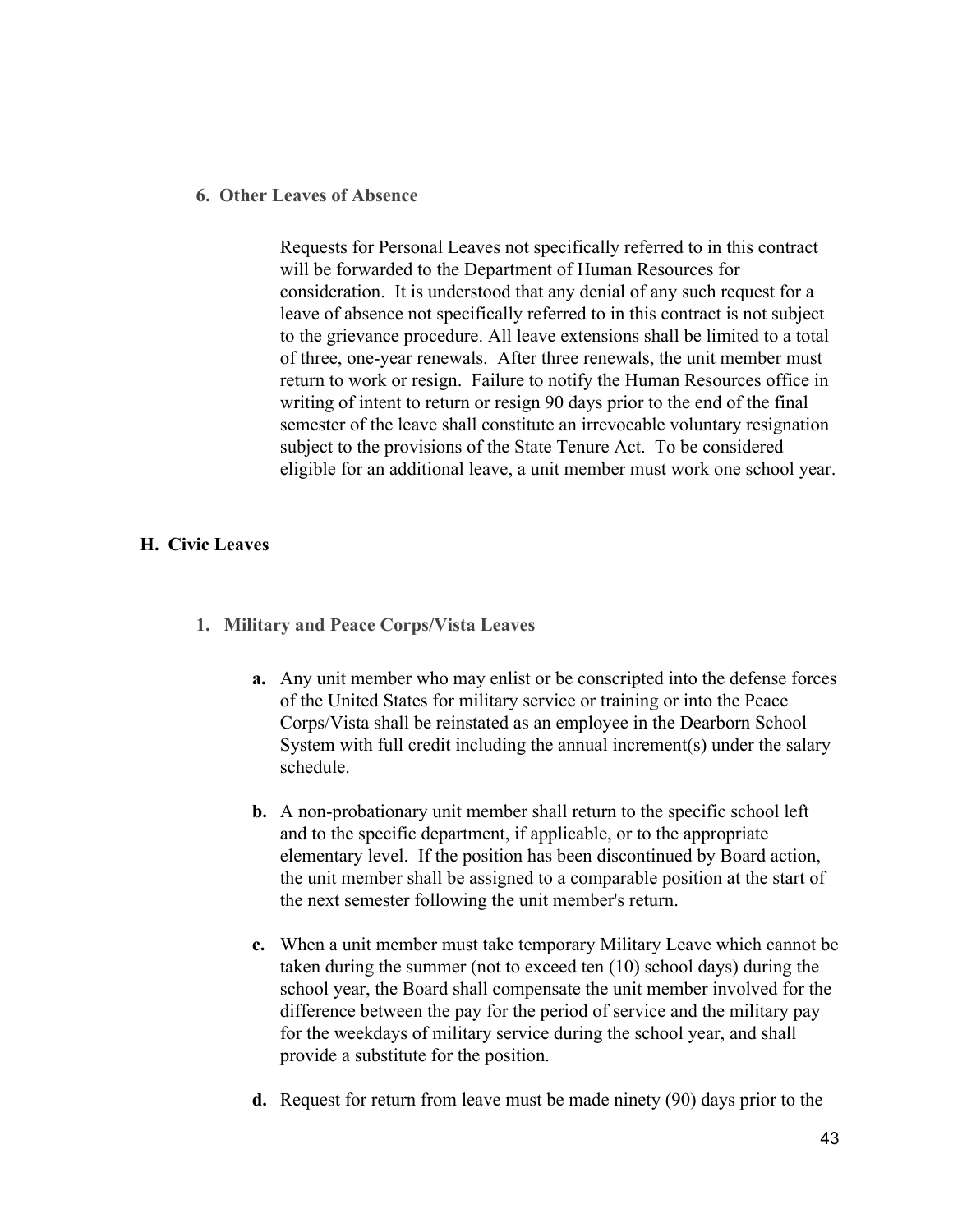#### 6. Other Leaves of Absence

Requests for Personal Leaves not specifically referred to in this contract will be forwarded to the Department of Human Resources for consideration. It is understood that any denial of any such request for a leave of absence not specifically referred to in this contract is not subject to the grievance procedure. All leave extensions shall be limited to a total of three, one-year renewals. After three renewals, the unit member must return to work or resign. Failure to notify the Human Resources office in writing of intent to return or resign 90 days prior to the end of the final semester of the leave shall constitute an irrevocable voluntary resignation subject to the provisions of the State Tenure Act. To be considered eligible for an additional leave, a unit member must work one school year.

### H. Civic Leaves

#### 1. Military and Peace Corps/Vista Leaves

**a.** Any unit member who may enlist or be conscripted into the defense forces of the United States for military service or training or into the Peace Corps/Vista shall be reinstated as an employee in the Dearborn School System with full credit including the annual increment(s) under the salary schedule.

**b.** A non-probationary unit member shall return to the specific school left and to the specific department, if applicable, or to the appropriate elementary level. If the position has been discontinued by Board action, the unit member shall be assigned to a comparable position at the start of the next semester following the unit member's return.

**c.** When a unit member must take temporary Military Leave which cannot be taken during the summer (not to exceed ten (10) school days) during the school year, the Board shall compensate the unit member involved for the difference between the pay for the period of service and the military pay for the weekdays of military service during the school year, and shall provide a substitute for the position.

**d.** Request for return from leave must be made ninety (90) days prior to the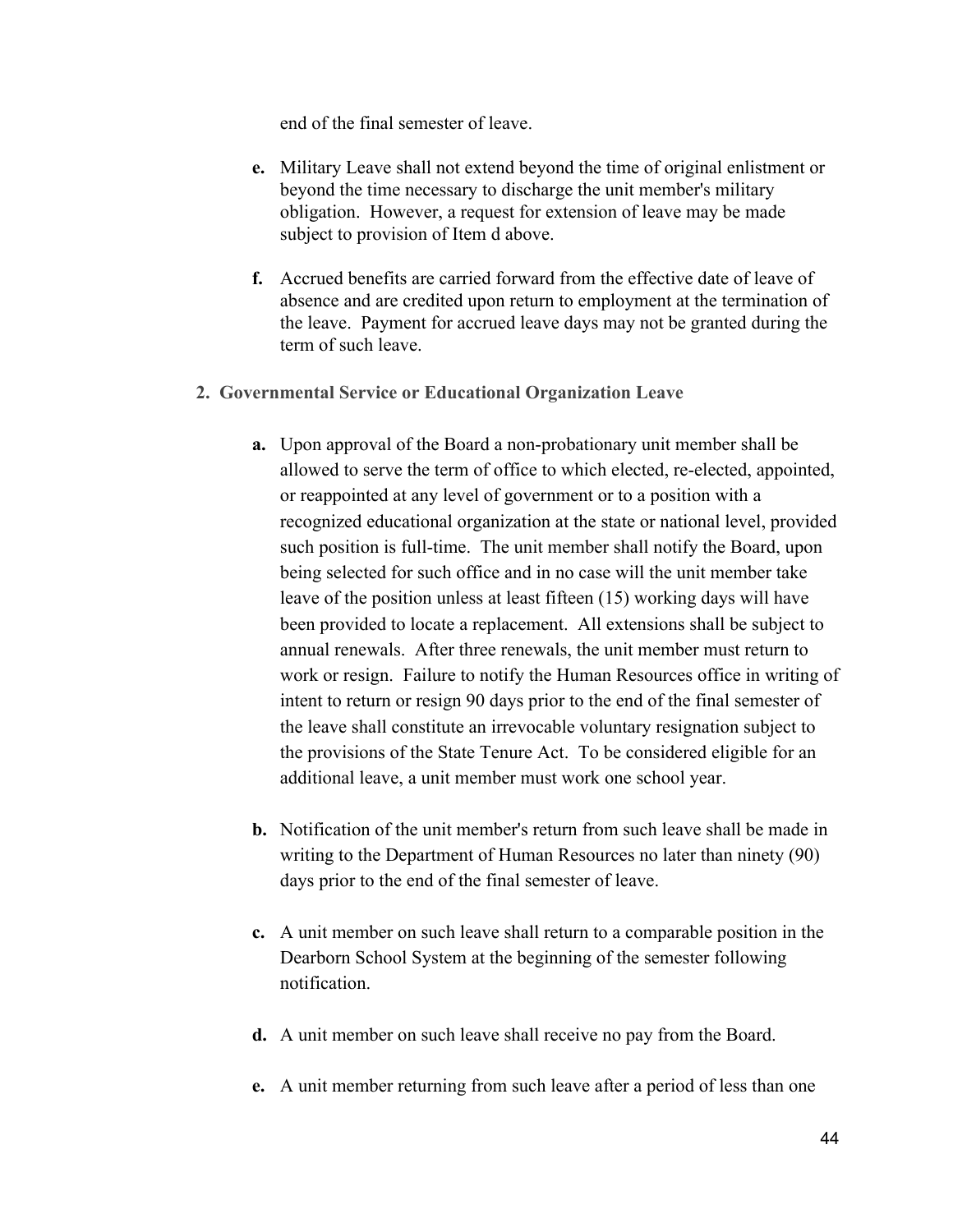end of the final semester of leave.

- **e.** Military Leave shall not extend beyond the time of original enlistment or beyond the time necessary to discharge the unit member's military obligation. However, a request for extension of leave may be made subject to provision of Item d above.

- **f.** Accrued benefits are carried forward from the effective date of leave of absence and are credited upon return to employment at the termination of the leave. Payment for accrued leave days may not be granted during the term of such leave.

**2. Governmental Service or Educational Organization Leave**

- **a.** Upon approval of the Board a non-probationary unit member shall be allowed to serve the term of office to which elected, re-elected, appointed, or reappointed at any level of government or to a position with a recognized educational organization at the state or national level, provided such position is full-time. The unit member shall notify the Board, upon being selected for such office and in no case will the unit member take leave of the position unless at least fifteen (15) working days will have been provided to locate a replacement. All extensions shall be subject to annual renewals. After three renewals, the unit member must return to work or resign. Failure to notify the Human Resources office in writing of intent to return or resign 90 days prior to the end of the final semester of the leave shall constitute an irrevocable voluntary resignation subject to the provisions of the State Tenure Act. To be considered eligible for an additional leave, a unit member must work one school year.

- **b.** Notification of the unit member's return from such leave shall be made in writing to the Department of Human Resources no later than ninety (90) days prior to the end of the final semester of leave.

- **c.** A unit member on such leave shall return to a comparable position in the Dearborn School System at the beginning of the semester following notification.

- **d.** A unit member on such leave shall receive no pay from the Board.

- **e.** A unit member returning from such leave after a period of less than one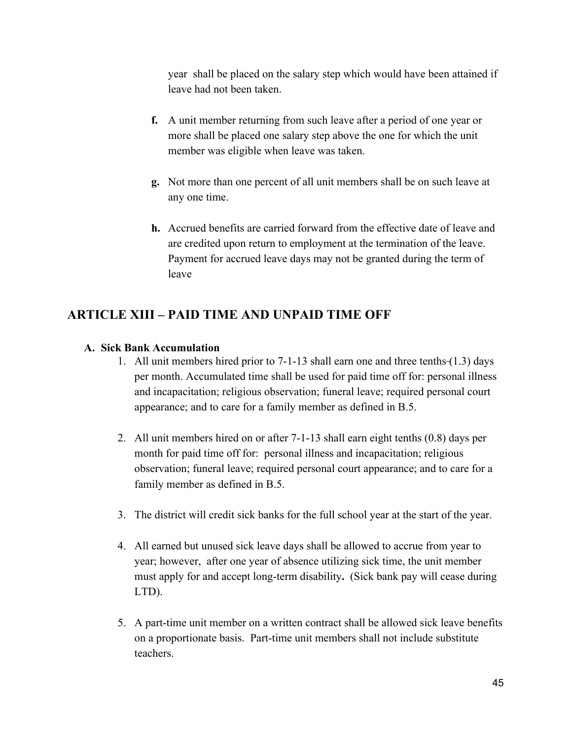year shall be placed on the salary step which would have been attained if leave had not been taken.

**f.** A unit member returning from such leave after a period of one year or more shall be placed one salary step above the one for which the unit member was eligible when leave was taken.

**g.** Not more than one percent of all unit members shall be on such leave at any one time.

**h.** Accrued benefits are carried forward from the effective date of leave and are credited upon return to employment at the termination of the leave. Payment for accrued leave days may not be granted during the term of leave

## ARTICLE XIII – PAID TIME AND UNPAID TIME OFF

### A. Sick Bank Accumulation

1. All unit members hired prior to 7-1-13 shall earn one and three tenths (1.3) days per month. Accumulated time shall be used for paid time off for: personal illness and incapacitation; religious observation; funeral leave; required personal court appearance; and to care for a family member as defined in B.5.

2. All unit members hired on or after 7-1-13 shall earn eight tenths (0.8) days per month for paid time off for: personal illness and incapacitation; religious observation; funeral leave; required personal court appearance; and to care for a family member as defined in B.5.

3. The district will credit sick banks for the full school year at the start of the year.

4. All earned but unused sick leave days shall be allowed to accrue from year to year; however, after one year of absence utilizing sick time, the unit member must apply for and accept long-term disability**.** (Sick bank pay will cease during LTD).

5. A part-time unit member on a written contract shall be allowed sick leave benefits on a proportionate basis. Part-time unit members shall not include substitute teachers.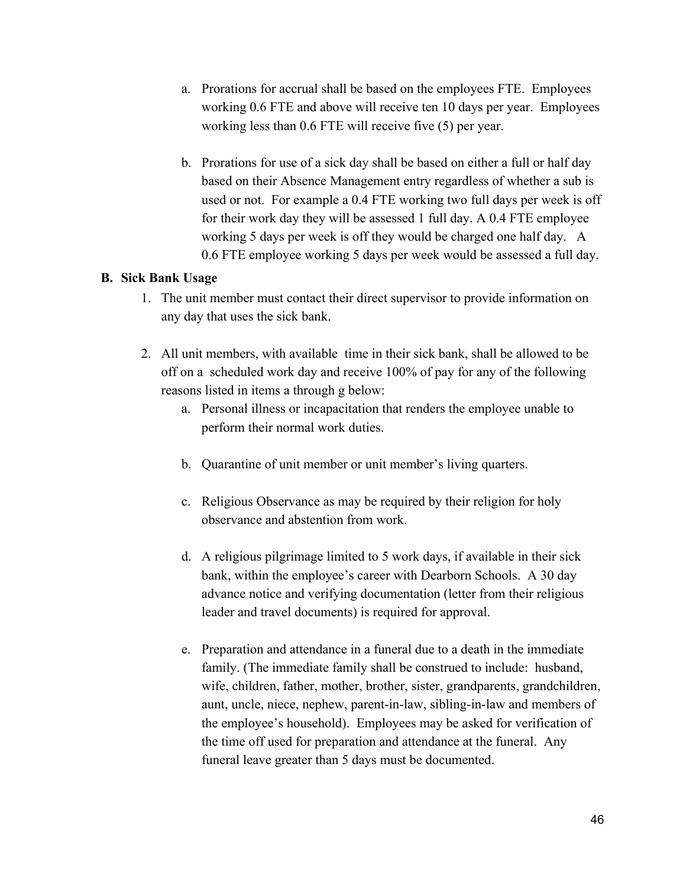a. Prorations for accrual shall be based on the employees FTE. Employees working 0.6 FTE and above will receive ten 10 days per year. Employees working less than 0.6 FTE will receive five (5) per year.

b. Prorations for use of a sick day shall be based on either a full or half day based on their Absence Management entry regardless of whether a sub is used or not. For example a 0.4 FTE working two full days per week is off for their work day they will be assessed 1 full day. A 0.4 FTE employee working 5 days per week is off they would be charged one half day. A 0.6 FTE employee working 5 days per week would be assessed a full day.

**B. Sick Bank Usage**

1. The unit member must contact their direct supervisor to provide information on any day that uses the sick bank.

2. All unit members, with available time in their sick bank, shall be allowed to be off on a scheduled work day and receive 100% of pay for any of the following reasons listed in items a through g below:

   a. Personal illness or incapacitation that renders the employee unable to perform their normal work duties.

   b. Quarantine of unit member or unit member's living quarters.

   c. Religious Observance as may be required by their religion for holy observance and abstention from work.

   d. A religious pilgrimage limited to 5 work days, if available in their sick bank, within the employee's career with Dearborn Schools. A 30 day advance notice and verifying documentation (letter from their religious leader and travel documents) is required for approval.

   e. Preparation and attendance in a funeral due to a death in the immediate family. (The immediate family shall be construed to include: husband, wife, children, father, mother, brother, sister, grandparents, grandchildren, aunt, uncle, niece, nephew, parent-in-law, sibling-in-law and members of the employee's household). Employees may be asked for verification of the time off used for preparation and attendance at the funeral. Any funeral leave greater than 5 days must be documented.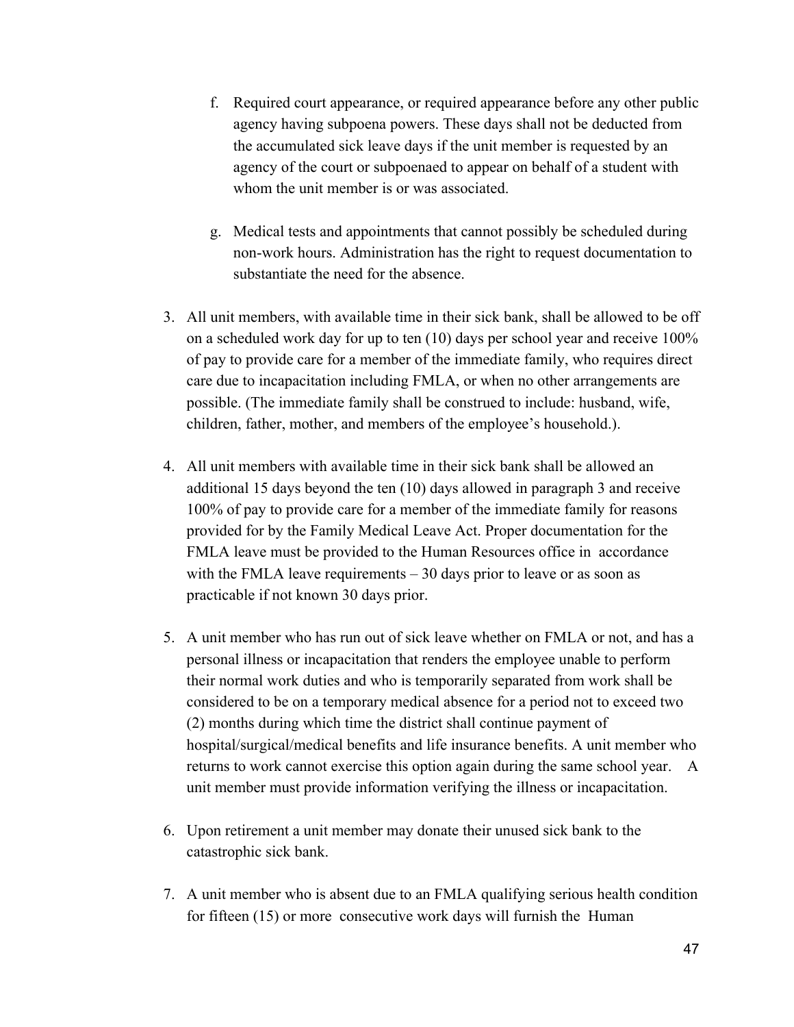f. Required court appearance, or required appearance before any other public agency having subpoena powers. These days shall not be deducted from the accumulated sick leave days if the unit member is requested by an agency of the court or subpoenaed to appear on behalf of a student with whom the unit member is or was associated.

g. Medical tests and appointments that cannot possibly be scheduled during non-work hours. Administration has the right to request documentation to substantiate the need for the absence.

3. All unit members, with available time in their sick bank, shall be allowed to be off on a scheduled work day for up to ten (10) days per school year and receive 100% of pay to provide care for a member of the immediate family, who requires direct care due to incapacitation including FMLA, or when no other arrangements are possible. (The immediate family shall be construed to include: husband, wife, children, father, mother, and members of the employee's household.).

4. All unit members with available time in their sick bank shall be allowed an additional 15 days beyond the ten (10) days allowed in paragraph 3 and receive 100% of pay to provide care for a member of the immediate family for reasons provided for by the Family Medical Leave Act. Proper documentation for the FMLA leave must be provided to the Human Resources office in accordance with the FMLA leave requirements – 30 days prior to leave or as soon as practicable if not known 30 days prior.

5. A unit member who has run out of sick leave whether on FMLA or not, and has a personal illness or incapacitation that renders the employee unable to perform their normal work duties and who is temporarily separated from work shall be considered to be on a temporary medical absence for a period not to exceed two (2) months during which time the district shall continue payment of hospital/surgical/medical benefits and life insurance benefits. A unit member who returns to work cannot exercise this option again during the same school year. A unit member must provide information verifying the illness or incapacitation.

6. Upon retirement a unit member may donate their unused sick bank to the catastrophic sick bank.

7. A unit member who is absent due to an FMLA qualifying serious health condition for fifteen (15) or more consecutive work days will furnish the Human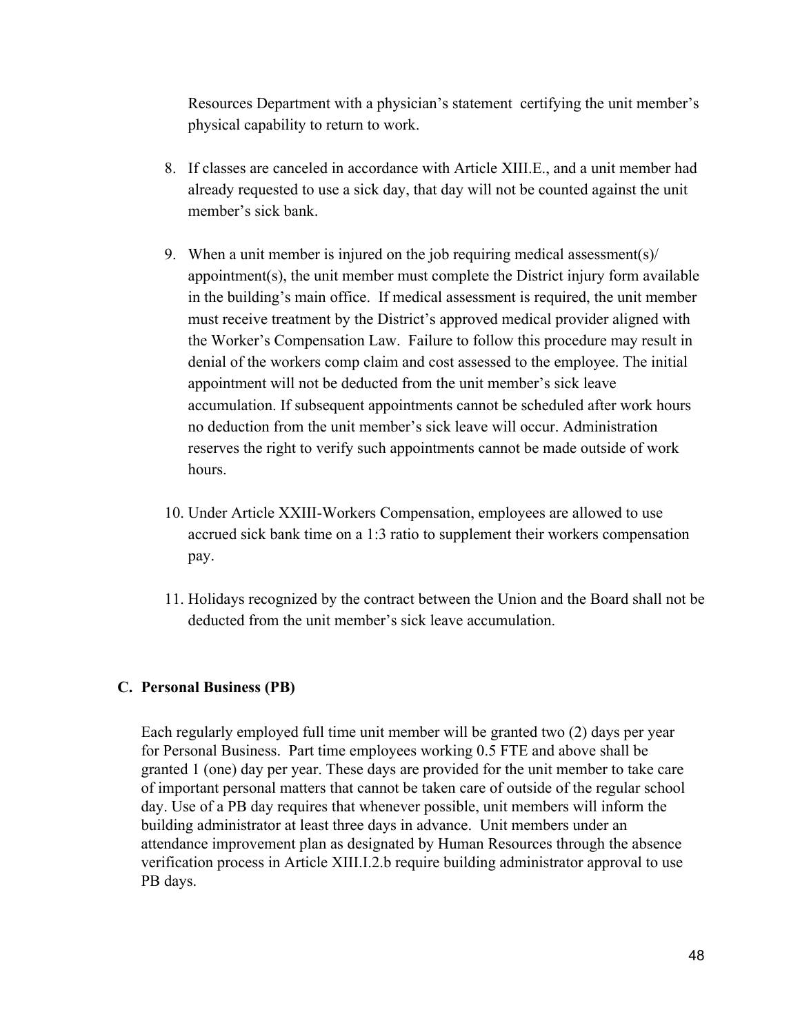Resources Department with a physician's statement certifying the unit member's physical capability to return to work.

8. If classes are canceled in accordance with Article XIII.E., and a unit member had already requested to use a sick day, that day will not be counted against the unit member's sick bank.

9. When a unit member is injured on the job requiring medical assessment(s)/ appointment(s), the unit member must complete the District injury form available in the building's main office. If medical assessment is required, the unit member must receive treatment by the District's approved medical provider aligned with the Worker's Compensation Law. Failure to follow this procedure may result in denial of the workers comp claim and cost assessed to the employee. The initial appointment will not be deducted from the unit member's sick leave accumulation. If subsequent appointments cannot be scheduled after work hours no deduction from the unit member's sick leave will occur. Administration reserves the right to verify such appointments cannot be made outside of work hours.

10. Under Article XXIII-Workers Compensation, employees are allowed to use accrued sick bank time on a 1:3 ratio to supplement their workers compensation pay.

11. Holidays recognized by the contract between the Union and the Board shall not be deducted from the unit member's sick leave accumulation.

### C. Personal Business (PB)

Each regularly employed full time unit member will be granted two (2) days per year for Personal Business. Part time employees working 0.5 FTE and above shall be granted 1 (one) day per year. These days are provided for the unit member to take care of important personal matters that cannot be taken care of outside of the regular school day. Use of a PB day requires that whenever possible, unit members will inform the building administrator at least three days in advance. Unit members under an attendance improvement plan as designated by Human Resources through the absence verification process in Article XIII.I.2.b require building administrator approval to use PB days.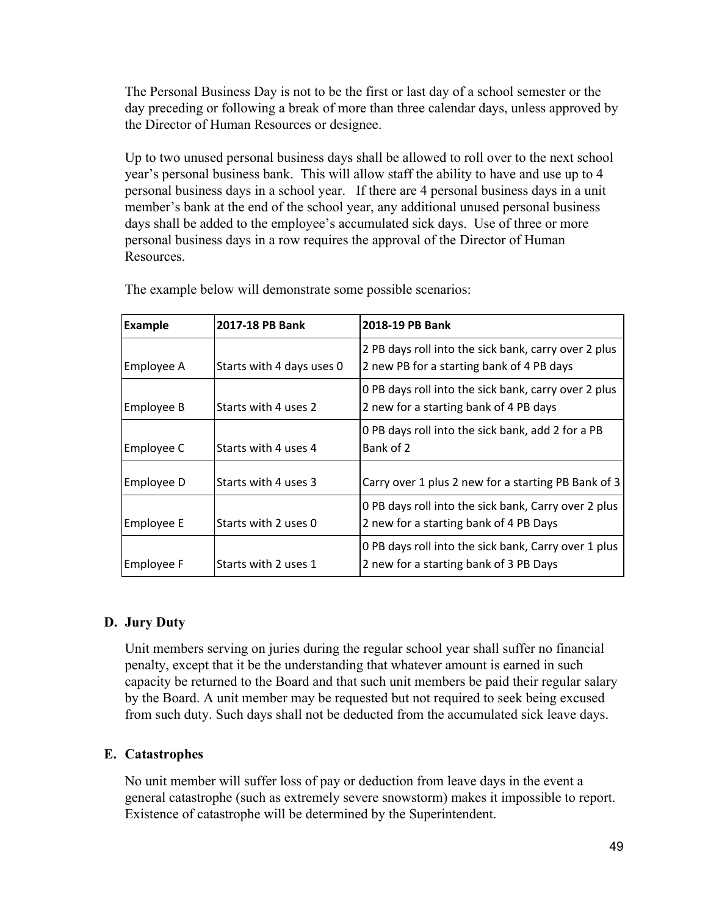The Personal Business Day is not to be the first or last day of a school semester or the day preceding or following a break of more than three calendar days, unless approved by the Director of Human Resources or designee.

Up to two unused personal business days shall be allowed to roll over to the next school year's personal business bank. This will allow staff the ability to have and use up to 4 personal business days in a school year. If there are 4 personal business days in a unit member's bank at the end of the school year, any additional unused personal business days shall be added to the employee's accumulated sick days. Use of three or more personal business days in a row requires the approval of the Director of Human Resources.

The example below will demonstrate some possible scenarios:

| Example | 2017-18 PB Bank | 2018-19 PB Bank |
|---|---|---|
| Employee A | Starts with 4 days uses 0 | 2 PB days roll into the sick bank, carry over 2 plus 2 new PB for a starting bank of 4 PB days |
| Employee B | Starts with 4 uses 2 | 0 PB days roll into the sick bank, carry over 2 plus 2 new for a starting bank of 4 PB days |
| Employee C | Starts with 4 uses 4 | 0 PB days roll into the sick bank, add 2 for a PB Bank of 2 |
| Employee D | Starts with 4 uses 3 | Carry over 1 plus 2 new for a starting PB Bank of 3 |
| Employee E | Starts with 2 uses 0 | 0 PB days roll into the sick bank, Carry over 2 plus 2 new for a starting bank of 4 PB Days |
| Employee F | Starts with 2 uses 1 | 0 PB days roll into the sick bank, Carry over 1 plus 2 new for a starting bank of 3 PB Days |

### D. Jury Duty

Unit members serving on juries during the regular school year shall suffer no financial penalty, except that it be the understanding that whatever amount is earned in such capacity be returned to the Board and that such unit members be paid their regular salary by the Board. A unit member may be requested but not required to seek being excused from such duty. Such days shall not be deducted from the accumulated sick leave days.

### E. Catastrophes

No unit member will suffer loss of pay or deduction from leave days in the event a general catastrophe (such as extremely severe snowstorm) makes it impossible to report. Existence of catastrophe will be determined by the Superintendent.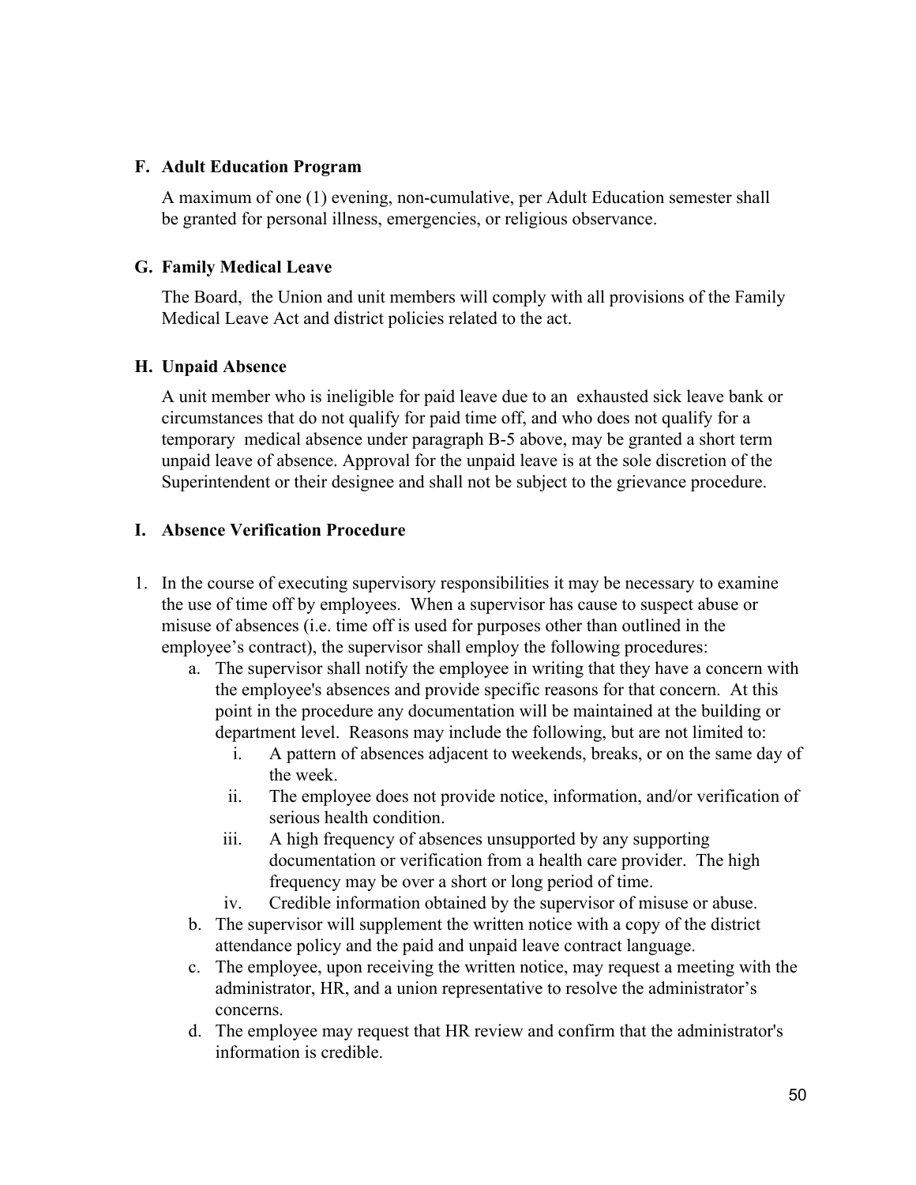### F. Adult Education Program

A maximum of one (1) evening, non-cumulative, per Adult Education semester shall be granted for personal illness, emergencies, or religious observance.

### G. Family Medical Leave

The Board, the Union and unit members will comply with all provisions of the Family Medical Leave Act and district policies related to the act.

### H. Unpaid Absence

A unit member who is ineligible for paid leave due to an exhausted sick leave bank or circumstances that do not qualify for paid time off, and who does not qualify for a temporary medical absence under paragraph B-5 above, may be granted a short term unpaid leave of absence. Approval for the unpaid leave is at the sole discretion of the Superintendent or their designee and shall not be subject to the grievance procedure.

### I. Absence Verification Procedure

1. In the course of executing supervisory responsibilities it may be necessary to examine the use of time off by employees. When a supervisor has cause to suspect abuse or misuse of absences (i.e. time off is used for purposes other than outlined in the employee's contract), the supervisor shall employ the following procedures:
   a. The supervisor shall notify the employee in writing that they have a concern with the employee's absences and provide specific reasons for that concern. At this point in the procedure any documentation will be maintained at the building or department level. Reasons may include the following, but are not limited to:
      i. A pattern of absences adjacent to weekends, breaks, or on the same day of the week.
      ii. The employee does not provide notice, information, and/or verification of serious health condition.
      iii. A high frequency of absences unsupported by any supporting documentation or verification from a health care provider. The high frequency may be over a short or long period of time.
      iv. Credible information obtained by the supervisor of misuse or abuse.
   b. The supervisor will supplement the written notice with a copy of the district attendance policy and the paid and unpaid leave contract language.
   c. The employee, upon receiving the written notice, may request a meeting with the administrator, HR, and a union representative to resolve the administrator's concerns.
   d. The employee may request that HR review and confirm that the administrator's information is credible.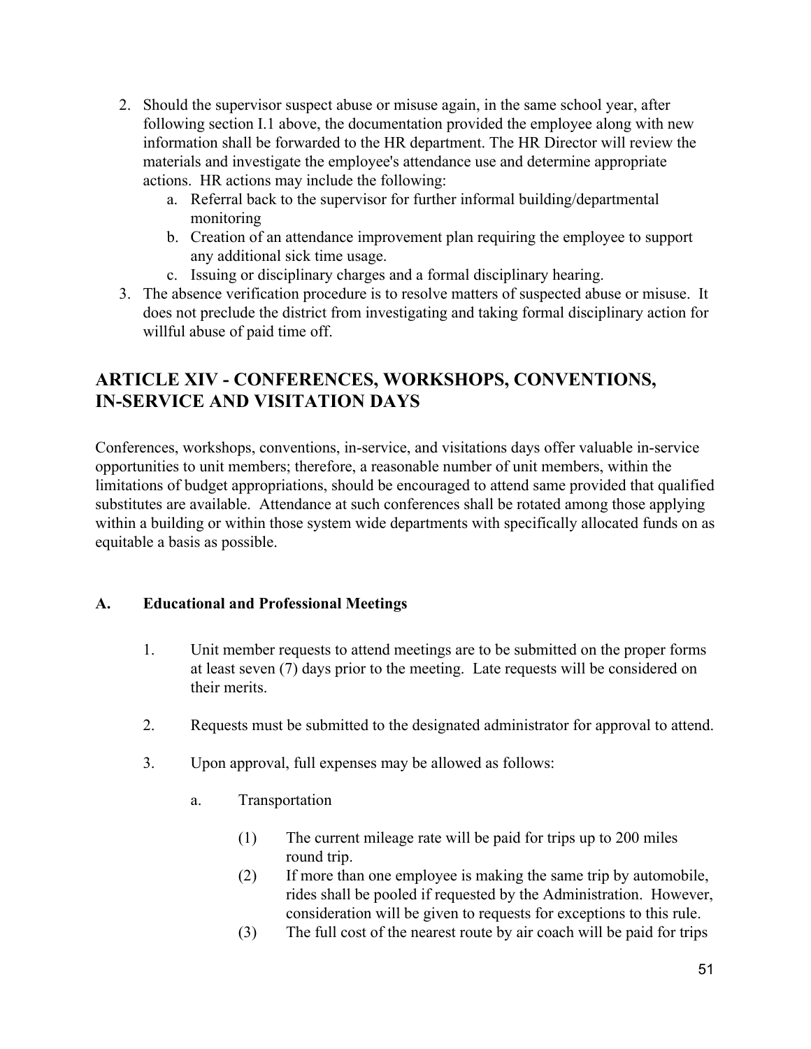2. Should the supervisor suspect abuse or misuse again, in the same school year, after following section I.1 above, the documentation provided the employee along with new information shall be forwarded to the HR department. The HR Director will review the materials and investigate the employee's attendance use and determine appropriate actions. HR actions may include the following:
   a. Referral back to the supervisor for further informal building/departmental monitoring
   b. Creation of an attendance improvement plan requiring the employee to support any additional sick time usage.
   c. Issuing or disciplinary charges and a formal disciplinary hearing.
3. The absence verification procedure is to resolve matters of suspected abuse or misuse. It does not preclude the district from investigating and taking formal disciplinary action for willful abuse of paid time off.

## ARTICLE XIV - CONFERENCES, WORKSHOPS, CONVENTIONS, IN-SERVICE AND VISITATION DAYS

Conferences, workshops, conventions, in-service, and visitations days offer valuable in-service opportunities to unit members; therefore, a reasonable number of unit members, within the limitations of budget appropriations, should be encouraged to attend same provided that qualified substitutes are available. Attendance at such conferences shall be rotated among those applying within a building or within those system wide departments with specifically allocated funds on as equitable a basis as possible.

### A. Educational and Professional Meetings

1. Unit member requests to attend meetings are to be submitted on the proper forms at least seven (7) days prior to the meeting. Late requests will be considered on their merits.

2. Requests must be submitted to the designated administrator for approval to attend.

3. Upon approval, full expenses may be allowed as follows:

   a. Transportation

      (1) The current mileage rate will be paid for trips up to 200 miles round trip.
      (2) If more than one employee is making the same trip by automobile, rides shall be pooled if requested by the Administration. However, consideration will be given to requests for exceptions to this rule.
      (3) The full cost of the nearest route by air coach will be paid for trips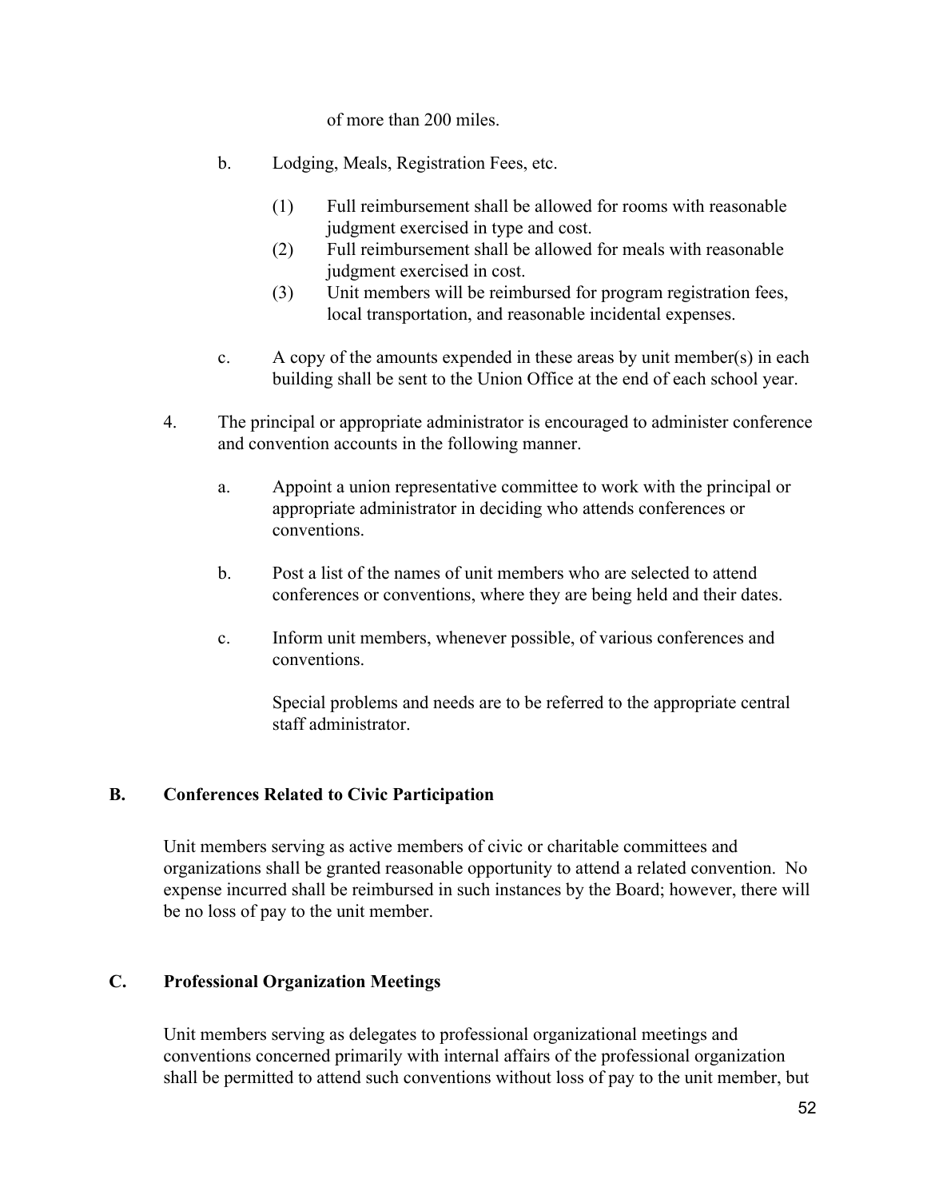of more than 200 miles.

b. Lodging, Meals, Registration Fees, etc.

   (1) Full reimbursement shall be allowed for rooms with reasonable judgment exercised in type and cost.
   (2) Full reimbursement shall be allowed for meals with reasonable judgment exercised in cost.
   (3) Unit members will be reimbursed for program registration fees, local transportation, and reasonable incidental expenses.

c. A copy of the amounts expended in these areas by unit member(s) in each building shall be sent to the Union Office at the end of each school year.

4. The principal or appropriate administrator is encouraged to administer conference and convention accounts in the following manner.

   a. Appoint a union representative committee to work with the principal or appropriate administrator in deciding who attends conferences or conventions.

   b. Post a list of the names of unit members who are selected to attend conferences or conventions, where they are being held and their dates.

   c. Inform unit members, whenever possible, of various conferences and conventions.

   Special problems and needs are to be referred to the appropriate central staff administrator.

## B. Conferences Related to Civic Participation

Unit members serving as active members of civic or charitable committees and organizations shall be granted reasonable opportunity to attend a related convention. No expense incurred shall be reimbursed in such instances by the Board; however, there will be no loss of pay to the unit member.

## C. Professional Organization Meetings

Unit members serving as delegates to professional organizational meetings and conventions concerned primarily with internal affairs of the professional organization shall be permitted to attend such conventions without loss of pay to the unit member, but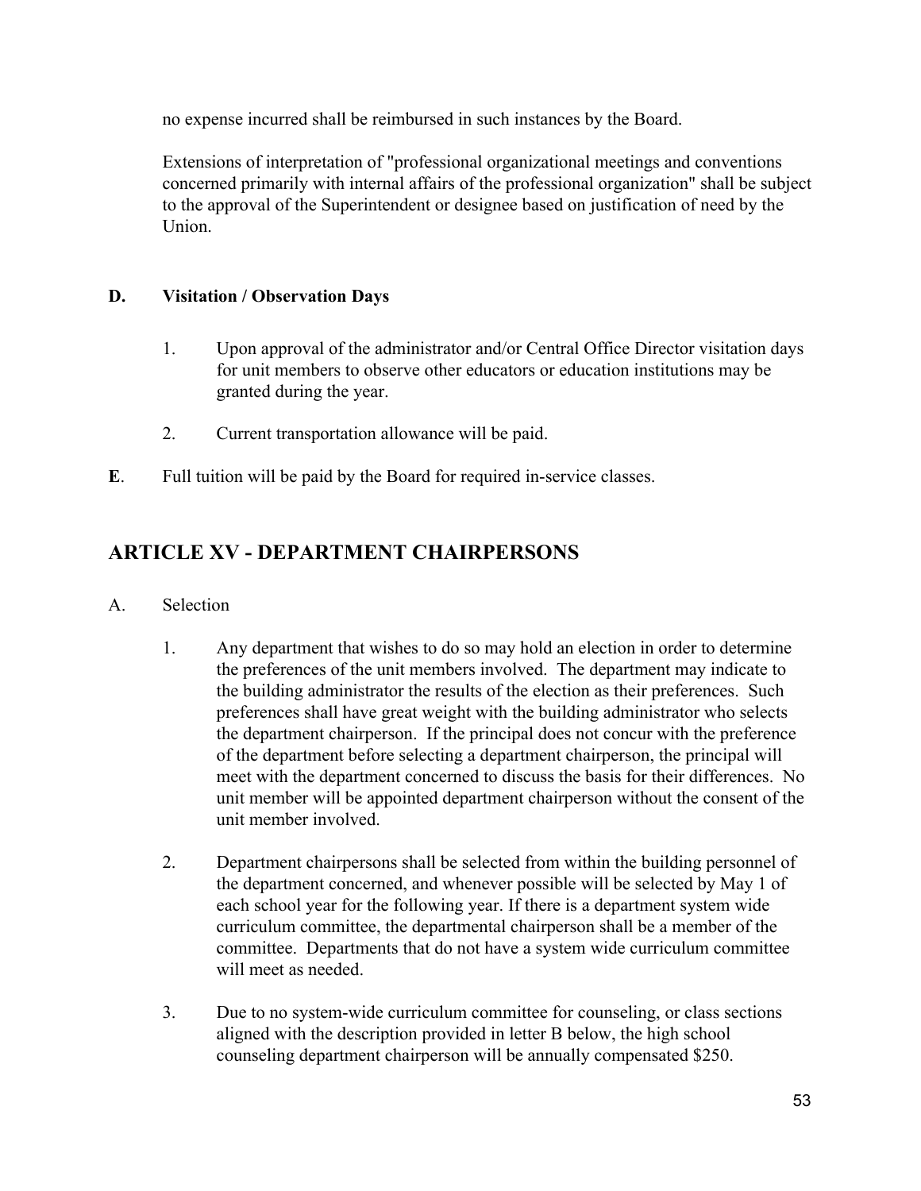no expense incurred shall be reimbursed in such instances by the Board.

Extensions of interpretation of "professional organizational meetings and conventions concerned primarily with internal affairs of the professional organization" shall be subject to the approval of the Superintendent or designee based on justification of need by the Union.

**D. Visitation / Observation Days**

1. Upon approval of the administrator and/or Central Office Director visitation days for unit members to observe other educators or education institutions may be granted during the year.

2. Current transportation allowance will be paid.

**E**. Full tuition will be paid by the Board for required in-service classes.

## ARTICLE XV - DEPARTMENT CHAIRPERSONS

A. Selection

1. Any department that wishes to do so may hold an election in order to determine the preferences of the unit members involved. The department may indicate to the building administrator the results of the election as their preferences. Such preferences shall have great weight with the building administrator who selects the department chairperson. If the principal does not concur with the preference of the department before selecting a department chairperson, the principal will meet with the department concerned to discuss the basis for their differences. No unit member will be appointed department chairperson without the consent of the unit member involved.

2. Department chairpersons shall be selected from within the building personnel of the department concerned, and whenever possible will be selected by May 1 of each school year for the following year. If there is a department system wide curriculum committee, the departmental chairperson shall be a member of the committee. Departments that do not have a system wide curriculum committee will meet as needed.

3. Due to no system-wide curriculum committee for counseling, or class sections aligned with the description provided in letter B below, the high school counseling department chairperson will be annually compensated $250.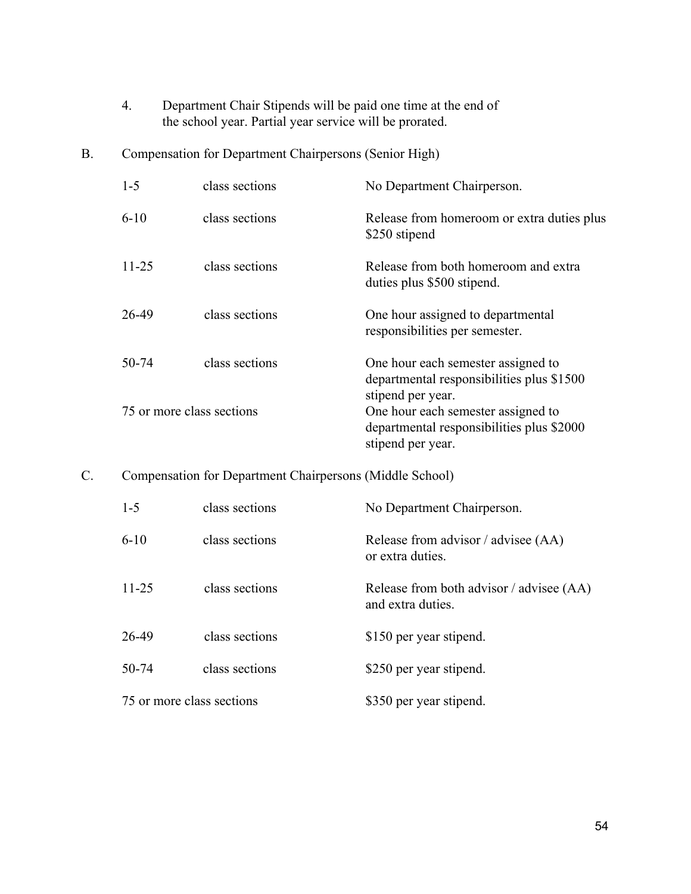4. Department Chair Stipends will be paid one time at the end of the school year. Partial year service will be prorated.

B. Compensation for Department Chairpersons (Senior High)

| | | |
|---|---|---|
| 1-5 | class sections | No Department Chairperson. |
| 6-10 | class sections | Release from homeroom or extra duties plus $250 stipend |
| 11-25 | class sections | Release from both homeroom and extra duties plus $500 stipend. |
| 26-49 | class sections | One hour assigned to departmental responsibilities per semester. |
| 50-74 | class sections | One hour each semester assigned to departmental responsibilities plus $1500 stipend per year. |
| 75 or more class sections | | One hour each semester assigned to departmental responsibilities plus $2000 stipend per year. |

C. Compensation for Department Chairpersons (Middle School)

| | | |
|---|---|---|
| 1-5 | class sections | No Department Chairperson. |
| 6-10 | class sections | Release from advisor / advisee (AA) or extra duties. |
| 11-25 | class sections | Release from both advisor / advisee (AA) and extra duties. |
| 26-49 | class sections | $150 per year stipend. |
| 50-74 | class sections | $250 per year stipend. |
| 75 or more class sections | | $350 per year stipend. |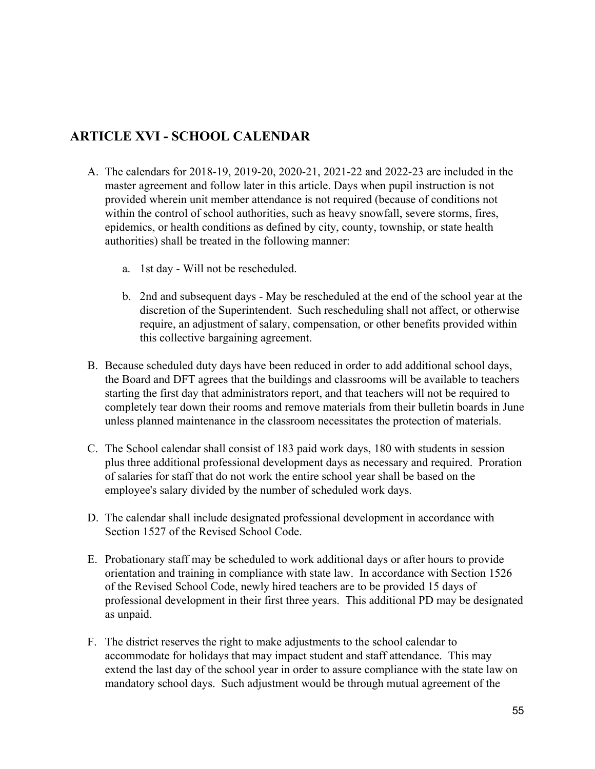## ARTICLE XVI - SCHOOL CALENDAR

A. The calendars for 2018-19, 2019-20, 2020-21, 2021-22 and 2022-23 are included in the master agreement and follow later in this article. Days when pupil instruction is not provided wherein unit member attendance is not required (because of conditions not within the control of school authorities, such as heavy snowfall, severe storms, fires, epidemics, or health conditions as defined by city, county, township, or state health authorities) shall be treated in the following manner:

    a. 1st day - Will not be rescheduled.

    b. 2nd and subsequent days - May be rescheduled at the end of the school year at the discretion of the Superintendent. Such rescheduling shall not affect, or otherwise require, an adjustment of salary, compensation, or other benefits provided within this collective bargaining agreement.

B. Because scheduled duty days have been reduced in order to add additional school days, the Board and DFT agrees that the buildings and classrooms will be available to teachers starting the first day that administrators report, and that teachers will not be required to completely tear down their rooms and remove materials from their bulletin boards in June unless planned maintenance in the classroom necessitates the protection of materials.

C. The School calendar shall consist of 183 paid work days, 180 with students in session plus three additional professional development days as necessary and required. Proration of salaries for staff that do not work the entire school year shall be based on the employee's salary divided by the number of scheduled work days.

D. The calendar shall include designated professional development in accordance with Section 1527 of the Revised School Code.

E. Probationary staff may be scheduled to work additional days or after hours to provide orientation and training in compliance with state law. In accordance with Section 1526 of the Revised School Code, newly hired teachers are to be provided 15 days of professional development in their first three years. This additional PD may be designated as unpaid.

F. The district reserves the right to make adjustments to the school calendar to accommodate for holidays that may impact student and staff attendance. This may extend the last day of the school year in order to assure compliance with the state law on mandatory school days. Such adjustment would be through mutual agreement of the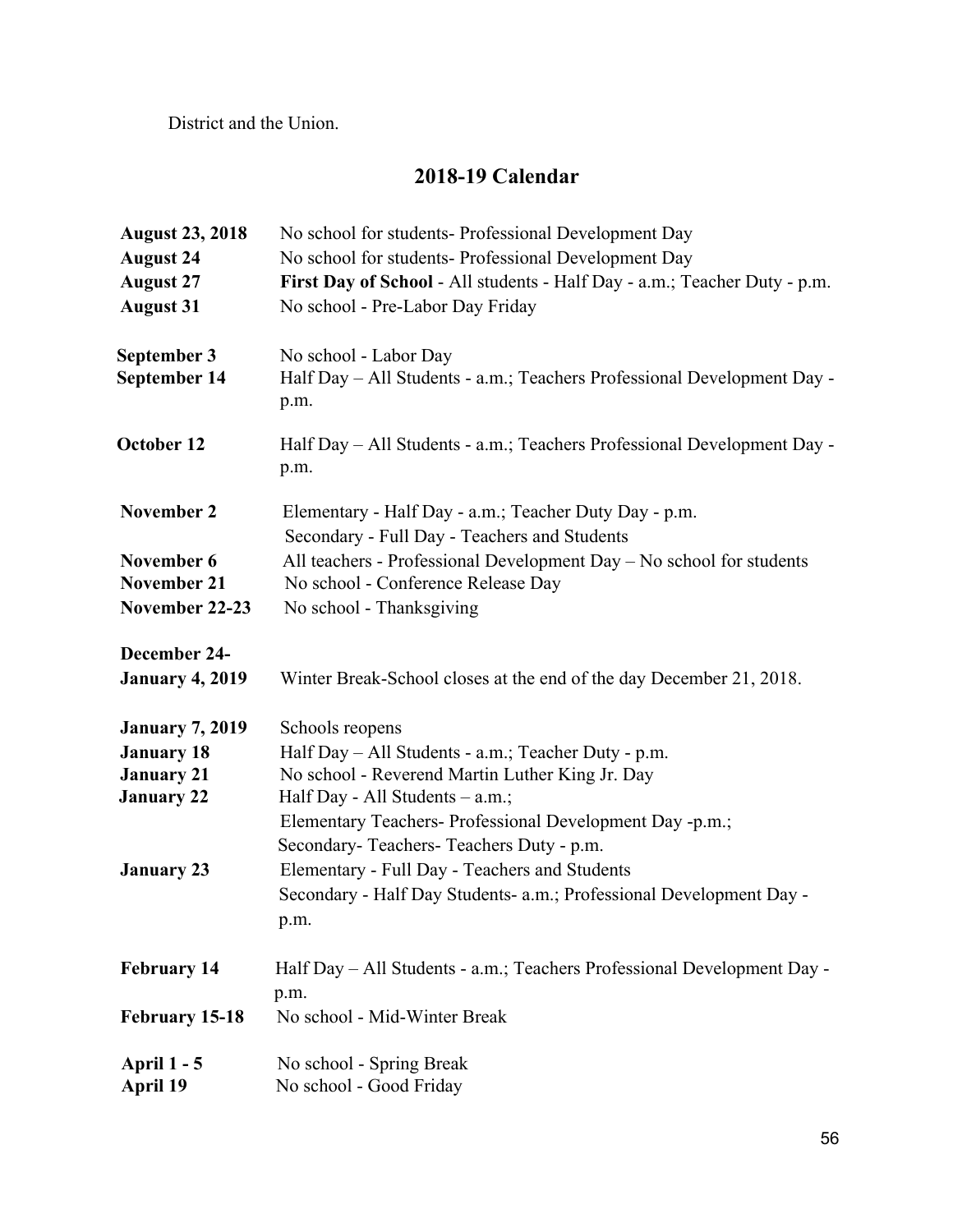District and the Union.

## 2018-19 Calendar

| | |
|---|---|
| **August 23, 2018** | No school for students- Professional Development Day |
| **August 24** | No school for students- Professional Development Day |
| **August 27** | **First Day of School** - All students - Half Day - a.m.; Teacher Duty - p.m. |
| **August 31** | No school - Pre-Labor Day Friday |
| **September 3** | No school - Labor Day |
| **September 14** | Half Day – All Students - a.m.; Teachers Professional Development Day - p.m. |
| **October 12** | Half Day – All Students - a.m.; Teachers Professional Development Day - p.m. |
| **November 2** | Elementary - Half Day - a.m.; Teacher Duty Day - p.m.<br>Secondary - Full Day - Teachers and Students |
| **November 6** | All teachers - Professional Development Day – No school for students |
| **November 21** | No school - Conference Release Day |
| **November 22-23** | No school - Thanksgiving |
| **December 24-January 4, 2019** | Winter Break-School closes at the end of the day December 21, 2018. |
| **January 7, 2019** | Schools reopens |
| **January 18** | Half Day – All Students - a.m.; Teacher Duty - p.m. |
| **January 21** | No school - Reverend Martin Luther King Jr. Day |
| **January 22** | Half Day - All Students – a.m.;<br>Elementary Teachers- Professional Development Day -p.m.;<br>Secondary- Teachers- Teachers Duty - p.m. |
| **January 23** | Elementary - Full Day - Teachers and Students<br>Secondary - Half Day Students- a.m.; Professional Development Day - p.m. |
| **February 14** | Half Day – All Students - a.m.; Teachers Professional Development Day - p.m. |
| **February 15-18** | No school - Mid-Winter Break |
| **April 1 - 5** | No school - Spring Break |
| **April 19** | No school - Good Friday |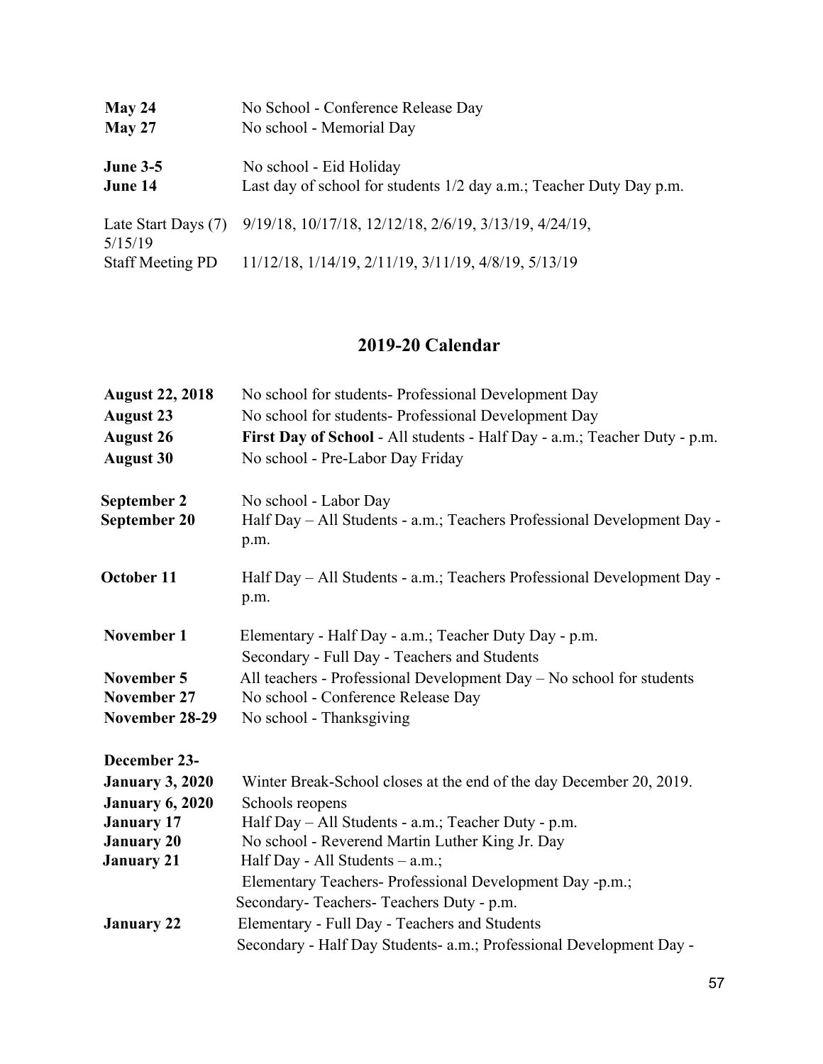| | |
|---|---|
| **May 24** | No School - Conference Release Day |
| **May 27** | No school - Memorial Day |
| **June 3-5** | No school - Eid Holiday |
| **June 14** | Last day of school for students 1/2 day a.m.; Teacher Duty Day p.m. |
| Late Start Days (7) | 9/19/18, 10/17/18, 12/12/18, 2/6/19, 3/13/19, 4/24/19, 5/15/19 |
| Staff Meeting PD | 11/12/18, 1/14/19, 2/11/19, 3/11/19, 4/8/19, 5/13/19 |

## 2019-20 Calendar

| | |
|---|---|
| **August 22, 2018** | No school for students- Professional Development Day |
| **August 23** | No school for students- Professional Development Day |
| **August 26** | **First Day of School** - All students - Half Day - a.m.; Teacher Duty - p.m. |
| **August 30** | No school - Pre-Labor Day Friday |
| **September 2** | No school - Labor Day |
| **September 20** | Half Day – All Students - a.m.; Teachers Professional Development Day - p.m. |
| **October 11** | Half Day – All Students - a.m.; Teachers Professional Development Day - p.m. |
| **November 1** | Elementary - Half Day - a.m.; Teacher Duty Day - p.m.<br>Secondary - Full Day - Teachers and Students |
| **November 5** | All teachers - Professional Development Day – No school for students |
| **November 27** | No school - Conference Release Day |
| **November 28-29** | No school - Thanksgiving |
| **December 23-January 3, 2020** | Winter Break-School closes at the end of the day December 20, 2019. |
| **January 6, 2020** | Schools reopens |
| **January 17** | Half Day – All Students - a.m.; Teacher Duty - p.m. |
| **January 20** | No school - Reverend Martin Luther King Jr. Day |
| **January 21** | Half Day - All Students – a.m.;<br>Elementary Teachers- Professional Development Day -p.m.;<br>Secondary- Teachers- Teachers Duty - p.m. |
| **January 22** | Elementary - Full Day - Teachers and Students<br>Secondary - Half Day Students- a.m.; Professional Development Day - |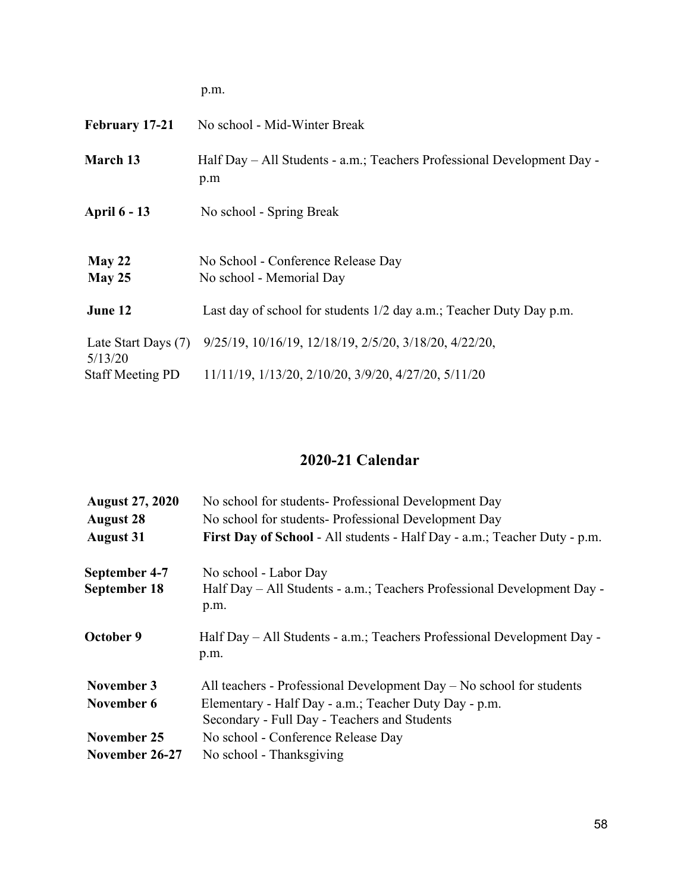p.m.

| | |
|---|---|
| **February 17-21** | No school - Mid-Winter Break |
| **March 13** | Half Day – All Students - a.m.; Teachers Professional Development Day - p.m |
| **April 6 - 13** | No school - Spring Break |
| **May 22** | No School - Conference Release Day |
| **May 25** | No school - Memorial Day |
| **June 12** | Last day of school for students 1/2 day a.m.; Teacher Duty Day p.m. |
| Late Start Days (7) | 9/25/19, 10/16/19, 12/18/19, 2/5/20, 3/18/20, 4/22/20, 5/13/20 |
| Staff Meeting PD | 11/11/19, 1/13/20, 2/10/20, 3/9/20, 4/27/20, 5/11/20 |

## 2020-21 Calendar

| | |
|---|---|
| **August 27, 2020** | No school for students- Professional Development Day |
| **August 28** | No school for students- Professional Development Day |
| **August 31** | **First Day of School** - All students - Half Day - a.m.; Teacher Duty - p.m. |
| **September 4-7** | No school - Labor Day |
| **September 18** | Half Day – All Students - a.m.; Teachers Professional Development Day - p.m. |
| **October 9** | Half Day – All Students - a.m.; Teachers Professional Development Day - p.m. |
| **November 3** | All teachers - Professional Development Day – No school for students |
| **November 6** | Elementary - Half Day - a.m.; Teacher Duty Day - p.m. Secondary - Full Day - Teachers and Students |
| **November 25** | No school - Conference Release Day |
| **November 26-27** | No school - Thanksgiving |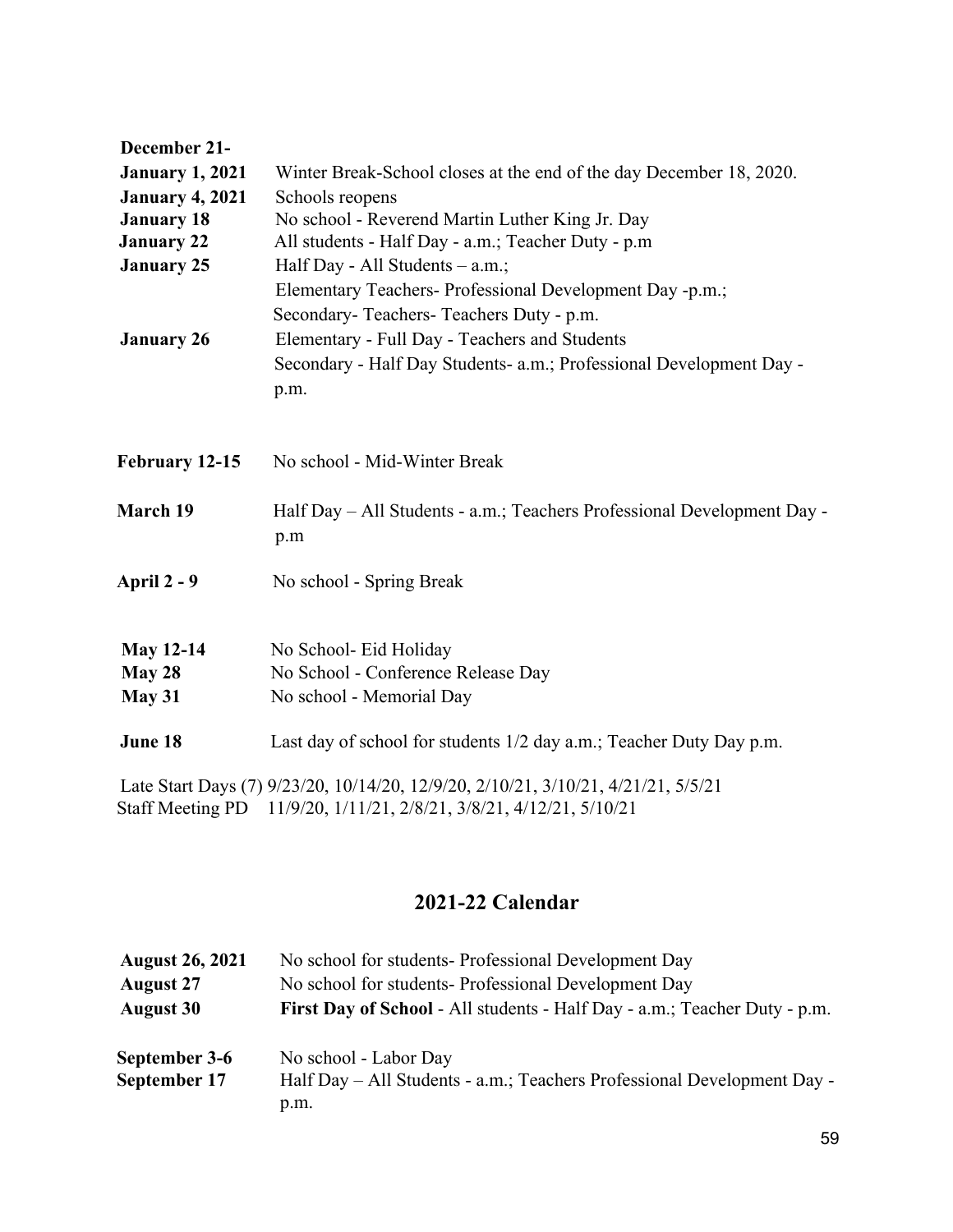| | |
|---|---|
| **December 21-** | |
| **January 1, 2021** | Winter Break-School closes at the end of the day December 18, 2020. |
| **January 4, 2021** | Schools reopens |
| **January 18** | No school - Reverend Martin Luther King Jr. Day |
| **January 22** | All students - Half Day - a.m.; Teacher Duty - p.m |
| **January 25** | Half Day - All Students – a.m.;<br>Elementary Teachers- Professional Development Day -p.m.;<br>Secondary- Teachers- Teachers Duty - p.m. |
| **January 26** | Elementary - Full Day - Teachers and Students<br>Secondary - Half Day Students- a.m.; Professional Development Day - p.m. |
| **February 12-15** | No school - Mid-Winter Break |
| **March 19** | Half Day – All Students - a.m.; Teachers Professional Development Day - p.m |
| **April 2 - 9** | No school - Spring Break |
| **May 12-14** | No School- Eid Holiday |
| **May 28** | No School - Conference Release Day |
| **May 31** | No school - Memorial Day |
| **June 18** | Last day of school for students 1/2 day a.m.; Teacher Duty Day p.m. |

Late Start Days (7) 9/23/20, 10/14/20, 12/9/20, 2/10/21, 3/10/21, 4/21/21, 5/5/21
Staff Meeting PD 11/9/20, 1/11/21, 2/8/21, 3/8/21, 4/12/21, 5/10/21

## 2021-22 Calendar

| | |
|---|---|
| **August 26, 2021** | No school for students- Professional Development Day |
| **August 27** | No school for students- Professional Development Day |
| **August 30** | **First Day of School** - All students - Half Day - a.m.; Teacher Duty - p.m. |
| **September 3-6** | No school - Labor Day |
| **September 17** | Half Day – All Students - a.m.; Teachers Professional Development Day - p.m. |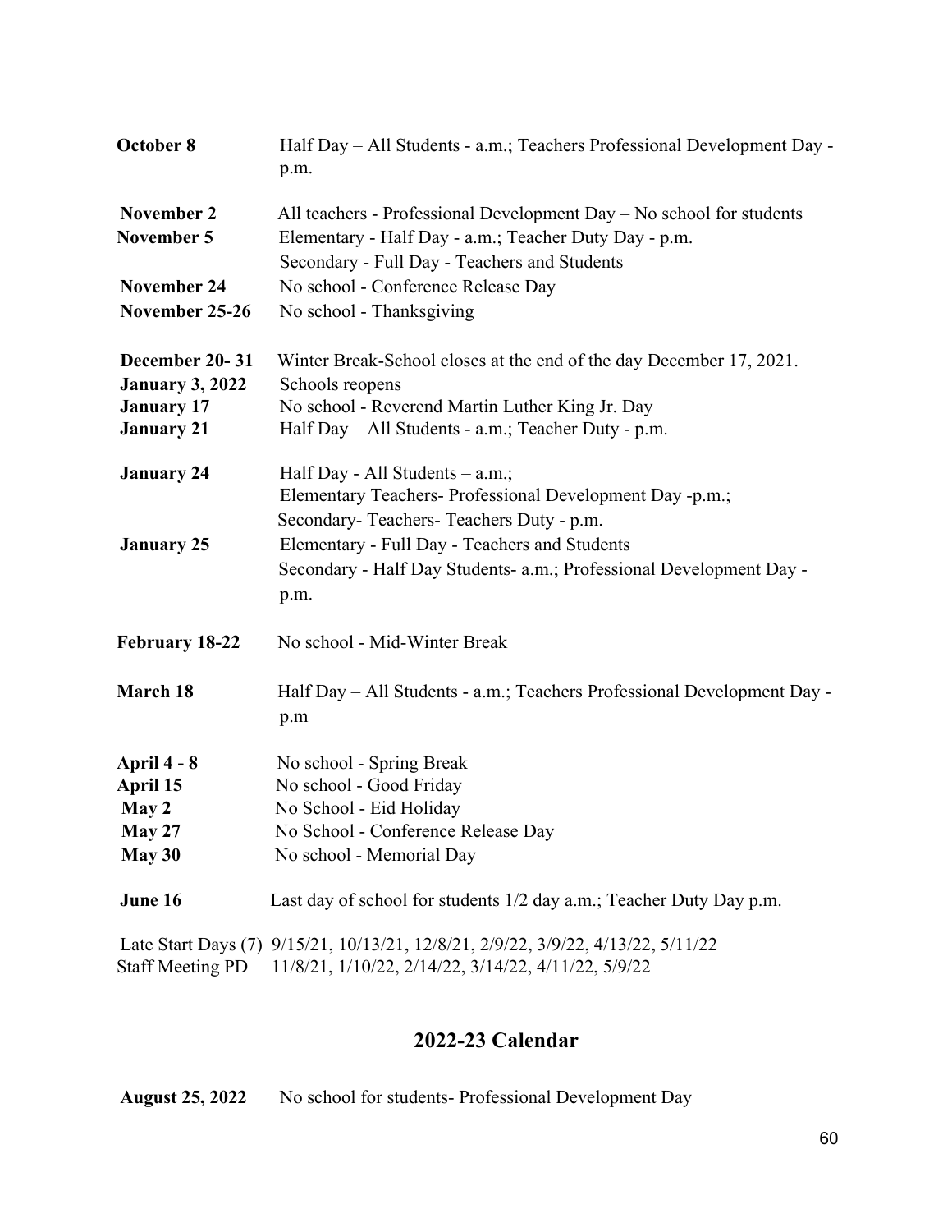| | |
|---|---|
| **October 8** | Half Day – All Students - a.m.; Teachers Professional Development Day - p.m. |
| **November 2** | All teachers - Professional Development Day – No school for students |
| **November 5** | Elementary - Half Day - a.m.; Teacher Duty Day - p.m.<br>Secondary - Full Day - Teachers and Students |
| **November 24** | No school - Conference Release Day |
| **November 25-26** | No school - Thanksgiving |
| **December 20- 31** | Winter Break-School closes at the end of the day December 17, 2021. |
| **January 3, 2022** | Schools reopens |
| **January 17** | No school - Reverend Martin Luther King Jr. Day |
| **January 21** | Half Day – All Students - a.m.; Teacher Duty - p.m. |
| **January 24** | Half Day - All Students – a.m.;<br>Elementary Teachers- Professional Development Day -p.m.;<br>Secondary- Teachers- Teachers Duty - p.m. |
| **January 25** | Elementary - Full Day - Teachers and Students<br>Secondary - Half Day Students- a.m.; Professional Development Day - p.m. |
| **February 18-22** | No school - Mid-Winter Break |
| **March 18** | Half Day – All Students - a.m.; Teachers Professional Development Day - p.m |
| **April 4 - 8** | No school - Spring Break |
| **April 15** | No school - Good Friday |
| **May 2** | No School - Eid Holiday |
| **May 27** | No School - Conference Release Day |
| **May 30** | No school - Memorial Day |
| **June 16** | Last day of school for students 1/2 day a.m.; Teacher Duty Day p.m. |

Late Start Days (7) 9/15/21, 10/13/21, 12/8/21, 2/9/22, 3/9/22, 4/13/22, 5/11/22
Staff Meeting PD 11/8/21, 1/10/22, 2/14/22, 3/14/22, 4/11/22, 5/9/22

## 2022-23 Calendar

| | |
|---|---|
| **August 25, 2022** | No school for students- Professional Development Day |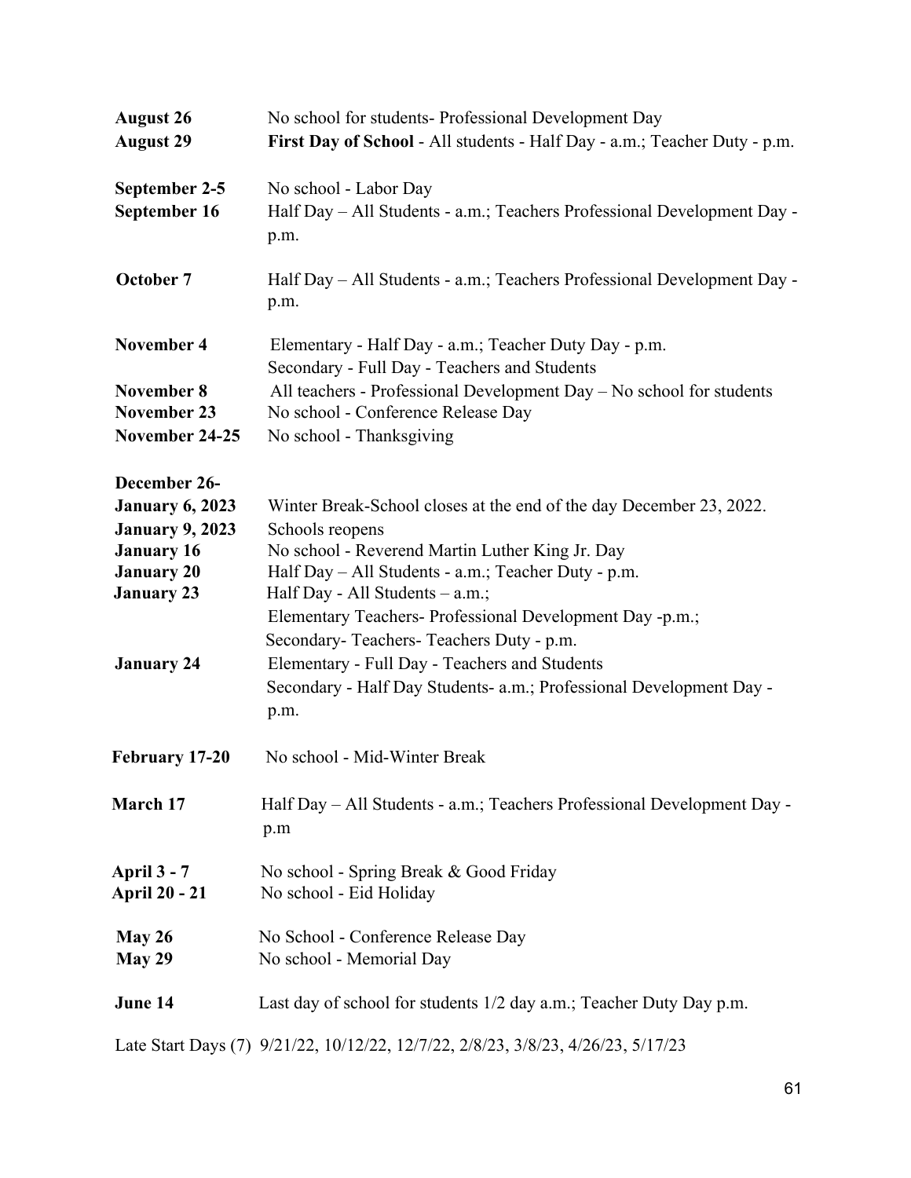| | |
|---|---|
| **August 26** | No school for students- Professional Development Day |
| **August 29** | **First Day of School** - All students - Half Day - a.m.; Teacher Duty - p.m. |
| **September 2-5** | No school - Labor Day |
| **September 16** | Half Day – All Students - a.m.; Teachers Professional Development Day - p.m. |
| **October 7** | Half Day – All Students - a.m.; Teachers Professional Development Day - p.m. |
| **November 4** | Elementary - Half Day - a.m.; Teacher Duty Day - p.m.<br>Secondary - Full Day - Teachers and Students |
| **November 8** | All teachers - Professional Development Day – No school for students |
| **November 23** | No school - Conference Release Day |
| **November 24-25** | No school - Thanksgiving |
| **December 26-January 6, 2023** | Winter Break-School closes at the end of the day December 23, 2022. |
| **January 9, 2023** | Schools reopens |
| **January 16** | No school - Reverend Martin Luther King Jr. Day |
| **January 20** | Half Day – All Students - a.m.; Teacher Duty - p.m. |
| **January 23** | Half Day - All Students – a.m.;<br>Elementary Teachers- Professional Development Day -p.m.;<br>Secondary- Teachers- Teachers Duty - p.m. |
| **January 24** | Elementary - Full Day - Teachers and Students<br>Secondary - Half Day Students- a.m.; Professional Development Day - p.m. |
| **February 17-20** | No school - Mid-Winter Break |
| **March 17** | Half Day – All Students - a.m.; Teachers Professional Development Day - p.m |
| **April 3 - 7** | No school - Spring Break & Good Friday |
| **April 20 - 21** | No school - Eid Holiday |
| **May 26** | No School - Conference Release Day |
| **May 29** | No school - Memorial Day |
| **June 14** | Last day of school for students 1/2 day a.m.; Teacher Duty Day p.m. |

Late Start Days (7) 9/21/22, 10/12/22, 12/7/22, 2/8/23, 3/8/23, 4/26/23, 5/17/23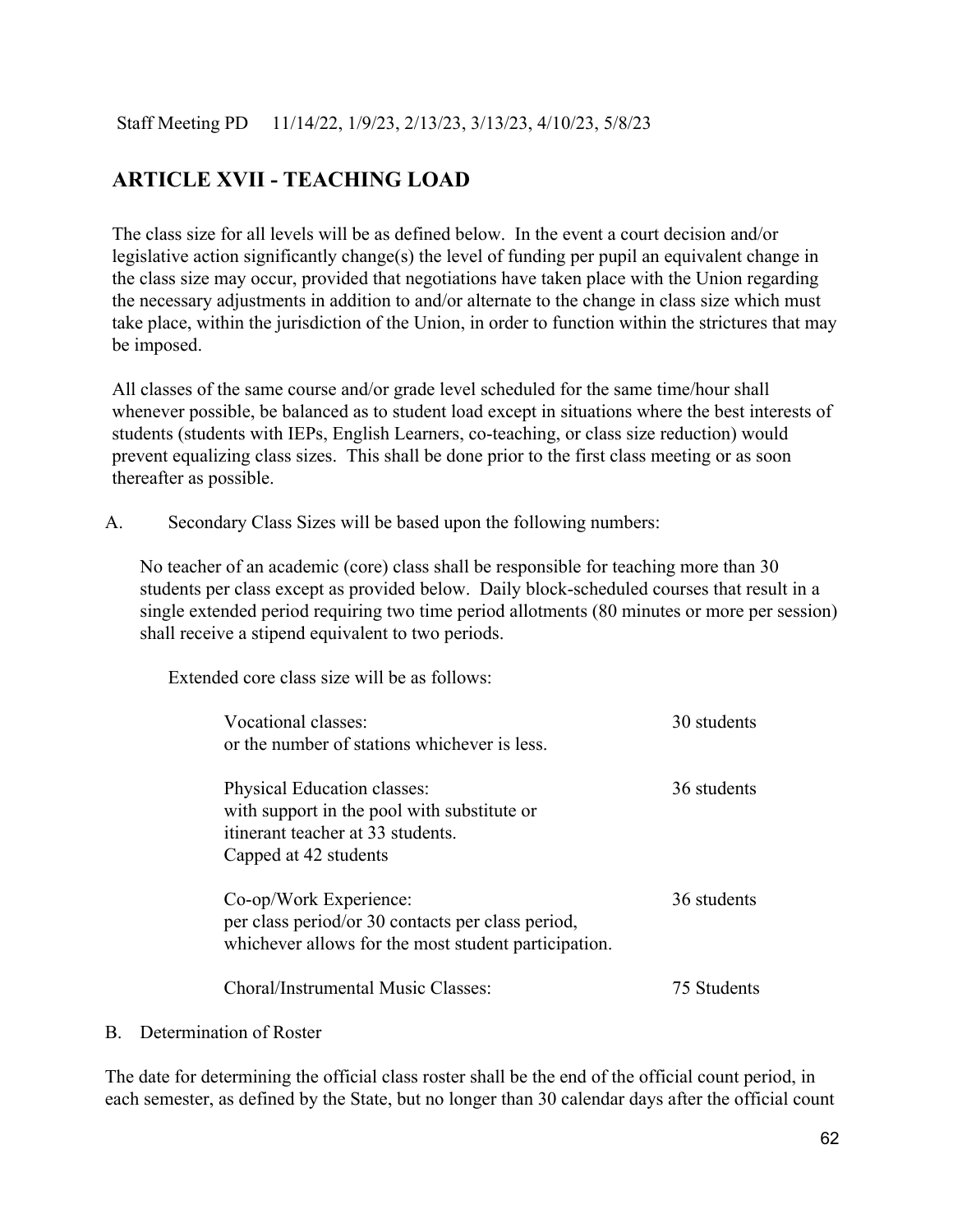Staff Meeting PD 11/14/22, 1/9/23, 2/13/23, 3/13/23, 4/10/23, 5/8/23

## ARTICLE XVII - TEACHING LOAD

The class size for all levels will be as defined below. In the event a court decision and/or legislative action significantly change(s) the level of funding per pupil an equivalent change in the class size may occur, provided that negotiations have taken place with the Union regarding the necessary adjustments in addition to and/or alternate to the change in class size which must take place, within the jurisdiction of the Union, in order to function within the strictures that may be imposed.

All classes of the same course and/or grade level scheduled for the same time/hour shall whenever possible, be balanced as to student load except in situations where the best interests of students (students with IEPs, English Learners, co-teaching, or class size reduction) would prevent equalizing class sizes. This shall be done prior to the first class meeting or as soon thereafter as possible.

A. Secondary Class Sizes will be based upon the following numbers:

No teacher of an academic (core) class shall be responsible for teaching more than 30 students per class except as provided below. Daily block-scheduled courses that result in a single extended period requiring two time period allotments (80 minutes or more per session) shall receive a stipend equivalent to two periods.

Extended core class size will be as follows:

| | |
|---|---|
| Vocational classes:<br>or the number of stations whichever is less. | 30 students |
| Physical Education classes:<br>with support in the pool with substitute or itinerant teacher at 33 students.<br>Capped at 42 students | 36 students |
| Co-op/Work Experience:<br>per class period/or 30 contacts per class period, whichever allows for the most student participation. | 36 students |
| Choral/Instrumental Music Classes: | 75 Students |

B. Determination of Roster

The date for determining the official class roster shall be the end of the official count period, in each semester, as defined by the State, but no longer than 30 calendar days after the official count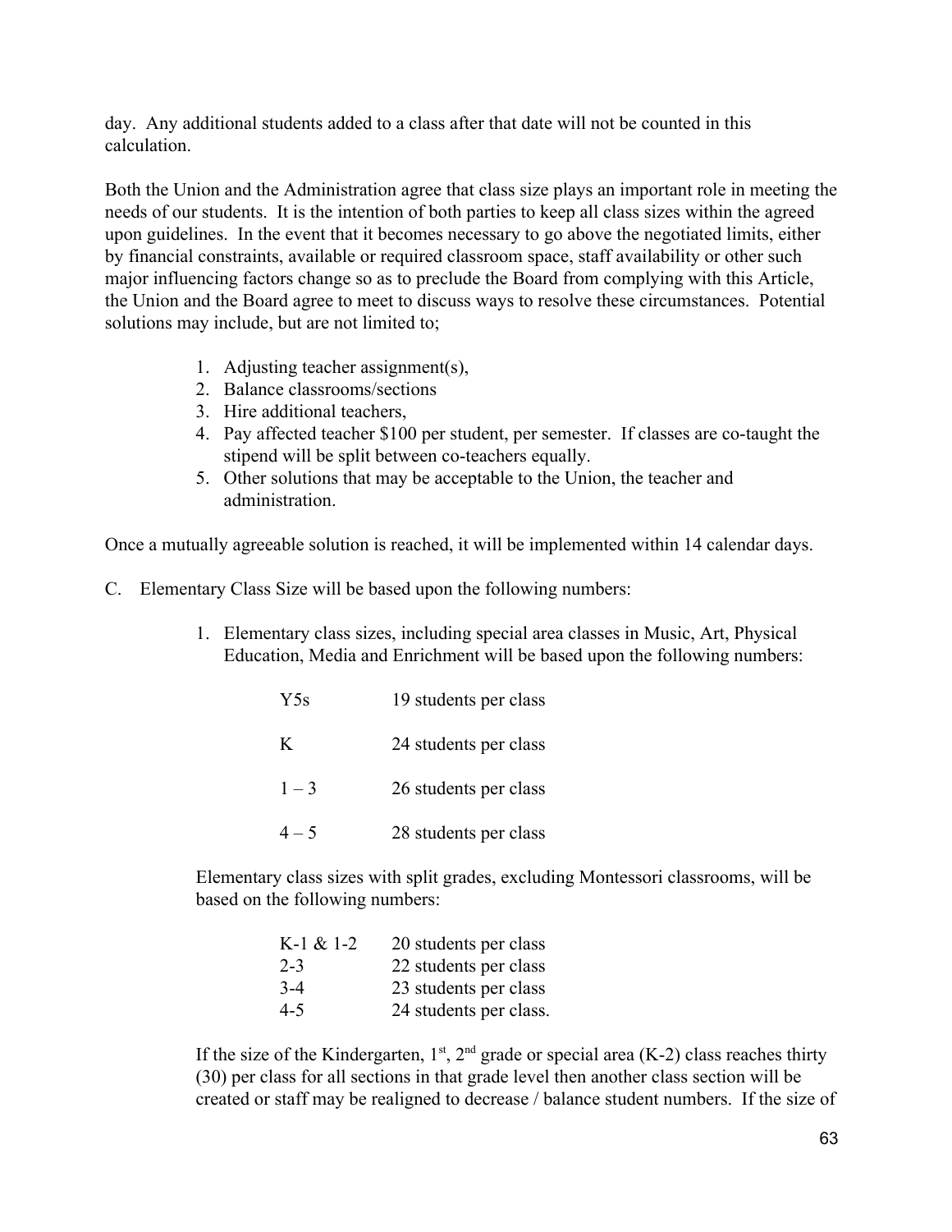day. Any additional students added to a class after that date will not be counted in this calculation.

Both the Union and the Administration agree that class size plays an important role in meeting the needs of our students. It is the intention of both parties to keep all class sizes within the agreed upon guidelines. In the event that it becomes necessary to go above the negotiated limits, either by financial constraints, available or required classroom space, staff availability or other such major influencing factors change so as to preclude the Board from complying with this Article, the Union and the Board agree to meet to discuss ways to resolve these circumstances. Potential solutions may include, but are not limited to;

1. Adjusting teacher assignment(s),
2. Balance classrooms/sections
3. Hire additional teachers,
4. Pay affected teacher $100 per student, per semester. If classes are co-taught the stipend will be split between co-teachers equally.
5. Other solutions that may be acceptable to the Union, the teacher and administration.

Once a mutually agreeable solution is reached, it will be implemented within 14 calendar days.

C. Elementary Class Size will be based upon the following numbers:

1. Elementary class sizes, including special area classes in Music, Art, Physical Education, Media and Enrichment will be based upon the following numbers:

| | |
|---|---|
| Y5s | 19 students per class |
| K | 24 students per class |
| 1 – 3 | 26 students per class |
| 4 – 5 | 28 students per class |

Elementary class sizes with split grades, excluding Montessori classrooms, will be based on the following numbers:

| | |
|---|---|
| K-1 & 1-2 | 20 students per class |
| 2-3 | 22 students per class |
| 3-4 | 23 students per class |
| 4-5 | 24 students per class. |

If the size of the Kindergarten, 1st, 2nd grade or special area (K-2) class reaches thirty (30) per class for all sections in that grade level then another class section will be created or staff may be realigned to decrease / balance student numbers. If the size of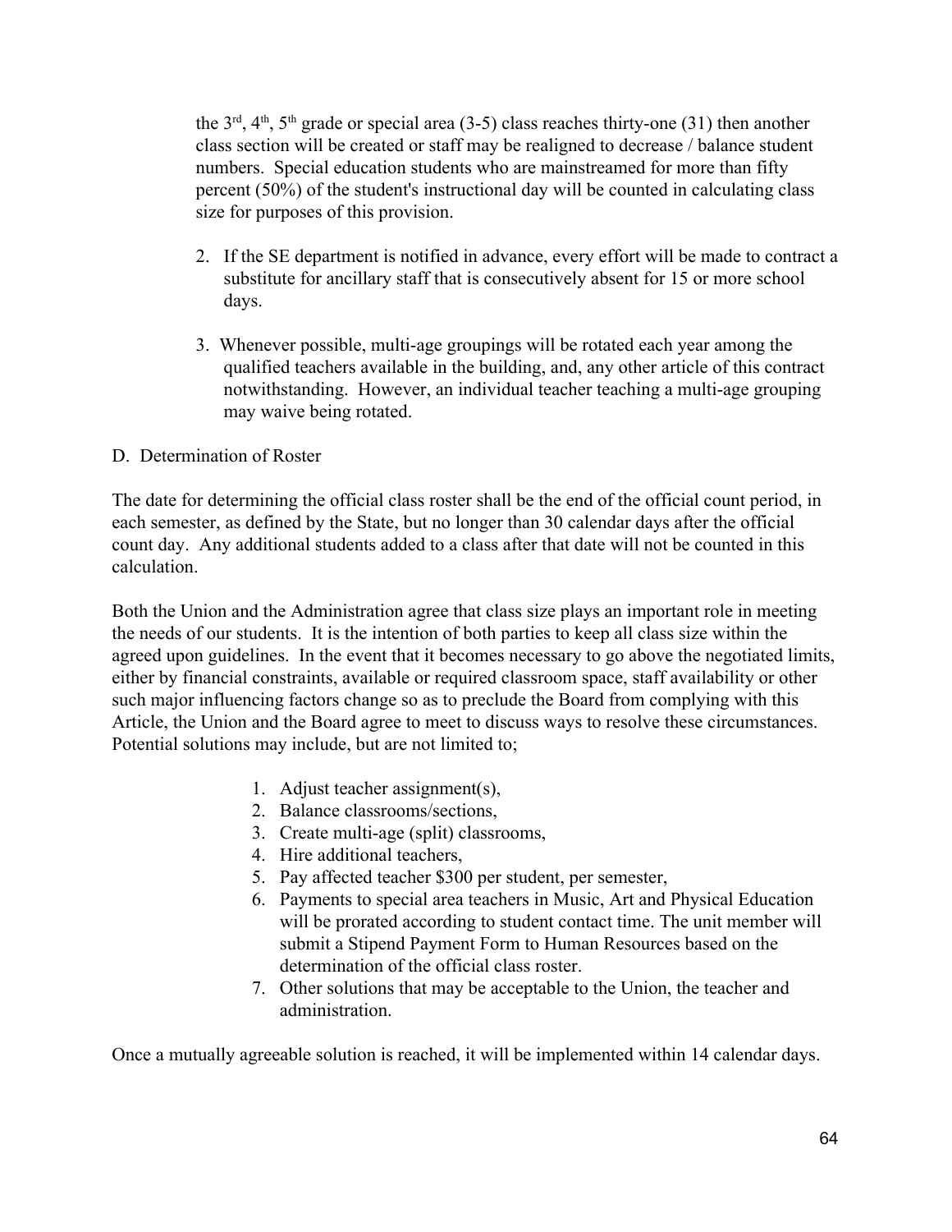the 3rd, 4th, 5th grade or special area (3-5) class reaches thirty-one (31) then another class section will be created or staff may be realigned to decrease / balance student numbers. Special education students who are mainstreamed for more than fifty percent (50%) of the student's instructional day will be counted in calculating class size for purposes of this provision.

2. If the SE department is notified in advance, every effort will be made to contract a substitute for ancillary staff that is consecutively absent for 15 or more school days.

3. Whenever possible, multi-age groupings will be rotated each year among the qualified teachers available in the building, and, any other article of this contract notwithstanding. However, an individual teacher teaching a multi-age grouping may waive being rotated.

D. Determination of Roster

The date for determining the official class roster shall be the end of the official count period, in each semester, as defined by the State, but no longer than 30 calendar days after the official count day. Any additional students added to a class after that date will not be counted in this calculation.

Both the Union and the Administration agree that class size plays an important role in meeting the needs of our students. It is the intention of both parties to keep all class size within the agreed upon guidelines. In the event that it becomes necessary to go above the negotiated limits, either by financial constraints, available or required classroom space, staff availability or other such major influencing factors change so as to preclude the Board from complying with this Article, the Union and the Board agree to meet to discuss ways to resolve these circumstances. Potential solutions may include, but are not limited to;

1. Adjust teacher assignment(s),
2. Balance classrooms/sections,
3. Create multi-age (split) classrooms,
4. Hire additional teachers,
5. Pay affected teacher $300 per student, per semester,
6. Payments to special area teachers in Music, Art and Physical Education will be prorated according to student contact time. The unit member will submit a Stipend Payment Form to Human Resources based on the determination of the official class roster.
7. Other solutions that may be acceptable to the Union, the teacher and administration.

Once a mutually agreeable solution is reached, it will be implemented within 14 calendar days.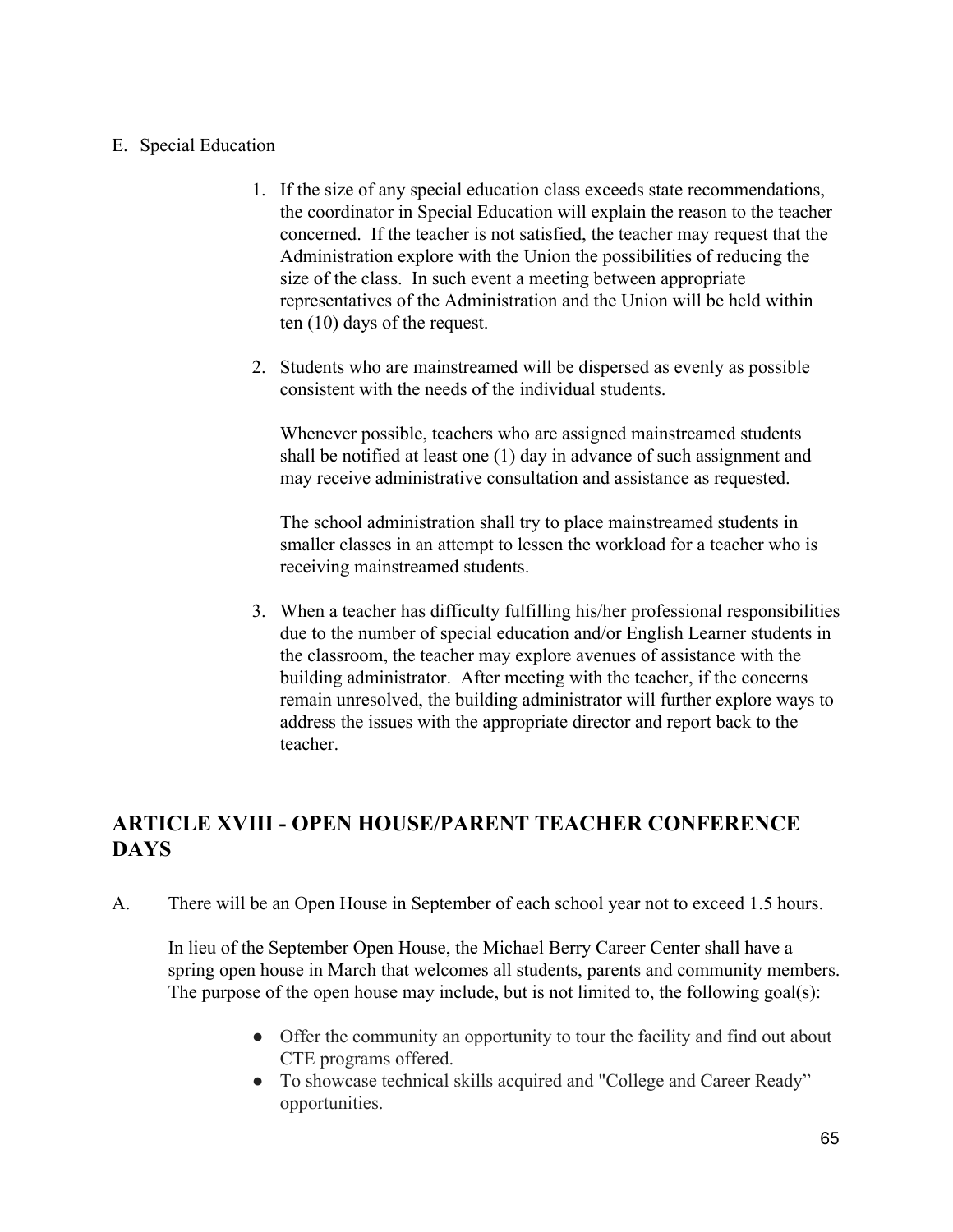E. Special Education

1. If the size of any special education class exceeds state recommendations, the coordinator in Special Education will explain the reason to the teacher concerned. If the teacher is not satisfied, the teacher may request that the Administration explore with the Union the possibilities of reducing the size of the class. In such event a meeting between appropriate representatives of the Administration and the Union will be held within ten (10) days of the request.

2. Students who are mainstreamed will be dispersed as evenly as possible consistent with the needs of the individual students.

   Whenever possible, teachers who are assigned mainstreamed students shall be notified at least one (1) day in advance of such assignment and may receive administrative consultation and assistance as requested.

   The school administration shall try to place mainstreamed students in smaller classes in an attempt to lessen the workload for a teacher who is receiving mainstreamed students.

3. When a teacher has difficulty fulfilling his/her professional responsibilities due to the number of special education and/or English Learner students in the classroom, the teacher may explore avenues of assistance with the building administrator. After meeting with the teacher, if the concerns remain unresolved, the building administrator will further explore ways to address the issues with the appropriate director and report back to the teacher.

## ARTICLE XVIII - OPEN HOUSE/PARENT TEACHER CONFERENCE DAYS

A. There will be an Open House in September of each school year not to exceed 1.5 hours.

   In lieu of the September Open House, the Michael Berry Career Center shall have a spring open house in March that welcomes all students, parents and community members. The purpose of the open house may include, but is not limited to, the following goal(s):

   - Offer the community an opportunity to tour the facility and find out about CTE programs offered.
   - To showcase technical skills acquired and "College and Career Ready" opportunities.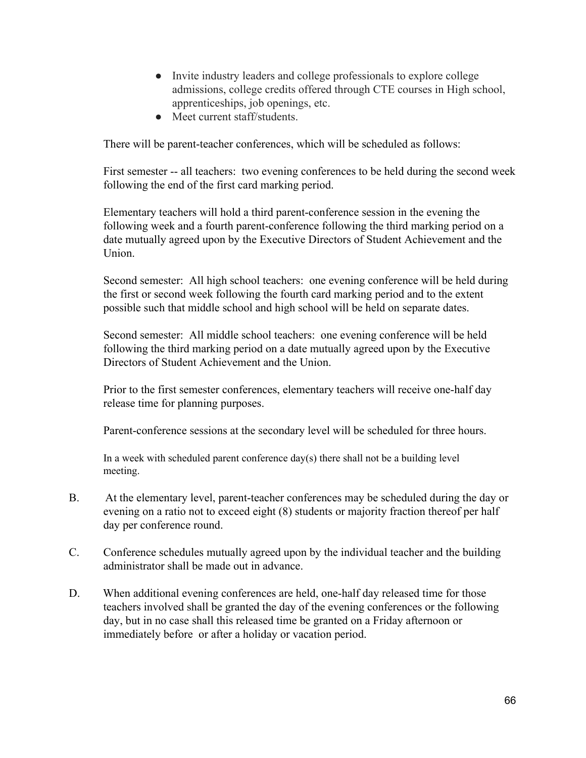- Invite industry leaders and college professionals to explore college admissions, college credits offered through CTE courses in High school, apprenticeships, job openings, etc.
- Meet current staff/students.

There will be parent-teacher conferences, which will be scheduled as follows:

First semester -- all teachers: two evening conferences to be held during the second week following the end of the first card marking period.

Elementary teachers will hold a third parent-conference session in the evening the following week and a fourth parent-conference following the third marking period on a date mutually agreed upon by the Executive Directors of Student Achievement and the Union.

Second semester: All high school teachers: one evening conference will be held during the first or second week following the fourth card marking period and to the extent possible such that middle school and high school will be held on separate dates.

Second semester: All middle school teachers: one evening conference will be held following the third marking period on a date mutually agreed upon by the Executive Directors of Student Achievement and the Union.

Prior to the first semester conferences, elementary teachers will receive one-half day release time for planning purposes.

Parent-conference sessions at the secondary level will be scheduled for three hours.

In a week with scheduled parent conference day(s) there shall not be a building level meeting.

B. At the elementary level, parent-teacher conferences may be scheduled during the day or evening on a ratio not to exceed eight (8) students or majority fraction thereof per half day per conference round.

C. Conference schedules mutually agreed upon by the individual teacher and the building administrator shall be made out in advance.

D. When additional evening conferences are held, one-half day released time for those teachers involved shall be granted the day of the evening conferences or the following day, but in no case shall this released time be granted on a Friday afternoon or immediately before or after a holiday or vacation period.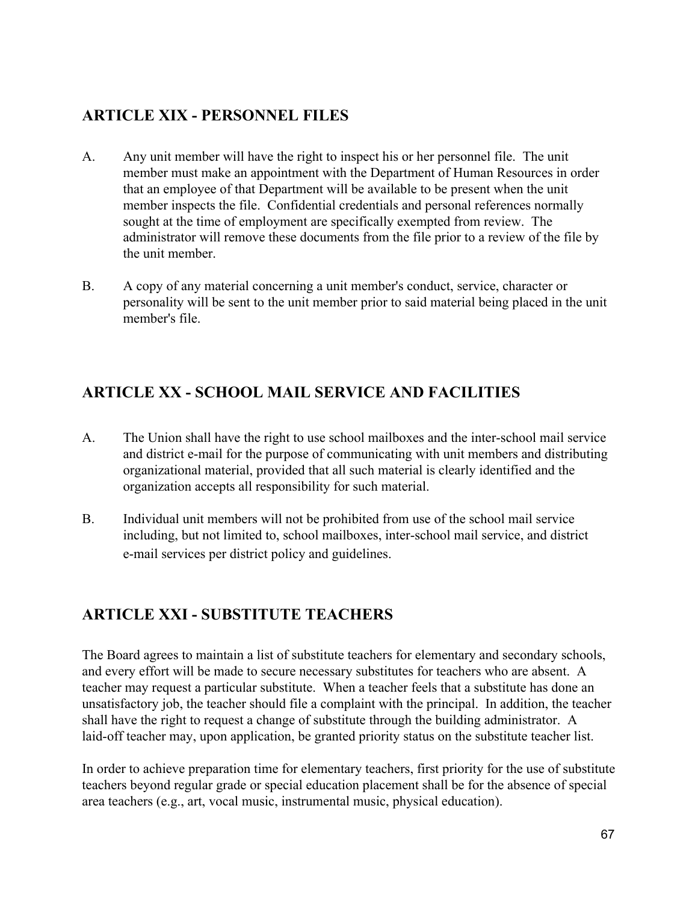## ARTICLE XIX - PERSONNEL FILES

A. Any unit member will have the right to inspect his or her personnel file. The unit member must make an appointment with the Department of Human Resources in order that an employee of that Department will be available to be present when the unit member inspects the file. Confidential credentials and personal references normally sought at the time of employment are specifically exempted from review. The administrator will remove these documents from the file prior to a review of the file by the unit member.

B. A copy of any material concerning a unit member's conduct, service, character or personality will be sent to the unit member prior to said material being placed in the unit member's file.

## ARTICLE XX - SCHOOL MAIL SERVICE AND FACILITIES

A. The Union shall have the right to use school mailboxes and the inter-school mail service and district e-mail for the purpose of communicating with unit members and distributing organizational material, provided that all such material is clearly identified and the organization accepts all responsibility for such material.

B. Individual unit members will not be prohibited from use of the school mail service including, but not limited to, school mailboxes, inter-school mail service, and district e-mail services per district policy and guidelines.

## ARTICLE XXI - SUBSTITUTE TEACHERS

The Board agrees to maintain a list of substitute teachers for elementary and secondary schools, and every effort will be made to secure necessary substitutes for teachers who are absent. A teacher may request a particular substitute. When a teacher feels that a substitute has done an unsatisfactory job, the teacher should file a complaint with the principal. In addition, the teacher shall have the right to request a change of substitute through the building administrator. A laid-off teacher may, upon application, be granted priority status on the substitute teacher list.

In order to achieve preparation time for elementary teachers, first priority for the use of substitute teachers beyond regular grade or special education placement shall be for the absence of special area teachers (e.g., art, vocal music, instrumental music, physical education).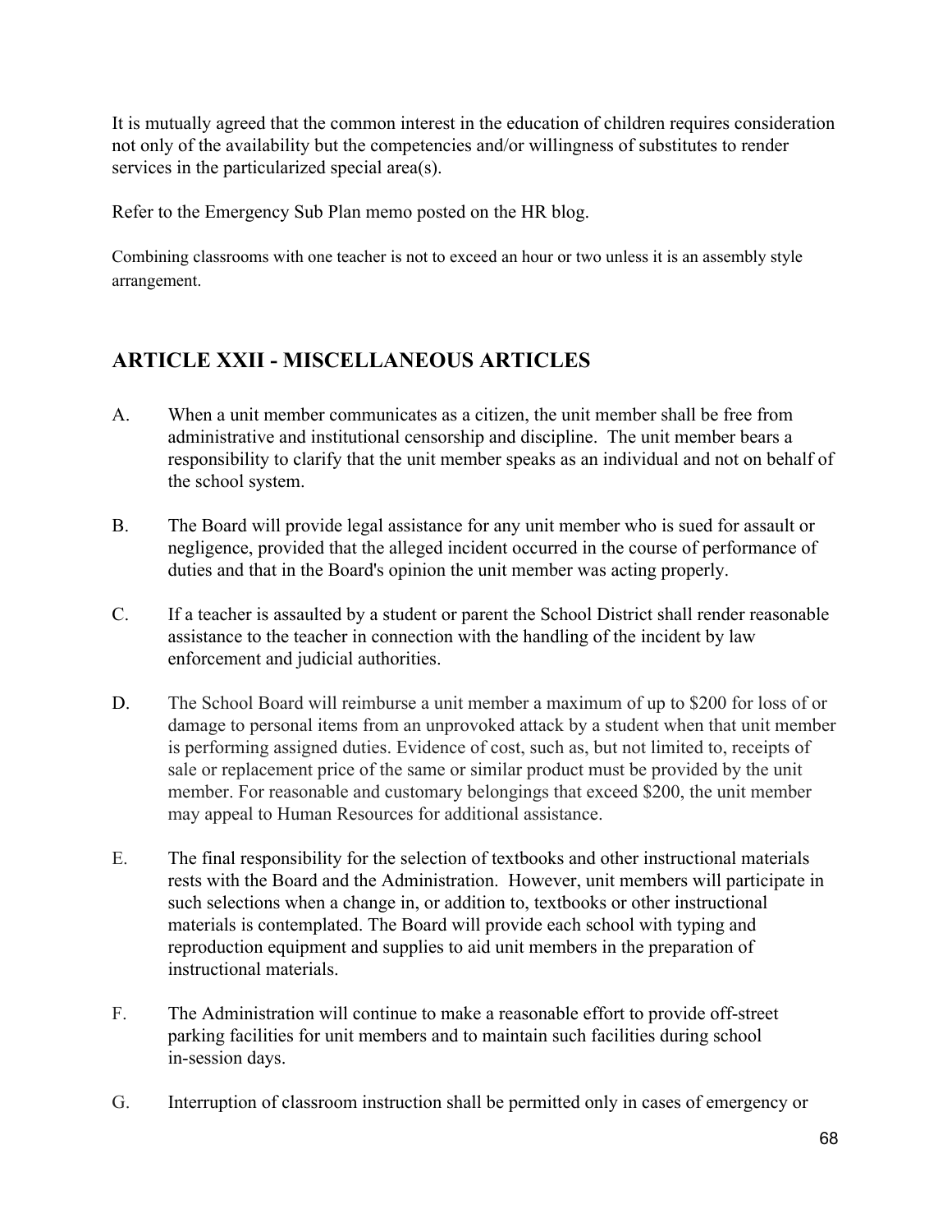It is mutually agreed that the common interest in the education of children requires consideration not only of the availability but the competencies and/or willingness of substitutes to render services in the particularized special area(s).

Refer to the Emergency Sub Plan memo posted on the HR blog.

Combining classrooms with one teacher is not to exceed an hour or two unless it is an assembly style arrangement.

## ARTICLE XXII - MISCELLANEOUS ARTICLES

A. When a unit member communicates as a citizen, the unit member shall be free from administrative and institutional censorship and discipline. The unit member bears a responsibility to clarify that the unit member speaks as an individual and not on behalf of the school system.

B. The Board will provide legal assistance for any unit member who is sued for assault or negligence, provided that the alleged incident occurred in the course of performance of duties and that in the Board's opinion the unit member was acting properly.

C. If a teacher is assaulted by a student or parent the School District shall render reasonable assistance to the teacher in connection with the handling of the incident by law enforcement and judicial authorities.

D. The School Board will reimburse a unit member a maximum of up to $200 for loss of or damage to personal items from an unprovoked attack by a student when that unit member is performing assigned duties. Evidence of cost, such as, but not limited to, receipts of sale or replacement price of the same or similar product must be provided by the unit member. For reasonable and customary belongings that exceed $200, the unit member may appeal to Human Resources for additional assistance.

E. The final responsibility for the selection of textbooks and other instructional materials rests with the Board and the Administration. However, unit members will participate in such selections when a change in, or addition to, textbooks or other instructional materials is contemplated. The Board will provide each school with typing and reproduction equipment and supplies to aid unit members in the preparation of instructional materials.

F. The Administration will continue to make a reasonable effort to provide off-street parking facilities for unit members and to maintain such facilities during school in-session days.

G. Interruption of classroom instruction shall be permitted only in cases of emergency or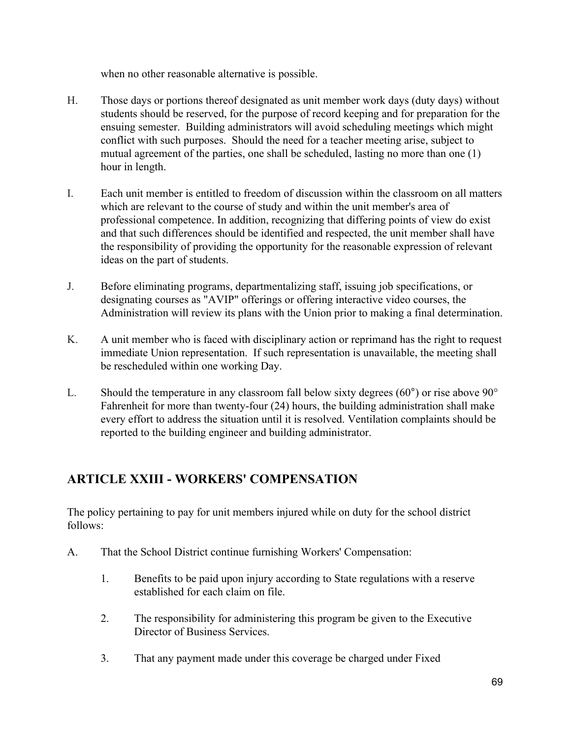when no other reasonable alternative is possible.

H. Those days or portions thereof designated as unit member work days (duty days) without students should be reserved, for the purpose of record keeping and for preparation for the ensuing semester. Building administrators will avoid scheduling meetings which might conflict with such purposes. Should the need for a teacher meeting arise, subject to mutual agreement of the parties, one shall be scheduled, lasting no more than one (1) hour in length.

I. Each unit member is entitled to freedom of discussion within the classroom on all matters which are relevant to the course of study and within the unit member's area of professional competence. In addition, recognizing that differing points of view do exist and that such differences should be identified and respected, the unit member shall have the responsibility of providing the opportunity for the reasonable expression of relevant ideas on the part of students.

J. Before eliminating programs, departmentalizing staff, issuing job specifications, or designating courses as "AVIP" offerings or offering interactive video courses, the Administration will review its plans with the Union prior to making a final determination.

K. A unit member who is faced with disciplinary action or reprimand has the right to request immediate Union representation. If such representation is unavailable, the meeting shall be rescheduled within one working Day.

L. Should the temperature in any classroom fall below sixty degrees (60°) or rise above 90° Fahrenheit for more than twenty-four (24) hours, the building administration shall make every effort to address the situation until it is resolved. Ventilation complaints should be reported to the building engineer and building administrator.

## ARTICLE XXIII - WORKERS' COMPENSATION

The policy pertaining to pay for unit members injured while on duty for the school district follows:

A. That the School District continue furnishing Workers' Compensation:

   1. Benefits to be paid upon injury according to State regulations with a reserve established for each claim on file.

   2. The responsibility for administering this program be given to the Executive Director of Business Services.

   3. That any payment made under this coverage be charged under Fixed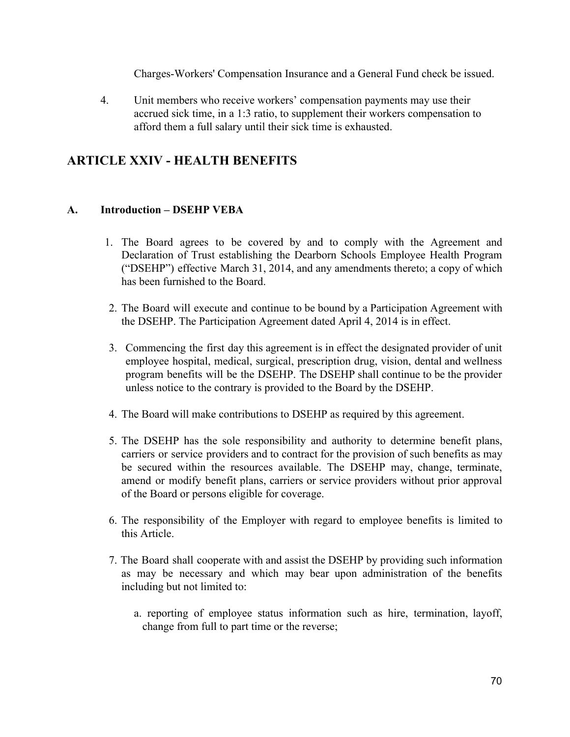Charges-Workers' Compensation Insurance and a General Fund check be issued.

4. Unit members who receive workers' compensation payments may use their accrued sick time, in a 1:3 ratio, to supplement their workers compensation to afford them a full salary until their sick time is exhausted.

## ARTICLE XXIV - HEALTH BENEFITS

### A. Introduction – DSEHP VEBA

1. The Board agrees to be covered by and to comply with the Agreement and Declaration of Trust establishing the Dearborn Schools Employee Health Program ("DSEHP") effective March 31, 2014, and any amendments thereto; a copy of which has been furnished to the Board.

2. The Board will execute and continue to be bound by a Participation Agreement with the DSEHP. The Participation Agreement dated April 4, 2014 is in effect.

3. Commencing the first day this agreement is in effect the designated provider of unit employee hospital, medical, surgical, prescription drug, vision, dental and wellness program benefits will be the DSEHP. The DSEHP shall continue to be the provider unless notice to the contrary is provided to the Board by the DSEHP.

4. The Board will make contributions to DSEHP as required by this agreement.

5. The DSEHP has the sole responsibility and authority to determine benefit plans, carriers or service providers and to contract for the provision of such benefits as may be secured within the resources available. The DSEHP may, change, terminate, amend or modify benefit plans, carriers or service providers without prior approval of the Board or persons eligible for coverage.

6. The responsibility of the Employer with regard to employee benefits is limited to this Article.

7. The Board shall cooperate with and assist the DSEHP by providing such information as may be necessary and which may bear upon administration of the benefits including but not limited to:

   a. reporting of employee status information such as hire, termination, layoff, change from full to part time or the reverse;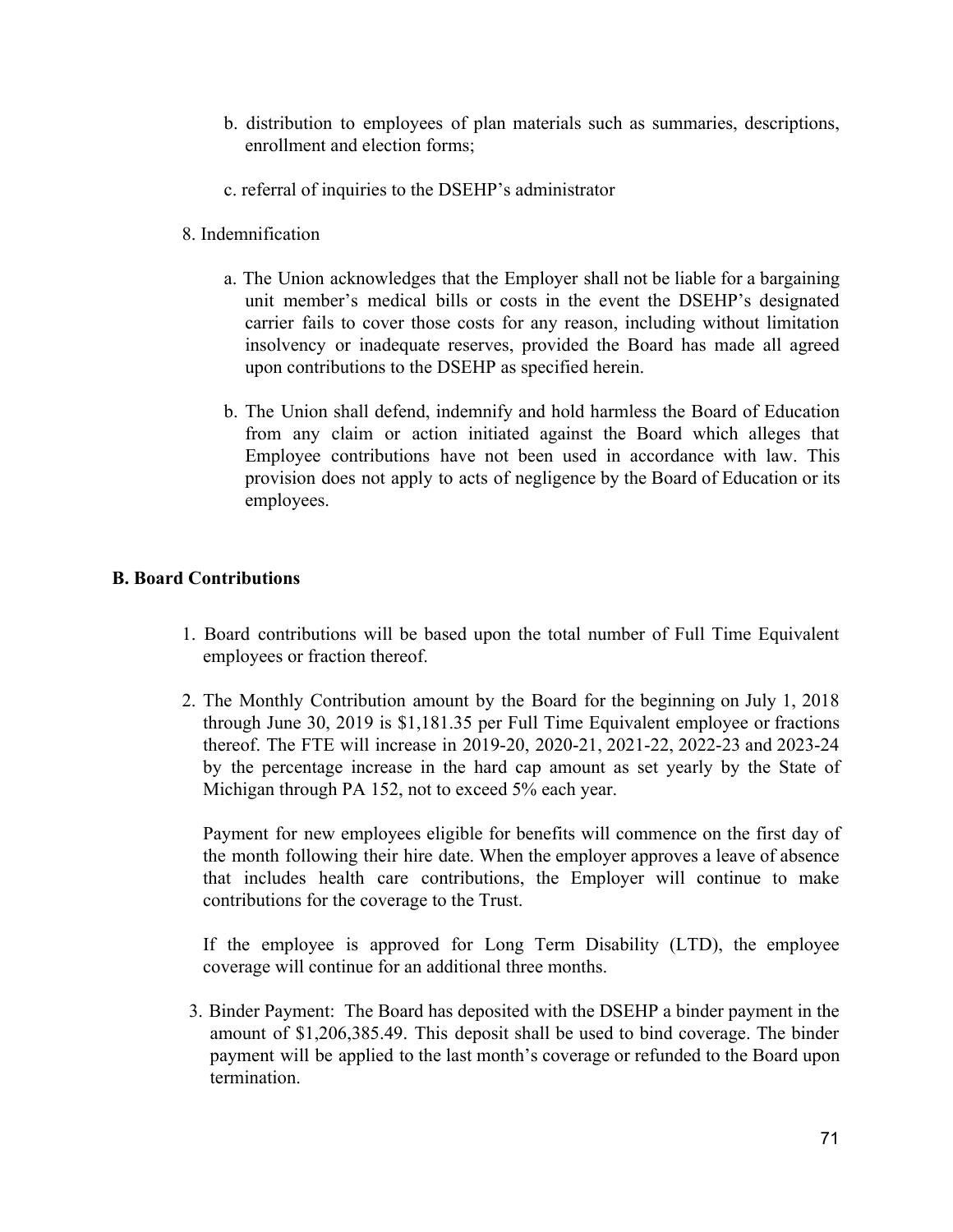b. distribution to employees of plan materials such as summaries, descriptions, enrollment and election forms;

c. referral of inquiries to the DSEHP's administrator

8. Indemnification

   a. The Union acknowledges that the Employer shall not be liable for a bargaining unit member's medical bills or costs in the event the DSEHP's designated carrier fails to cover those costs for any reason, including without limitation insolvency or inadequate reserves, provided the Board has made all agreed upon contributions to the DSEHP as specified herein.

   b. The Union shall defend, indemnify and hold harmless the Board of Education from any claim or action initiated against the Board which alleges that Employee contributions have not been used in accordance with law. This provision does not apply to acts of negligence by the Board of Education or its employees.

**B. Board Contributions**

1. Board contributions will be based upon the total number of Full Time Equivalent employees or fraction thereof.

2. The Monthly Contribution amount by the Board for the beginning on July 1, 2018 through June 30, 2019 is $1,181.35 per Full Time Equivalent employee or fractions thereof. The FTE will increase in 2019-20, 2020-21, 2021-22, 2022-23 and 2023-24 by the percentage increase in the hard cap amount as set yearly by the State of Michigan through PA 152, not to exceed 5% each year.

   Payment for new employees eligible for benefits will commence on the first day of the month following their hire date. When the employer approves a leave of absence that includes health care contributions, the Employer will continue to make contributions for the coverage to the Trust.

   If the employee is approved for Long Term Disability (LTD), the employee coverage will continue for an additional three months.

3. Binder Payment: The Board has deposited with the DSEHP a binder payment in the amount of $1,206,385.49. This deposit shall be used to bind coverage. The binder payment will be applied to the last month's coverage or refunded to the Board upon termination.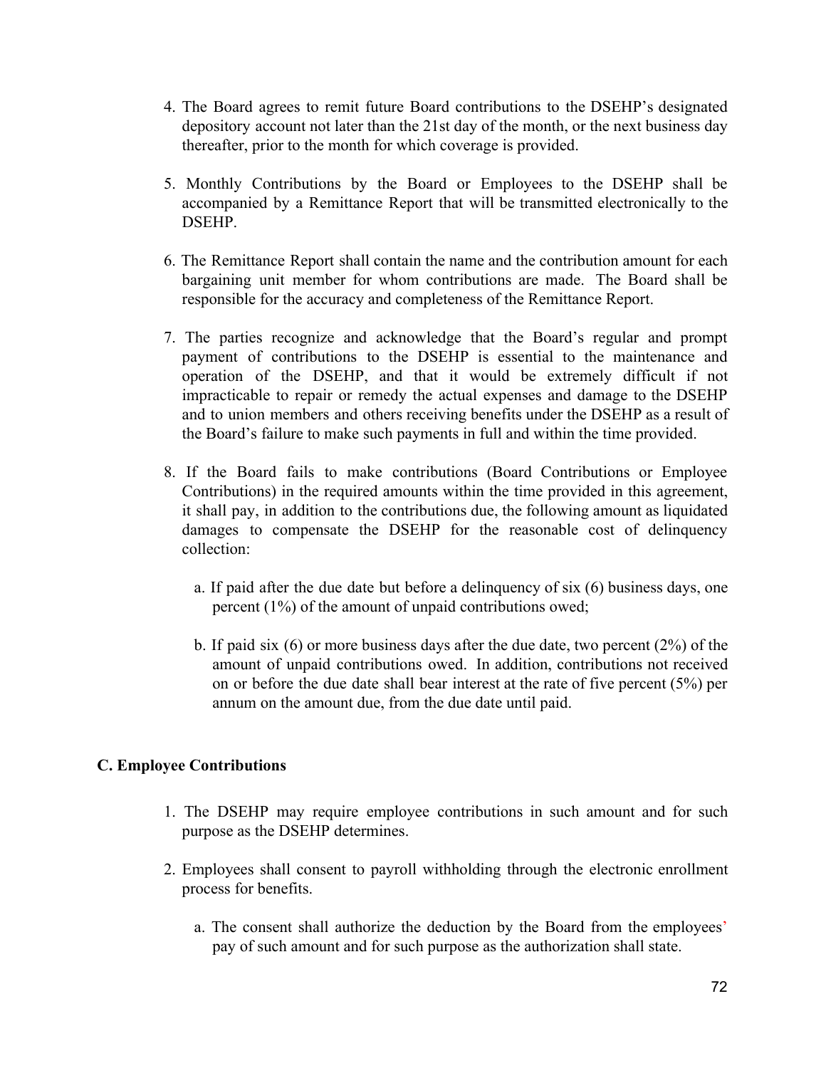4. The Board agrees to remit future Board contributions to the DSEHP's designated depository account not later than the 21st day of the month, or the next business day thereafter, prior to the month for which coverage is provided.

5. Monthly Contributions by the Board or Employees to the DSEHP shall be accompanied by a Remittance Report that will be transmitted electronically to the DSEHP.

6. The Remittance Report shall contain the name and the contribution amount for each bargaining unit member for whom contributions are made. The Board shall be responsible for the accuracy and completeness of the Remittance Report.

7. The parties recognize and acknowledge that the Board's regular and prompt payment of contributions to the DSEHP is essential to the maintenance and operation of the DSEHP, and that it would be extremely difficult if not impracticable to repair or remedy the actual expenses and damage to the DSEHP and to union members and others receiving benefits under the DSEHP as a result of the Board's failure to make such payments in full and within the time provided.

8. If the Board fails to make contributions (Board Contributions or Employee Contributions) in the required amounts within the time provided in this agreement, it shall pay, in addition to the contributions due, the following amount as liquidated damages to compensate the DSEHP for the reasonable cost of delinquency collection:

   a. If paid after the due date but before a delinquency of six (6) business days, one percent (1%) of the amount of unpaid contributions owed;

   b. If paid six (6) or more business days after the due date, two percent (2%) of the amount of unpaid contributions owed. In addition, contributions not received on or before the due date shall bear interest at the rate of five percent (5%) per annum on the amount due, from the due date until paid.

### C. Employee Contributions

1. The DSEHP may require employee contributions in such amount and for such purpose as the DSEHP determines.

2. Employees shall consent to payroll withholding through the electronic enrollment process for benefits.

   a. The consent shall authorize the deduction by the Board from the employees' pay of such amount and for such purpose as the authorization shall state.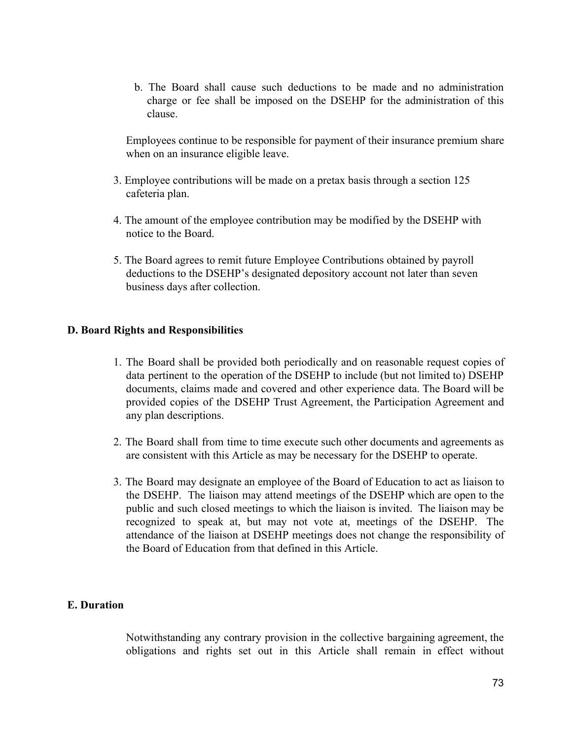b. The Board shall cause such deductions to be made and no administration charge or fee shall be imposed on the DSEHP for the administration of this clause.

Employees continue to be responsible for payment of their insurance premium share when on an insurance eligible leave.

3. Employee contributions will be made on a pretax basis through a section 125 cafeteria plan.

4. The amount of the employee contribution may be modified by the DSEHP with notice to the Board.

5. The Board agrees to remit future Employee Contributions obtained by payroll deductions to the DSEHP's designated depository account not later than seven business days after collection.

**D. Board Rights and Responsibilities**

1. The Board shall be provided both periodically and on reasonable request copies of data pertinent to the operation of the DSEHP to include (but not limited to) DSEHP documents, claims made and covered and other experience data. The Board will be provided copies of the DSEHP Trust Agreement, the Participation Agreement and any plan descriptions.

2. The Board shall from time to time execute such other documents and agreements as are consistent with this Article as may be necessary for the DSEHP to operate.

3. The Board may designate an employee of the Board of Education to act as liaison to the DSEHP. The liaison may attend meetings of the DSEHP which are open to the public and such closed meetings to which the liaison is invited. The liaison may be recognized to speak at, but may not vote at, meetings of the DSEHP. The attendance of the liaison at DSEHP meetings does not change the responsibility of the Board of Education from that defined in this Article.

**E. Duration**

Notwithstanding any contrary provision in the collective bargaining agreement, the obligations and rights set out in this Article shall remain in effect without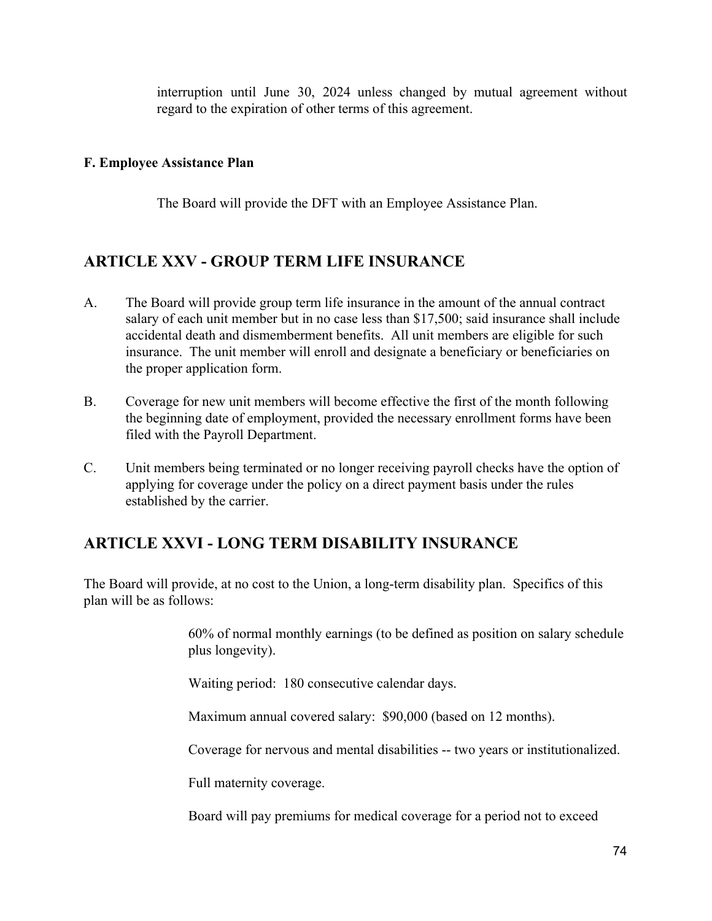interruption until June 30, 2024 unless changed by mutual agreement without regard to the expiration of other terms of this agreement.

**F. Employee Assistance Plan**

The Board will provide the DFT with an Employee Assistance Plan.

## ARTICLE XXV - GROUP TERM LIFE INSURANCE

A. The Board will provide group term life insurance in the amount of the annual contract salary of each unit member but in no case less than $17,500; said insurance shall include accidental death and dismemberment benefits. All unit members are eligible for such insurance. The unit member will enroll and designate a beneficiary or beneficiaries on the proper application form.

B. Coverage for new unit members will become effective the first of the month following the beginning date of employment, provided the necessary enrollment forms have been filed with the Payroll Department.

C. Unit members being terminated or no longer receiving payroll checks have the option of applying for coverage under the policy on a direct payment basis under the rules established by the carrier.

## ARTICLE XXVI - LONG TERM DISABILITY INSURANCE

The Board will provide, at no cost to the Union, a long-term disability plan. Specifics of this plan will be as follows:

60% of normal monthly earnings (to be defined as position on salary schedule plus longevity).

Waiting period: 180 consecutive calendar days.

Maximum annual covered salary: $90,000 (based on 12 months).

Coverage for nervous and mental disabilities -- two years or institutionalized.

Full maternity coverage.

Board will pay premiums for medical coverage for a period not to exceed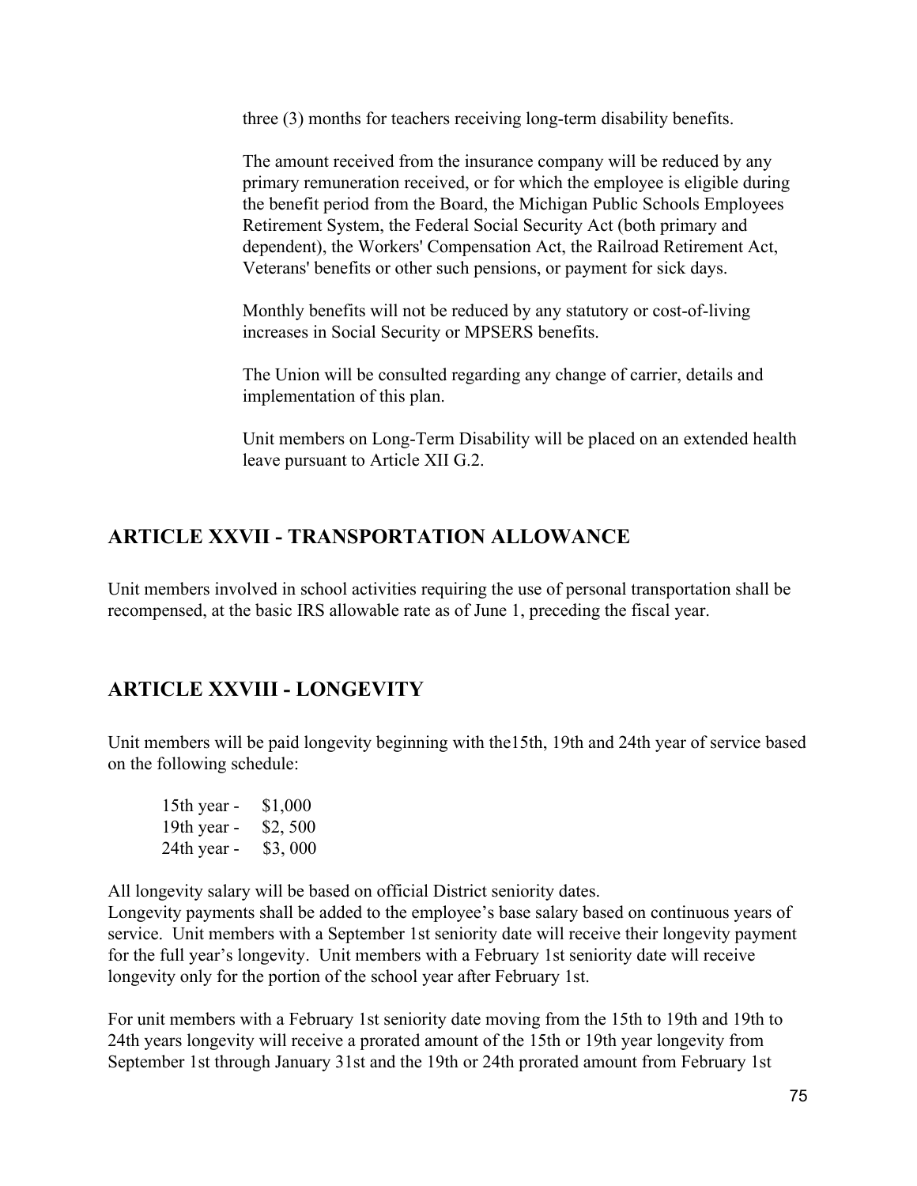three (3) months for teachers receiving long-term disability benefits.

The amount received from the insurance company will be reduced by any primary remuneration received, or for which the employee is eligible during the benefit period from the Board, the Michigan Public Schools Employees Retirement System, the Federal Social Security Act (both primary and dependent), the Workers' Compensation Act, the Railroad Retirement Act, Veterans' benefits or other such pensions, or payment for sick days.

Monthly benefits will not be reduced by any statutory or cost-of-living increases in Social Security or MPSERS benefits.

The Union will be consulted regarding any change of carrier, details and implementation of this plan.

Unit members on Long-Term Disability will be placed on an extended health leave pursuant to Article XII G.2.

## ARTICLE XXVII - TRANSPORTATION ALLOWANCE

Unit members involved in school activities requiring the use of personal transportation shall be recompensed, at the basic IRS allowable rate as of June 1, preceding the fiscal year.

## ARTICLE XXVIII - LONGEVITY

Unit members will be paid longevity beginning with the15th, 19th and 24th year of service based on the following schedule:

15th year - $1,000
19th year - $2, 500
24th year - $3, 000

All longevity salary will be based on official District seniority dates.
Longevity payments shall be added to the employee's base salary based on continuous years of service. Unit members with a September 1st seniority date will receive their longevity payment for the full year's longevity. Unit members with a February 1st seniority date will receive longevity only for the portion of the school year after February 1st.

For unit members with a February 1st seniority date moving from the 15th to 19th and 19th to 24th years longevity will receive a prorated amount of the 15th or 19th year longevity from September 1st through January 31st and the 19th or 24th prorated amount from February 1st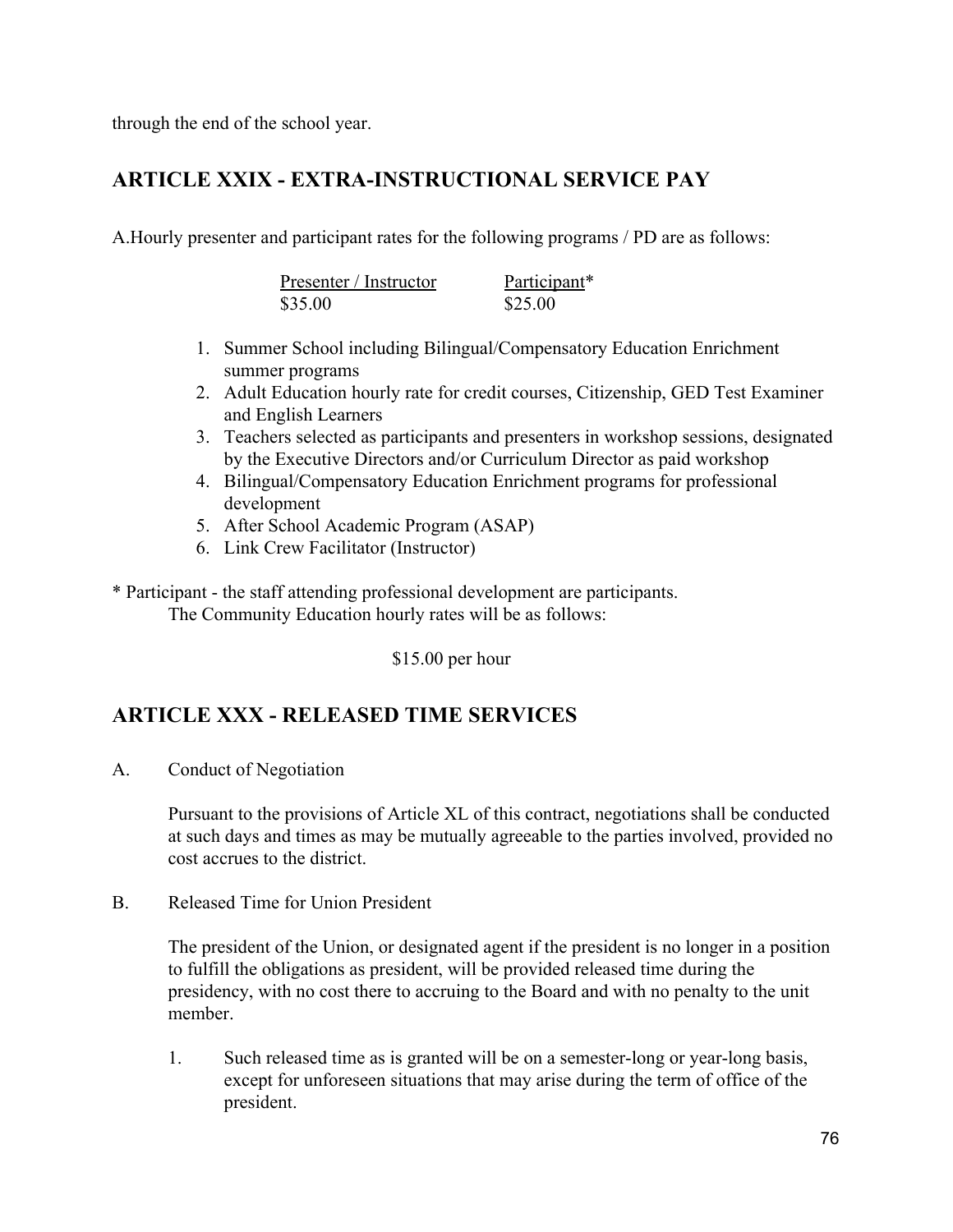through the end of the school year.

## ARTICLE XXIX - EXTRA-INSTRUCTIONAL SERVICE PAY

A.Hourly presenter and participant rates for the following programs / PD are as follows:

| Presenter / Instructor | Participant* |
|---|---|
| $35.00 | $25.00 |

1. Summer School including Bilingual/Compensatory Education Enrichment summer programs
2. Adult Education hourly rate for credit courses, Citizenship, GED Test Examiner and English Learners
3. Teachers selected as participants and presenters in workshop sessions, designated by the Executive Directors and/or Curriculum Director as paid workshop
4. Bilingual/Compensatory Education Enrichment programs for professional development
5. After School Academic Program (ASAP)
6. Link Crew Facilitator (Instructor)

* Participant - the staff attending professional development are participants.

The Community Education hourly rates will be as follows:

$15.00 per hour

## ARTICLE XXX - RELEASED TIME SERVICES

A. Conduct of Negotiation

Pursuant to the provisions of Article XL of this contract, negotiations shall be conducted at such days and times as may be mutually agreeable to the parties involved, provided no cost accrues to the district.

B. Released Time for Union President

The president of the Union, or designated agent if the president is no longer in a position to fulfill the obligations as president, will be provided released time during the presidency, with no cost there to accruing to the Board and with no penalty to the unit member.

1. Such released time as is granted will be on a semester-long or year-long basis, except for unforeseen situations that may arise during the term of office of the president.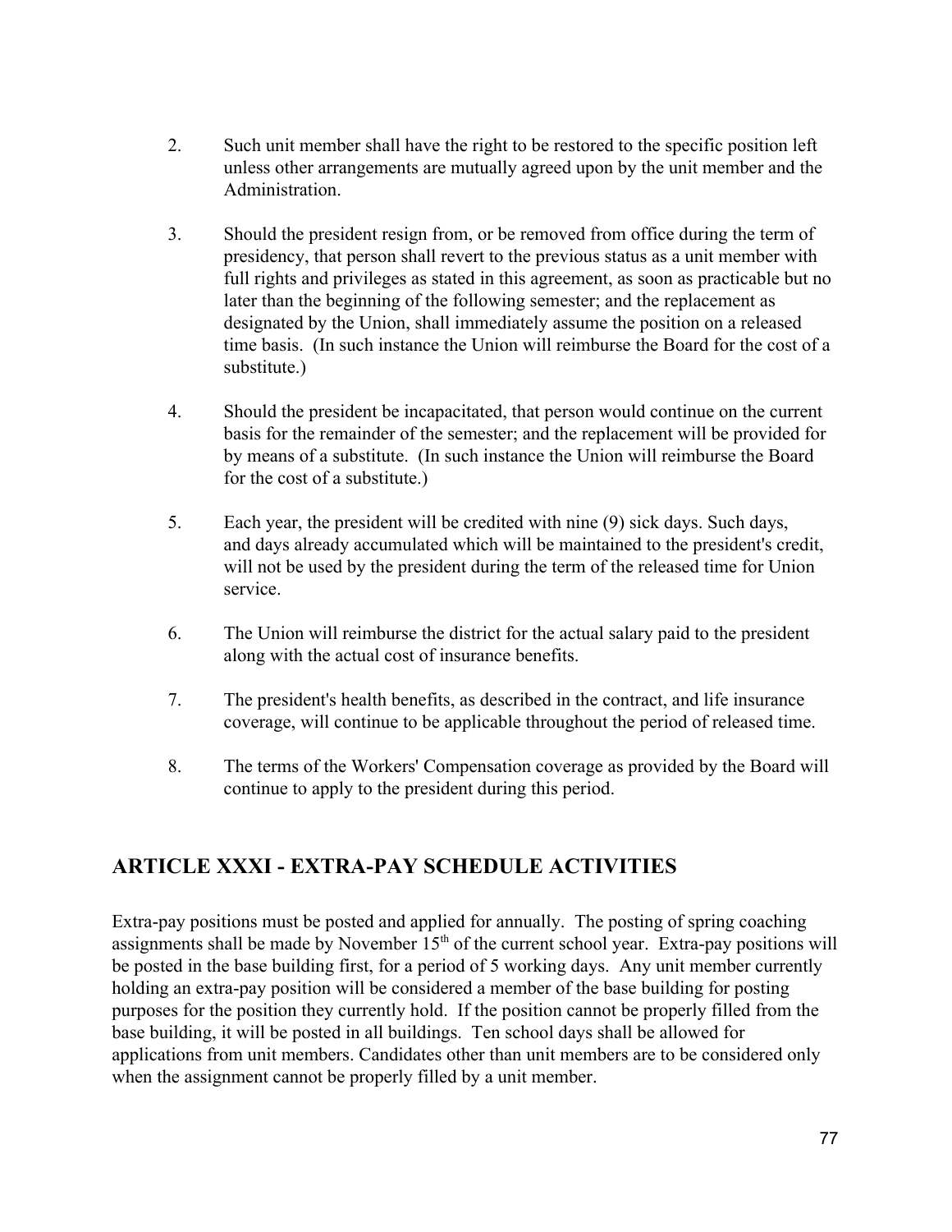2. Such unit member shall have the right to be restored to the specific position left unless other arrangements are mutually agreed upon by the unit member and the Administration.

3. Should the president resign from, or be removed from office during the term of presidency, that person shall revert to the previous status as a unit member with full rights and privileges as stated in this agreement, as soon as practicable but no later than the beginning of the following semester; and the replacement as designated by the Union, shall immediately assume the position on a released time basis. (In such instance the Union will reimburse the Board for the cost of a substitute.)

4. Should the president be incapacitated, that person would continue on the current basis for the remainder of the semester; and the replacement will be provided for by means of a substitute. (In such instance the Union will reimburse the Board for the cost of a substitute.)

5. Each year, the president will be credited with nine (9) sick days. Such days, and days already accumulated which will be maintained to the president's credit, will not be used by the president during the term of the released time for Union service.

6. The Union will reimburse the district for the actual salary paid to the president along with the actual cost of insurance benefits.

7. The president's health benefits, as described in the contract, and life insurance coverage, will continue to be applicable throughout the period of released time.

8. The terms of the Workers' Compensation coverage as provided by the Board will continue to apply to the president during this period.

## ARTICLE XXXI - EXTRA-PAY SCHEDULE ACTIVITIES

Extra-pay positions must be posted and applied for annually. The posting of spring coaching assignments shall be made by November 15th of the current school year. Extra-pay positions will be posted in the base building first, for a period of 5 working days. Any unit member currently holding an extra-pay position will be considered a member of the base building for posting purposes for the position they currently hold. If the position cannot be properly filled from the base building, it will be posted in all buildings. Ten school days shall be allowed for applications from unit members. Candidates other than unit members are to be considered only when the assignment cannot be properly filled by a unit member.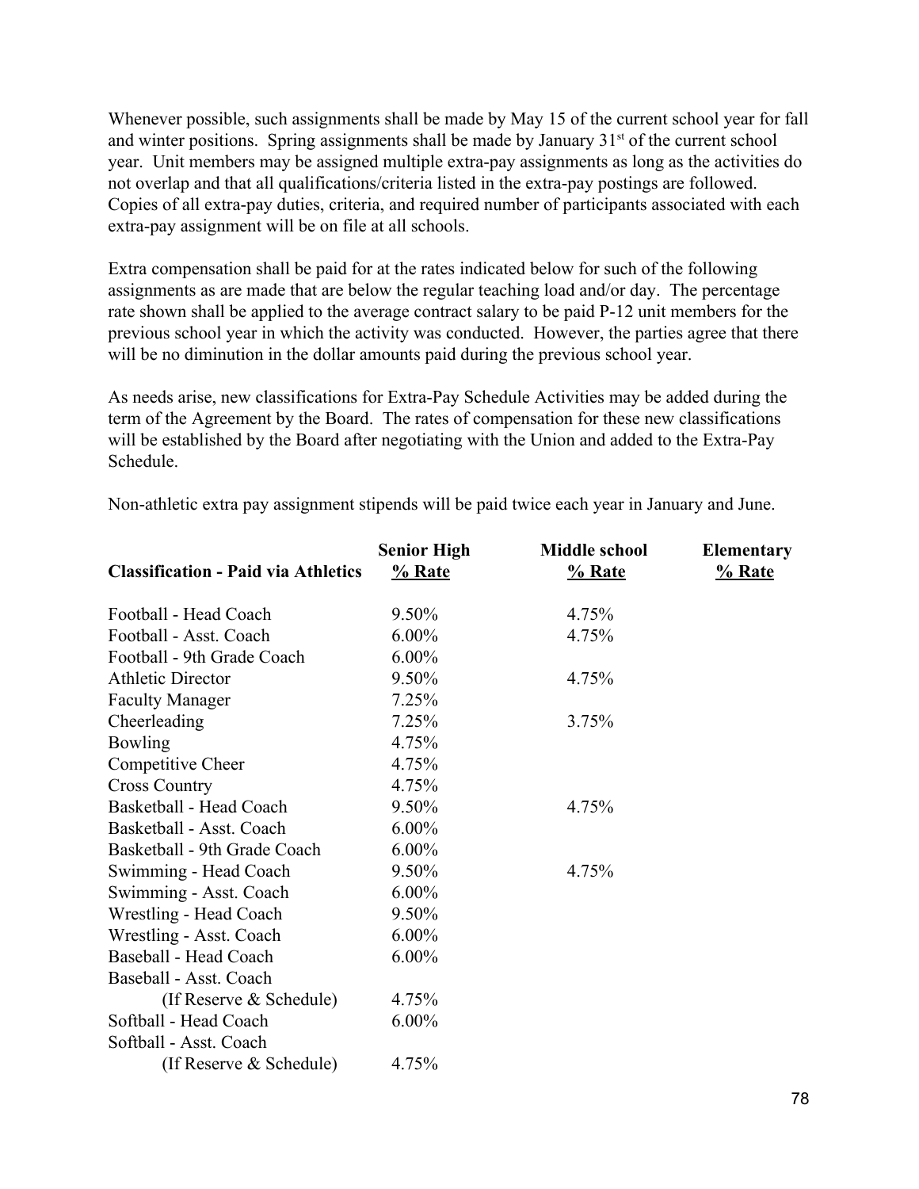Whenever possible, such assignments shall be made by May 15 of the current school year for fall and winter positions. Spring assignments shall be made by January 31st of the current school year. Unit members may be assigned multiple extra-pay assignments as long as the activities do not overlap and that all qualifications/criteria listed in the extra-pay postings are followed. Copies of all extra-pay duties, criteria, and required number of participants associated with each extra-pay assignment will be on file at all schools.

Extra compensation shall be paid for at the rates indicated below for such of the following assignments as are made that are below the regular teaching load and/or day. The percentage rate shown shall be applied to the average contract salary to be paid P-12 unit members for the previous school year in which the activity was conducted. However, the parties agree that there will be no diminution in the dollar amounts paid during the previous school year.

As needs arise, new classifications for Extra-Pay Schedule Activities may be added during the term of the Agreement by the Board. The rates of compensation for these new classifications will be established by the Board after negotiating with the Union and added to the Extra-Pay Schedule.

Non-athletic extra pay assignment stipends will be paid twice each year in January and June.

| **Classification - Paid via Athletics** | **Senior High % Rate** | **Middle school % Rate** | **Elementary % Rate** |
|---|---|---|---|
| Football - Head Coach | 9.50% | 4.75% | |
| Football - Asst. Coach | 6.00% | 4.75% | |
| Football - 9th Grade Coach | 6.00% | | |
| Athletic Director | 9.50% | 4.75% | |
| Faculty Manager | 7.25% | | |
| Cheerleading | 7.25% | 3.75% | |
| Bowling | 4.75% | | |
| Competitive Cheer | 4.75% | | |
| Cross Country | 4.75% | | |
| Basketball - Head Coach | 9.50% | 4.75% | |
| Basketball - Asst. Coach | 6.00% | | |
| Basketball - 9th Grade Coach | 6.00% | | |
| Swimming - Head Coach | 9.50% | 4.75% | |
| Swimming - Asst. Coach | 6.00% | | |
| Wrestling - Head Coach | 9.50% | | |
| Wrestling - Asst. Coach | 6.00% | | |
| Baseball - Head Coach | 6.00% | | |
| Baseball - Asst. Coach (If Reserve & Schedule) | 4.75% | | |
| Softball - Head Coach | 6.00% | | |
| Softball - Asst. Coach (If Reserve & Schedule) | 4.75% | | |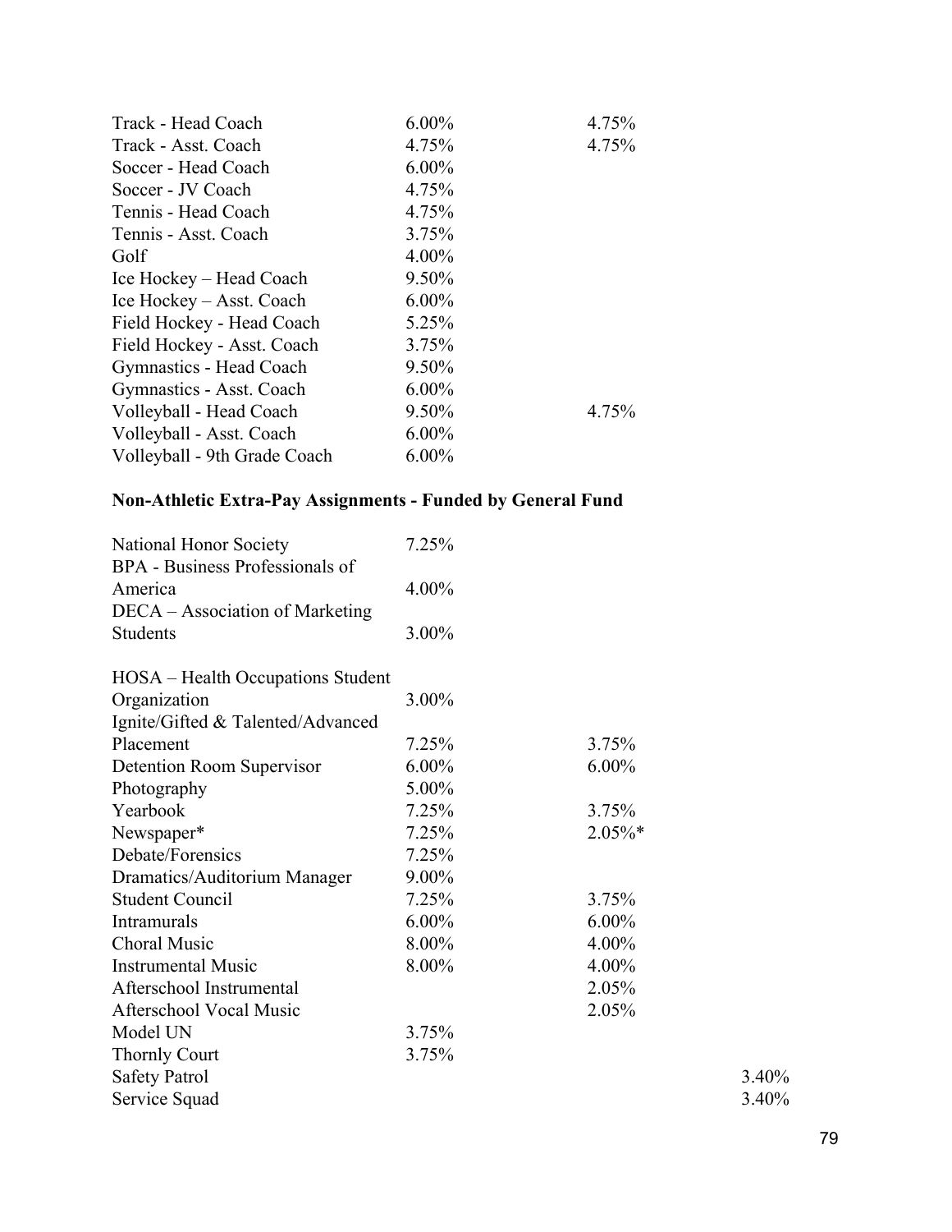| | | | |
|---|---|---|---|
| Track - Head Coach | 6.00% | 4.75% | |
| Track - Asst. Coach | 4.75% | 4.75% | |
| Soccer - Head Coach | 6.00% | | |
| Soccer - JV Coach | 4.75% | | |
| Tennis - Head Coach | 4.75% | | |
| Tennis - Asst. Coach | 3.75% | | |
| Golf | 4.00% | | |
| Ice Hockey – Head Coach | 9.50% | | |
| Ice Hockey – Asst. Coach | 6.00% | | |
| Field Hockey - Head Coach | 5.25% | | |
| Field Hockey - Asst. Coach | 3.75% | | |
| Gymnastics - Head Coach | 9.50% | | |
| Gymnastics - Asst. Coach | 6.00% | | |
| Volleyball - Head Coach | 9.50% | 4.75% | |
| Volleyball - Asst. Coach | 6.00% | | |
| Volleyball - 9th Grade Coach | 6.00% | | |

**Non-Athletic Extra-Pay Assignments - Funded by General Fund**

| | | | |
|---|---|---|---|
| National Honor Society | 7.25% | | |
| BPA - Business Professionals of America | 4.00% | | |
| DECA – Association of Marketing Students | 3.00% | | |
| HOSA – Health Occupations Student Organization | 3.00% | | |
| Ignite/Gifted & Talented/Advanced Placement | 7.25% | 3.75% | |
| Detention Room Supervisor | 6.00% | 6.00% | |
| Photography | 5.00% | | |
| Yearbook | 7.25% | 3.75% | |
| Newspaper* | 7.25% | 2.05%* | |
| Debate/Forensics | 7.25% | | |
| Dramatics/Auditorium Manager | 9.00% | | |
| Student Council | 7.25% | 3.75% | |
| Intramurals | 6.00% | 6.00% | |
| Choral Music | 8.00% | 4.00% | |
| Instrumental Music | 8.00% | 4.00% | |
| Afterschool Instrumental | | 2.05% | |
| Afterschool Vocal Music | | 2.05% | |
| Model UN | 3.75% | | |
| Thornly Court | 3.75% | | |
| Safety Patrol | | | 3.40% |
| Service Squad | | | 3.40% |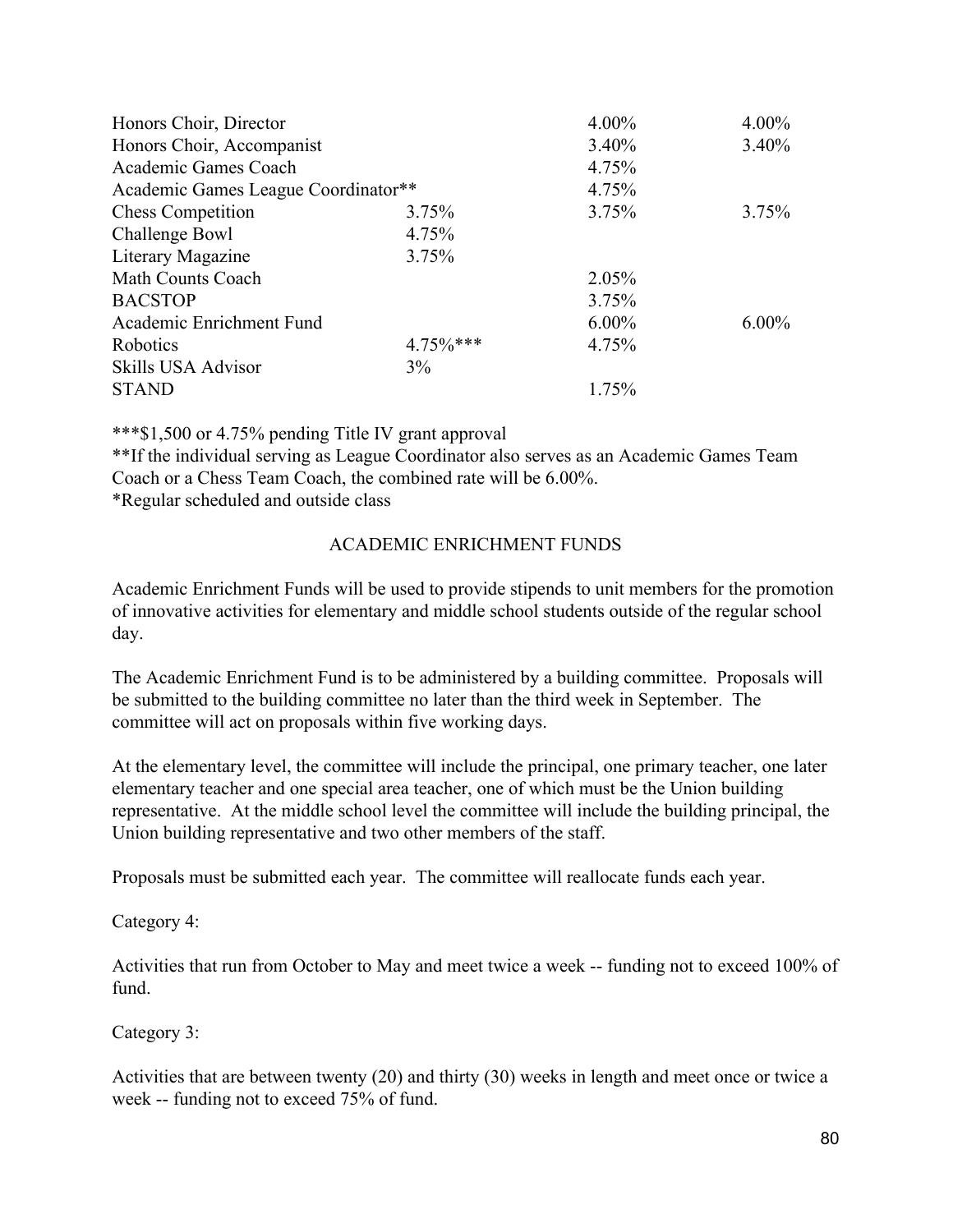| | | | |
|---|---|---|---|
| Honors Choir, Director | | 4.00% | 4.00% |
| Honors Choir, Accompanist | | 3.40% | 3.40% |
| Academic Games Coach | | 4.75% | |
| Academic Games League Coordinator** | | 4.75% | |
| Chess Competition | 3.75% | 3.75% | 3.75% |
| Challenge Bowl | 4.75% | | |
| Literary Magazine | 3.75% | | |
| Math Counts Coach | | 2.05% | |
| BACSTOP | | 3.75% | |
| Academic Enrichment Fund | | 6.00% | 6.00% |
| Robotics | 4.75%*** | 4.75% | |
| Skills USA Advisor | 3% | | |
| STAND | | 1.75% | |

***$1,500 or 4.75% pending Title IV grant approval
**If the individual serving as League Coordinator also serves as an Academic Games Team Coach or a Chess Team Coach, the combined rate will be 6.00%.
*Regular scheduled and outside class

## ACADEMIC ENRICHMENT FUNDS

Academic Enrichment Funds will be used to provide stipends to unit members for the promotion of innovative activities for elementary and middle school students outside of the regular school day.

The Academic Enrichment Fund is to be administered by a building committee. Proposals will be submitted to the building committee no later than the third week in September. The committee will act on proposals within five working days.

At the elementary level, the committee will include the principal, one primary teacher, one later elementary teacher and one special area teacher, one of which must be the Union building representative. At the middle school level the committee will include the building principal, the Union building representative and two other members of the staff.

Proposals must be submitted each year. The committee will reallocate funds each year.

Category 4:

Activities that run from October to May and meet twice a week -- funding not to exceed 100% of fund.

Category 3:

Activities that are between twenty (20) and thirty (30) weeks in length and meet once or twice a week -- funding not to exceed 75% of fund.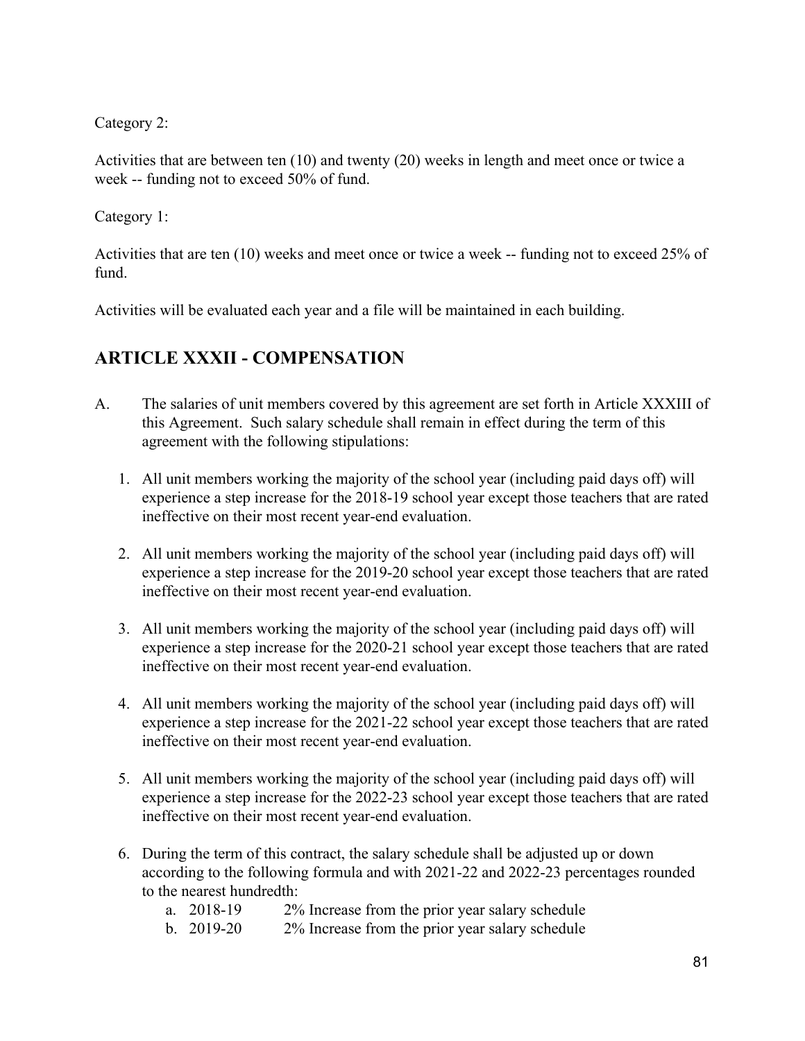Category 2:

Activities that are between ten (10) and twenty (20) weeks in length and meet once or twice a week -- funding not to exceed 50% of fund.

Category 1:

Activities that are ten (10) weeks and meet once or twice a week -- funding not to exceed 25% of fund.

Activities will be evaluated each year and a file will be maintained in each building.

## ARTICLE XXXII - COMPENSATION

A. The salaries of unit members covered by this agreement are set forth in Article XXXIII of this Agreement. Such salary schedule shall remain in effect during the term of this agreement with the following stipulations:

   1. All unit members working the majority of the school year (including paid days off) will experience a step increase for the 2018-19 school year except those teachers that are rated ineffective on their most recent year-end evaluation.

   2. All unit members working the majority of the school year (including paid days off) will experience a step increase for the 2019-20 school year except those teachers that are rated ineffective on their most recent year-end evaluation.

   3. All unit members working the majority of the school year (including paid days off) will experience a step increase for the 2020-21 school year except those teachers that are rated ineffective on their most recent year-end evaluation.

   4. All unit members working the majority of the school year (including paid days off) will experience a step increase for the 2021-22 school year except those teachers that are rated ineffective on their most recent year-end evaluation.

   5. All unit members working the majority of the school year (including paid days off) will experience a step increase for the 2022-23 school year except those teachers that are rated ineffective on their most recent year-end evaluation.

   6. During the term of this contract, the salary schedule shall be adjusted up or down according to the following formula and with 2021-22 and 2022-23 percentages rounded to the nearest hundredth:
      a. 2018-19 2% Increase from the prior year salary schedule
      b. 2019-20 2% Increase from the prior year salary schedule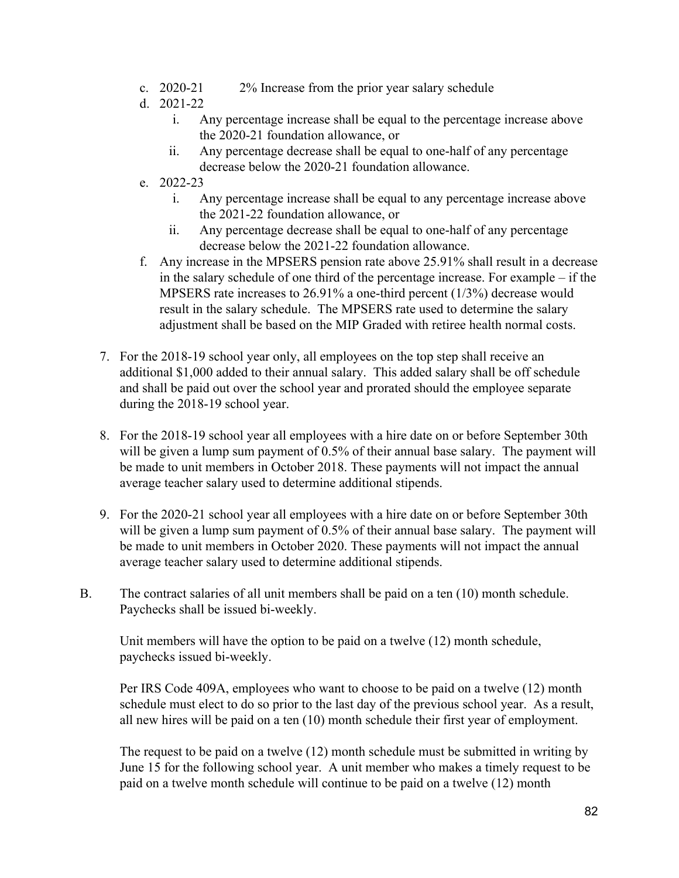c. 2020-21 2% Increase from the prior year salary schedule

d. 2021-22
    i. Any percentage increase shall be equal to the percentage increase above the 2020-21 foundation allowance, or
    ii. Any percentage decrease shall be equal to one-half of any percentage decrease below the 2020-21 foundation allowance.

e. 2022-23
    i. Any percentage increase shall be equal to any percentage increase above the 2021-22 foundation allowance, or
    ii. Any percentage decrease shall be equal to one-half of any percentage decrease below the 2021-22 foundation allowance.

f. Any increase in the MPSERS pension rate above 25.91% shall result in a decrease in the salary schedule of one third of the percentage increase. For example – if the MPSERS rate increases to 26.91% a one-third percent (1/3%) decrease would result in the salary schedule. The MPSERS rate used to determine the salary adjustment shall be based on the MIP Graded with retiree health normal costs.

7. For the 2018-19 school year only, all employees on the top step shall receive an additional $1,000 added to their annual salary. This added salary shall be off schedule and shall be paid out over the school year and prorated should the employee separate during the 2018-19 school year.

8. For the 2018-19 school year all employees with a hire date on or before September 30th will be given a lump sum payment of 0.5% of their annual base salary. The payment will be made to unit members in October 2018. These payments will not impact the annual average teacher salary used to determine additional stipends.

9. For the 2020-21 school year all employees with a hire date on or before September 30th will be given a lump sum payment of 0.5% of their annual base salary. The payment will be made to unit members in October 2020. These payments will not impact the annual average teacher salary used to determine additional stipends.

B. The contract salaries of all unit members shall be paid on a ten (10) month schedule. Paychecks shall be issued bi-weekly.

Unit members will have the option to be paid on a twelve (12) month schedule, paychecks issued bi-weekly.

Per IRS Code 409A, employees who want to choose to be paid on a twelve (12) month schedule must elect to do so prior to the last day of the previous school year. As a result, all new hires will be paid on a ten (10) month schedule their first year of employment.

The request to be paid on a twelve (12) month schedule must be submitted in writing by June 15 for the following school year. A unit member who makes a timely request to be paid on a twelve month schedule will continue to be paid on a twelve (12) month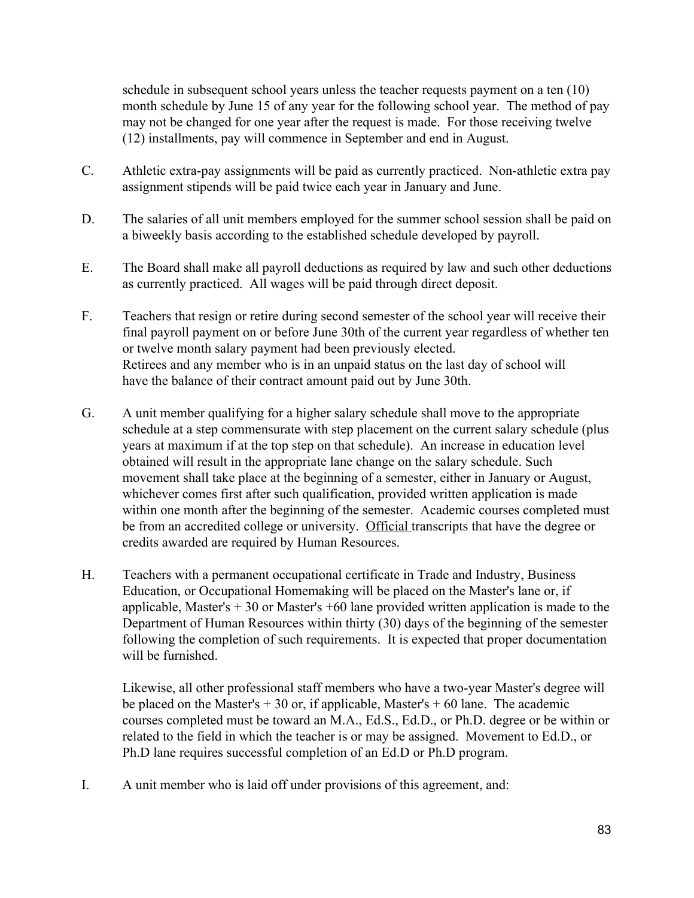schedule in subsequent school years unless the teacher requests payment on a ten (10) month schedule by June 15 of any year for the following school year. The method of pay may not be changed for one year after the request is made. For those receiving twelve (12) installments, pay will commence in September and end in August.

C. Athletic extra-pay assignments will be paid as currently practiced. Non-athletic extra pay assignment stipends will be paid twice each year in January and June.

D. The salaries of all unit members employed for the summer school session shall be paid on a biweekly basis according to the established schedule developed by payroll.

E. The Board shall make all payroll deductions as required by law and such other deductions as currently practiced. All wages will be paid through direct deposit.

F. Teachers that resign or retire during second semester of the school year will receive their final payroll payment on or before June 30th of the current year regardless of whether ten or twelve month salary payment had been previously elected.
Retirees and any member who is in an unpaid status on the last day of school will have the balance of their contract amount paid out by June 30th.

G. A unit member qualifying for a higher salary schedule shall move to the appropriate schedule at a step commensurate with step placement on the current salary schedule (plus years at maximum if at the top step on that schedule). An increase in education level obtained will result in the appropriate lane change on the salary schedule. Such movement shall take place at the beginning of a semester, either in January or August, whichever comes first after such qualification, provided written application is made within one month after the beginning of the semester. Academic courses completed must be from an accredited college or university. <u>Official</u> transcripts that have the degree or credits awarded are required by Human Resources.

H. Teachers with a permanent occupational certificate in Trade and Industry, Business Education, or Occupational Homemaking will be placed on the Master's lane or, if applicable, Master's + 30 or Master's +60 lane provided written application is made to the Department of Human Resources within thirty (30) days of the beginning of the semester following the completion of such requirements. It is expected that proper documentation will be furnished.

Likewise, all other professional staff members who have a two-year Master's degree will be placed on the Master's + 30 or, if applicable, Master's + 60 lane. The academic courses completed must be toward an M.A., Ed.S., Ed.D., or Ph.D. degree or be within or related to the field in which the teacher is or may be assigned. Movement to Ed.D., or Ph.D lane requires successful completion of an Ed.D or Ph.D program.

I. A unit member who is laid off under provisions of this agreement, and: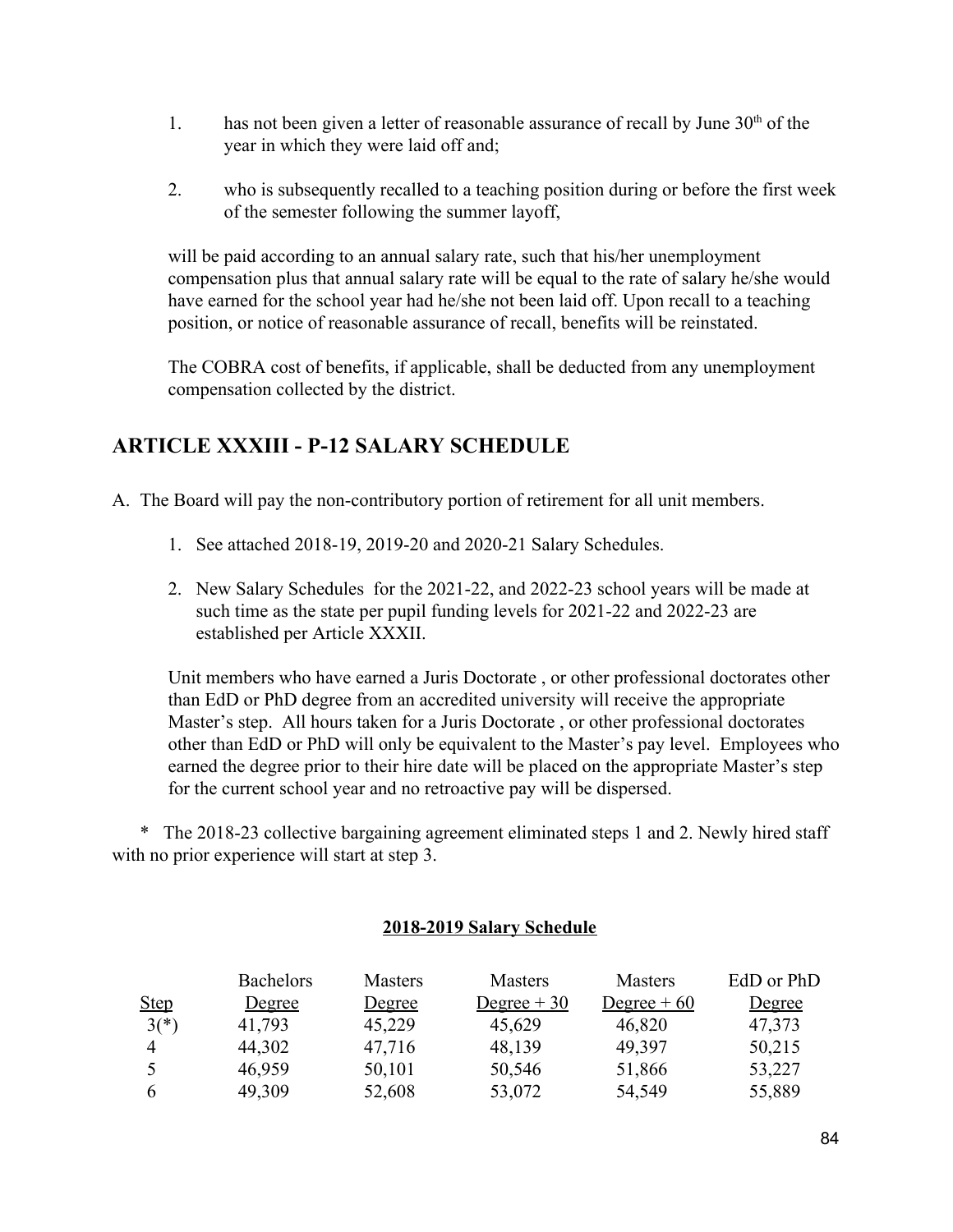1. has not been given a letter of reasonable assurance of recall by June 30th of the year in which they were laid off and;

2. who is subsequently recalled to a teaching position during or before the first week of the semester following the summer layoff,

will be paid according to an annual salary rate, such that his/her unemployment compensation plus that annual salary rate will be equal to the rate of salary he/she would have earned for the school year had he/she not been laid off. Upon recall to a teaching position, or notice of reasonable assurance of recall, benefits will be reinstated.

The COBRA cost of benefits, if applicable, shall be deducted from any unemployment compensation collected by the district.

## ARTICLE XXXIII - P-12 SALARY SCHEDULE

A. The Board will pay the non-contributory portion of retirement for all unit members.

1. See attached 2018-19, 2019-20 and 2020-21 Salary Schedules.

2. New Salary Schedules for the 2021-22, and 2022-23 school years will be made at such time as the state per pupil funding levels for 2021-22 and 2022-23 are established per Article XXXII.

Unit members who have earned a Juris Doctorate , or other professional doctorates other than EdD or PhD degree from an accredited university will receive the appropriate Master's step. All hours taken for a Juris Doctorate , or other professional doctorates other than EdD or PhD will only be equivalent to the Master's pay level. Employees who earned the degree prior to their hire date will be placed on the appropriate Master's step for the current school year and no retroactive pay will be dispersed.

\* The 2018-23 collective bargaining agreement eliminated steps 1 and 2. Newly hired staff with no prior experience will start at step 3.

**2018-2019 Salary Schedule**

| Step | Bachelors Degree | Masters Degree | Masters Degree + 30 | Masters Degree + 60 | EdD or PhD Degree |
|---|---|---|---|---|---|
| 3(*) | 41,793 | 45,229 | 45,629 | 46,820 | 47,373 |
| 4 | 44,302 | 47,716 | 48,139 | 49,397 | 50,215 |
| 5 | 46,959 | 50,101 | 50,546 | 51,866 | 53,227 |
| 6 | 49,309 | 52,608 | 53,072 | 54,549 | 55,889 |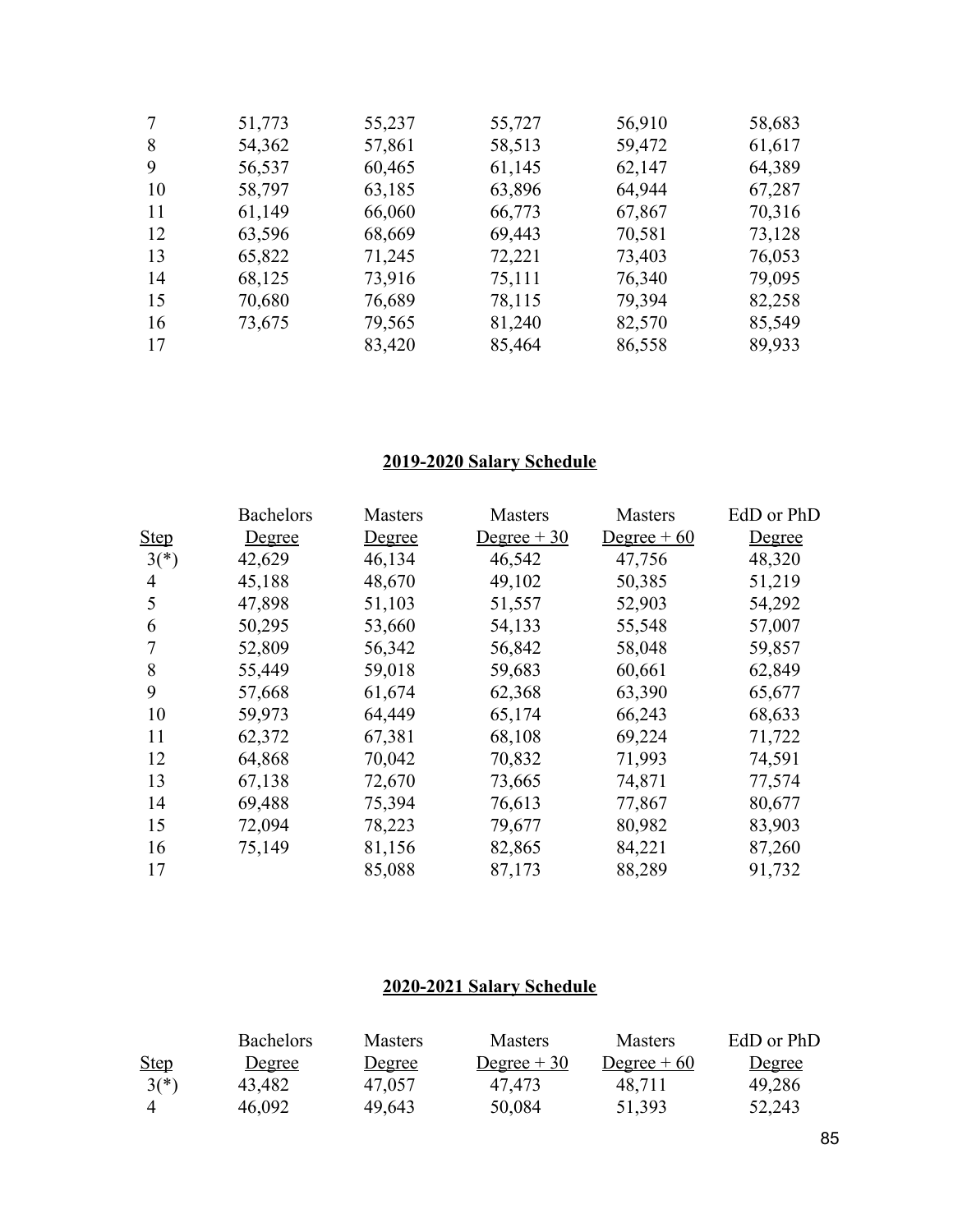| Step | Bachelors Degree | Masters Degree | Masters Degree + 30 | Masters Degree + 60 | EdD or PhD Degree |
|---|---|---|---|---|---|
| 7 | 51,773 | 55,237 | 55,727 | 56,910 | 58,683 |
| 8 | 54,362 | 57,861 | 58,513 | 59,472 | 61,617 |
| 9 | 56,537 | 60,465 | 61,145 | 62,147 | 64,389 |
| 10 | 58,797 | 63,185 | 63,896 | 64,944 | 67,287 |
| 11 | 61,149 | 66,060 | 66,773 | 67,867 | 70,316 |
| 12 | 63,596 | 68,669 | 69,443 | 70,581 | 73,128 |
| 13 | 65,822 | 71,245 | 72,221 | 73,403 | 76,053 |
| 14 | 68,125 | 73,916 | 75,111 | 76,340 | 79,095 |
| 15 | 70,680 | 76,689 | 78,115 | 79,394 | 82,258 |
| 16 | 73,675 | 79,565 | 81,240 | 82,570 | 85,549 |
| 17 | | 83,420 | 85,464 | 86,558 | 89,933 |

## 2019-2020 Salary Schedule

| Step | Bachelors Degree | Masters Degree | Masters Degree + 30 | Masters Degree + 60 | EdD or PhD Degree |
|---|---|---|---|---|---|
| 3(*) | 42,629 | 46,134 | 46,542 | 47,756 | 48,320 |
| 4 | 45,188 | 48,670 | 49,102 | 50,385 | 51,219 |
| 5 | 47,898 | 51,103 | 51,557 | 52,903 | 54,292 |
| 6 | 50,295 | 53,660 | 54,133 | 55,548 | 57,007 |
| 7 | 52,809 | 56,342 | 56,842 | 58,048 | 59,857 |
| 8 | 55,449 | 59,018 | 59,683 | 60,661 | 62,849 |
| 9 | 57,668 | 61,674 | 62,368 | 63,390 | 65,677 |
| 10 | 59,973 | 64,449 | 65,174 | 66,243 | 68,633 |
| 11 | 62,372 | 67,381 | 68,108 | 69,224 | 71,722 |
| 12 | 64,868 | 70,042 | 70,832 | 71,993 | 74,591 |
| 13 | 67,138 | 72,670 | 73,665 | 74,871 | 77,574 |
| 14 | 69,488 | 75,394 | 76,613 | 77,867 | 80,677 |
| 15 | 72,094 | 78,223 | 79,677 | 80,982 | 83,903 |
| 16 | 75,149 | 81,156 | 82,865 | 84,221 | 87,260 |
| 17 | | 85,088 | 87,173 | 88,289 | 91,732 |

## 2020-2021 Salary Schedule

| Step | Bachelors Degree | Masters Degree | Masters Degree + 30 | Masters Degree + 60 | EdD or PhD Degree |
|---|---|---|---|---|---|
| 3(*) | 43,482 | 47,057 | 47,473 | 48,711 | 49,286 |
| 4 | 46,092 | 49,643 | 50,084 | 51,393 | 52,243 |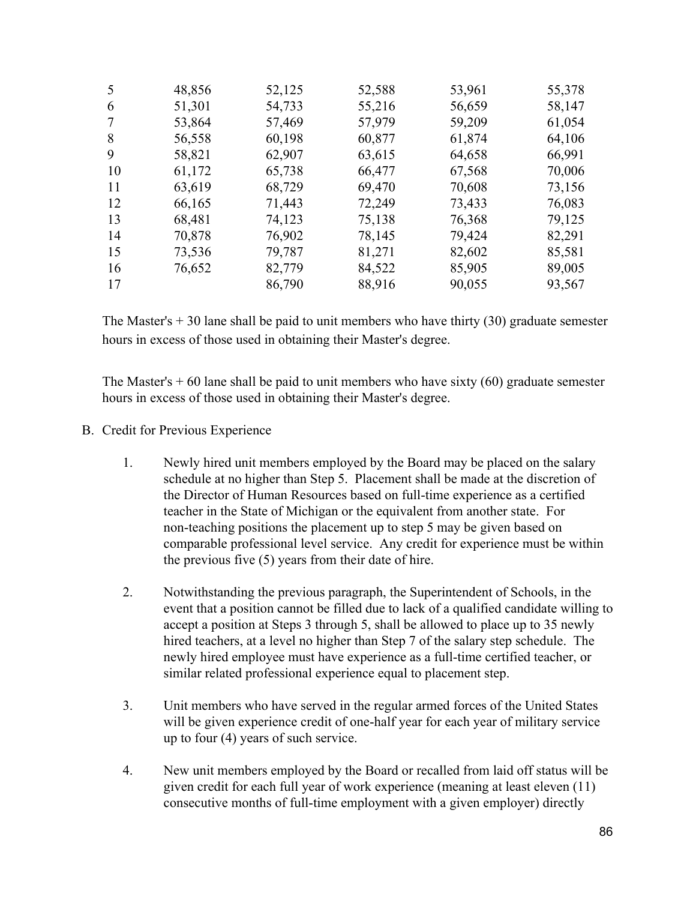|  |  |  |  |  |  |
|---|---|---|---|---|---|
| 5 | 48,856 | 52,125 | 52,588 | 53,961 | 55,378 |
| 6 | 51,301 | 54,733 | 55,216 | 56,659 | 58,147 |
| 7 | 53,864 | 57,469 | 57,979 | 59,209 | 61,054 |
| 8 | 56,558 | 60,198 | 60,877 | 61,874 | 64,106 |
| 9 | 58,821 | 62,907 | 63,615 | 64,658 | 66,991 |
| 10 | 61,172 | 65,738 | 66,477 | 67,568 | 70,006 |
| 11 | 63,619 | 68,729 | 69,470 | 70,608 | 73,156 |
| 12 | 66,165 | 71,443 | 72,249 | 73,433 | 76,083 |
| 13 | 68,481 | 74,123 | 75,138 | 76,368 | 79,125 |
| 14 | 70,878 | 76,902 | 78,145 | 79,424 | 82,291 |
| 15 | 73,536 | 79,787 | 81,271 | 82,602 | 85,581 |
| 16 | 76,652 | 82,779 | 84,522 | 85,905 | 89,005 |
| 17 |  | 86,790 | 88,916 | 90,055 | 93,567 |

The Master's + 30 lane shall be paid to unit members who have thirty (30) graduate semester hours in excess of those used in obtaining their Master's degree.

The Master's + 60 lane shall be paid to unit members who have sixty (60) graduate semester hours in excess of those used in obtaining their Master's degree.

B. Credit for Previous Experience

1. Newly hired unit members employed by the Board may be placed on the salary schedule at no higher than Step 5. Placement shall be made at the discretion of the Director of Human Resources based on full-time experience as a certified teacher in the State of Michigan or the equivalent from another state. For non-teaching positions the placement up to step 5 may be given based on comparable professional level service. Any credit for experience must be within the previous five (5) years from their date of hire.

2. Notwithstanding the previous paragraph, the Superintendent of Schools, in the event that a position cannot be filled due to lack of a qualified candidate willing to accept a position at Steps 3 through 5, shall be allowed to place up to 35 newly hired teachers, at a level no higher than Step 7 of the salary step schedule. The newly hired employee must have experience as a full-time certified teacher, or similar related professional experience equal to placement step.

3. Unit members who have served in the regular armed forces of the United States will be given experience credit of one-half year for each year of military service up to four (4) years of such service.

4. New unit members employed by the Board or recalled from laid off status will be given credit for each full year of work experience (meaning at least eleven (11) consecutive months of full-time employment with a given employer) directly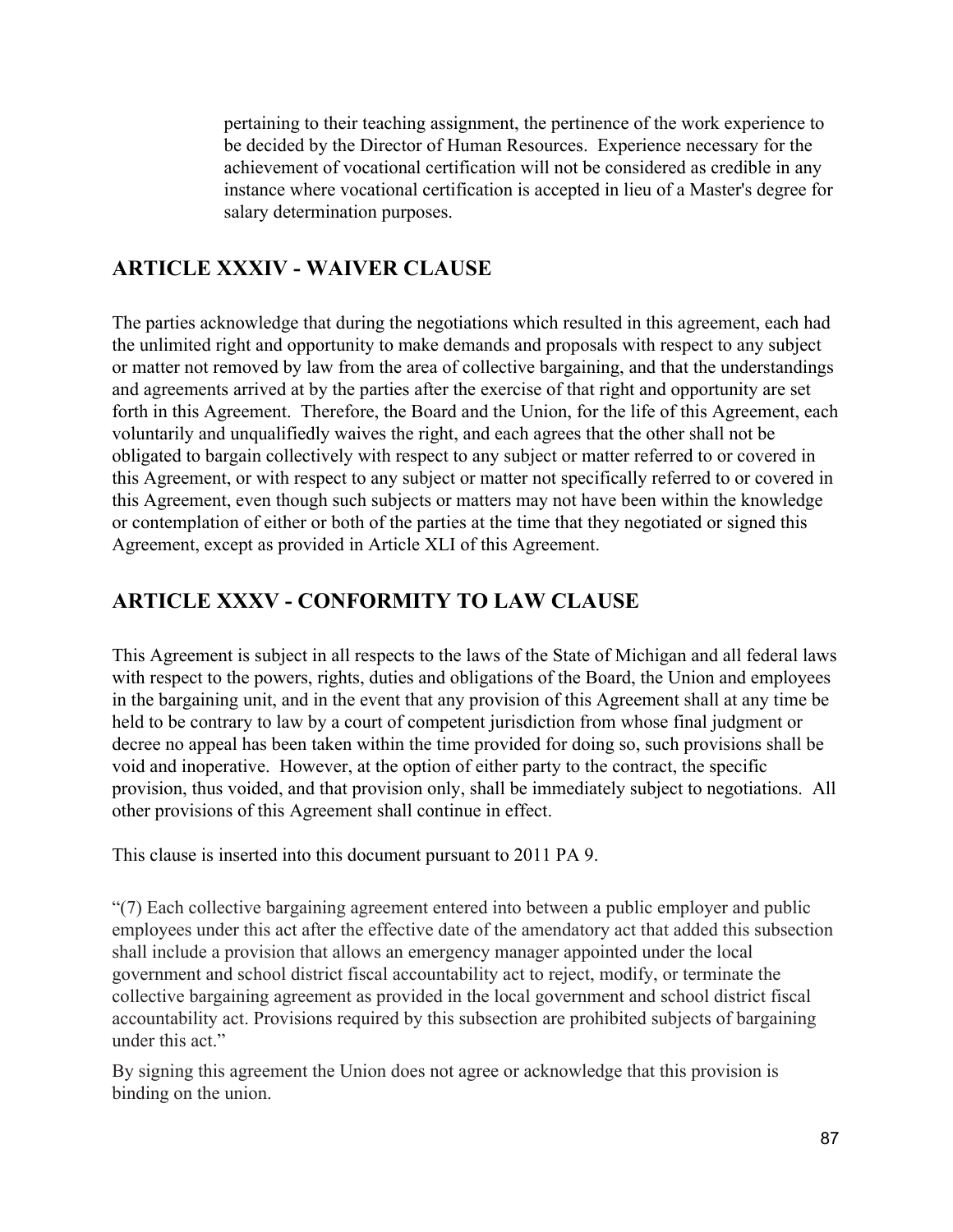pertaining to their teaching assignment, the pertinence of the work experience to be decided by the Director of Human Resources. Experience necessary for the achievement of vocational certification will not be considered as credible in any instance where vocational certification is accepted in lieu of a Master's degree for salary determination purposes.

## ARTICLE XXXIV - WAIVER CLAUSE

The parties acknowledge that during the negotiations which resulted in this agreement, each had the unlimited right and opportunity to make demands and proposals with respect to any subject or matter not removed by law from the area of collective bargaining, and that the understandings and agreements arrived at by the parties after the exercise of that right and opportunity are set forth in this Agreement. Therefore, the Board and the Union, for the life of this Agreement, each voluntarily and unqualifiedly waives the right, and each agrees that the other shall not be obligated to bargain collectively with respect to any subject or matter referred to or covered in this Agreement, or with respect to any subject or matter not specifically referred to or covered in this Agreement, even though such subjects or matters may not have been within the knowledge or contemplation of either or both of the parties at the time that they negotiated or signed this Agreement, except as provided in Article XLI of this Agreement.

## ARTICLE XXXV - CONFORMITY TO LAW CLAUSE

This Agreement is subject in all respects to the laws of the State of Michigan and all federal laws with respect to the powers, rights, duties and obligations of the Board, the Union and employees in the bargaining unit, and in the event that any provision of this Agreement shall at any time be held to be contrary to law by a court of competent jurisdiction from whose final judgment or decree no appeal has been taken within the time provided for doing so, such provisions shall be void and inoperative. However, at the option of either party to the contract, the specific provision, thus voided, and that provision only, shall be immediately subject to negotiations. All other provisions of this Agreement shall continue in effect.

This clause is inserted into this document pursuant to 2011 PA 9.

"(7) Each collective bargaining agreement entered into between a public employer and public employees under this act after the effective date of the amendatory act that added this subsection shall include a provision that allows an emergency manager appointed under the local government and school district fiscal accountability act to reject, modify, or terminate the collective bargaining agreement as provided in the local government and school district fiscal accountability act. Provisions required by this subsection are prohibited subjects of bargaining under this act."

By signing this agreement the Union does not agree or acknowledge that this provision is binding on the union.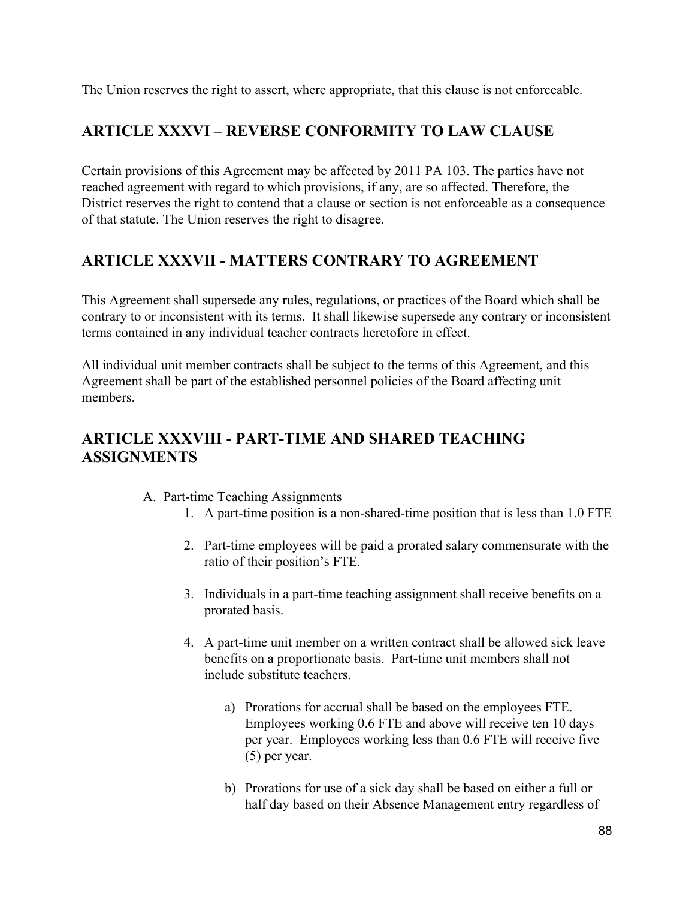The Union reserves the right to assert, where appropriate, that this clause is not enforceable.

## ARTICLE XXXVI – REVERSE CONFORMITY TO LAW CLAUSE

Certain provisions of this Agreement may be affected by 2011 PA 103. The parties have not reached agreement with regard to which provisions, if any, are so affected. Therefore, the District reserves the right to contend that a clause or section is not enforceable as a consequence of that statute. The Union reserves the right to disagree.

## ARTICLE XXXVII - MATTERS CONTRARY TO AGREEMENT

This Agreement shall supersede any rules, regulations, or practices of the Board which shall be contrary to or inconsistent with its terms. It shall likewise supersede any contrary or inconsistent terms contained in any individual teacher contracts heretofore in effect.

All individual unit member contracts shall be subject to the terms of this Agreement, and this Agreement shall be part of the established personnel policies of the Board affecting unit members.

## ARTICLE XXXVIII - PART-TIME AND SHARED TEACHING ASSIGNMENTS

A. Part-time Teaching Assignments
   1. A part-time position is a non-shared-time position that is less than 1.0 FTE

   2. Part-time employees will be paid a prorated salary commensurate with the ratio of their position's FTE.

   3. Individuals in a part-time teaching assignment shall receive benefits on a prorated basis.

   4. A part-time unit member on a written contract shall be allowed sick leave benefits on a proportionate basis. Part-time unit members shall not include substitute teachers.

      a) Prorations for accrual shall be based on the employees FTE. Employees working 0.6 FTE and above will receive ten 10 days per year. Employees working less than 0.6 FTE will receive five (5) per year.

      b) Prorations for use of a sick day shall be based on either a full or half day based on their Absence Management entry regardless of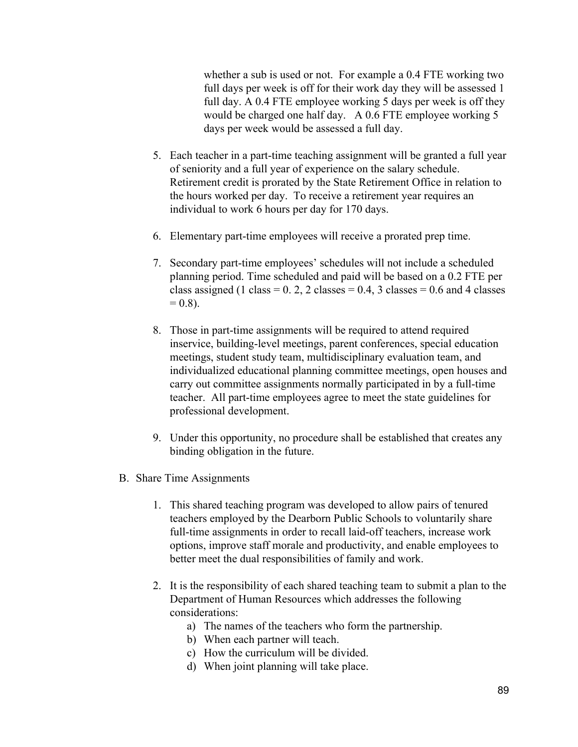whether a sub is used or not. For example a 0.4 FTE working two full days per week is off for their work day they will be assessed 1 full day. A 0.4 FTE employee working 5 days per week is off they would be charged one half day. A 0.6 FTE employee working 5 days per week would be assessed a full day.

5. Each teacher in a part-time teaching assignment will be granted a full year of seniority and a full year of experience on the salary schedule. Retirement credit is prorated by the State Retirement Office in relation to the hours worked per day. To receive a retirement year requires an individual to work 6 hours per day for 170 days.

6. Elementary part-time employees will receive a prorated prep time.

7. Secondary part-time employees' schedules will not include a scheduled planning period. Time scheduled and paid will be based on a 0.2 FTE per class assigned (1 class = 0. 2, 2 classes = 0.4, 3 classes = 0.6 and 4 classes = 0.8).

8. Those in part-time assignments will be required to attend required inservice, building-level meetings, parent conferences, special education meetings, student study team, multidisciplinary evaluation team, and individualized educational planning committee meetings, open houses and carry out committee assignments normally participated in by a full-time teacher. All part-time employees agree to meet the state guidelines for professional development.

9. Under this opportunity, no procedure shall be established that creates any binding obligation in the future.

B. Share Time Assignments

1. This shared teaching program was developed to allow pairs of tenured teachers employed by the Dearborn Public Schools to voluntarily share full-time assignments in order to recall laid-off teachers, increase work options, improve staff morale and productivity, and enable employees to better meet the dual responsibilities of family and work.

2. It is the responsibility of each shared teaching team to submit a plan to the Department of Human Resources which addresses the following considerations:
   a) The names of the teachers who form the partnership.
   b) When each partner will teach.
   c) How the curriculum will be divided.
   d) When joint planning will take place.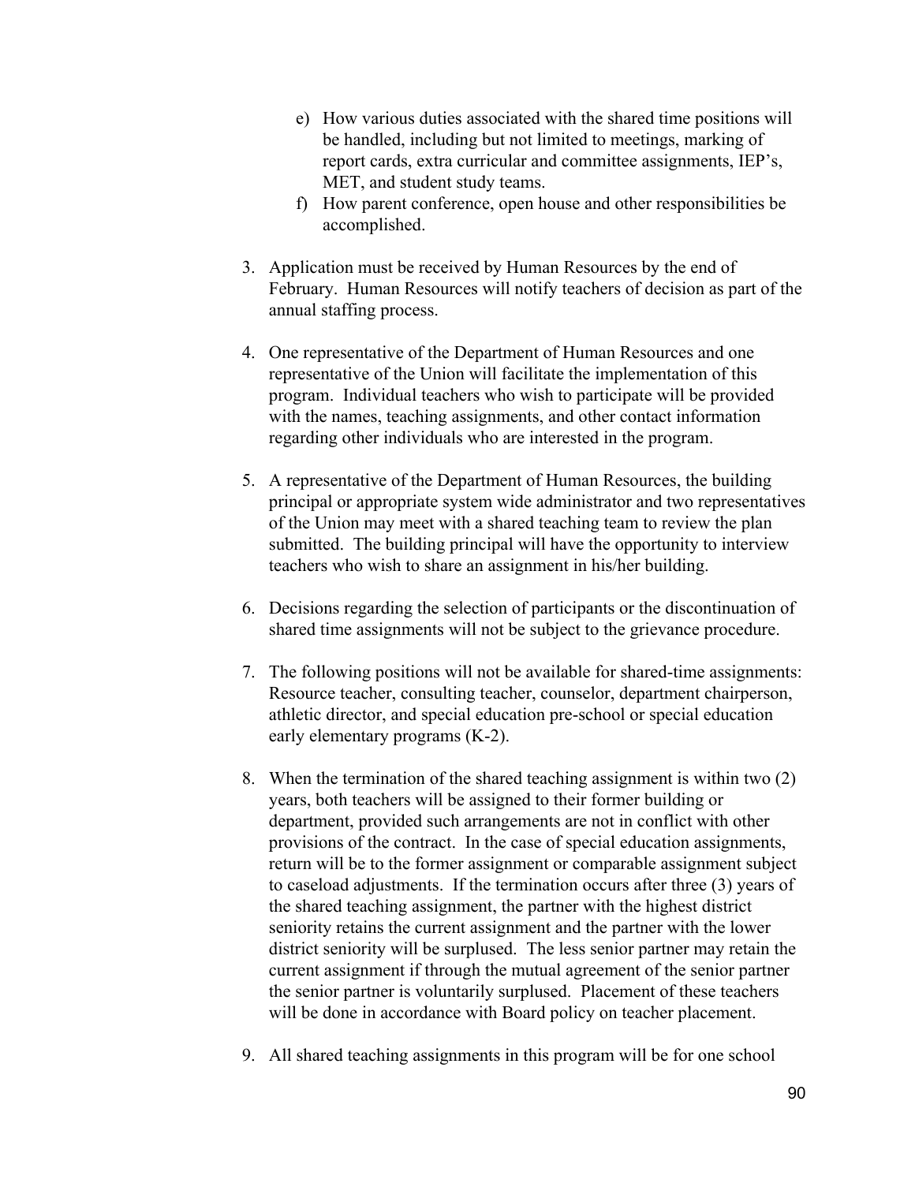e) How various duties associated with the shared time positions will be handled, including but not limited to meetings, marking of report cards, extra curricular and committee assignments, IEP's, MET, and student study teams.
   f) How parent conference, open house and other responsibilities be accomplished.

3. Application must be received by Human Resources by the end of February. Human Resources will notify teachers of decision as part of the annual staffing process.

4. One representative of the Department of Human Resources and one representative of the Union will facilitate the implementation of this program. Individual teachers who wish to participate will be provided with the names, teaching assignments, and other contact information regarding other individuals who are interested in the program.

5. A representative of the Department of Human Resources, the building principal or appropriate system wide administrator and two representatives of the Union may meet with a shared teaching team to review the plan submitted. The building principal will have the opportunity to interview teachers who wish to share an assignment in his/her building.

6. Decisions regarding the selection of participants or the discontinuation of shared time assignments will not be subject to the grievance procedure.

7. The following positions will not be available for shared-time assignments: Resource teacher, consulting teacher, counselor, department chairperson, athletic director, and special education pre-school or special education early elementary programs (K-2).

8. When the termination of the shared teaching assignment is within two (2) years, both teachers will be assigned to their former building or department, provided such arrangements are not in conflict with other provisions of the contract. In the case of special education assignments, return will be to the former assignment or comparable assignment subject to caseload adjustments. If the termination occurs after three (3) years of the shared teaching assignment, the partner with the highest district seniority retains the current assignment and the partner with the lower district seniority will be surplused. The less senior partner may retain the current assignment if through the mutual agreement of the senior partner the senior partner is voluntarily surplused. Placement of these teachers will be done in accordance with Board policy on teacher placement.

9. All shared teaching assignments in this program will be for one school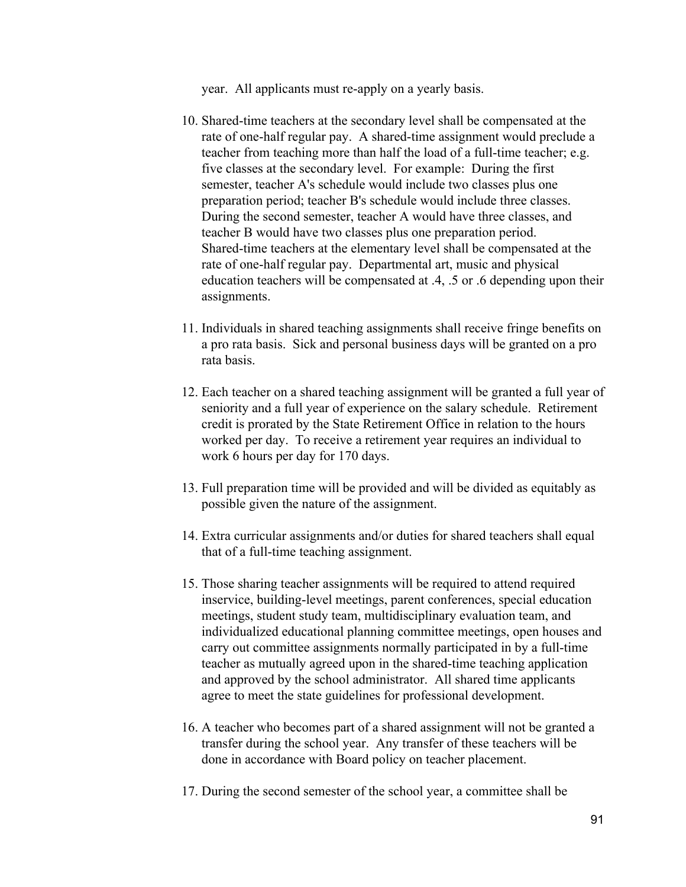year. All applicants must re-apply on a yearly basis.

10. Shared-time teachers at the secondary level shall be compensated at the rate of one-half regular pay. A shared-time assignment would preclude a teacher from teaching more than half the load of a full-time teacher; e.g. five classes at the secondary level. For example: During the first semester, teacher A's schedule would include two classes plus one preparation period; teacher B's schedule would include three classes. During the second semester, teacher A would have three classes, and teacher B would have two classes plus one preparation period. Shared-time teachers at the elementary level shall be compensated at the rate of one-half regular pay. Departmental art, music and physical education teachers will be compensated at .4, .5 or .6 depending upon their assignments.

11. Individuals in shared teaching assignments shall receive fringe benefits on a pro rata basis. Sick and personal business days will be granted on a pro rata basis.

12. Each teacher on a shared teaching assignment will be granted a full year of seniority and a full year of experience on the salary schedule. Retirement credit is prorated by the State Retirement Office in relation to the hours worked per day. To receive a retirement year requires an individual to work 6 hours per day for 170 days.

13. Full preparation time will be provided and will be divided as equitably as possible given the nature of the assignment.

14. Extra curricular assignments and/or duties for shared teachers shall equal that of a full-time teaching assignment.

15. Those sharing teacher assignments will be required to attend required inservice, building-level meetings, parent conferences, special education meetings, student study team, multidisciplinary evaluation team, and individualized educational planning committee meetings, open houses and carry out committee assignments normally participated in by a full-time teacher as mutually agreed upon in the shared-time teaching application and approved by the school administrator. All shared time applicants agree to meet the state guidelines for professional development.

16. A teacher who becomes part of a shared assignment will not be granted a transfer during the school year. Any transfer of these teachers will be done in accordance with Board policy on teacher placement.

17. During the second semester of the school year, a committee shall be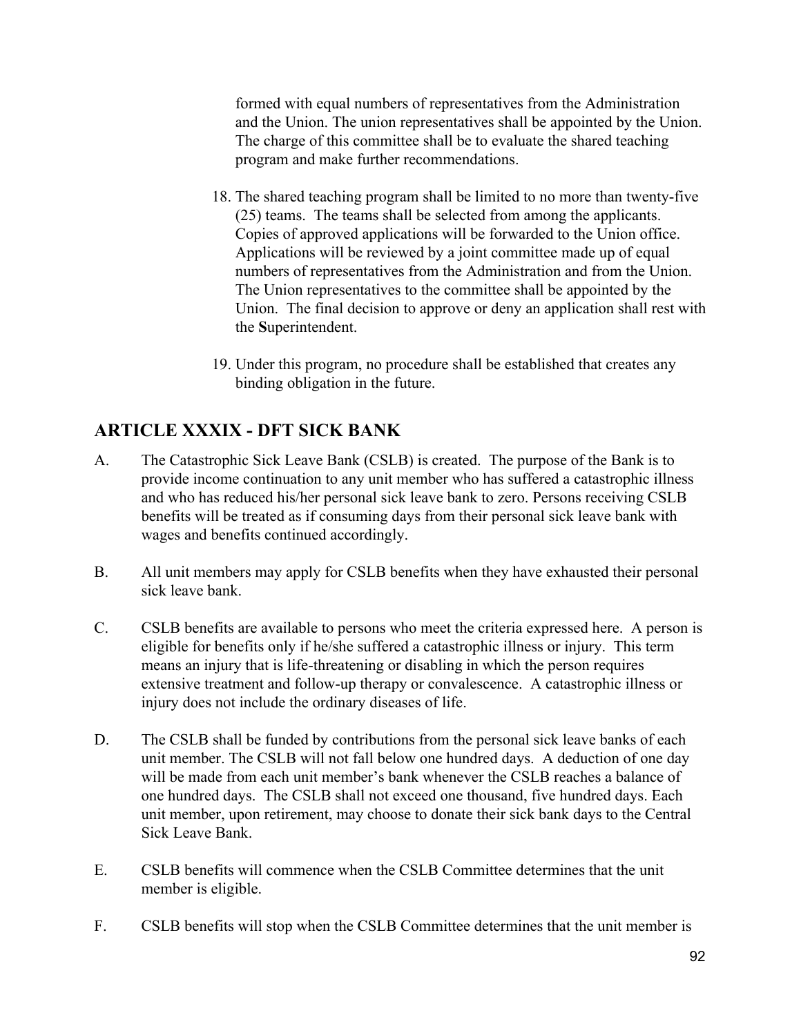formed with equal numbers of representatives from the Administration and the Union. The union representatives shall be appointed by the Union. The charge of this committee shall be to evaluate the shared teaching program and make further recommendations.

18. The shared teaching program shall be limited to no more than twenty-five (25) teams. The teams shall be selected from among the applicants. Copies of approved applications will be forwarded to the Union office. Applications will be reviewed by a joint committee made up of equal numbers of representatives from the Administration and from the Union. The Union representatives to the committee shall be appointed by the Union. The final decision to approve or deny an application shall rest with the Superintendent.

19. Under this program, no procedure shall be established that creates any binding obligation in the future.

## ARTICLE XXXIX - DFT SICK BANK

A. The Catastrophic Sick Leave Bank (CSLB) is created. The purpose of the Bank is to provide income continuation to any unit member who has suffered a catastrophic illness and who has reduced his/her personal sick leave bank to zero. Persons receiving CSLB benefits will be treated as if consuming days from their personal sick leave bank with wages and benefits continued accordingly.

B. All unit members may apply for CSLB benefits when they have exhausted their personal sick leave bank.

C. CSLB benefits are available to persons who meet the criteria expressed here. A person is eligible for benefits only if he/she suffered a catastrophic illness or injury. This term means an injury that is life-threatening or disabling in which the person requires extensive treatment and follow-up therapy or convalescence. A catastrophic illness or injury does not include the ordinary diseases of life.

D. The CSLB shall be funded by contributions from the personal sick leave banks of each unit member. The CSLB will not fall below one hundred days. A deduction of one day will be made from each unit member's bank whenever the CSLB reaches a balance of one hundred days. The CSLB shall not exceed one thousand, five hundred days. Each unit member, upon retirement, may choose to donate their sick bank days to the Central Sick Leave Bank.

E. CSLB benefits will commence when the CSLB Committee determines that the unit member is eligible.

F. CSLB benefits will stop when the CSLB Committee determines that the unit member is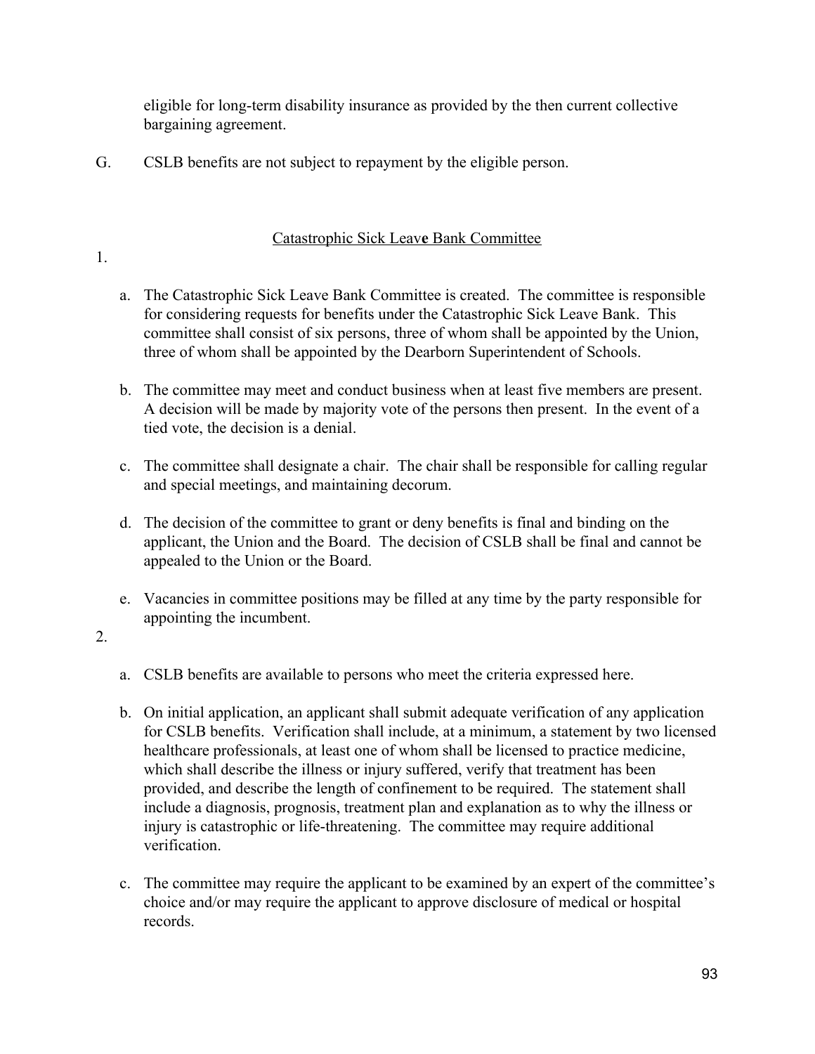eligible for long-term disability insurance as provided by the then current collective bargaining agreement.

G. CSLB benefits are not subject to repayment by the eligible person.

## Catastrophic Sick Leave Bank Committee

1.

a. The Catastrophic Sick Leave Bank Committee is created. The committee is responsible for considering requests for benefits under the Catastrophic Sick Leave Bank. This committee shall consist of six persons, three of whom shall be appointed by the Union, three of whom shall be appointed by the Dearborn Superintendent of Schools.

b. The committee may meet and conduct business when at least five members are present. A decision will be made by majority vote of the persons then present. In the event of a tied vote, the decision is a denial.

c. The committee shall designate a chair. The chair shall be responsible for calling regular and special meetings, and maintaining decorum.

d. The decision of the committee to grant or deny benefits is final and binding on the applicant, the Union and the Board. The decision of CSLB shall be final and cannot be appealed to the Union or the Board.

e. Vacancies in committee positions may be filled at any time by the party responsible for appointing the incumbent.

2.

a. CSLB benefits are available to persons who meet the criteria expressed here.

b. On initial application, an applicant shall submit adequate verification of any application for CSLB benefits. Verification shall include, at a minimum, a statement by two licensed healthcare professionals, at least one of whom shall be licensed to practice medicine, which shall describe the illness or injury suffered, verify that treatment has been provided, and describe the length of confinement to be required. The statement shall include a diagnosis, prognosis, treatment plan and explanation as to why the illness or injury is catastrophic or life-threatening. The committee may require additional verification.

c. The committee may require the applicant to be examined by an expert of the committee's choice and/or may require the applicant to approve disclosure of medical or hospital records.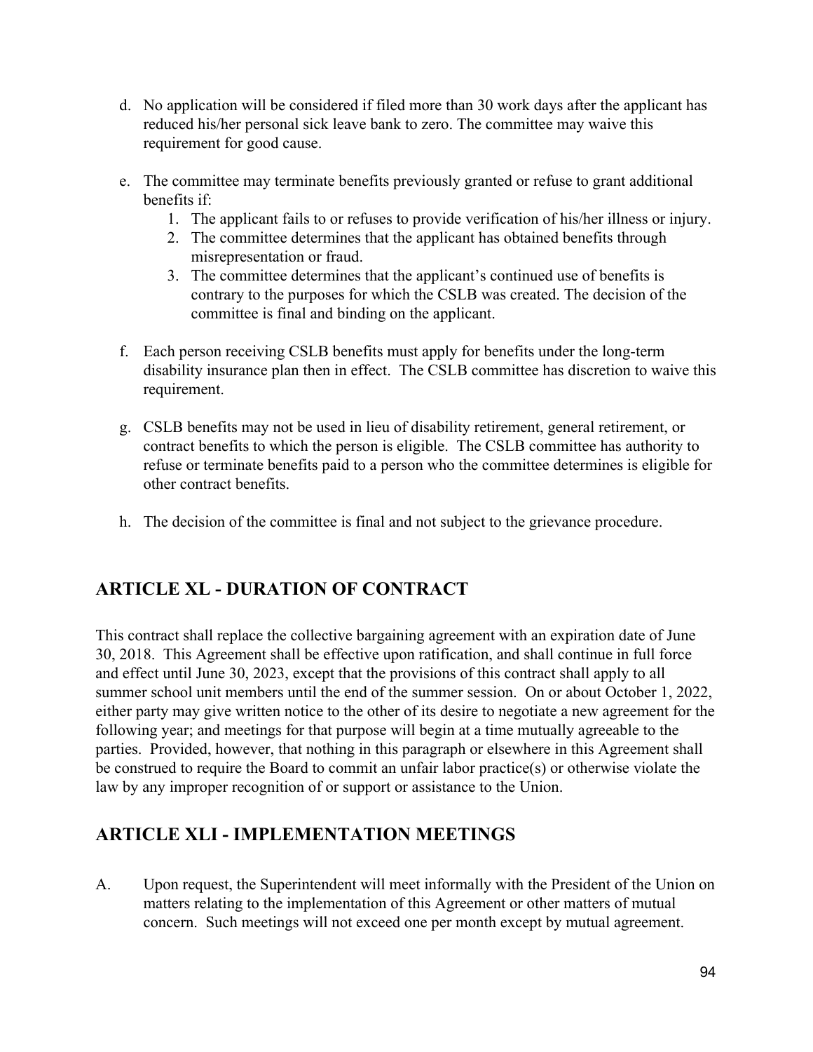d. No application will be considered if filed more than 30 work days after the applicant has reduced his/her personal sick leave bank to zero. The committee may waive this requirement for good cause.

e. The committee may terminate benefits previously granted or refuse to grant additional benefits if:
   1. The applicant fails to or refuses to provide verification of his/her illness or injury.
   2. The committee determines that the applicant has obtained benefits through misrepresentation or fraud.
   3. The committee determines that the applicant's continued use of benefits is contrary to the purposes for which the CSLB was created. The decision of the committee is final and binding on the applicant.

f. Each person receiving CSLB benefits must apply for benefits under the long-term disability insurance plan then in effect. The CSLB committee has discretion to waive this requirement.

g. CSLB benefits may not be used in lieu of disability retirement, general retirement, or contract benefits to which the person is eligible. The CSLB committee has authority to refuse or terminate benefits paid to a person who the committee determines is eligible for other contract benefits.

h. The decision of the committee is final and not subject to the grievance procedure.

## ARTICLE XL - DURATION OF CONTRACT

This contract shall replace the collective bargaining agreement with an expiration date of June 30, 2018. This Agreement shall be effective upon ratification, and shall continue in full force and effect until June 30, 2023, except that the provisions of this contract shall apply to all summer school unit members until the end of the summer session. On or about October 1, 2022, either party may give written notice to the other of its desire to negotiate a new agreement for the following year; and meetings for that purpose will begin at a time mutually agreeable to the parties. Provided, however, that nothing in this paragraph or elsewhere in this Agreement shall be construed to require the Board to commit an unfair labor practice(s) or otherwise violate the law by any improper recognition of or support or assistance to the Union.

## ARTICLE XLI - IMPLEMENTATION MEETINGS

A. Upon request, the Superintendent will meet informally with the President of the Union on matters relating to the implementation of this Agreement or other matters of mutual concern. Such meetings will not exceed one per month except by mutual agreement.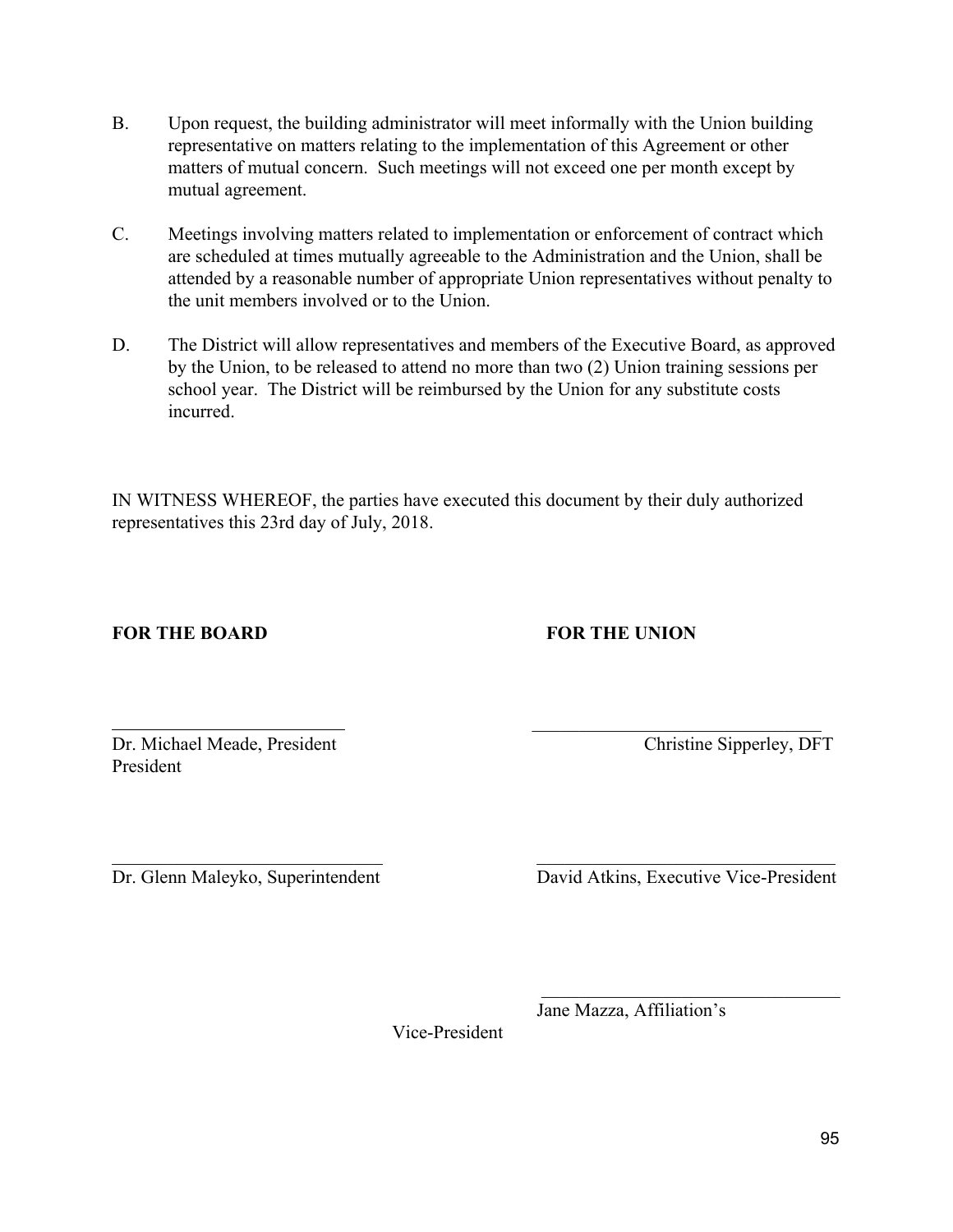B. Upon request, the building administrator will meet informally with the Union building representative on matters relating to the implementation of this Agreement or other matters of mutual concern. Such meetings will not exceed one per month except by mutual agreement.

C. Meetings involving matters related to implementation or enforcement of contract which are scheduled at times mutually agreeable to the Administration and the Union, shall be attended by a reasonable number of appropriate Union representatives without penalty to the unit members involved or to the Union.

D. The District will allow representatives and members of the Executive Board, as approved by the Union, to be released to attend no more than two (2) Union training sessions per school year. The District will be reimbursed by the Union for any substitute costs incurred.

IN WITNESS WHEREOF, the parties have executed this document by their duly authorized representatives this 23rd day of July, 2018.

**FOR THE BOARD**

\_\_\_\_\_\_\_\_\_\_\_\_\_\_\_\_\_\_\_\_\_\_\_\_\_\_\_
Dr. Michael Meade, President
President

\_\_\_\_\_\_\_\_\_\_\_\_\_\_\_\_\_\_\_\_\_\_\_\_\_\_\_
Dr. Glenn Maleyko, Superintendent

**FOR THE UNION**

\_\_\_\_\_\_\_\_\_\_\_\_\_\_\_\_\_\_\_\_\_\_\_\_\_\_\_
Christine Sipperley, DFT

\_\_\_\_\_\_\_\_\_\_\_\_\_\_\_\_\_\_\_\_\_\_\_\_\_\_\_
David Atkins, Executive Vice-President

\_\_\_\_\_\_\_\_\_\_\_\_\_\_\_\_\_\_\_\_\_\_\_\_\_\_\_
Jane Mazza, Affiliation's
Vice-President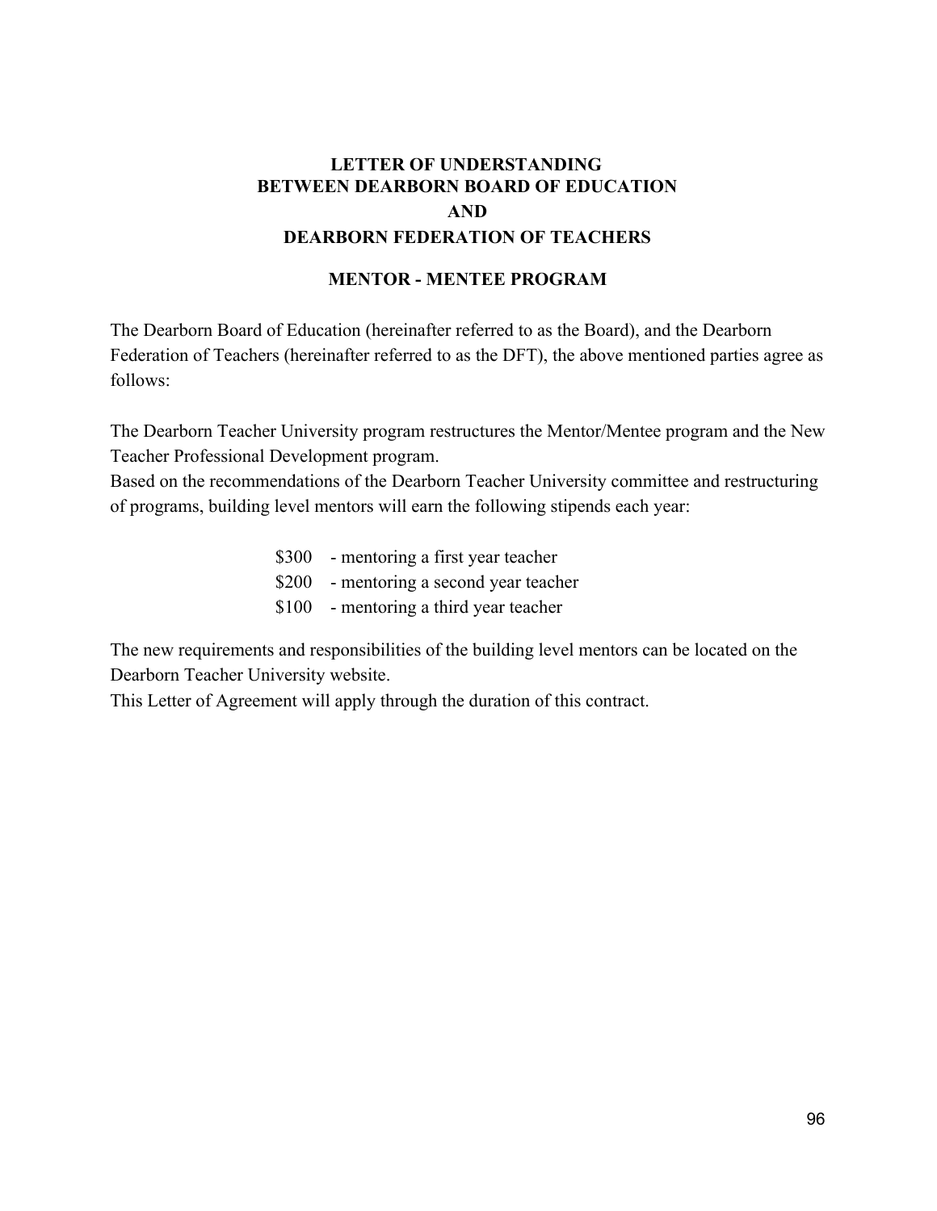## LETTER OF UNDERSTANDING
## BETWEEN DEARBORN BOARD OF EDUCATION
## AND
## DEARBORN FEDERATION OF TEACHERS

### MENTOR - MENTEE PROGRAM

The Dearborn Board of Education (hereinafter referred to as the Board), and the Dearborn Federation of Teachers (hereinafter referred to as the DFT), the above mentioned parties agree as follows:

The Dearborn Teacher University program restructures the Mentor/Mentee program and the New Teacher Professional Development program.
Based on the recommendations of the Dearborn Teacher University committee and restructuring of programs, building level mentors will earn the following stipends each year:

- $300 - mentoring a first year teacher
- $200 - mentoring a second year teacher
- $100 - mentoring a third year teacher

The new requirements and responsibilities of the building level mentors can be located on the Dearborn Teacher University website.
This Letter of Agreement will apply through the duration of this contract.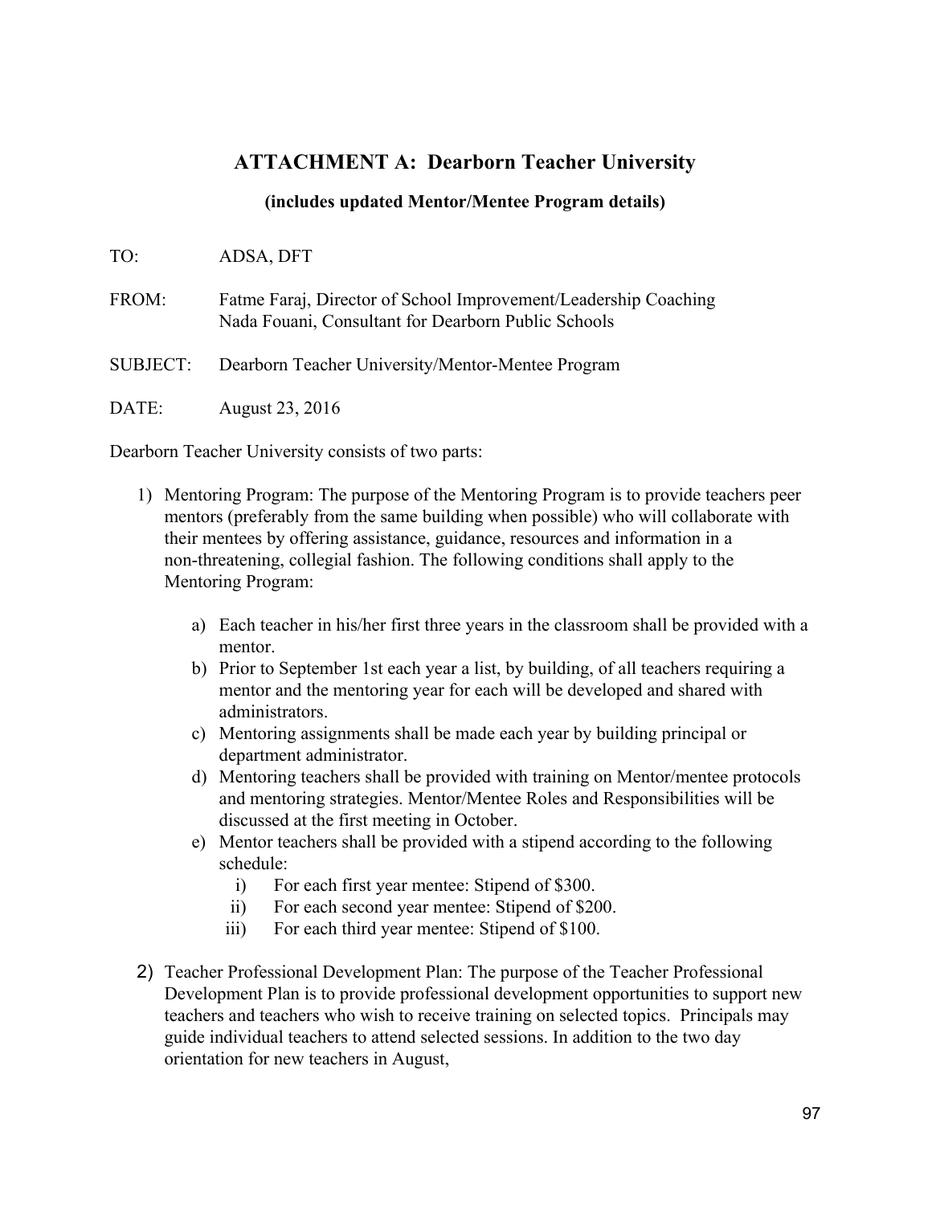# ATTACHMENT A: Dearborn Teacher University

**(includes updated Mentor/Mentee Program details)**

TO: ADSA, DFT

FROM: Fatme Faraj, Director of School Improvement/Leadership Coaching
Nada Fouani, Consultant for Dearborn Public Schools

SUBJECT: Dearborn Teacher University/Mentor-Mentee Program

DATE: August 23, 2016

Dearborn Teacher University consists of two parts:

1) Mentoring Program: The purpose of the Mentoring Program is to provide teachers peer mentors (preferably from the same building when possible) who will collaborate with their mentees by offering assistance, guidance, resources and information in a non-threatening, collegial fashion. The following conditions shall apply to the Mentoring Program:

    a) Each teacher in his/her first three years in the classroom shall be provided with a mentor.
    b) Prior to September 1st each year a list, by building, of all teachers requiring a mentor and the mentoring year for each will be developed and shared with administrators.
    c) Mentoring assignments shall be made each year by building principal or department administrator.
    d) Mentoring teachers shall be provided with training on Mentor/mentee protocols and mentoring strategies. Mentor/Mentee Roles and Responsibilities will be discussed at the first meeting in October.
    e) Mentor teachers shall be provided with a stipend according to the following schedule:
        i) For each first year mentee: Stipend of $300.
        ii) For each second year mentee: Stipend of $200.
        iii) For each third year mentee: Stipend of $100.

2) Teacher Professional Development Plan: The purpose of the Teacher Professional Development Plan is to provide professional development opportunities to support new teachers and teachers who wish to receive training on selected topics. Principals may guide individual teachers to attend selected sessions. In addition to the two day orientation for new teachers in August,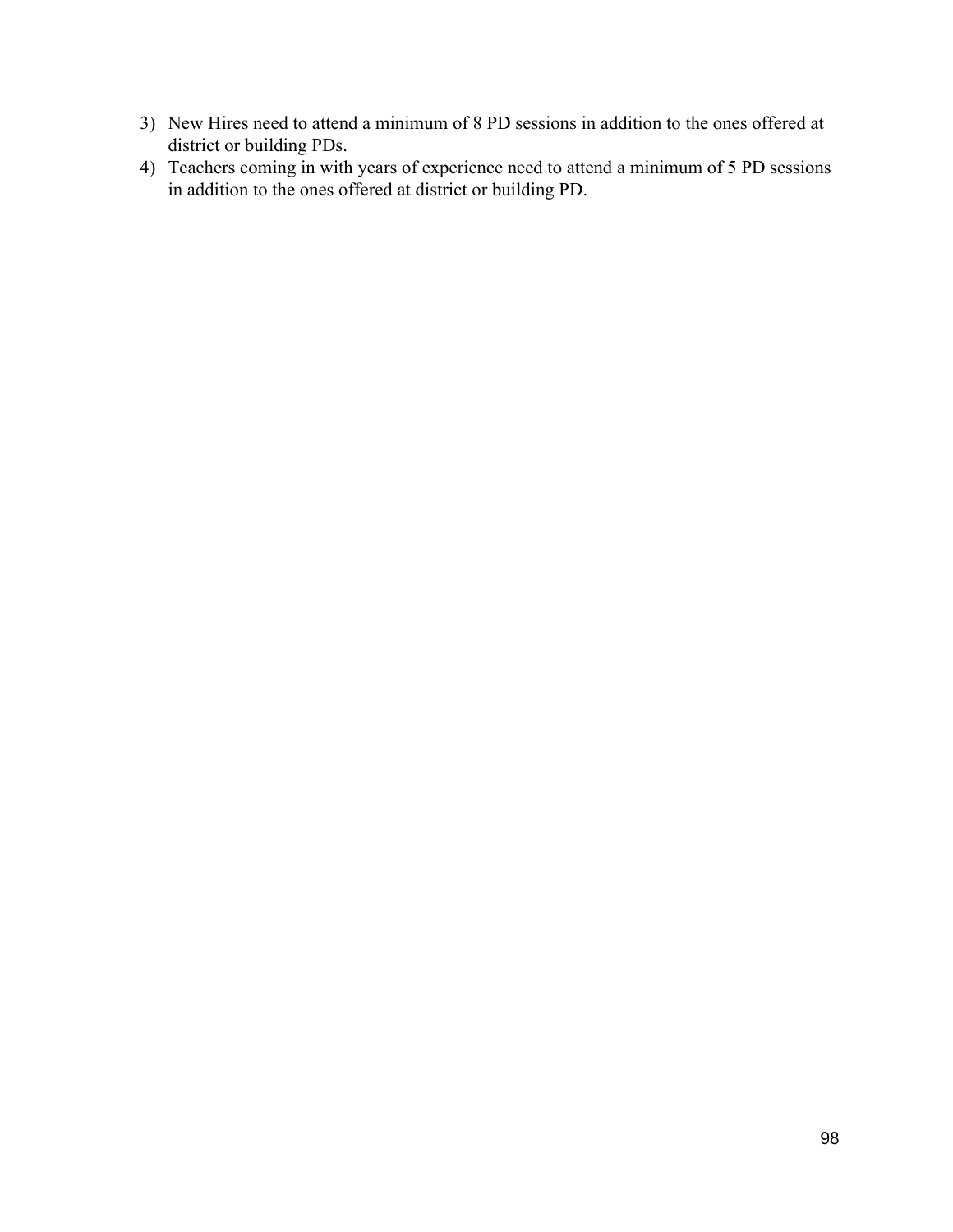3) New Hires need to attend a minimum of 8 PD sessions in addition to the ones offered at district or building PDs.
4) Teachers coming in with years of experience need to attend a minimum of 5 PD sessions in addition to the ones offered at district or building PD.